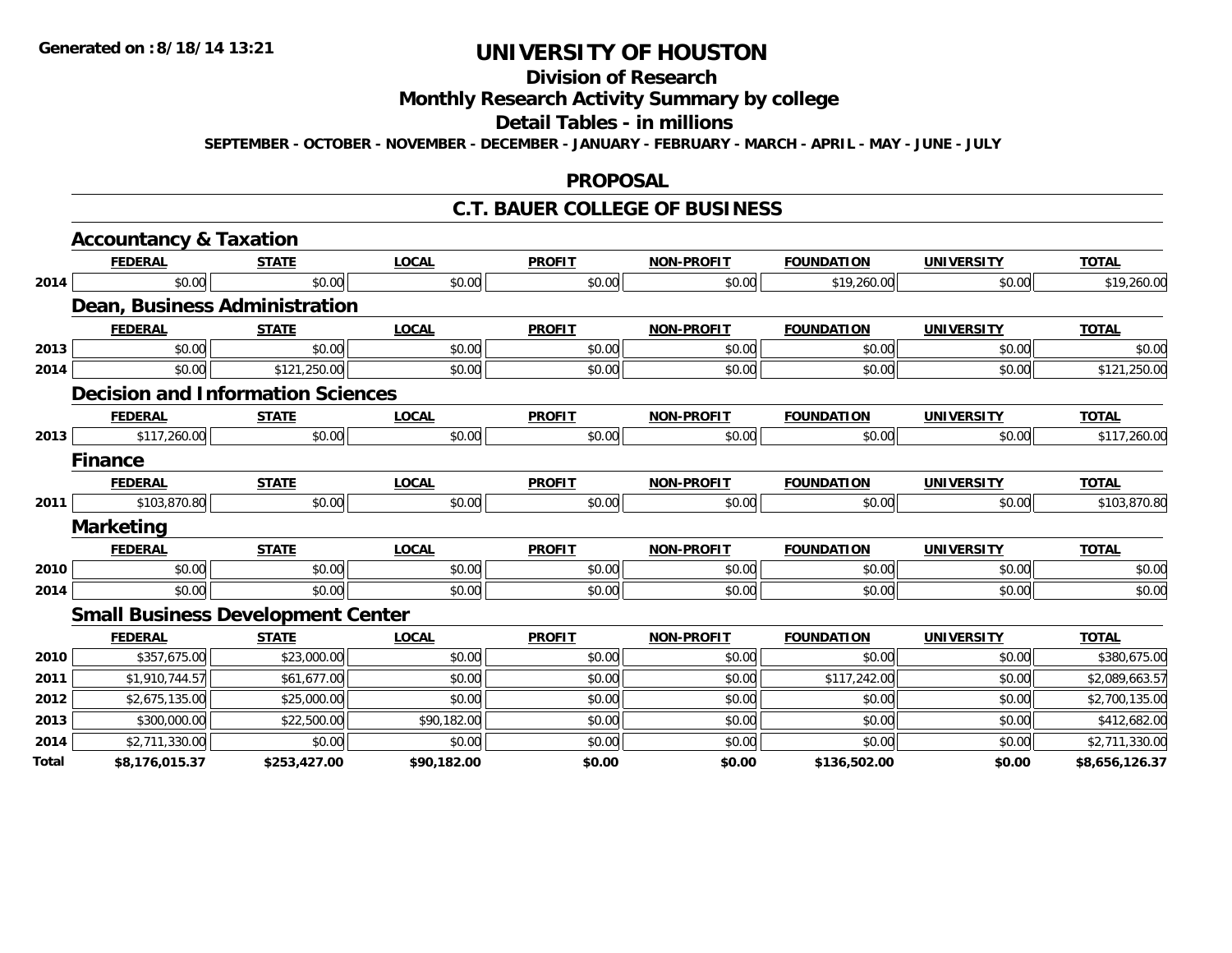# UNIVERSITY OF HOUSTON

## Division of Research

## Monthly Research Activity Summary by college

## Detail Tables - in millions

**SEPTEMBER - OCTOBER - NOVEMBER - DECEMBER - JANUARY - FEBRUARY - MARCH - APRIL - MAY - JUNE - JULY**

## PROPOSAL

## C.T. BAUER COLLEGE OF BUSINESS

### Accountancy & Taxation

| | FEDERAL | STATE | LOCAL | PROFIT | NON-PROFIT | FOUNDATION | UNIVERSITY | TOTAL |
|---|---|---|---|---|---|---|---|---|
| 2014 | $0.00 | $0.00 | $0.00 | $0.00 | $0.00 | $19,260.00 | $0.00 | $19,260.00 |

### Dean, Business Administration

| | FEDERAL | STATE | LOCAL | PROFIT | NON-PROFIT | FOUNDATION | UNIVERSITY | TOTAL |
|---|---|---|---|---|---|---|---|---|
| 2013 | $0.00 | $0.00 | $0.00 | $0.00 | $0.00 | $0.00 | $0.00 | $0.00 |
| 2014 | $0.00 | $121,250.00 | $0.00 | $0.00 | $0.00 | $0.00 | $0.00 | $121,250.00 |

### Decision and Information Sciences

| | FEDERAL | STATE | LOCAL | PROFIT | NON-PROFIT | FOUNDATION | UNIVERSITY | TOTAL |
|---|---|---|---|---|---|---|---|---|
| 2013 | $117,260.00 | $0.00 | $0.00 | $0.00 | $0.00 | $0.00 | $0.00 | $117,260.00 |

### Finance

| | FEDERAL | STATE | LOCAL | PROFIT | NON-PROFIT | FOUNDATION | UNIVERSITY | TOTAL |
|---|---|---|---|---|---|---|---|---|
| 2011 | $103,870.80 | $0.00 | $0.00 | $0.00 | $0.00 | $0.00 | $0.00 | $103,870.80 |

### Marketing

| | FEDERAL | STATE | LOCAL | PROFIT | NON-PROFIT | FOUNDATION | UNIVERSITY | TOTAL |
|---|---|---|---|---|---|---|---|---|
| 2010 | $0.00 | $0.00 | $0.00 | $0.00 | $0.00 | $0.00 | $0.00 | $0.00 |
| 2014 | $0.00 | $0.00 | $0.00 | $0.00 | $0.00 | $0.00 | $0.00 | $0.00 |

### Small Business Development Center

| | FEDERAL | STATE | LOCAL | PROFIT | NON-PROFIT | FOUNDATION | UNIVERSITY | TOTAL |
|---|---|---|---|---|---|---|---|---|
| 2010 | $357,675.00 | $23,000.00 | $0.00 | $0.00 | $0.00 | $0.00 | $0.00 | $380,675.00 |
| 2011 | $1,910,744.57 | $61,677.00 | $0.00 | $0.00 | $0.00 | $117,242.00 | $0.00 | $2,089,663.57 |
| 2012 | $2,675,135.00 | $25,000.00 | $0.00 | $0.00 | $0.00 | $0.00 | $0.00 | $2,700,135.00 |
| 2013 | $300,000.00 | $22,500.00 | $90,182.00 | $0.00 | $0.00 | $0.00 | $0.00 | $412,682.00 |
| 2014 | $2,711,330.00 | $0.00 | $0.00 | $0.00 | $0.00 | $0.00 | $0.00 | $2,711,330.00 |
| **Total** | **$8,176,015.37** | **$253,427.00** | **$90,182.00** | **$0.00** | **$0.00** | **$136,502.00** | **$0.00** | **$8,656,126.37** |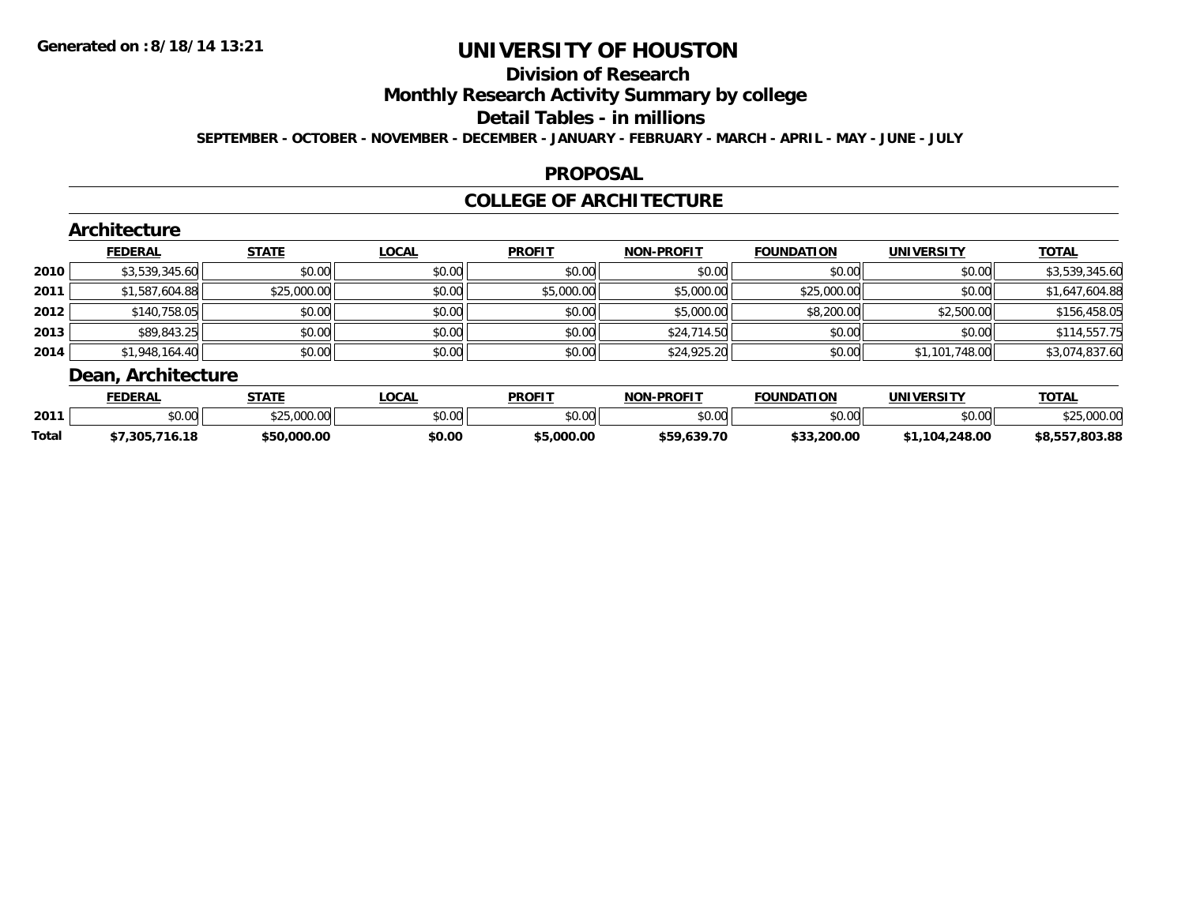# UNIVERSITY OF HOUSTON

## Division of Research

## Monthly Research Activity Summary by college

## Detail Tables - in millions

**SEPTEMBER - OCTOBER - NOVEMBER - DECEMBER - JANUARY - FEBRUARY - MARCH - APRIL - MAY - JUNE - JULY**

**Generated on : 8/18/14 13:21**

## PROPOSAL

## COLLEGE OF ARCHITECTURE

### Architecture

| | FEDERAL | STATE | LOCAL | PROFIT | NON-PROFIT | FOUNDATION | UNIVERSITY | TOTAL |
|---|---|---|---|---|---|---|---|---|
| 2010 | $3,539,345.60 | $0.00 | $0.00 | $0.00 | $0.00 | $0.00 | $0.00 | $3,539,345.60 |
| 2011 | $1,587,604.88 | $25,000.00 | $0.00 | $5,000.00 | $5,000.00 | $25,000.00 | $0.00 | $1,647,604.88 |
| 2012 | $140,758.05 | $0.00 | $0.00 | $0.00 | $5,000.00 | $8,200.00 | $2,500.00 | $156,458.05 |
| 2013 | $89,843.25 | $0.00 | $0.00 | $0.00 | $24,714.50 | $0.00 | $0.00 | $114,557.75 |
| 2014 | $1,948,164.40 | $0.00 | $0.00 | $0.00 | $24,925.20 | $0.00 | $1,101,748.00 | $3,074,837.60 |

### Dean, Architecture

| | FEDERAL | STATE | LOCAL | PROFIT | NON-PROFIT | FOUNDATION | UNIVERSITY | TOTAL |
|---|---|---|---|---|---|---|---|---|
| 2011 | $0.00 | $25,000.00 | $0.00 | $0.00 | $0.00 | $0.00 | $0.00 | $25,000.00 |
| **Total** | **$7,305,716.18** | **$50,000.00** | **$0.00** | **$5,000.00** | **$59,639.70** | **$33,200.00** | **$1,104,248.00** | **$8,557,803.88** |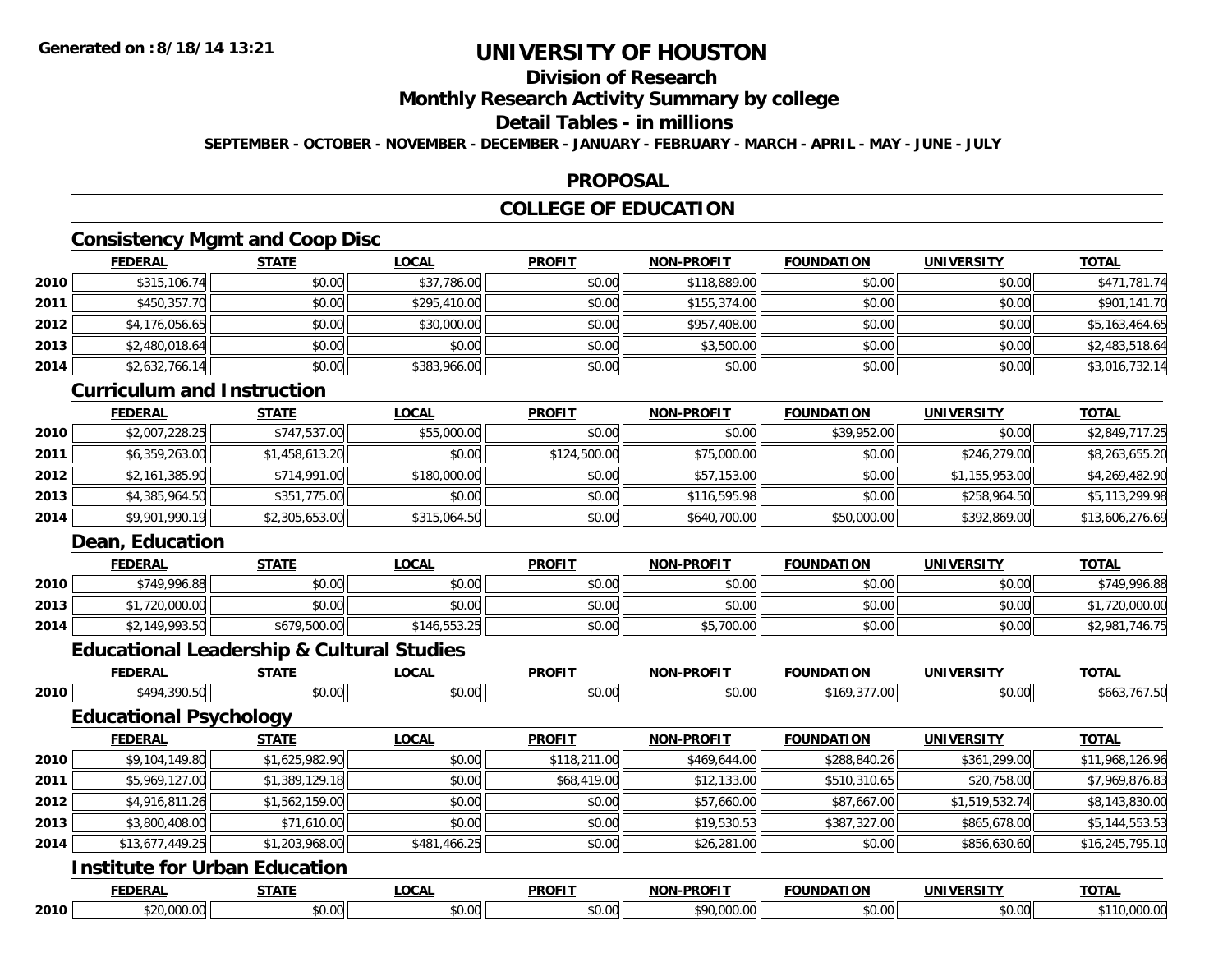# UNIVERSITY OF HOUSTON

## Division of Research

## Monthly Research Activity Summary by college

## Detail Tables - in millions

**SEPTEMBER - OCTOBER - NOVEMBER - DECEMBER - JANUARY - FEBRUARY - MARCH - APRIL - MAY - JUNE - JULY**

Generated on :8/18/14 13:21

## PROPOSAL

## COLLEGE OF EDUCATION

### Consistency Mgmt and Coop Disc

| | FEDERAL | STATE | LOCAL | PROFIT | NON-PROFIT | FOUNDATION | UNIVERSITY | TOTAL |
|---|---|---|---|---|---|---|---|---|
| 2010 | $315,106.74 | $0.00 | $37,786.00 | $0.00 | $118,889.00 | $0.00 | $0.00 | $471,781.74 |
| 2011 | $450,357.70 | $0.00 | $295,410.00 | $0.00 | $155,374.00 | $0.00 | $0.00 | $901,141.70 |
| 2012 | $4,176,056.65 | $0.00 | $30,000.00 | $0.00 | $957,408.00 | $0.00 | $0.00 | $5,163,464.65 |
| 2013 | $2,480,018.64 | $0.00 | $0.00 | $0.00 | $3,500.00 | $0.00 | $0.00 | $2,483,518.64 |
| 2014 | $2,632,766.14 | $0.00 | $383,966.00 | $0.00 | $0.00 | $0.00 | $0.00 | $3,016,732.14 |

### Curriculum and Instruction

| | FEDERAL | STATE | LOCAL | PROFIT | NON-PROFIT | FOUNDATION | UNIVERSITY | TOTAL |
|---|---|---|---|---|---|---|---|---|
| 2010 | $2,007,228.25 | $747,537.00 | $55,000.00 | $0.00 | $0.00 | $39,952.00 | $0.00 | $2,849,717.25 |
| 2011 | $6,359,263.00 | $1,458,613.20 | $0.00 | $124,500.00 | $75,000.00 | $0.00 | $246,279.00 | $8,263,655.20 |
| 2012 | $2,161,385.90 | $714,991.00 | $180,000.00 | $0.00 | $57,153.00 | $0.00 | $1,155,953.00 | $4,269,482.90 |
| 2013 | $4,385,964.50 | $351,775.00 | $0.00 | $0.00 | $116,595.98 | $0.00 | $258,964.50 | $5,113,299.98 |
| 2014 | $9,901,990.19 | $2,305,653.00 | $315,064.50 | $0.00 | $640,700.00 | $50,000.00 | $392,869.00 | $13,606,276.69 |

### Dean, Education

| | FEDERAL | STATE | LOCAL | PROFIT | NON-PROFIT | FOUNDATION | UNIVERSITY | TOTAL |
|---|---|---|---|---|---|---|---|---|
| 2010 | $749,996.88 | $0.00 | $0.00 | $0.00 | $0.00 | $0.00 | $0.00 | $749,996.88 |
| 2013 | $1,720,000.00 | $0.00 | $0.00 | $0.00 | $0.00 | $0.00 | $0.00 | $1,720,000.00 |
| 2014 | $2,149,993.50 | $679,500.00 | $146,553.25 | $0.00 | $5,700.00 | $0.00 | $0.00 | $2,981,746.75 |

### Educational Leadership & Cultural Studies

| | FEDERAL | STATE | LOCAL | PROFIT | NON-PROFIT | FOUNDATION | UNIVERSITY | TOTAL |
|---|---|---|---|---|---|---|---|---|
| 2010 | $494,390.50 | $0.00 | $0.00 | $0.00 | $0.00 | $169,377.00 | $0.00 | $663,767.50 |

### Educational Psychology

| | FEDERAL | STATE | LOCAL | PROFIT | NON-PROFIT | FOUNDATION | UNIVERSITY | TOTAL |
|---|---|---|---|---|---|---|---|---|
| 2010 | $9,104,149.80 | $1,625,982.90 | $0.00 | $118,211.00 | $469,644.00 | $288,840.26 | $361,299.00 | $11,968,126.96 |
| 2011 | $5,969,127.00 | $1,389,129.18 | $0.00 | $68,419.00 | $12,133.00 | $510,310.65 | $20,758.00 | $7,969,876.83 |
| 2012 | $4,916,811.26 | $1,562,159.00 | $0.00 | $0.00 | $57,660.00 | $87,667.00 | $1,519,532.74 | $8,143,830.00 |
| 2013 | $3,800,408.00 | $71,610.00 | $0.00 | $0.00 | $19,530.53 | $387,327.00 | $865,678.00 | $5,144,553.53 |
| 2014 | $13,677,449.25 | $1,203,968.00 | $481,466.25 | $0.00 | $26,281.00 | $0.00 | $856,630.60 | $16,245,795.10 |

### Institute for Urban Education

| | FEDERAL | STATE | LOCAL | PROFIT | NON-PROFIT | FOUNDATION | UNIVERSITY | TOTAL |
|---|---|---|---|---|---|---|---|---|
| 2010 | $20,000.00 | $0.00 | $0.00 | $0.00 | $90,000.00 | $0.00 | $0.00 | $110,000.00 |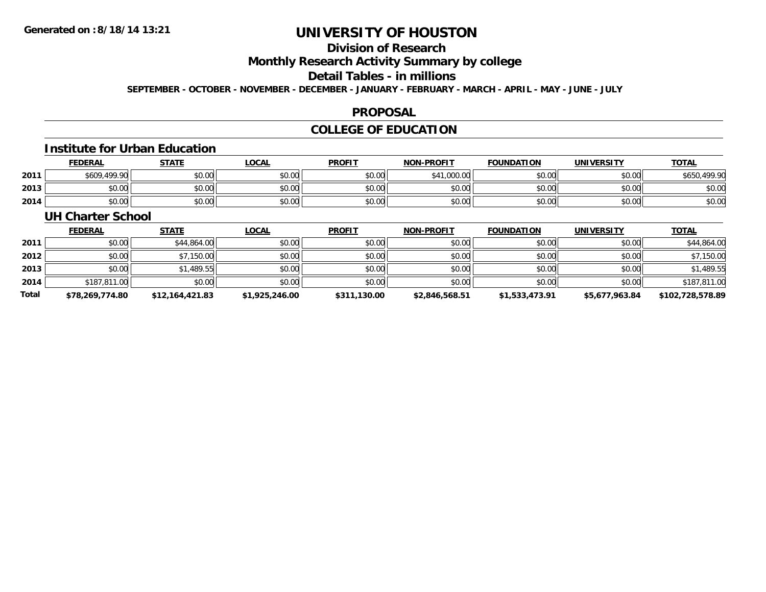# UNIVERSITY OF HOUSTON

## Division of Research

## Monthly Research Activity Summary by college

## Detail Tables - in millions

**SEPTEMBER - OCTOBER - NOVEMBER - DECEMBER - JANUARY - FEBRUARY - MARCH - APRIL - MAY - JUNE - JULY**

## PROPOSAL

## COLLEGE OF EDUCATION

### Institute for Urban Education

| | FEDERAL | STATE | LOCAL | PROFIT | NON-PROFIT | FOUNDATION | UNIVERSITY | TOTAL |
|---|---|---|---|---|---|---|---|---|
| 2011 | $609,499.90 | $0.00 | $0.00 | $0.00 | $41,000.00 | $0.00 | $0.00 | $650,499.90 |
| 2013 | $0.00 | $0.00 | $0.00 | $0.00 | $0.00 | $0.00 | $0.00 | $0.00 |
| 2014 | $0.00 | $0.00 | $0.00 | $0.00 | $0.00 | $0.00 | $0.00 | $0.00 |

### UH Charter School

| | FEDERAL | STATE | LOCAL | PROFIT | NON-PROFIT | FOUNDATION | UNIVERSITY | TOTAL |
|---|---|---|---|---|---|---|---|---|
| 2011 | $0.00 | $44,864.00 | $0.00 | $0.00 | $0.00 | $0.00 | $0.00 | $44,864.00 |
| 2012 | $0.00 | $7,150.00 | $0.00 | $0.00 | $0.00 | $0.00 | $0.00 | $7,150.00 |
| 2013 | $0.00 | $1,489.55 | $0.00 | $0.00 | $0.00 | $0.00 | $0.00 | $1,489.55 |
| 2014 | $187,811.00 | $0.00 | $0.00 | $0.00 | $0.00 | $0.00 | $0.00 | $187,811.00 |
| **Total** | **$78,269,774.80** | **$12,164,421.83** | **$1,925,246.00** | **$311,130.00** | **$2,846,568.51** | **$1,533,473.91** | **$5,677,963.84** | **$102,728,578.89** |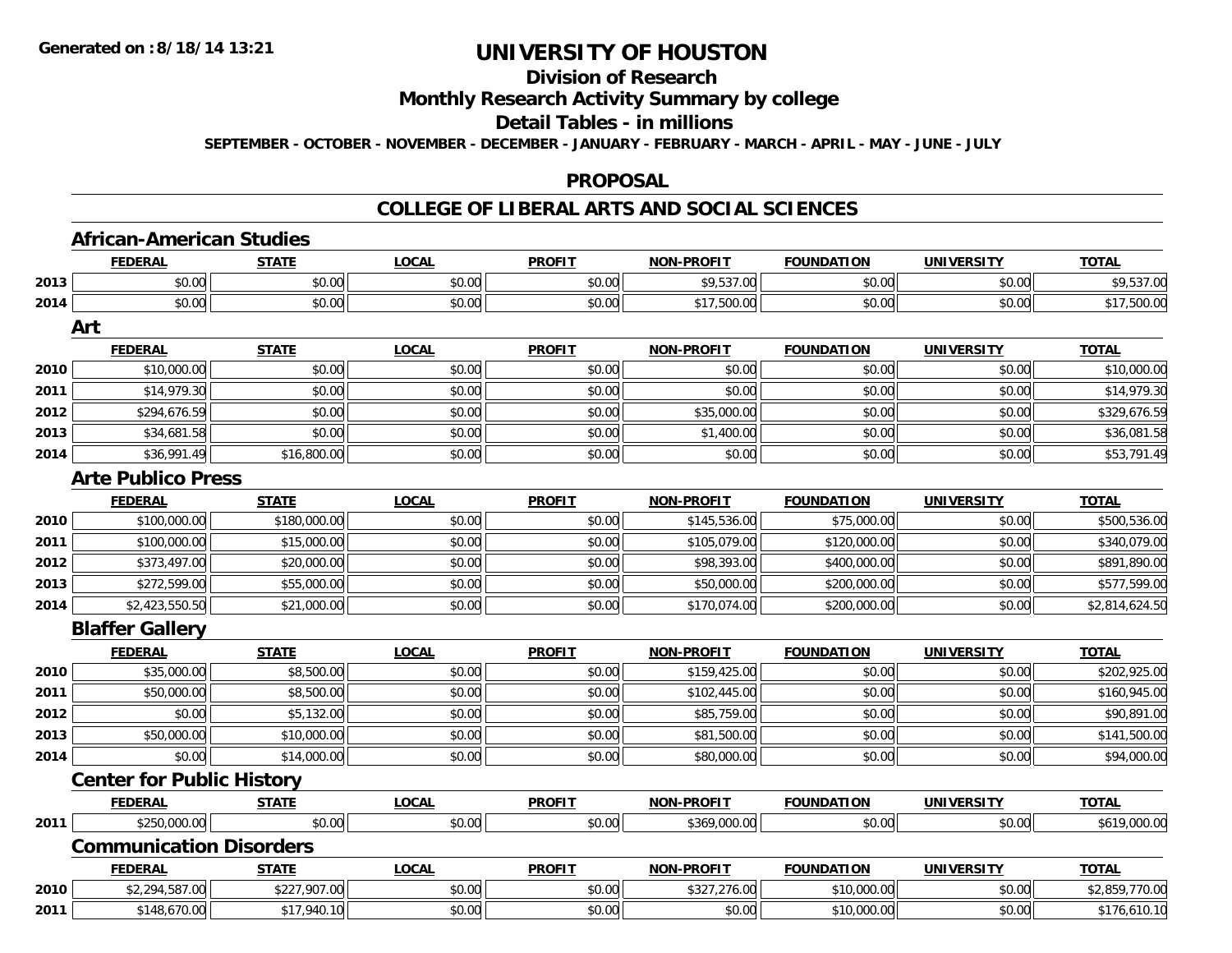# UNIVERSITY OF HOUSTON

## Division of Research

## Monthly Research Activity Summary by college

## Detail Tables - in millions

**SEPTEMBER - OCTOBER - NOVEMBER - DECEMBER - JANUARY - FEBRUARY - MARCH - APRIL - MAY - JUNE - JULY**

## PROPOSAL

## COLLEGE OF LIBERAL ARTS AND SOCIAL SCIENCES

### African-American Studies

| | FEDERAL | STATE | LOCAL | PROFIT | NON-PROFIT | FOUNDATION | UNIVERSITY | TOTAL |
|---|---|---|---|---|---|---|---|---|
| 2013 | $0.00 | $0.00 | $0.00 | $0.00 | $9,537.00 | $0.00 | $0.00 | $9,537.00 |
| 2014 | $0.00 | $0.00 | $0.00 | $0.00 | $17,500.00 | $0.00 | $0.00 | $17,500.00 |

### Art

| | FEDERAL | STATE | LOCAL | PROFIT | NON-PROFIT | FOUNDATION | UNIVERSITY | TOTAL |
|---|---|---|---|---|---|---|---|---|
| 2010 | $10,000.00 | $0.00 | $0.00 | $0.00 | $0.00 | $0.00 | $0.00 | $10,000.00 |
| 2011 | $14,979.30 | $0.00 | $0.00 | $0.00 | $0.00 | $0.00 | $0.00 | $14,979.30 |
| 2012 | $294,676.59 | $0.00 | $0.00 | $0.00 | $35,000.00 | $0.00 | $0.00 | $329,676.59 |
| 2013 | $34,681.58 | $0.00 | $0.00 | $0.00 | $1,400.00 | $0.00 | $0.00 | $36,081.58 |
| 2014 | $36,991.49 | $16,800.00 | $0.00 | $0.00 | $0.00 | $0.00 | $0.00 | $53,791.49 |

### Arte Publico Press

| | FEDERAL | STATE | LOCAL | PROFIT | NON-PROFIT | FOUNDATION | UNIVERSITY | TOTAL |
|---|---|---|---|---|---|---|---|---|
| 2010 | $100,000.00 | $180,000.00 | $0.00 | $0.00 | $145,536.00 | $75,000.00 | $0.00 | $500,536.00 |
| 2011 | $100,000.00 | $15,000.00 | $0.00 | $0.00 | $105,079.00 | $120,000.00 | $0.00 | $340,079.00 |
| 2012 | $373,497.00 | $20,000.00 | $0.00 | $0.00 | $98,393.00 | $400,000.00 | $0.00 | $891,890.00 |
| 2013 | $272,599.00 | $55,000.00 | $0.00 | $0.00 | $50,000.00 | $200,000.00 | $0.00 | $577,599.00 |
| 2014 | $2,423,550.50 | $21,000.00 | $0.00 | $0.00 | $170,074.00 | $200,000.00 | $0.00 | $2,814,624.50 |

### Blaffer Gallery

| | FEDERAL | STATE | LOCAL | PROFIT | NON-PROFIT | FOUNDATION | UNIVERSITY | TOTAL |
|---|---|---|---|---|---|---|---|---|
| 2010 | $35,000.00 | $8,500.00 | $0.00 | $0.00 | $159,425.00 | $0.00 | $0.00 | $202,925.00 |
| 2011 | $50,000.00 | $8,500.00 | $0.00 | $0.00 | $102,445.00 | $0.00 | $0.00 | $160,945.00 |
| 2012 | $0.00 | $5,132.00 | $0.00 | $0.00 | $85,759.00 | $0.00 | $0.00 | $90,891.00 |
| 2013 | $50,000.00 | $10,000.00 | $0.00 | $0.00 | $81,500.00 | $0.00 | $0.00 | $141,500.00 |
| 2014 | $0.00 | $14,000.00 | $0.00 | $0.00 | $80,000.00 | $0.00 | $0.00 | $94,000.00 |

### Center for Public History

| | FEDERAL | STATE | LOCAL | PROFIT | NON-PROFIT | FOUNDATION | UNIVERSITY | TOTAL |
|---|---|---|---|---|---|---|---|---|
| 2011 | $250,000.00 | $0.00 | $0.00 | $0.00 | $369,000.00 | $0.00 | $0.00 | $619,000.00 |

### Communication Disorders

| | FEDERAL | STATE | LOCAL | PROFIT | NON-PROFIT | FOUNDATION | UNIVERSITY | TOTAL |
|---|---|---|---|---|---|---|---|---|
| 2010 | $2,294,587.00 | $227,907.00 | $0.00 | $0.00 | $327,276.00 | $10,000.00 | $0.00 | $2,859,770.00 |
| 2011 | $148,670.00 | $17,940.10 | $0.00 | $0.00 | $0.00 | $10,000.00 | $0.00 | $176,610.10 |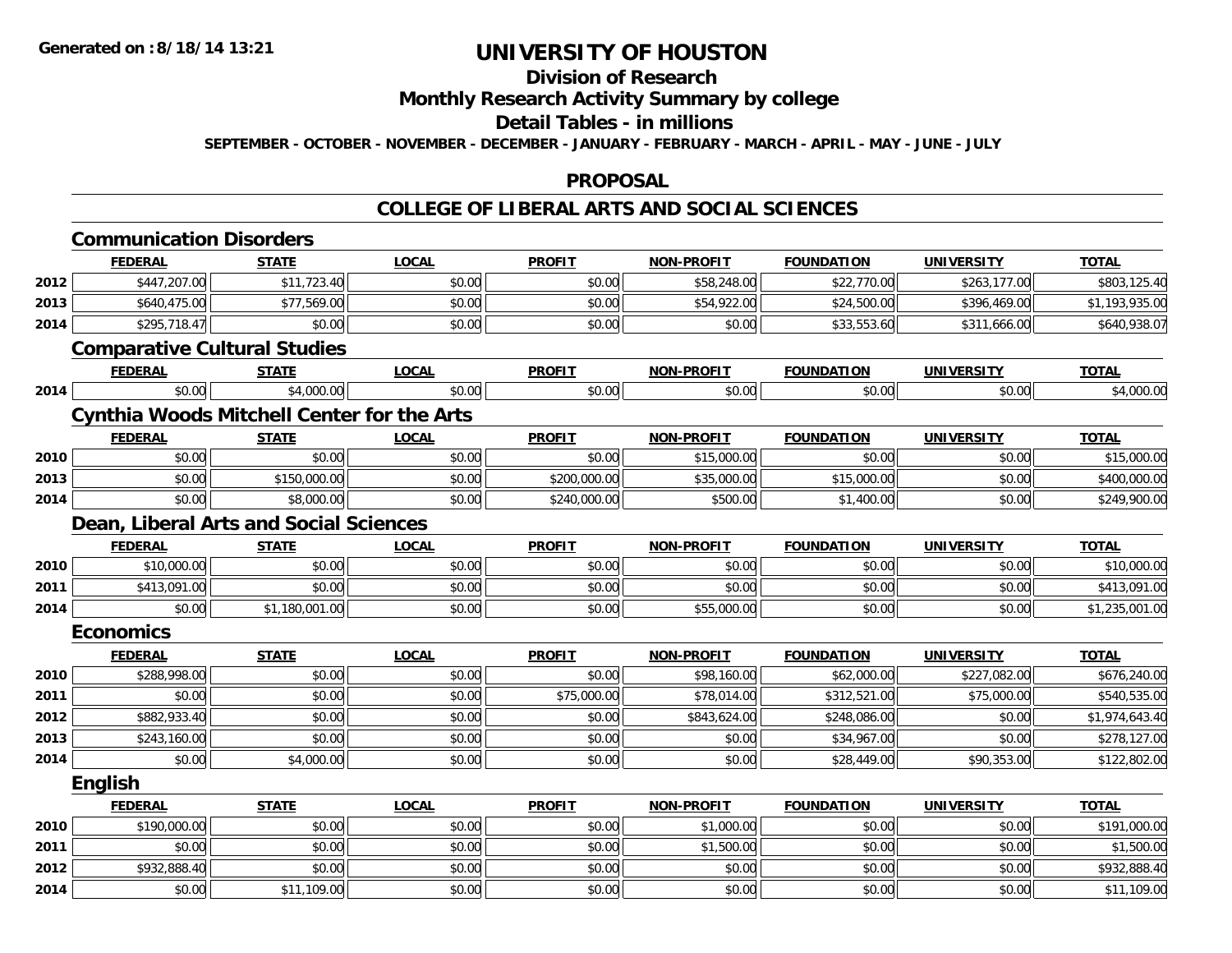**Generated on :8/18/14 13:21**

# UNIVERSITY OF HOUSTON

## Division of Research

## Monthly Research Activity Summary by college

## Detail Tables - in millions

**SEPTEMBER - OCTOBER - NOVEMBER - DECEMBER - JANUARY - FEBRUARY - MARCH - APRIL - MAY - JUNE - JULY**

## PROPOSAL

## COLLEGE OF LIBERAL ARTS AND SOCIAL SCIENCES

### Communication Disorders

| | FEDERAL | STATE | LOCAL | PROFIT | NON-PROFIT | FOUNDATION | UNIVERSITY | TOTAL |
|---|---|---|---|---|---|---|---|---|
| 2012 | $447,207.00 | $11,723.40 | $0.00 | $0.00 | $58,248.00 | $22,770.00 | $263,177.00 | $803,125.40 |
| 2013 | $640,475.00 | $77,569.00 | $0.00 | $0.00 | $54,922.00 | $24,500.00 | $396,469.00 | $1,193,935.00 |
| 2014 | $295,718.47 | $0.00 | $0.00 | $0.00 | $0.00 | $33,553.60 | $311,666.00 | $640,938.07 |

### Comparative Cultural Studies

| | FEDERAL | STATE | LOCAL | PROFIT | NON-PROFIT | FOUNDATION | UNIVERSITY | TOTAL |
|---|---|---|---|---|---|---|---|---|
| 2014 | $0.00 | $4,000.00 | $0.00 | $0.00 | $0.00 | $0.00 | $0.00 | $4,000.00 |

### Cynthia Woods Mitchell Center for the Arts

| | FEDERAL | STATE | LOCAL | PROFIT | NON-PROFIT | FOUNDATION | UNIVERSITY | TOTAL |
|---|---|---|---|---|---|---|---|---|
| 2010 | $0.00 | $0.00 | $0.00 | $0.00 | $15,000.00 | $0.00 | $0.00 | $15,000.00 |
| 2013 | $0.00 | $150,000.00 | $0.00 | $200,000.00 | $35,000.00 | $15,000.00 | $0.00 | $400,000.00 |
| 2014 | $0.00 | $8,000.00 | $0.00 | $240,000.00 | $500.00 | $1,400.00 | $0.00 | $249,900.00 |

### Dean, Liberal Arts and Social Sciences

| | FEDERAL | STATE | LOCAL | PROFIT | NON-PROFIT | FOUNDATION | UNIVERSITY | TOTAL |
|---|---|---|---|---|---|---|---|---|
| 2010 | $10,000.00 | $0.00 | $0.00 | $0.00 | $0.00 | $0.00 | $0.00 | $10,000.00 |
| 2011 | $413,091.00 | $0.00 | $0.00 | $0.00 | $0.00 | $0.00 | $0.00 | $413,091.00 |
| 2014 | $0.00 | $1,180,001.00 | $0.00 | $0.00 | $55,000.00 | $0.00 | $0.00 | $1,235,001.00 |

### Economics

| | FEDERAL | STATE | LOCAL | PROFIT | NON-PROFIT | FOUNDATION | UNIVERSITY | TOTAL |
|---|---|---|---|---|---|---|---|---|
| 2010 | $288,998.00 | $0.00 | $0.00 | $0.00 | $98,160.00 | $62,000.00 | $227,082.00 | $676,240.00 |
| 2011 | $0.00 | $0.00 | $0.00 | $75,000.00 | $78,014.00 | $312,521.00 | $75,000.00 | $540,535.00 |
| 2012 | $882,933.40 | $0.00 | $0.00 | $0.00 | $843,624.00 | $248,086.00 | $0.00 | $1,974,643.40 |
| 2013 | $243,160.00 | $0.00 | $0.00 | $0.00 | $0.00 | $34,967.00 | $0.00 | $278,127.00 |
| 2014 | $0.00 | $4,000.00 | $0.00 | $0.00 | $0.00 | $28,449.00 | $90,353.00 | $122,802.00 |

### English

| | FEDERAL | STATE | LOCAL | PROFIT | NON-PROFIT | FOUNDATION | UNIVERSITY | TOTAL |
|---|---|---|---|---|---|---|---|---|
| 2010 | $190,000.00 | $0.00 | $0.00 | $0.00 | $1,000.00 | $0.00 | $0.00 | $191,000.00 |
| 2011 | $0.00 | $0.00 | $0.00 | $0.00 | $1,500.00 | $0.00 | $0.00 | $1,500.00 |
| 2012 | $932,888.40 | $0.00 | $0.00 | $0.00 | $0.00 | $0.00 | $0.00 | $932,888.40 |
| 2014 | $0.00 | $11,109.00 | $0.00 | $0.00 | $0.00 | $0.00 | $0.00 | $11,109.00 |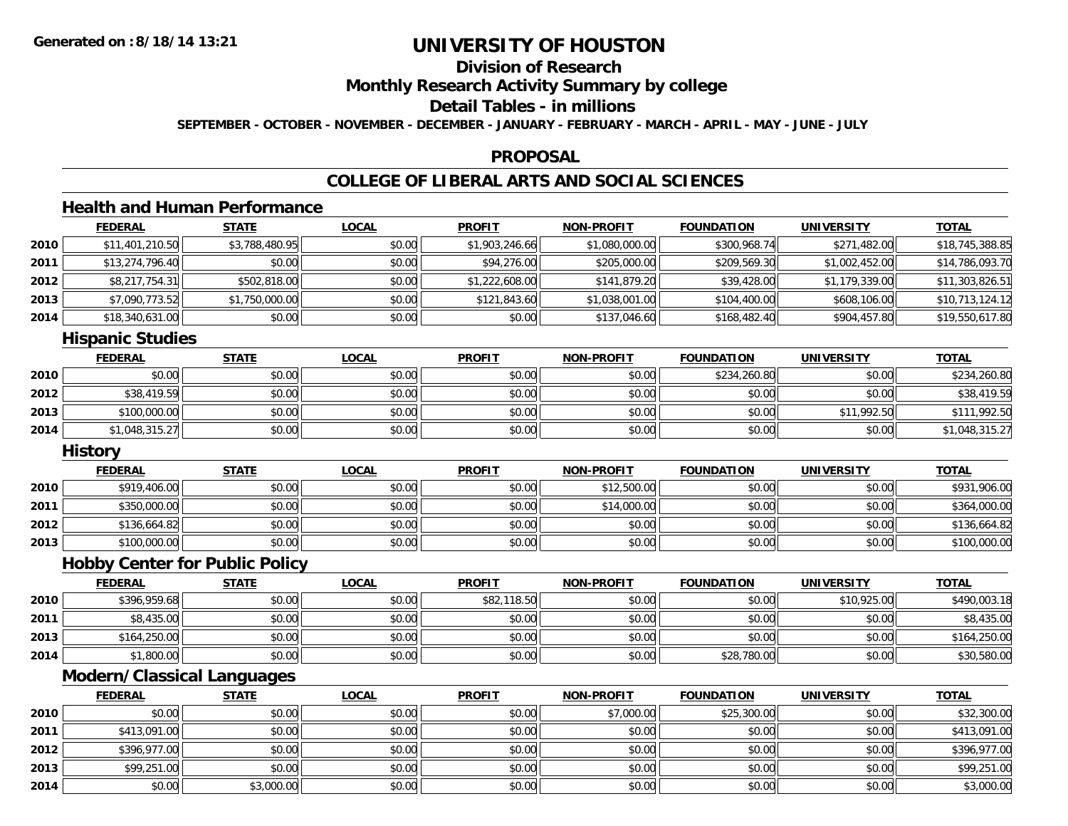Generated on :8/18/14 13:21

# UNIVERSITY OF HOUSTON

## Division of Research

## Monthly Research Activity Summary by college

## Detail Tables - in millions

**SEPTEMBER - OCTOBER - NOVEMBER - DECEMBER - JANUARY - FEBRUARY - MARCH - APRIL - MAY - JUNE - JULY**

## PROPOSAL

## COLLEGE OF LIBERAL ARTS AND SOCIAL SCIENCES

### Health and Human Performance

| | FEDERAL | STATE | LOCAL | PROFIT | NON-PROFIT | FOUNDATION | UNIVERSITY | TOTAL |
|---|---|---|---|---|---|---|---|---|
| 2010 | $11,401,210.50 | $3,788,480.95 | $0.00 | $1,903,246.66 | $1,080,000.00 | $300,968.74 | $271,482.00 | $18,745,388.85 |
| 2011 | $13,274,796.40 | $0.00 | $0.00 | $94,276.00 | $205,000.00 | $209,569.30 | $1,002,452.00 | $14,786,093.70 |
| 2012 | $8,217,754.31 | $502,818.00 | $0.00 | $1,222,608.00 | $141,879.20 | $39,428.00 | $1,179,339.00 | $11,303,826.51 |
| 2013 | $7,090,773.52 | $1,750,000.00 | $0.00 | $121,843.60 | $1,038,001.00 | $104,400.00 | $608,106.00 | $10,713,124.12 |
| 2014 | $18,340,631.00 | $0.00 | $0.00 | $0.00 | $137,046.60 | $168,482.40 | $904,457.80 | $19,550,617.80 |

### Hispanic Studies

| | FEDERAL | STATE | LOCAL | PROFIT | NON-PROFIT | FOUNDATION | UNIVERSITY | TOTAL |
|---|---|---|---|---|---|---|---|---|
| 2010 | $0.00 | $0.00 | $0.00 | $0.00 | $0.00 | $234,260.80 | $0.00 | $234,260.80 |
| 2012 | $38,419.59 | $0.00 | $0.00 | $0.00 | $0.00 | $0.00 | $0.00 | $38,419.59 |
| 2013 | $100,000.00 | $0.00 | $0.00 | $0.00 | $0.00 | $0.00 | $11,992.50 | $111,992.50 |
| 2014 | $1,048,315.27 | $0.00 | $0.00 | $0.00 | $0.00 | $0.00 | $0.00 | $1,048,315.27 |

### History

| | FEDERAL | STATE | LOCAL | PROFIT | NON-PROFIT | FOUNDATION | UNIVERSITY | TOTAL |
|---|---|---|---|---|---|---|---|---|
| 2010 | $919,406.00 | $0.00 | $0.00 | $0.00 | $12,500.00 | $0.00 | $0.00 | $931,906.00 |
| 2011 | $350,000.00 | $0.00 | $0.00 | $0.00 | $14,000.00 | $0.00 | $0.00 | $364,000.00 |
| 2012 | $136,664.82 | $0.00 | $0.00 | $0.00 | $0.00 | $0.00 | $0.00 | $136,664.82 |
| 2013 | $100,000.00 | $0.00 | $0.00 | $0.00 | $0.00 | $0.00 | $0.00 | $100,000.00 |

### Hobby Center for Public Policy

| | FEDERAL | STATE | LOCAL | PROFIT | NON-PROFIT | FOUNDATION | UNIVERSITY | TOTAL |
|---|---|---|---|---|---|---|---|---|
| 2010 | $396,959.68 | $0.00 | $0.00 | $82,118.50 | $0.00 | $0.00 | $10,925.00 | $490,003.18 |
| 2011 | $8,435.00 | $0.00 | $0.00 | $0.00 | $0.00 | $0.00 | $0.00 | $8,435.00 |
| 2013 | $164,250.00 | $0.00 | $0.00 | $0.00 | $0.00 | $0.00 | $0.00 | $164,250.00 |
| 2014 | $1,800.00 | $0.00 | $0.00 | $0.00 | $0.00 | $28,780.00 | $0.00 | $30,580.00 |

### Modern/Classical Languages

| | FEDERAL | STATE | LOCAL | PROFIT | NON-PROFIT | FOUNDATION | UNIVERSITY | TOTAL |
|---|---|---|---|---|---|---|---|---|
| 2010 | $0.00 | $0.00 | $0.00 | $0.00 | $7,000.00 | $25,300.00 | $0.00 | $32,300.00 |
| 2011 | $413,091.00 | $0.00 | $0.00 | $0.00 | $0.00 | $0.00 | $0.00 | $413,091.00 |
| 2012 | $396,977.00 | $0.00 | $0.00 | $0.00 | $0.00 | $0.00 | $0.00 | $396,977.00 |
| 2013 | $99,251.00 | $0.00 | $0.00 | $0.00 | $0.00 | $0.00 | $0.00 | $99,251.00 |
| 2014 | $0.00 | $3,000.00 | $0.00 | $0.00 | $0.00 | $0.00 | $0.00 | $3,000.00 |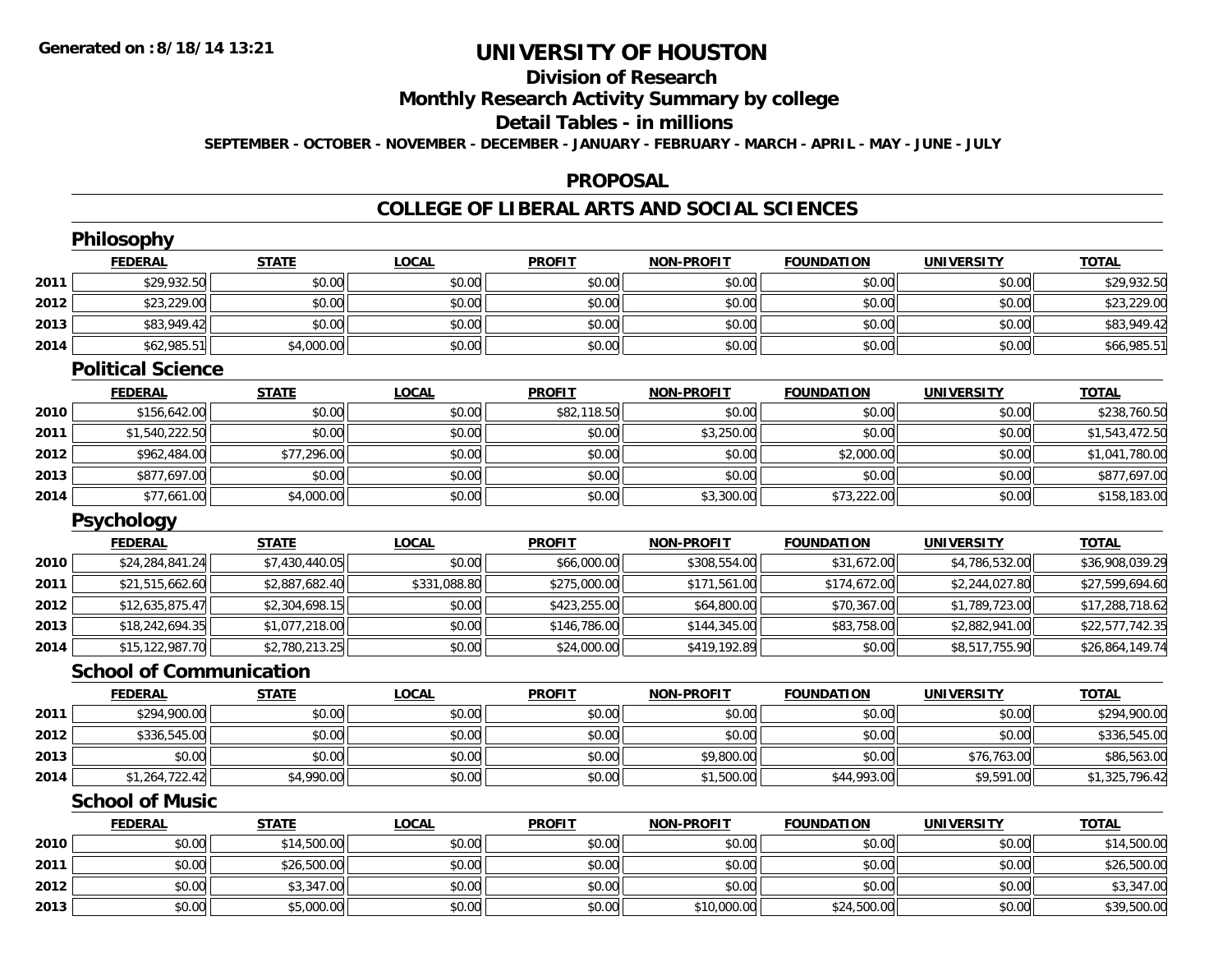**Generated on :8/18/14 13:21**

# UNIVERSITY OF HOUSTON

## Division of Research

## Monthly Research Activity Summary by college

## Detail Tables - in millions

**SEPTEMBER - OCTOBER - NOVEMBER - DECEMBER - JANUARY - FEBRUARY - MARCH - APRIL - MAY - JUNE - JULY**

## PROPOSAL

## COLLEGE OF LIBERAL ARTS AND SOCIAL SCIENCES

### Philosophy

| | FEDERAL | STATE | LOCAL | PROFIT | NON-PROFIT | FOUNDATION | UNIVERSITY | TOTAL |
|---|---|---|---|---|---|---|---|---|
| 2011 | $29,932.50 | $0.00 | $0.00 | $0.00 | $0.00 | $0.00 | $0.00 | $29,932.50 |
| 2012 | $23,229.00 | $0.00 | $0.00 | $0.00 | $0.00 | $0.00 | $0.00 | $23,229.00 |
| 2013 | $83,949.42 | $0.00 | $0.00 | $0.00 | $0.00 | $0.00 | $0.00 | $83,949.42 |
| 2014 | $62,985.51 | $4,000.00 | $0.00 | $0.00 | $0.00 | $0.00 | $0.00 | $66,985.51 |

### Political Science

| | FEDERAL | STATE | LOCAL | PROFIT | NON-PROFIT | FOUNDATION | UNIVERSITY | TOTAL |
|---|---|---|---|---|---|---|---|---|
| 2010 | $156,642.00 | $0.00 | $0.00 | $82,118.50 | $0.00 | $0.00 | $0.00 | $238,760.50 |
| 2011 | $1,540,222.50 | $0.00 | $0.00 | $0.00 | $3,250.00 | $0.00 | $0.00 | $1,543,472.50 |
| 2012 | $962,484.00 | $77,296.00 | $0.00 | $0.00 | $0.00 | $2,000.00 | $0.00 | $1,041,780.00 |
| 2013 | $877,697.00 | $0.00 | $0.00 | $0.00 | $0.00 | $0.00 | $0.00 | $877,697.00 |
| 2014 | $77,661.00 | $4,000.00 | $0.00 | $0.00 | $3,300.00 | $73,222.00 | $0.00 | $158,183.00 |

### Psychology

| | FEDERAL | STATE | LOCAL | PROFIT | NON-PROFIT | FOUNDATION | UNIVERSITY | TOTAL |
|---|---|---|---|---|---|---|---|---|
| 2010 | $24,284,841.24 | $7,430,440.05 | $0.00 | $66,000.00 | $308,554.00 | $31,672.00 | $4,786,532.00 | $36,908,039.29 |
| 2011 | $21,515,662.60 | $2,887,682.40 | $331,088.80 | $275,000.00 | $171,561.00 | $174,672.00 | $2,244,027.80 | $27,599,694.60 |
| 2012 | $12,635,875.47 | $2,304,698.15 | $0.00 | $423,255.00 | $64,800.00 | $70,367.00 | $1,789,723.00 | $17,288,718.62 |
| 2013 | $18,242,694.35 | $1,077,218.00 | $0.00 | $146,786.00 | $144,345.00 | $83,758.00 | $2,882,941.00 | $22,577,742.35 |
| 2014 | $15,122,987.70 | $2,780,213.25 | $0.00 | $24,000.00 | $419,192.89 | $0.00 | $8,517,755.90 | $26,864,149.74 |

### School of Communication

| | FEDERAL | STATE | LOCAL | PROFIT | NON-PROFIT | FOUNDATION | UNIVERSITY | TOTAL |
|---|---|---|---|---|---|---|---|---|
| 2011 | $294,900.00 | $0.00 | $0.00 | $0.00 | $0.00 | $0.00 | $0.00 | $294,900.00 |
| 2012 | $336,545.00 | $0.00 | $0.00 | $0.00 | $0.00 | $0.00 | $0.00 | $336,545.00 |
| 2013 | $0.00 | $0.00 | $0.00 | $0.00 | $9,800.00 | $0.00 | $76,763.00 | $86,563.00 |
| 2014 | $1,264,722.42 | $4,990.00 | $0.00 | $0.00 | $1,500.00 | $44,993.00 | $9,591.00 | $1,325,796.42 |

### School of Music

| | FEDERAL | STATE | LOCAL | PROFIT | NON-PROFIT | FOUNDATION | UNIVERSITY | TOTAL |
|---|---|---|---|---|---|---|---|---|
| 2010 | $0.00 | $14,500.00 | $0.00 | $0.00 | $0.00 | $0.00 | $0.00 | $14,500.00 |
| 2011 | $0.00 | $26,500.00 | $0.00 | $0.00 | $0.00 | $0.00 | $0.00 | $26,500.00 |
| 2012 | $0.00 | $3,347.00 | $0.00 | $0.00 | $0.00 | $0.00 | $0.00 | $3,347.00 |
| 2013 | $0.00 | $5,000.00 | $0.00 | $0.00 | $10,000.00 | $24,500.00 | $0.00 | $39,500.00 |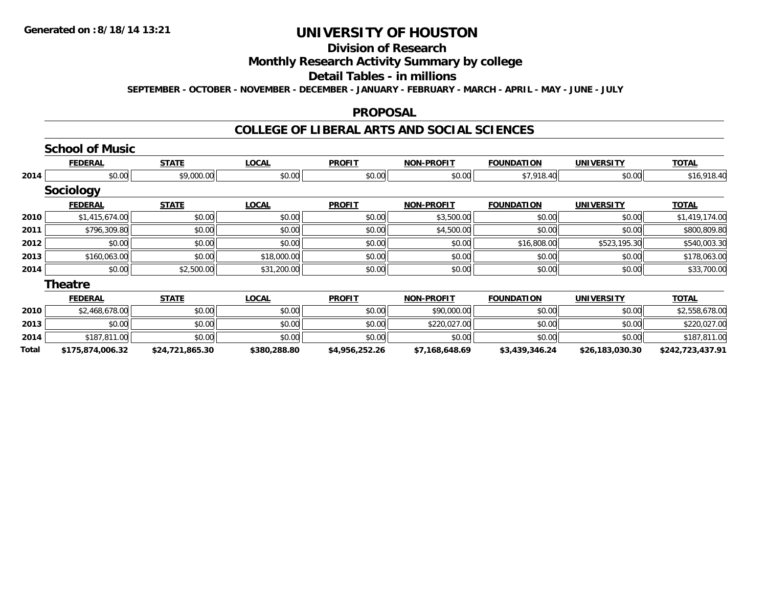# UNIVERSITY OF HOUSTON

## Division of Research

## Monthly Research Activity Summary by college

## Detail Tables - in millions

**SEPTEMBER - OCTOBER - NOVEMBER - DECEMBER - JANUARY - FEBRUARY - MARCH - APRIL - MAY - JUNE - JULY**

## PROPOSAL

## COLLEGE OF LIBERAL ARTS AND SOCIAL SCIENCES

### School of Music

| | FEDERAL | STATE | LOCAL | PROFIT | NON-PROFIT | FOUNDATION | UNIVERSITY | TOTAL |
|---|---|---|---|---|---|---|---|---|
| 2014 | $0.00 | $9,000.00 | $0.00 | $0.00 | $0.00 | $7,918.40 | $0.00 | $16,918.40 |

### Sociology

| | FEDERAL | STATE | LOCAL | PROFIT | NON-PROFIT | FOUNDATION | UNIVERSITY | TOTAL |
|---|---|---|---|---|---|---|---|---|
| 2010 | $1,415,674.00 | $0.00 | $0.00 | $0.00 | $3,500.00 | $0.00 | $0.00 | $1,419,174.00 |
| 2011 | $796,309.80 | $0.00 | $0.00 | $0.00 | $4,500.00 | $0.00 | $0.00 | $800,809.80 |
| 2012 | $0.00 | $0.00 | $0.00 | $0.00 | $0.00 | $16,808.00 | $523,195.30 | $540,003.30 |
| 2013 | $160,063.00 | $0.00 | $18,000.00 | $0.00 | $0.00 | $0.00 | $0.00 | $178,063.00 |
| 2014 | $0.00 | $2,500.00 | $31,200.00 | $0.00 | $0.00 | $0.00 | $0.00 | $33,700.00 |

### Theatre

| | FEDERAL | STATE | LOCAL | PROFIT | NON-PROFIT | FOUNDATION | UNIVERSITY | TOTAL |
|---|---|---|---|---|---|---|---|---|
| 2010 | $2,468,678.00 | $0.00 | $0.00 | $0.00 | $90,000.00 | $0.00 | $0.00 | $2,558,678.00 |
| 2013 | $0.00 | $0.00 | $0.00 | $0.00 | $220,027.00 | $0.00 | $0.00 | $220,027.00 |
| 2014 | $187,811.00 | $0.00 | $0.00 | $0.00 | $0.00 | $0.00 | $0.00 | $187,811.00 |
| **Total** | **$175,874,006.32** | **$24,721,865.30** | **$380,288.80** | **$4,956,252.26** | **$7,168,648.69** | **$3,439,346.24** | **$26,183,030.30** | **$242,723,437.91** |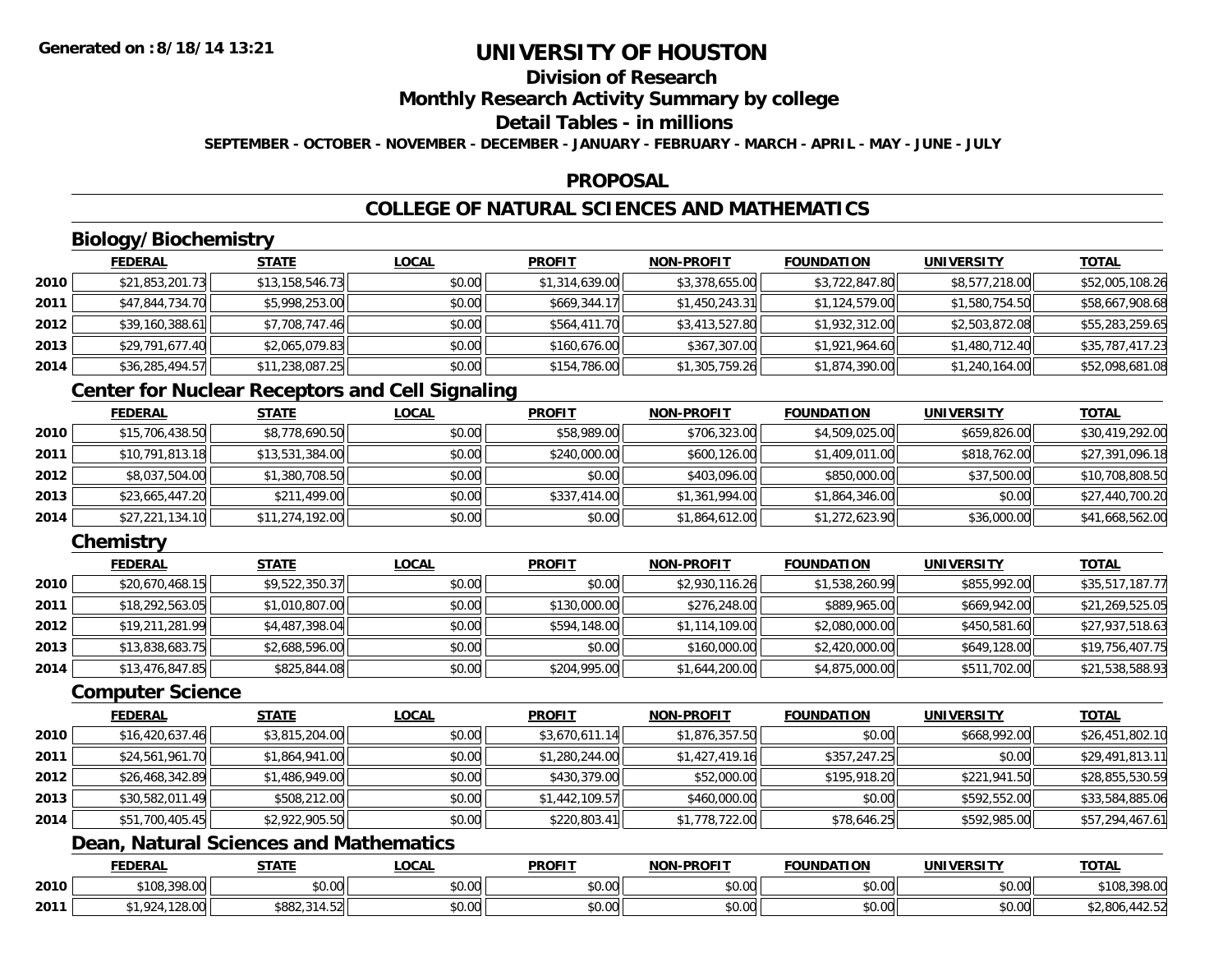# UNIVERSITY OF HOUSTON

## Division of Research

## Monthly Research Activity Summary by college

## Detail Tables - in millions

**SEPTEMBER - OCTOBER - NOVEMBER - DECEMBER - JANUARY - FEBRUARY - MARCH - APRIL - MAY - JUNE - JULY**

## PROPOSAL

## COLLEGE OF NATURAL SCIENCES AND MATHEMATICS

### Biology/Biochemistry

| | FEDERAL | STATE | LOCAL | PROFIT | NON-PROFIT | FOUNDATION | UNIVERSITY | TOTAL |
|---|---|---|---|---|---|---|---|---|
| 2010 | $21,853,201.73 | $13,158,546.73 | $0.00 | $1,314,639.00 | $3,378,655.00 | $3,722,847.80 | $8,577,218.00 | $52,005,108.26 |
| 2011 | $47,844,734.70 | $5,998,253.00 | $0.00 | $669,344.17 | $1,450,243.31 | $1,124,579.00 | $1,580,754.50 | $58,667,908.68 |
| 2012 | $39,160,388.61 | $7,708,747.46 | $0.00 | $564,411.70 | $3,413,527.80 | $1,932,312.00 | $2,503,872.08 | $55,283,259.65 |
| 2013 | $29,791,677.40 | $2,065,079.83 | $0.00 | $160,676.00 | $367,307.00 | $1,921,964.60 | $1,480,712.40 | $35,787,417.23 |
| 2014 | $36,285,494.57 | $11,238,087.25 | $0.00 | $154,786.00 | $1,305,759.26 | $1,874,390.00 | $1,240,164.00 | $52,098,681.08 |

### Center for Nuclear Receptors and Cell Signaling

| | FEDERAL | STATE | LOCAL | PROFIT | NON-PROFIT | FOUNDATION | UNIVERSITY | TOTAL |
|---|---|---|---|---|---|---|---|---|
| 2010 | $15,706,438.50 | $8,778,690.50 | $0.00 | $58,989.00 | $706,323.00 | $4,509,025.00 | $659,826.00 | $30,419,292.00 |
| 2011 | $10,791,813.18 | $13,531,384.00 | $0.00 | $240,000.00 | $600,126.00 | $1,409,011.00 | $818,762.00 | $27,391,096.18 |
| 2012 | $8,037,504.00 | $1,380,708.50 | $0.00 | $0.00 | $403,096.00 | $850,000.00 | $37,500.00 | $10,708,808.50 |
| 2013 | $23,665,447.20 | $211,499.00 | $0.00 | $337,414.00 | $1,361,994.00 | $1,864,346.00 | $0.00 | $27,440,700.20 |
| 2014 | $27,221,134.10 | $11,274,192.00 | $0.00 | $0.00 | $1,864,612.00 | $1,272,623.90 | $36,000.00 | $41,668,562.00 |

### Chemistry

| | FEDERAL | STATE | LOCAL | PROFIT | NON-PROFIT | FOUNDATION | UNIVERSITY | TOTAL |
|---|---|---|---|---|---|---|---|---|
| 2010 | $20,670,468.15 | $9,522,350.37 | $0.00 | $0.00 | $2,930,116.26 | $1,538,260.99 | $855,992.00 | $35,517,187.77 |
| 2011 | $18,292,563.05 | $1,010,807.00 | $0.00 | $130,000.00 | $276,248.00 | $889,965.00 | $669,942.00 | $21,269,525.05 |
| 2012 | $19,211,281.99 | $4,487,398.04 | $0.00 | $594,148.00 | $1,114,109.00 | $2,080,000.00 | $450,581.60 | $27,937,518.63 |
| 2013 | $13,838,683.75 | $2,688,596.00 | $0.00 | $0.00 | $160,000.00 | $2,420,000.00 | $649,128.00 | $19,756,407.75 |
| 2014 | $13,476,847.85 | $825,844.08 | $0.00 | $204,995.00 | $1,644,200.00 | $4,875,000.00 | $511,702.00 | $21,538,588.93 |

### Computer Science

| | FEDERAL | STATE | LOCAL | PROFIT | NON-PROFIT | FOUNDATION | UNIVERSITY | TOTAL |
|---|---|---|---|---|---|---|---|---|
| 2010 | $16,420,637.46 | $3,815,204.00 | $0.00 | $3,670,611.14 | $1,876,357.50 | $0.00 | $668,992.00 | $26,451,802.10 |
| 2011 | $24,561,961.70 | $1,864,941.00 | $0.00 | $1,280,244.00 | $1,427,419.16 | $357,247.25 | $0.00 | $29,491,813.11 |
| 2012 | $26,468,342.89 | $1,486,949.00 | $0.00 | $430,379.00 | $52,000.00 | $195,918.20 | $221,941.50 | $28,855,530.59 |
| 2013 | $30,582,011.49 | $508,212.00 | $0.00 | $1,442,109.57 | $460,000.00 | $0.00 | $592,552.00 | $33,584,885.06 |
| 2014 | $51,700,405.45 | $2,922,905.50 | $0.00 | $220,803.41 | $1,778,722.00 | $78,646.25 | $592,985.00 | $57,294,467.61 |

### Dean, Natural Sciences and Mathematics

| | FEDERAL | STATE | LOCAL | PROFIT | NON-PROFIT | FOUNDATION | UNIVERSITY | TOTAL |
|---|---|---|---|---|---|---|---|---|
| 2010 | $108,398.00 | $0.00 | $0.00 | $0.00 | $0.00 | $0.00 | $0.00 | $108,398.00 |
| 2011 | $1,924,128.00 | $882,314.52 | $0.00 | $0.00 | $0.00 | $0.00 | $0.00 | $2,806,442.52 |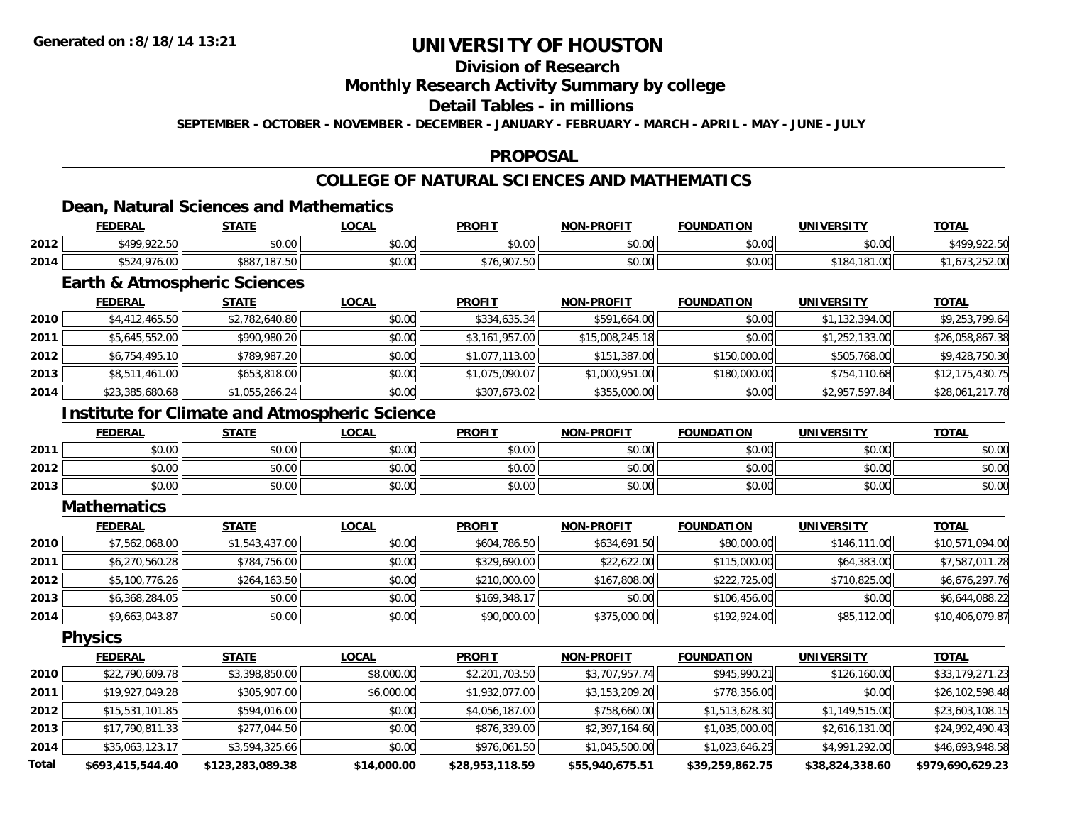# UNIVERSITY OF HOUSTON

## Division of Research

## Monthly Research Activity Summary by college

## Detail Tables - in millions

**SEPTEMBER - OCTOBER - NOVEMBER - DECEMBER - JANUARY - FEBRUARY - MARCH - APRIL - MAY - JUNE - JULY**

## PROPOSAL

## COLLEGE OF NATURAL SCIENCES AND MATHEMATICS

### Dean, Natural Sciences and Mathematics

| | FEDERAL | STATE | LOCAL | PROFIT | NON-PROFIT | FOUNDATION | UNIVERSITY | TOTAL |
|---|---|---|---|---|---|---|---|---|
| 2012 | $499,922.50 | $0.00 | $0.00 | $0.00 | $0.00 | $0.00 | $0.00 | $499,922.50 |
| 2014 | $524,976.00 | $887,187.50 | $0.00 | $76,907.50 | $0.00 | $0.00 | $184,181.00 | $1,673,252.00 |

### Earth & Atmospheric Sciences

| | FEDERAL | STATE | LOCAL | PROFIT | NON-PROFIT | FOUNDATION | UNIVERSITY | TOTAL |
|---|---|---|---|---|---|---|---|---|
| 2010 | $4,412,465.50 | $2,782,640.80 | $0.00 | $334,635.34 | $591,664.00 | $0.00 | $1,132,394.00 | $9,253,799.64 |
| 2011 | $5,645,552.00 | $990,980.20 | $0.00 | $3,161,957.00 | $15,008,245.18 | $0.00 | $1,252,133.00 | $26,058,867.38 |
| 2012 | $6,754,495.10 | $789,987.20 | $0.00 | $1,077,113.00 | $151,387.00 | $150,000.00 | $505,768.00 | $9,428,750.30 |
| 2013 | $8,511,461.00 | $653,818.00 | $0.00 | $1,075,090.07 | $1,000,951.00 | $180,000.00 | $754,110.68 | $12,175,430.75 |
| 2014 | $23,385,680.68 | $1,055,266.24 | $0.00 | $307,673.02 | $355,000.00 | $0.00 | $2,957,597.84 | $28,061,217.78 |

### Institute for Climate and Atmospheric Science

| | FEDERAL | STATE | LOCAL | PROFIT | NON-PROFIT | FOUNDATION | UNIVERSITY | TOTAL |
|---|---|---|---|---|---|---|---|---|
| 2011 | $0.00 | $0.00 | $0.00 | $0.00 | $0.00 | $0.00 | $0.00 | $0.00 |
| 2012 | $0.00 | $0.00 | $0.00 | $0.00 | $0.00 | $0.00 | $0.00 | $0.00 |
| 2013 | $0.00 | $0.00 | $0.00 | $0.00 | $0.00 | $0.00 | $0.00 | $0.00 |

### Mathematics

| | FEDERAL | STATE | LOCAL | PROFIT | NON-PROFIT | FOUNDATION | UNIVERSITY | TOTAL |
|---|---|---|---|---|---|---|---|---|
| 2010 | $7,562,068.00 | $1,543,437.00 | $0.00 | $604,786.50 | $634,691.50 | $80,000.00 | $146,111.00 | $10,571,094.00 |
| 2011 | $6,270,560.28 | $784,756.00 | $0.00 | $329,690.00 | $22,622.00 | $115,000.00 | $64,383.00 | $7,587,011.28 |
| 2012 | $5,100,776.26 | $264,163.50 | $0.00 | $210,000.00 | $167,808.00 | $222,725.00 | $710,825.00 | $6,676,297.76 |
| 2013 | $6,368,284.05 | $0.00 | $0.00 | $169,348.17 | $0.00 | $106,456.00 | $0.00 | $6,644,088.22 |
| 2014 | $9,663,043.87 | $0.00 | $0.00 | $90,000.00 | $375,000.00 | $192,924.00 | $85,112.00 | $10,406,079.87 |

### Physics

| | FEDERAL | STATE | LOCAL | PROFIT | NON-PROFIT | FOUNDATION | UNIVERSITY | TOTAL |
|---|---|---|---|---|---|---|---|---|
| 2010 | $22,790,609.78 | $3,398,850.00 | $8,000.00 | $2,201,703.50 | $3,707,957.74 | $945,990.21 | $126,160.00 | $33,179,271.23 |
| 2011 | $19,927,049.28 | $305,907.00 | $6,000.00 | $1,932,077.00 | $3,153,209.20 | $778,356.00 | $0.00 | $26,102,598.48 |
| 2012 | $15,531,101.85 | $594,016.00 | $0.00 | $4,056,187.00 | $758,660.00 | $1,513,628.30 | $1,149,515.00 | $23,603,108.15 |
| 2013 | $17,790,811.33 | $277,044.50 | $0.00 | $876,339.00 | $2,397,164.60 | $1,035,000.00 | $2,616,131.00 | $24,992,490.43 |
| 2014 | $35,063,123.17 | $3,594,325.66 | $0.00 | $976,061.50 | $1,045,500.00 | $1,023,646.25 | $4,991,292.00 | $46,693,948.58 |
| **Total** | **$693,415,544.40** | **$123,283,089.38** | **$14,000.00** | **$28,953,118.59** | **$55,940,675.51** | **$39,259,862.75** | **$38,824,338.60** | **$979,690,629.23** |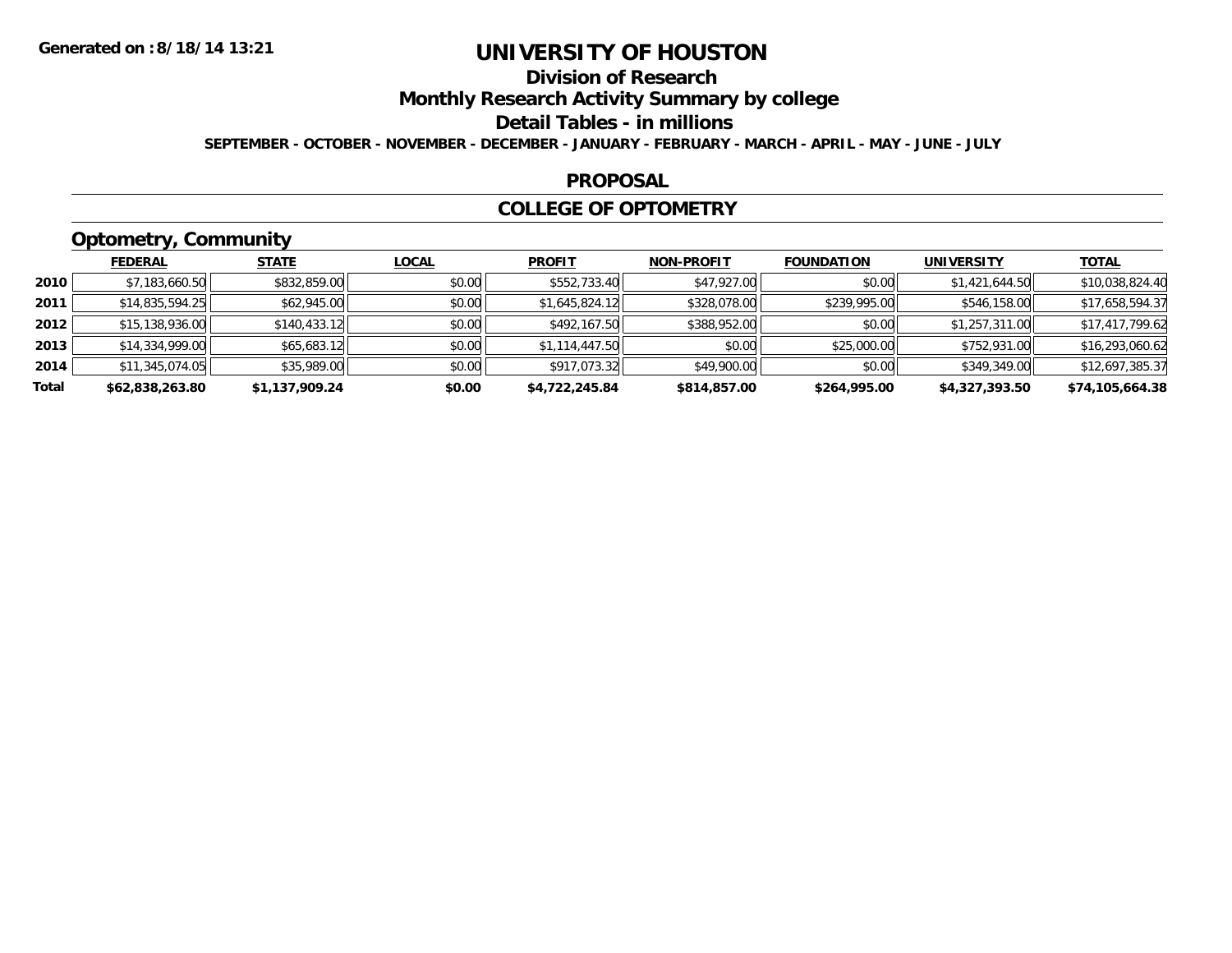Generated on :8/18/14 13:21

# UNIVERSITY OF HOUSTON

## Division of Research

## Monthly Research Activity Summary by college

## Detail Tables - in millions

**SEPTEMBER - OCTOBER - NOVEMBER - DECEMBER - JANUARY - FEBRUARY - MARCH - APRIL - MAY - JUNE - JULY**

### PROPOSAL

### COLLEGE OF OPTOMETRY

### Optometry, Community

| | FEDERAL | STATE | LOCAL | PROFIT | NON-PROFIT | FOUNDATION | UNIVERSITY | TOTAL |
|---|---|---|---|---|---|---|---|---|
| 2010 | $7,183,660.50 | $832,859.00 | $0.00 | $552,733.40 | $47,927.00 | $0.00 | $1,421,644.50 | $10,038,824.40 |
| 2011 | $14,835,594.25 | $62,945.00 | $0.00 | $1,645,824.12 | $328,078.00 | $239,995.00 | $546,158.00 | $17,658,594.37 |
| 2012 | $15,138,936.00 | $140,433.12 | $0.00 | $492,167.50 | $388,952.00 | $0.00 | $1,257,311.00 | $17,417,799.62 |
| 2013 | $14,334,999.00 | $65,683.12 | $0.00 | $1,114,447.50 | $0.00 | $25,000.00 | $752,931.00 | $16,293,060.62 |
| 2014 | $11,345,074.05 | $35,989.00 | $0.00 | $917,073.32 | $49,900.00 | $0.00 | $349,349.00 | $12,697,385.37 |
| **Total** | **$62,838,263.80** | **$1,137,909.24** | **$0.00** | **$4,722,245.84** | **$814,857.00** | **$264,995.00** | **$4,327,393.50** | **$74,105,664.38** |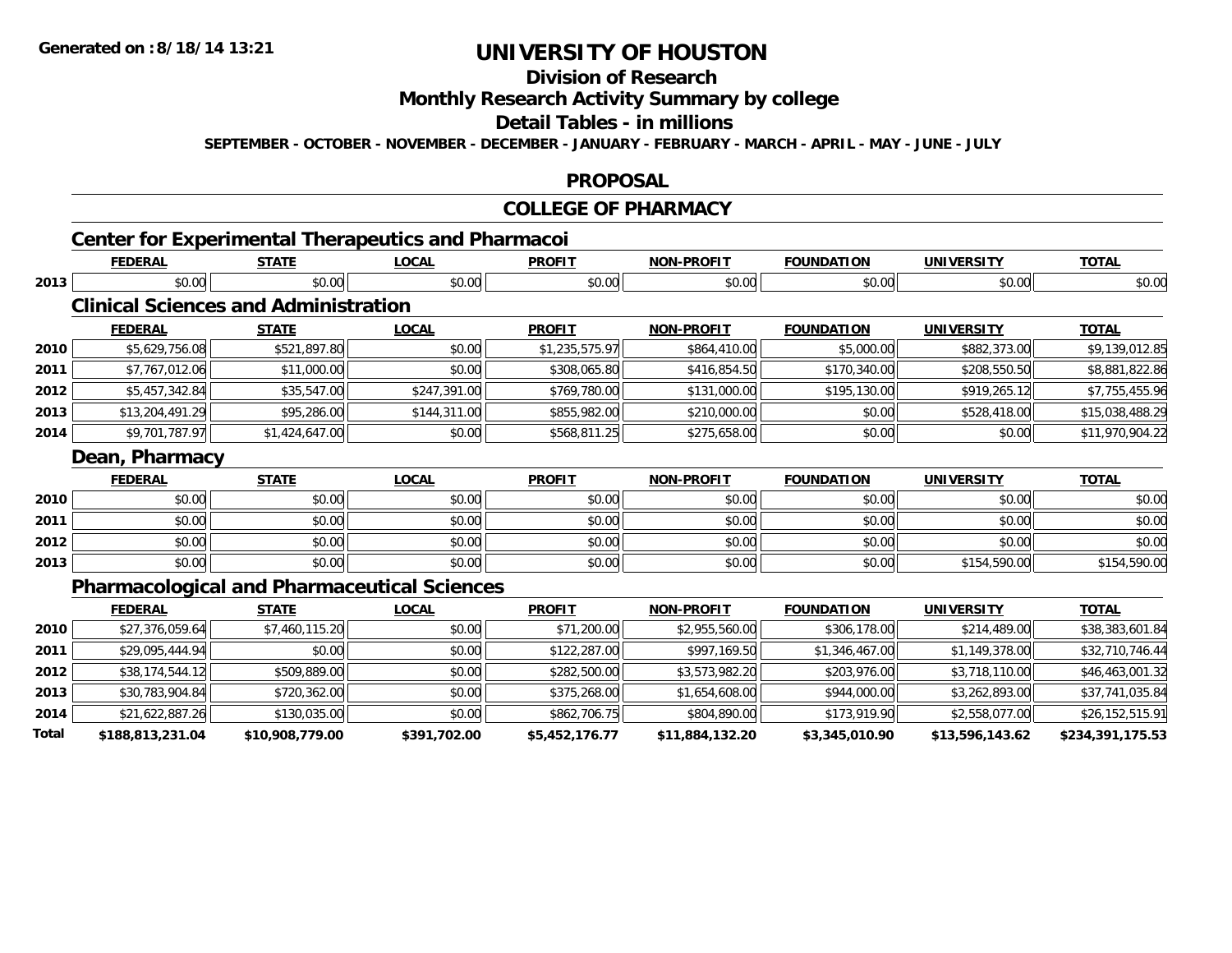**Generated on :8/18/14 13:21**

# UNIVERSITY OF HOUSTON

## Division of Research

## Monthly Research Activity Summary by college

## Detail Tables - in millions

**SEPTEMBER - OCTOBER - NOVEMBER - DECEMBER - JANUARY - FEBRUARY - MARCH - APRIL - MAY - JUNE - JULY**

## PROPOSAL

## COLLEGE OF PHARMACY

### Center for Experimental Therapeutics and Pharmacoi

| | FEDERAL | STATE | LOCAL | PROFIT | NON-PROFIT | FOUNDATION | UNIVERSITY | TOTAL |
|---|---|---|---|---|---|---|---|---|
| 2013 | $0.00 | $0.00 | $0.00 | $0.00 | $0.00 | $0.00 | $0.00 | $0.00 |

### Clinical Sciences and Administration

| | FEDERAL | STATE | LOCAL | PROFIT | NON-PROFIT | FOUNDATION | UNIVERSITY | TOTAL |
|---|---|---|---|---|---|---|---|---|
| 2010 | $5,629,756.08 | $521,897.80 | $0.00 | $1,235,575.97 | $864,410.00 | $5,000.00 | $882,373.00 | $9,139,012.85 |
| 2011 | $7,767,012.06 | $11,000.00 | $0.00 | $308,065.80 | $416,854.50 | $170,340.00 | $208,550.50 | $8,881,822.86 |
| 2012 | $5,457,342.84 | $35,547.00 | $247,391.00 | $769,780.00 | $131,000.00 | $195,130.00 | $919,265.12 | $7,755,455.96 |
| 2013 | $13,204,491.29 | $95,286.00 | $144,311.00 | $855,982.00 | $210,000.00 | $0.00 | $528,418.00 | $15,038,488.29 |
| 2014 | $9,701,787.97 | $1,424,647.00 | $0.00 | $568,811.25 | $275,658.00 | $0.00 | $0.00 | $11,970,904.22 |

### Dean, Pharmacy

| | FEDERAL | STATE | LOCAL | PROFIT | NON-PROFIT | FOUNDATION | UNIVERSITY | TOTAL |
|---|---|---|---|---|---|---|---|---|
| 2010 | $0.00 | $0.00 | $0.00 | $0.00 | $0.00 | $0.00 | $0.00 | $0.00 |
| 2011 | $0.00 | $0.00 | $0.00 | $0.00 | $0.00 | $0.00 | $0.00 | $0.00 |
| 2012 | $0.00 | $0.00 | $0.00 | $0.00 | $0.00 | $0.00 | $0.00 | $0.00 |
| 2013 | $0.00 | $0.00 | $0.00 | $0.00 | $0.00 | $0.00 | $154,590.00 | $154,590.00 |

### Pharmacological and Pharmaceutical Sciences

| | FEDERAL | STATE | LOCAL | PROFIT | NON-PROFIT | FOUNDATION | UNIVERSITY | TOTAL |
|---|---|---|---|---|---|---|---|---|
| 2010 | $27,376,059.64 | $7,460,115.20 | $0.00 | $71,200.00 | $2,955,560.00 | $306,178.00 | $214,489.00 | $38,383,601.84 |
| 2011 | $29,095,444.94 | $0.00 | $0.00 | $122,287.00 | $997,169.50 | $1,346,467.00 | $1,149,378.00 | $32,710,746.44 |
| 2012 | $38,174,544.12 | $509,889.00 | $0.00 | $282,500.00 | $3,573,982.20 | $203,976.00 | $3,718,110.00 | $46,463,001.32 |
| 2013 | $30,783,904.84 | $720,362.00 | $0.00 | $375,268.00 | $1,654,608.00 | $944,000.00 | $3,262,893.00 | $37,741,035.84 |
| 2014 | $21,622,887.26 | $130,035.00 | $0.00 | $862,706.75 | $804,890.00 | $173,919.90 | $2,558,077.00 | $26,152,515.91 |
| **Total** | **$188,813,231.04** | **$10,908,779.00** | **$391,702.00** | **$5,452,176.77** | **$11,884,132.20** | **$3,345,010.90** | **$13,596,143.62** | **$234,391,175.53** |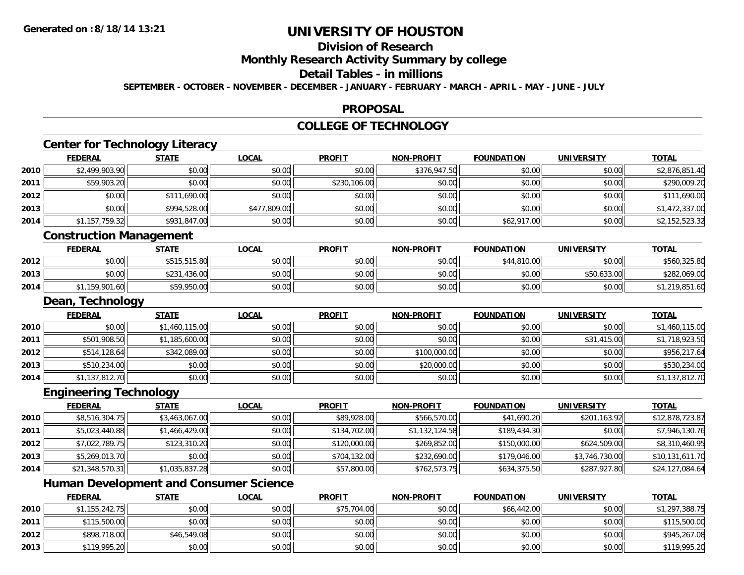# UNIVERSITY OF HOUSTON

## Division of Research

## Monthly Research Activity Summary by college

## Detail Tables - in millions

**SEPTEMBER - OCTOBER - NOVEMBER - DECEMBER - JANUARY - FEBRUARY - MARCH - APRIL - MAY - JUNE - JULY**

## PROPOSAL

## COLLEGE OF TECHNOLOGY

### Center for Technology Literacy

| | FEDERAL | STATE | LOCAL | PROFIT | NON-PROFIT | FOUNDATION | UNIVERSITY | TOTAL |
|---|---|---|---|---|---|---|---|---|
| 2010 | $2,499,903.90 | $0.00 | $0.00 | $0.00 | $376,947.50 | $0.00 | $0.00 | $2,876,851.40 |
| 2011 | $59,903.20 | $0.00 | $0.00 | $230,106.00 | $0.00 | $0.00 | $0.00 | $290,009.20 |
| 2012 | $0.00 | $111,690.00 | $0.00 | $0.00 | $0.00 | $0.00 | $0.00 | $111,690.00 |
| 2013 | $0.00 | $994,528.00 | $477,809.00 | $0.00 | $0.00 | $0.00 | $0.00 | $1,472,337.00 |
| 2014 | $1,157,759.32 | $931,847.00 | $0.00 | $0.00 | $0.00 | $62,917.00 | $0.00 | $2,152,523.32 |

### Construction Management

| | FEDERAL | STATE | LOCAL | PROFIT | NON-PROFIT | FOUNDATION | UNIVERSITY | TOTAL |
|---|---|---|---|---|---|---|---|---|
| 2012 | $0.00 | $515,515.80 | $0.00 | $0.00 | $0.00 | $44,810.00 | $0.00 | $560,325.80 |
| 2013 | $0.00 | $231,436.00 | $0.00 | $0.00 | $0.00 | $0.00 | $50,633.00 | $282,069.00 |
| 2014 | $1,159,901.60 | $59,950.00 | $0.00 | $0.00 | $0.00 | $0.00 | $0.00 | $1,219,851.60 |

### Dean, Technology

| | FEDERAL | STATE | LOCAL | PROFIT | NON-PROFIT | FOUNDATION | UNIVERSITY | TOTAL |
|---|---|---|---|---|---|---|---|---|
| 2010 | $0.00 | $1,460,115.00 | $0.00 | $0.00 | $0.00 | $0.00 | $0.00 | $1,460,115.00 |
| 2011 | $501,908.50 | $1,185,600.00 | $0.00 | $0.00 | $0.00 | $0.00 | $31,415.00 | $1,718,923.50 |
| 2012 | $514,128.64 | $342,089.00 | $0.00 | $0.00 | $100,000.00 | $0.00 | $0.00 | $956,217.64 |
| 2013 | $510,234.00 | $0.00 | $0.00 | $0.00 | $20,000.00 | $0.00 | $0.00 | $530,234.00 |
| 2014 | $1,137,812.70 | $0.00 | $0.00 | $0.00 | $0.00 | $0.00 | $0.00 | $1,137,812.70 |

### Engineering Technology

| | FEDERAL | STATE | LOCAL | PROFIT | NON-PROFIT | FOUNDATION | UNIVERSITY | TOTAL |
|---|---|---|---|---|---|---|---|---|
| 2010 | $8,516,304.75 | $3,463,067.00 | $0.00 | $89,928.00 | $566,570.00 | $41,690.20 | $201,163.92 | $12,878,723.87 |
| 2011 | $5,023,440.88 | $1,466,429.00 | $0.00 | $134,702.00 | $1,132,124.58 | $189,434.30 | $0.00 | $7,946,130.76 |
| 2012 | $7,022,789.75 | $123,310.20 | $0.00 | $120,000.00 | $269,852.00 | $150,000.00 | $624,509.00 | $8,310,460.95 |
| 2013 | $5,269,013.70 | $0.00 | $0.00 | $704,132.00 | $232,690.00 | $179,046.00 | $3,746,730.00 | $10,131,611.70 |
| 2014 | $21,348,570.31 | $1,035,837.28 | $0.00 | $57,800.00 | $762,573.75 | $634,375.50 | $287,927.80 | $24,127,084.64 |

### Human Development and Consumer Science

| | FEDERAL | STATE | LOCAL | PROFIT | NON-PROFIT | FOUNDATION | UNIVERSITY | TOTAL |
|---|---|---|---|---|---|---|---|---|
| 2010 | $1,155,242.75 | $0.00 | $0.00 | $75,704.00 | $0.00 | $66,442.00 | $0.00 | $1,297,388.75 |
| 2011 | $115,500.00 | $0.00 | $0.00 | $0.00 | $0.00 | $0.00 | $0.00 | $115,500.00 |
| 2012 | $898,718.00 | $46,549.08 | $0.00 | $0.00 | $0.00 | $0.00 | $0.00 | $945,267.08 |
| 2013 | $119,995.20 | $0.00 | $0.00 | $0.00 | $0.00 | $0.00 | $0.00 | $119,995.20 |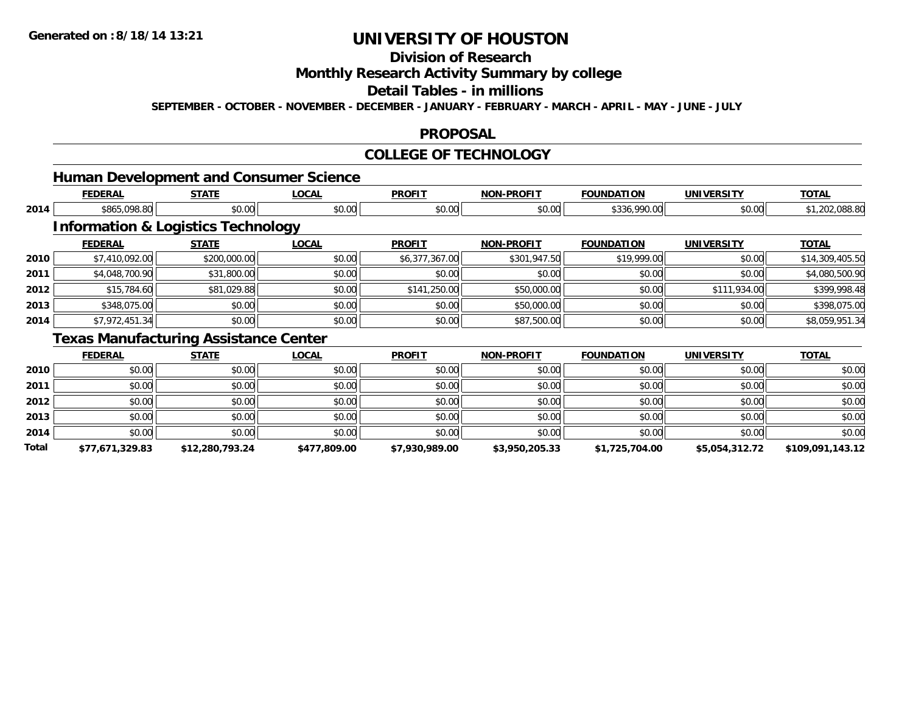# UNIVERSITY OF HOUSTON

## Division of Research

## Monthly Research Activity Summary by college

## Detail Tables - in millions

SEPTEMBER - OCTOBER - NOVEMBER - DECEMBER - JANUARY - FEBRUARY - MARCH - APRIL - MAY - JUNE - JULY

**Generated on : 8/18/14 13:21**

## PROPOSAL

## COLLEGE OF TECHNOLOGY

### Human Development and Consumer Science

| | FEDERAL | STATE | LOCAL | PROFIT | NON-PROFIT | FOUNDATION | UNIVERSITY | TOTAL |
|---|---|---|---|---|---|---|---|---|
| 2014 | $865,098.80 | $0.00 | $0.00 | $0.00 | $0.00 | $336,990.00 | $0.00 | $1,202,088.80 |

### Information & Logistics Technology

| | FEDERAL | STATE | LOCAL | PROFIT | NON-PROFIT | FOUNDATION | UNIVERSITY | TOTAL |
|---|---|---|---|---|---|---|---|---|
| 2010 | $7,410,092.00 | $200,000.00 | $0.00 | $6,377,367.00 | $301,947.50 | $19,999.00 | $0.00 | $14,309,405.50 |
| 2011 | $4,048,700.90 | $31,800.00 | $0.00 | $0.00 | $0.00 | $0.00 | $0.00 | $4,080,500.90 |
| 2012 | $15,784.60 | $81,029.88 | $0.00 | $141,250.00 | $50,000.00 | $0.00 | $111,934.00 | $399,998.48 |
| 2013 | $348,075.00 | $0.00 | $0.00 | $0.00 | $50,000.00 | $0.00 | $0.00 | $398,075.00 |
| 2014 | $7,972,451.34 | $0.00 | $0.00 | $0.00 | $87,500.00 | $0.00 | $0.00 | $8,059,951.34 |

### Texas Manufacturing Assistance Center

| | FEDERAL | STATE | LOCAL | PROFIT | NON-PROFIT | FOUNDATION | UNIVERSITY | TOTAL |
|---|---|---|---|---|---|---|---|---|
| 2010 | $0.00 | $0.00 | $0.00 | $0.00 | $0.00 | $0.00 | $0.00 | $0.00 |
| 2011 | $0.00 | $0.00 | $0.00 | $0.00 | $0.00 | $0.00 | $0.00 | $0.00 |
| 2012 | $0.00 | $0.00 | $0.00 | $0.00 | $0.00 | $0.00 | $0.00 | $0.00 |
| 2013 | $0.00 | $0.00 | $0.00 | $0.00 | $0.00 | $0.00 | $0.00 | $0.00 |
| 2014 | $0.00 | $0.00 | $0.00 | $0.00 | $0.00 | $0.00 | $0.00 | $0.00 |
| **Total** | **$77,671,329.83** | **$12,280,793.24** | **$477,809.00** | **$7,930,989.00** | **$3,950,205.33** | **$1,725,704.00** | **$5,054,312.72** | **$109,091,143.12** |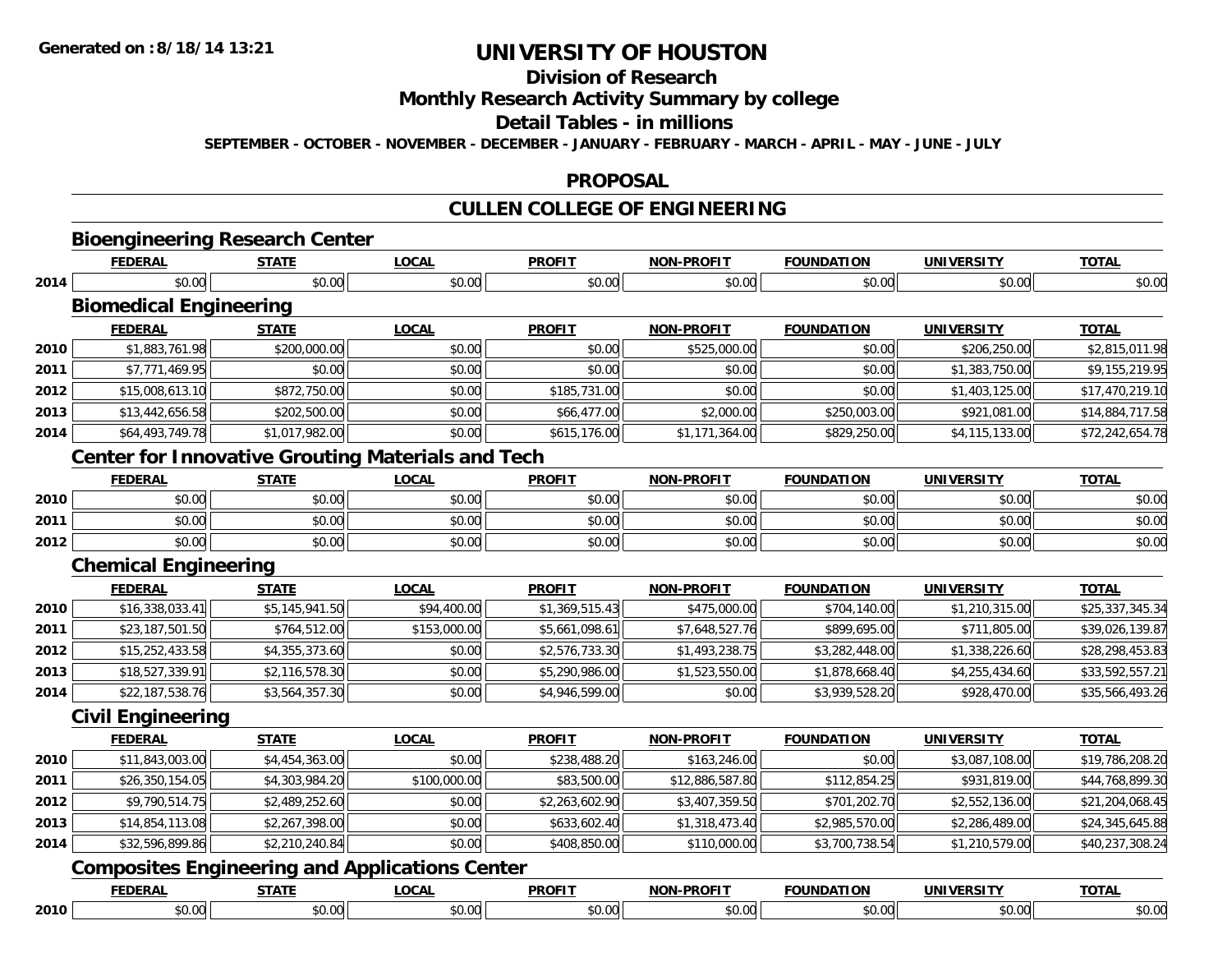**Generated on :8/18/14 13:21**

# UNIVERSITY OF HOUSTON

## Division of Research

## Monthly Research Activity Summary by college

## Detail Tables - in millions

**SEPTEMBER - OCTOBER - NOVEMBER - DECEMBER - JANUARY - FEBRUARY - MARCH - APRIL - MAY - JUNE - JULY**

## PROPOSAL

## CULLEN COLLEGE OF ENGINEERING

### Bioengineering Research Center

| | FEDERAL | STATE | LOCAL | PROFIT | NON-PROFIT | FOUNDATION | UNIVERSITY | TOTAL |
|---|---|---|---|---|---|---|---|---|
| 2014 | $0.00 | $0.00 | $0.00 | $0.00 | $0.00 | $0.00 | $0.00 | $0.00 |

### Biomedical Engineering

| | FEDERAL | STATE | LOCAL | PROFIT | NON-PROFIT | FOUNDATION | UNIVERSITY | TOTAL |
|---|---|---|---|---|---|---|---|---|
| 2010 | $1,883,761.98 | $200,000.00 | $0.00 | $0.00 | $525,000.00 | $0.00 | $206,250.00 | $2,815,011.98 |
| 2011 | $7,771,469.95 | $0.00 | $0.00 | $0.00 | $0.00 | $0.00 | $1,383,750.00 | $9,155,219.95 |
| 2012 | $15,008,613.10 | $872,750.00 | $0.00 | $185,731.00 | $0.00 | $0.00 | $1,403,125.00 | $17,470,219.10 |
| 2013 | $13,442,656.58 | $202,500.00 | $0.00 | $66,477.00 | $2,000.00 | $250,003.00 | $921,081.00 | $14,884,717.58 |
| 2014 | $64,493,749.78 | $1,017,982.00 | $0.00 | $615,176.00 | $1,171,364.00 | $829,250.00 | $4,115,133.00 | $72,242,654.78 |

### Center for Innovative Grouting Materials and Tech

| | FEDERAL | STATE | LOCAL | PROFIT | NON-PROFIT | FOUNDATION | UNIVERSITY | TOTAL |
|---|---|---|---|---|---|---|---|---|
| 2010 | $0.00 | $0.00 | $0.00 | $0.00 | $0.00 | $0.00 | $0.00 | $0.00 |
| 2011 | $0.00 | $0.00 | $0.00 | $0.00 | $0.00 | $0.00 | $0.00 | $0.00 |
| 2012 | $0.00 | $0.00 | $0.00 | $0.00 | $0.00 | $0.00 | $0.00 | $0.00 |

### Chemical Engineering

| | FEDERAL | STATE | LOCAL | PROFIT | NON-PROFIT | FOUNDATION | UNIVERSITY | TOTAL |
|---|---|---|---|---|---|---|---|---|
| 2010 | $16,338,033.41 | $5,145,941.50 | $94,400.00 | $1,369,515.43 | $475,000.00 | $704,140.00 | $1,210,315.00 | $25,337,345.34 |
| 2011 | $23,187,501.50 | $764,512.00 | $153,000.00 | $5,661,098.61 | $7,648,527.76 | $899,695.00 | $711,805.00 | $39,026,139.87 |
| 2012 | $15,252,433.58 | $4,355,373.60 | $0.00 | $2,576,733.30 | $1,493,238.75 | $3,282,448.00 | $1,338,226.60 | $28,298,453.83 |
| 2013 | $18,527,339.91 | $2,116,578.30 | $0.00 | $5,290,986.00 | $1,523,550.00 | $1,878,668.40 | $4,255,434.60 | $33,592,557.21 |
| 2014 | $22,187,538.76 | $3,564,357.30 | $0.00 | $4,946,599.00 | $0.00 | $3,939,528.20 | $928,470.00 | $35,566,493.26 |

### Civil Engineering

| | FEDERAL | STATE | LOCAL | PROFIT | NON-PROFIT | FOUNDATION | UNIVERSITY | TOTAL |
|---|---|---|---|---|---|---|---|---|
| 2010 | $11,843,003.00 | $4,454,363.00 | $0.00 | $238,488.20 | $163,246.00 | $0.00 | $3,087,108.00 | $19,786,208.20 |
| 2011 | $26,350,154.05 | $4,303,984.20 | $100,000.00 | $83,500.00 | $12,886,587.80 | $112,854.25 | $931,819.00 | $44,768,899.30 |
| 2012 | $9,790,514.75 | $2,489,252.60 | $0.00 | $2,263,602.90 | $3,407,359.50 | $701,202.70 | $2,552,136.00 | $21,204,068.45 |
| 2013 | $14,854,113.08 | $2,267,398.00 | $0.00 | $633,602.40 | $1,318,473.40 | $2,985,570.00 | $2,286,489.00 | $24,345,645.88 |
| 2014 | $32,596,899.86 | $2,210,240.84 | $0.00 | $408,850.00 | $110,000.00 | $3,700,738.54 | $1,210,579.00 | $40,237,308.24 |

### Composites Engineering and Applications Center

| | FEDERAL | STATE | LOCAL | PROFIT | NON-PROFIT | FOUNDATION | UNIVERSITY | TOTAL |
|---|---|---|---|---|---|---|---|---|
| 2010 | $0.00 | $0.00 | $0.00 | $0.00 | $0.00 | $0.00 | $0.00 | $0.00 |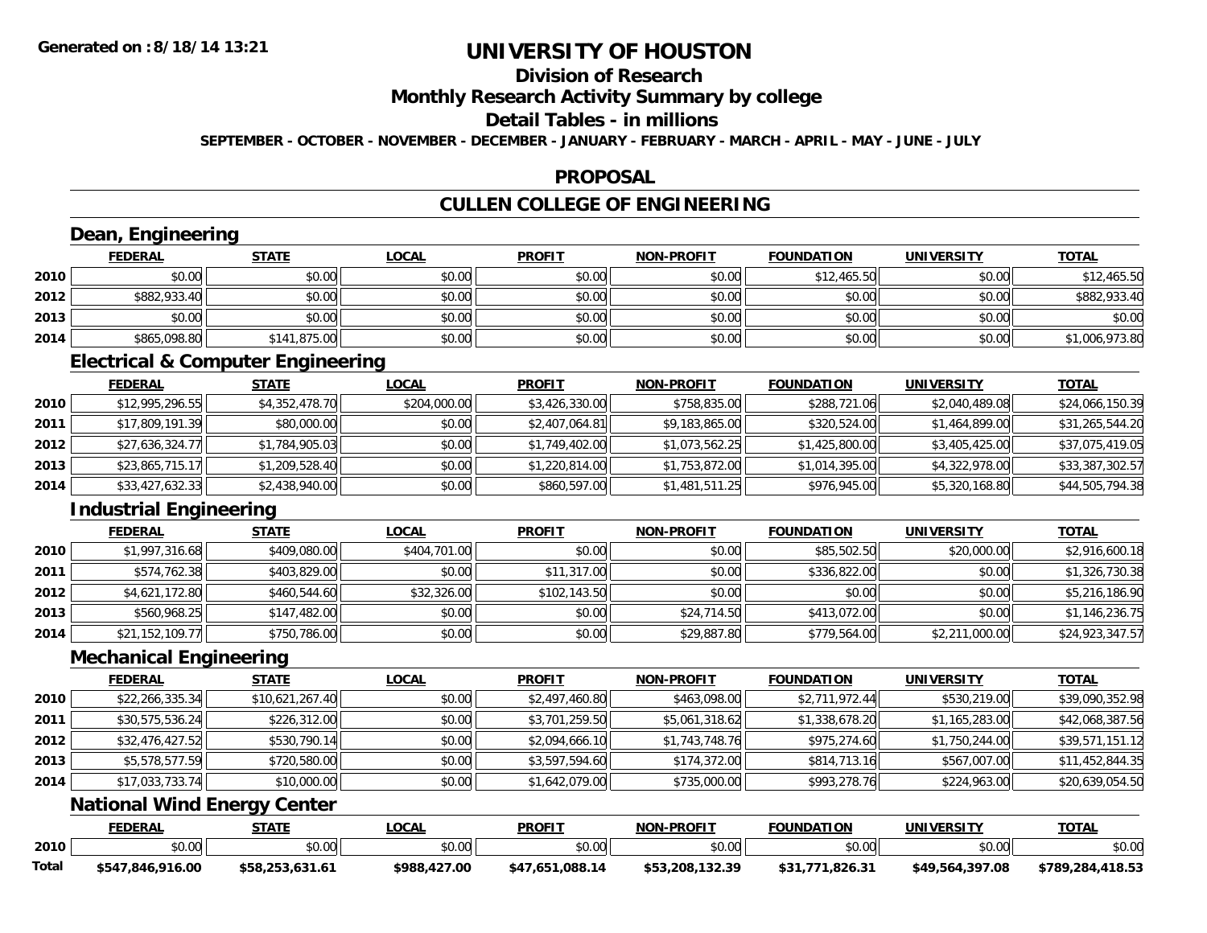**Generated on :8/18/14 13:21**

# UNIVERSITY OF HOUSTON

## Division of Research

## Monthly Research Activity Summary by college

## Detail Tables - in millions

**SEPTEMBER - OCTOBER - NOVEMBER - DECEMBER - JANUARY - FEBRUARY - MARCH - APRIL - MAY - JUNE - JULY**

## PROPOSAL

## CULLEN COLLEGE OF ENGINEERING

### Dean, Engineering

| | FEDERAL | STATE | LOCAL | PROFIT | NON-PROFIT | FOUNDATION | UNIVERSITY | TOTAL |
|---|---|---|---|---|---|---|---|---|
| 2010 | $0.00 | $0.00 | $0.00 | $0.00 | $0.00 | $12,465.50 | $0.00 | $12,465.50 |
| 2012 | $882,933.40 | $0.00 | $0.00 | $0.00 | $0.00 | $0.00 | $0.00 | $882,933.40 |
| 2013 | $0.00 | $0.00 | $0.00 | $0.00 | $0.00 | $0.00 | $0.00 | $0.00 |
| 2014 | $865,098.80 | $141,875.00 | $0.00 | $0.00 | $0.00 | $0.00 | $0.00 | $1,006,973.80 |

### Electrical & Computer Engineering

| | FEDERAL | STATE | LOCAL | PROFIT | NON-PROFIT | FOUNDATION | UNIVERSITY | TOTAL |
|---|---|---|---|---|---|---|---|---|
| 2010 | $12,995,296.55 | $4,352,478.70 | $204,000.00 | $3,426,330.00 | $758,835.00 | $288,721.06 | $2,040,489.08 | $24,066,150.39 |
| 2011 | $17,809,191.39 | $80,000.00 | $0.00 | $2,407,064.81 | $9,183,865.00 | $320,524.00 | $1,464,899.00 | $31,265,544.20 |
| 2012 | $27,636,324.77 | $1,784,905.03 | $0.00 | $1,749,402.00 | $1,073,562.25 | $1,425,800.00 | $3,405,425.00 | $37,075,419.05 |
| 2013 | $23,865,715.17 | $1,209,528.40 | $0.00 | $1,220,814.00 | $1,753,872.00 | $1,014,395.00 | $4,322,978.00 | $33,387,302.57 |
| 2014 | $33,427,632.33 | $2,438,940.00 | $0.00 | $860,597.00 | $1,481,511.25 | $976,945.00 | $5,320,168.80 | $44,505,794.38 |

### Industrial Engineering

| | FEDERAL | STATE | LOCAL | PROFIT | NON-PROFIT | FOUNDATION | UNIVERSITY | TOTAL |
|---|---|---|---|---|---|---|---|---|
| 2010 | $1,997,316.68 | $409,080.00 | $404,701.00 | $0.00 | $0.00 | $85,502.50 | $20,000.00 | $2,916,600.18 |
| 2011 | $574,762.38 | $403,829.00 | $0.00 | $11,317.00 | $0.00 | $336,822.00 | $0.00 | $1,326,730.38 |
| 2012 | $4,621,172.80 | $460,544.60 | $32,326.00 | $102,143.50 | $0.00 | $0.00 | $0.00 | $5,216,186.90 |
| 2013 | $560,968.25 | $147,482.00 | $0.00 | $0.00 | $24,714.50 | $413,072.00 | $0.00 | $1,146,236.75 |
| 2014 | $21,152,109.77 | $750,786.00 | $0.00 | $0.00 | $29,887.80 | $779,564.00 | $2,211,000.00 | $24,923,347.57 |

### Mechanical Engineering

| | FEDERAL | STATE | LOCAL | PROFIT | NON-PROFIT | FOUNDATION | UNIVERSITY | TOTAL |
|---|---|---|---|---|---|---|---|---|
| 2010 | $22,266,335.34 | $10,621,267.40 | $0.00 | $2,497,460.80 | $463,098.00 | $2,711,972.44 | $530,219.00 | $39,090,352.98 |
| 2011 | $30,575,536.24 | $226,312.00 | $0.00 | $3,701,259.50 | $5,061,318.62 | $1,338,678.20 | $1,165,283.00 | $42,068,387.56 |
| 2012 | $32,476,427.52 | $530,790.14 | $0.00 | $2,094,666.10 | $1,743,748.76 | $975,274.60 | $1,750,244.00 | $39,571,151.12 |
| 2013 | $5,578,577.59 | $720,580.00 | $0.00 | $3,597,594.60 | $174,372.00 | $814,713.16 | $567,007.00 | $11,452,844.35 |
| 2014 | $17,033,733.74 | $10,000.00 | $0.00 | $1,642,079.00 | $735,000.00 | $993,278.76 | $224,963.00 | $20,639,054.50 |

### National Wind Energy Center

| | FEDERAL | STATE | LOCAL | PROFIT | NON-PROFIT | FOUNDATION | UNIVERSITY | TOTAL |
|---|---|---|---|---|---|---|---|---|
| 2010 | $0.00 | $0.00 | $0.00 | $0.00 | $0.00 | $0.00 | $0.00 | $0.00 |
| **Total** | **$547,846,916.00** | **$58,253,631.61** | **$988,427.00** | **$47,651,088.14** | **$53,208,132.39** | **$31,771,826.31** | **$49,564,397.08** | **$789,284,418.53** |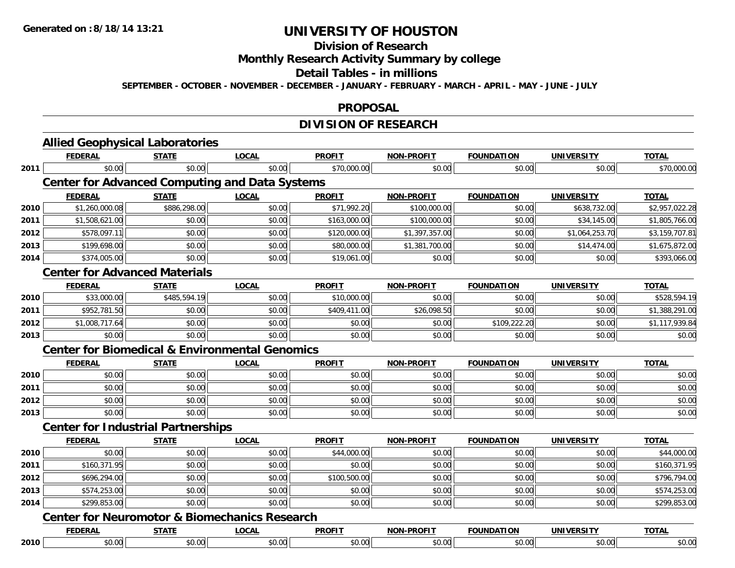**Generated on :8/18/14 13:21**

# UNIVERSITY OF HOUSTON

## Division of Research

## Monthly Research Activity Summary by college

## Detail Tables - in millions

**SEPTEMBER - OCTOBER - NOVEMBER - DECEMBER - JANUARY - FEBRUARY - MARCH - APRIL - MAY - JUNE - JULY**

## PROPOSAL

## DIVISION OF RESEARCH

### Allied Geophysical Laboratories

| | FEDERAL | STATE | LOCAL | PROFIT | NON-PROFIT | FOUNDATION | UNIVERSITY | TOTAL |
|---|---|---|---|---|---|---|---|---|
| 2011 | $0.00 | $0.00 | $0.00 | $70,000.00 | $0.00 | $0.00 | $0.00 | $70,000.00 |

### Center for Advanced Computing and Data Systems

| | FEDERAL | STATE | LOCAL | PROFIT | NON-PROFIT | FOUNDATION | UNIVERSITY | TOTAL |
|---|---|---|---|---|---|---|---|---|
| 2010 | $1,260,000.08 | $886,298.00 | $0.00 | $71,992.20 | $100,000.00 | $0.00 | $638,732.00 | $2,957,022.28 |
| 2011 | $1,508,621.00 | $0.00 | $0.00 | $163,000.00 | $100,000.00 | $0.00 | $34,145.00 | $1,805,766.00 |
| 2012 | $578,097.11 | $0.00 | $0.00 | $120,000.00 | $1,397,357.00 | $0.00 | $1,064,253.70 | $3,159,707.81 |
| 2013 | $199,698.00 | $0.00 | $0.00 | $80,000.00 | $1,381,700.00 | $0.00 | $14,474.00 | $1,675,872.00 |
| 2014 | $374,005.00 | $0.00 | $0.00 | $19,061.00 | $0.00 | $0.00 | $0.00 | $393,066.00 |

### Center for Advanced Materials

| | FEDERAL | STATE | LOCAL | PROFIT | NON-PROFIT | FOUNDATION | UNIVERSITY | TOTAL |
|---|---|---|---|---|---|---|---|---|
| 2010 | $33,000.00 | $485,594.19 | $0.00 | $10,000.00 | $0.00 | $0.00 | $0.00 | $528,594.19 |
| 2011 | $952,781.50 | $0.00 | $0.00 | $409,411.00 | $26,098.50 | $0.00 | $0.00 | $1,388,291.00 |
| 2012 | $1,008,717.64 | $0.00 | $0.00 | $0.00 | $0.00 | $109,222.20 | $0.00 | $1,117,939.84 |
| 2013 | $0.00 | $0.00 | $0.00 | $0.00 | $0.00 | $0.00 | $0.00 | $0.00 |

### Center for Biomedical & Environmental Genomics

| | FEDERAL | STATE | LOCAL | PROFIT | NON-PROFIT | FOUNDATION | UNIVERSITY | TOTAL |
|---|---|---|---|---|---|---|---|---|
| 2010 | $0.00 | $0.00 | $0.00 | $0.00 | $0.00 | $0.00 | $0.00 | $0.00 |
| 2011 | $0.00 | $0.00 | $0.00 | $0.00 | $0.00 | $0.00 | $0.00 | $0.00 |
| 2012 | $0.00 | $0.00 | $0.00 | $0.00 | $0.00 | $0.00 | $0.00 | $0.00 |
| 2013 | $0.00 | $0.00 | $0.00 | $0.00 | $0.00 | $0.00 | $0.00 | $0.00 |

### Center for Industrial Partnerships

| | FEDERAL | STATE | LOCAL | PROFIT | NON-PROFIT | FOUNDATION | UNIVERSITY | TOTAL |
|---|---|---|---|---|---|---|---|---|
| 2010 | $0.00 | $0.00 | $0.00 | $44,000.00 | $0.00 | $0.00 | $0.00 | $44,000.00 |
| 2011 | $160,371.95 | $0.00 | $0.00 | $0.00 | $0.00 | $0.00 | $0.00 | $160,371.95 |
| 2012 | $696,294.00 | $0.00 | $0.00 | $100,500.00 | $0.00 | $0.00 | $0.00 | $796,794.00 |
| 2013 | $574,253.00 | $0.00 | $0.00 | $0.00 | $0.00 | $0.00 | $0.00 | $574,253.00 |
| 2014 | $299,853.00 | $0.00 | $0.00 | $0.00 | $0.00 | $0.00 | $0.00 | $299,853.00 |

### Center for Neuromotor & Biomechanics Research

| | FEDERAL | STATE | LOCAL | PROFIT | NON-PROFIT | FOUNDATION | UNIVERSITY | TOTAL |
|---|---|---|---|---|---|---|---|---|
| 2010 | $0.00 | $0.00 | $0.00 | $0.00 | $0.00 | $0.00 | $0.00 | $0.00 |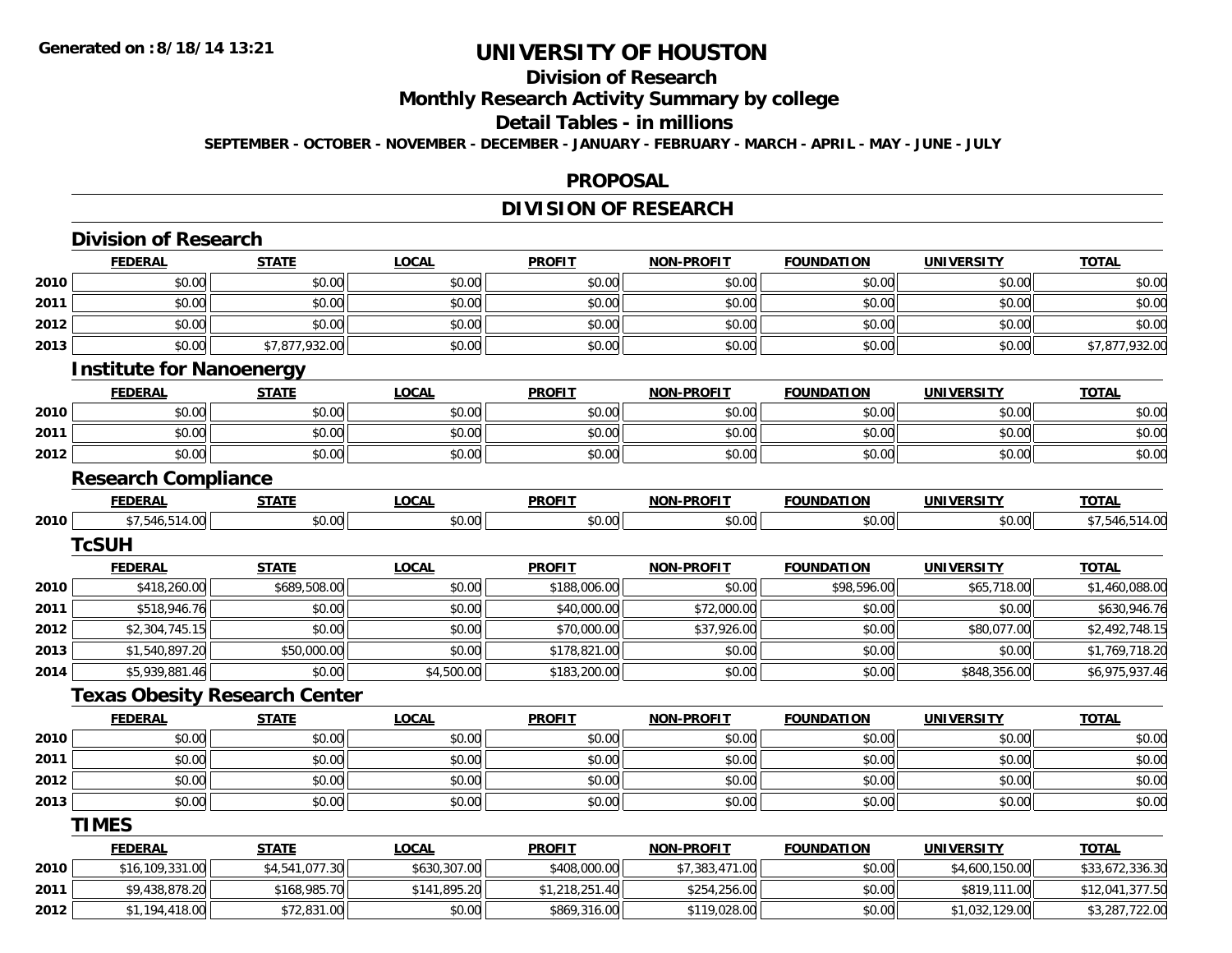# UNIVERSITY OF HOUSTON

## Division of Research

## Monthly Research Activity Summary by college

## Detail Tables - in millions

**SEPTEMBER - OCTOBER - NOVEMBER - DECEMBER - JANUARY - FEBRUARY - MARCH - APRIL - MAY - JUNE - JULY**

## PROPOSAL

## DIVISION OF RESEARCH

### Division of Research

| | FEDERAL | STATE | LOCAL | PROFIT | NON-PROFIT | FOUNDATION | UNIVERSITY | TOTAL |
|---|---|---|---|---|---|---|---|---|
| 2010 | $0.00 | $0.00 | $0.00 | $0.00 | $0.00 | $0.00 | $0.00 | $0.00 |
| 2011 | $0.00 | $0.00 | $0.00 | $0.00 | $0.00 | $0.00 | $0.00 | $0.00 |
| 2012 | $0.00 | $0.00 | $0.00 | $0.00 | $0.00 | $0.00 | $0.00 | $0.00 |
| 2013 | $0.00 | $7,877,932.00 | $0.00 | $0.00 | $0.00 | $0.00 | $0.00 | $7,877,932.00 |

### Institute for Nanoenergy

| | FEDERAL | STATE | LOCAL | PROFIT | NON-PROFIT | FOUNDATION | UNIVERSITY | TOTAL |
|---|---|---|---|---|---|---|---|---|
| 2010 | $0.00 | $0.00 | $0.00 | $0.00 | $0.00 | $0.00 | $0.00 | $0.00 |
| 2011 | $0.00 | $0.00 | $0.00 | $0.00 | $0.00 | $0.00 | $0.00 | $0.00 |
| 2012 | $0.00 | $0.00 | $0.00 | $0.00 | $0.00 | $0.00 | $0.00 | $0.00 |

### Research Compliance

| | FEDERAL | STATE | LOCAL | PROFIT | NON-PROFIT | FOUNDATION | UNIVERSITY | TOTAL |
|---|---|---|---|---|---|---|---|---|
| 2010 | $7,546,514.00 | $0.00 | $0.00 | $0.00 | $0.00 | $0.00 | $0.00 | $7,546,514.00 |

### TcSUH

| | FEDERAL | STATE | LOCAL | PROFIT | NON-PROFIT | FOUNDATION | UNIVERSITY | TOTAL |
|---|---|---|---|---|---|---|---|---|
| 2010 | $418,260.00 | $689,508.00 | $0.00 | $188,006.00 | $0.00 | $98,596.00 | $65,718.00 | $1,460,088.00 |
| 2011 | $518,946.76 | $0.00 | $0.00 | $40,000.00 | $72,000.00 | $0.00 | $0.00 | $630,946.76 |
| 2012 | $2,304,745.15 | $0.00 | $0.00 | $70,000.00 | $37,926.00 | $0.00 | $80,077.00 | $2,492,748.15 |
| 2013 | $1,540,897.20 | $50,000.00 | $0.00 | $178,821.00 | $0.00 | $0.00 | $0.00 | $1,769,718.20 |
| 2014 | $5,939,881.46 | $0.00 | $4,500.00 | $183,200.00 | $0.00 | $0.00 | $848,356.00 | $6,975,937.46 |

### Texas Obesity Research Center

| | FEDERAL | STATE | LOCAL | PROFIT | NON-PROFIT | FOUNDATION | UNIVERSITY | TOTAL |
|---|---|---|---|---|---|---|---|---|
| 2010 | $0.00 | $0.00 | $0.00 | $0.00 | $0.00 | $0.00 | $0.00 | $0.00 |
| 2011 | $0.00 | $0.00 | $0.00 | $0.00 | $0.00 | $0.00 | $0.00 | $0.00 |
| 2012 | $0.00 | $0.00 | $0.00 | $0.00 | $0.00 | $0.00 | $0.00 | $0.00 |
| 2013 | $0.00 | $0.00 | $0.00 | $0.00 | $0.00 | $0.00 | $0.00 | $0.00 |

### TIMES

| | FEDERAL | STATE | LOCAL | PROFIT | NON-PROFIT | FOUNDATION | UNIVERSITY | TOTAL |
|---|---|---|---|---|---|---|---|---|
| 2010 | $16,109,331.00 | $4,541,077.30 | $630,307.00 | $408,000.00 | $7,383,471.00 | $0.00 | $4,600,150.00 | $33,672,336.30 |
| 2011 | $9,438,878.20 | $168,985.70 | $141,895.20 | $1,218,251.40 | $254,256.00 | $0.00 | $819,111.00 | $12,041,377.50 |
| 2012 | $1,194,418.00 | $72,831.00 | $0.00 | $869,316.00 | $119,028.00 | $0.00 | $1,032,129.00 | $3,287,722.00 |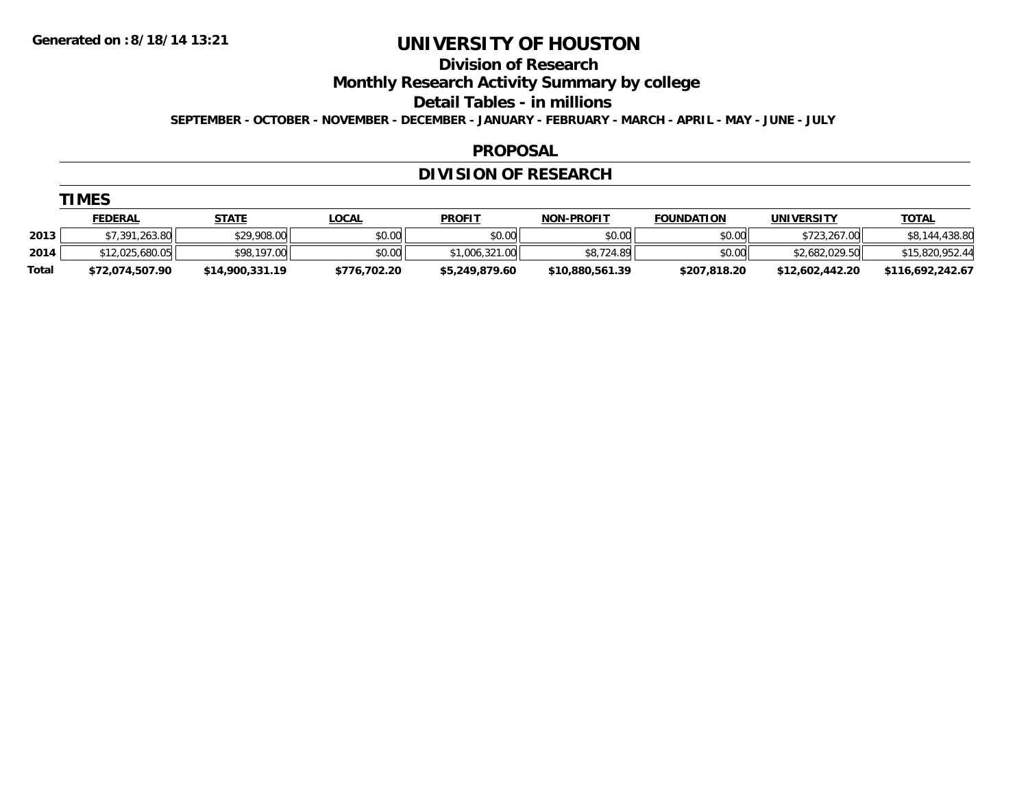Generated on :8/18/14 13:21

# UNIVERSITY OF HOUSTON

## Division of Research

## Monthly Research Activity Summary by college

## Detail Tables - in millions

**SEPTEMBER - OCTOBER - NOVEMBER - DECEMBER - JANUARY - FEBRUARY - MARCH - APRIL - MAY - JUNE - JULY**

## PROPOSAL

## DIVISION OF RESEARCH

### TIMES

| | FEDERAL | STATE | LOCAL | PROFIT | NON-PROFIT | FOUNDATION | UNIVERSITY | TOTAL |
|---|---|---|---|---|---|---|---|---|
| 2013 | $7,391,263.80 | $29,908.00 | $0.00 | $0.00 | $0.00 | $0.00 | $723,267.00 | $8,144,438.80 |
| 2014 | $12,025,680.05 | $98,197.00 | $0.00 | $1,006,321.00 | $8,724.89 | $0.00 | $2,682,029.50 | $15,820,952.44 |
| **Total** | **$72,074,507.90** | **$14,900,331.19** | **$776,702.20** | **$5,249,879.60** | **$10,880,561.39** | **$207,818.20** | **$12,602,442.20** | **$116,692,242.67** |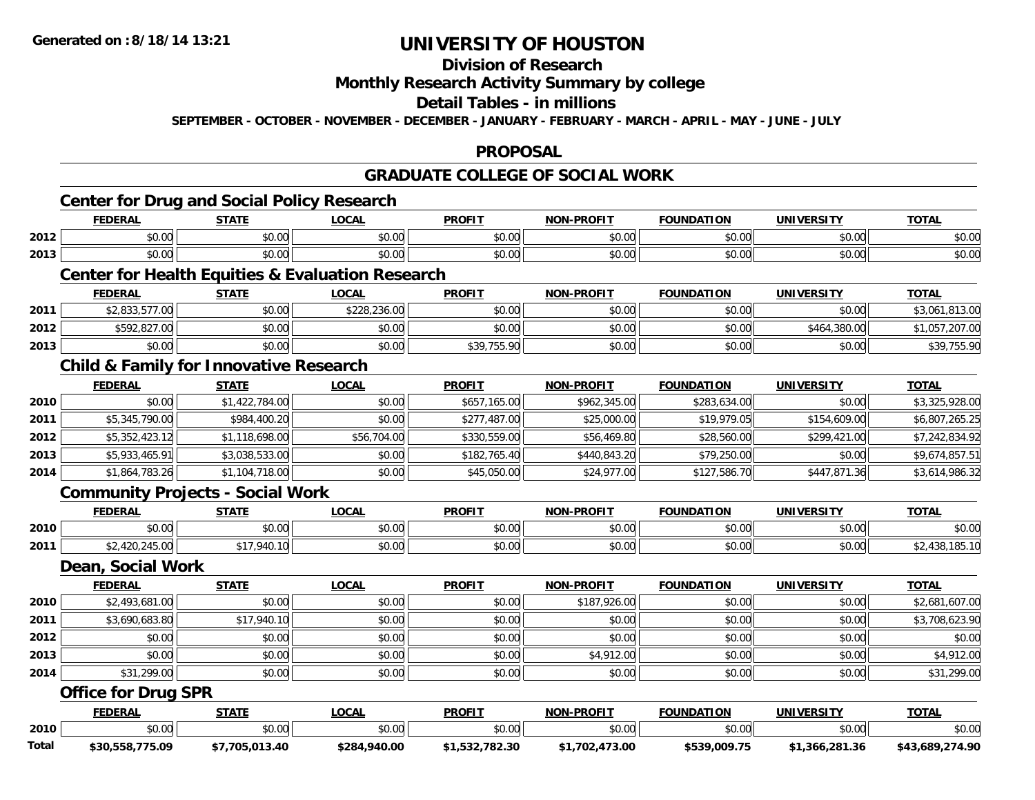**Generated on :8/18/14 13:21**

# UNIVERSITY OF HOUSTON

## Division of Research

## Monthly Research Activity Summary by college

## Detail Tables - in millions

**SEPTEMBER - OCTOBER - NOVEMBER - DECEMBER - JANUARY - FEBRUARY - MARCH - APRIL - MAY - JUNE - JULY**

## PROPOSAL

## GRADUATE COLLEGE OF SOCIAL WORK

### Center for Drug and Social Policy Research

| | FEDERAL | STATE | LOCAL | PROFIT | NON-PROFIT | FOUNDATION | UNIVERSITY | TOTAL |
|---|---|---|---|---|---|---|---|---|
| 2012 | $0.00 | $0.00 | $0.00 | $0.00 | $0.00 | $0.00 | $0.00 | $0.00 |
| 2013 | $0.00 | $0.00 | $0.00 | $0.00 | $0.00 | $0.00 | $0.00 | $0.00 |

### Center for Health Equities & Evaluation Research

| | FEDERAL | STATE | LOCAL | PROFIT | NON-PROFIT | FOUNDATION | UNIVERSITY | TOTAL |
|---|---|---|---|---|---|---|---|---|
| 2011 | $2,833,577.00 | $0.00 | $228,236.00 | $0.00 | $0.00 | $0.00 | $0.00 | $3,061,813.00 |
| 2012 | $592,827.00 | $0.00 | $0.00 | $0.00 | $0.00 | $0.00 | $464,380.00 | $1,057,207.00 |
| 2013 | $0.00 | $0.00 | $0.00 | $39,755.90 | $0.00 | $0.00 | $0.00 | $39,755.90 |

### Child & Family for Innovative Research

| | FEDERAL | STATE | LOCAL | PROFIT | NON-PROFIT | FOUNDATION | UNIVERSITY | TOTAL |
|---|---|---|---|---|---|---|---|---|
| 2010 | $0.00 | $1,422,784.00 | $0.00 | $657,165.00 | $962,345.00 | $283,634.00 | $0.00 | $3,325,928.00 |
| 2011 | $5,345,790.00 | $984,400.20 | $0.00 | $277,487.00 | $25,000.00 | $19,979.05 | $154,609.00 | $6,807,265.25 |
| 2012 | $5,352,423.12 | $1,118,698.00 | $56,704.00 | $330,559.00 | $56,469.80 | $28,560.00 | $299,421.00 | $7,242,834.92 |
| 2013 | $5,933,465.91 | $3,038,533.00 | $0.00 | $182,765.40 | $440,843.20 | $79,250.00 | $0.00 | $9,674,857.51 |
| 2014 | $1,864,783.26 | $1,104,718.00 | $0.00 | $45,050.00 | $24,977.00 | $127,586.70 | $447,871.36 | $3,614,986.32 |

### Community Projects - Social Work

| | FEDERAL | STATE | LOCAL | PROFIT | NON-PROFIT | FOUNDATION | UNIVERSITY | TOTAL |
|---|---|---|---|---|---|---|---|---|
| 2010 | $0.00 | $0.00 | $0.00 | $0.00 | $0.00 | $0.00 | $0.00 | $0.00 |
| 2011 | $2,420,245.00 | $17,940.10 | $0.00 | $0.00 | $0.00 | $0.00 | $0.00 | $2,438,185.10 |

### Dean, Social Work

| | FEDERAL | STATE | LOCAL | PROFIT | NON-PROFIT | FOUNDATION | UNIVERSITY | TOTAL |
|---|---|---|---|---|---|---|---|---|
| 2010 | $2,493,681.00 | $0.00 | $0.00 | $0.00 | $187,926.00 | $0.00 | $0.00 | $2,681,607.00 |
| 2011 | $3,690,683.80 | $17,940.10 | $0.00 | $0.00 | $0.00 | $0.00 | $0.00 | $3,708,623.90 |
| 2012 | $0.00 | $0.00 | $0.00 | $0.00 | $0.00 | $0.00 | $0.00 | $0.00 |
| 2013 | $0.00 | $0.00 | $0.00 | $0.00 | $4,912.00 | $0.00 | $0.00 | $4,912.00 |
| 2014 | $31,299.00 | $0.00 | $0.00 | $0.00 | $0.00 | $0.00 | $0.00 | $31,299.00 |

### Office for Drug SPR

| | FEDERAL | STATE | LOCAL | PROFIT | NON-PROFIT | FOUNDATION | UNIVERSITY | TOTAL |
|---|---|---|---|---|---|---|---|---|
| 2010 | $0.00 | $0.00 | $0.00 | $0.00 | $0.00 | $0.00 | $0.00 | $0.00 |
| **Total** | **$30,558,775.09** | **$7,705,013.40** | **$284,940.00** | **$1,532,782.30** | **$1,702,473.00** | **$539,009.75** | **$1,366,281.36** | **$43,689,274.90** |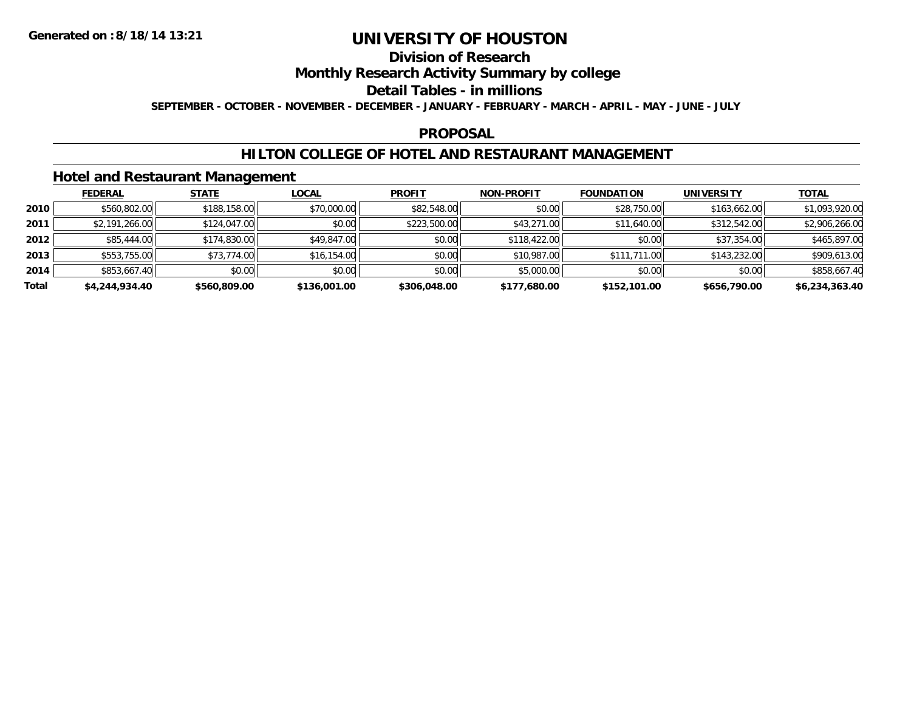Generated on :8/18/14 13:21

# UNIVERSITY OF HOUSTON

## Division of Research

## Monthly Research Activity Summary by college

## Detail Tables - in millions

**SEPTEMBER - OCTOBER - NOVEMBER - DECEMBER - JANUARY - FEBRUARY - MARCH - APRIL - MAY - JUNE - JULY**

## PROPOSAL

## HILTON COLLEGE OF HOTEL AND RESTAURANT MANAGEMENT

### Hotel and Restaurant Management

| | FEDERAL | STATE | LOCAL | PROFIT | NON-PROFIT | FOUNDATION | UNIVERSITY | TOTAL |
|---|---|---|---|---|---|---|---|---|
| 2010 | $560,802.00 | $188,158.00 | $70,000.00 | $82,548.00 | $0.00 | $28,750.00 | $163,662.00 | $1,093,920.00 |
| 2011 | $2,191,266.00 | $124,047.00 | $0.00 | $223,500.00 | $43,271.00 | $11,640.00 | $312,542.00 | $2,906,266.00 |
| 2012 | $85,444.00 | $174,830.00 | $49,847.00 | $0.00 | $118,422.00 | $0.00 | $37,354.00 | $465,897.00 |
| 2013 | $553,755.00 | $73,774.00 | $16,154.00 | $0.00 | $10,987.00 | $111,711.00 | $143,232.00 | $909,613.00 |
| 2014 | $853,667.40 | $0.00 | $0.00 | $0.00 | $5,000.00 | $0.00 | $0.00 | $858,667.40 |
| **Total** | **$4,244,934.40** | **$560,809.00** | **$136,001.00** | **$306,048.00** | **$177,680.00** | **$152,101.00** | **$656,790.00** | **$6,234,363.40** |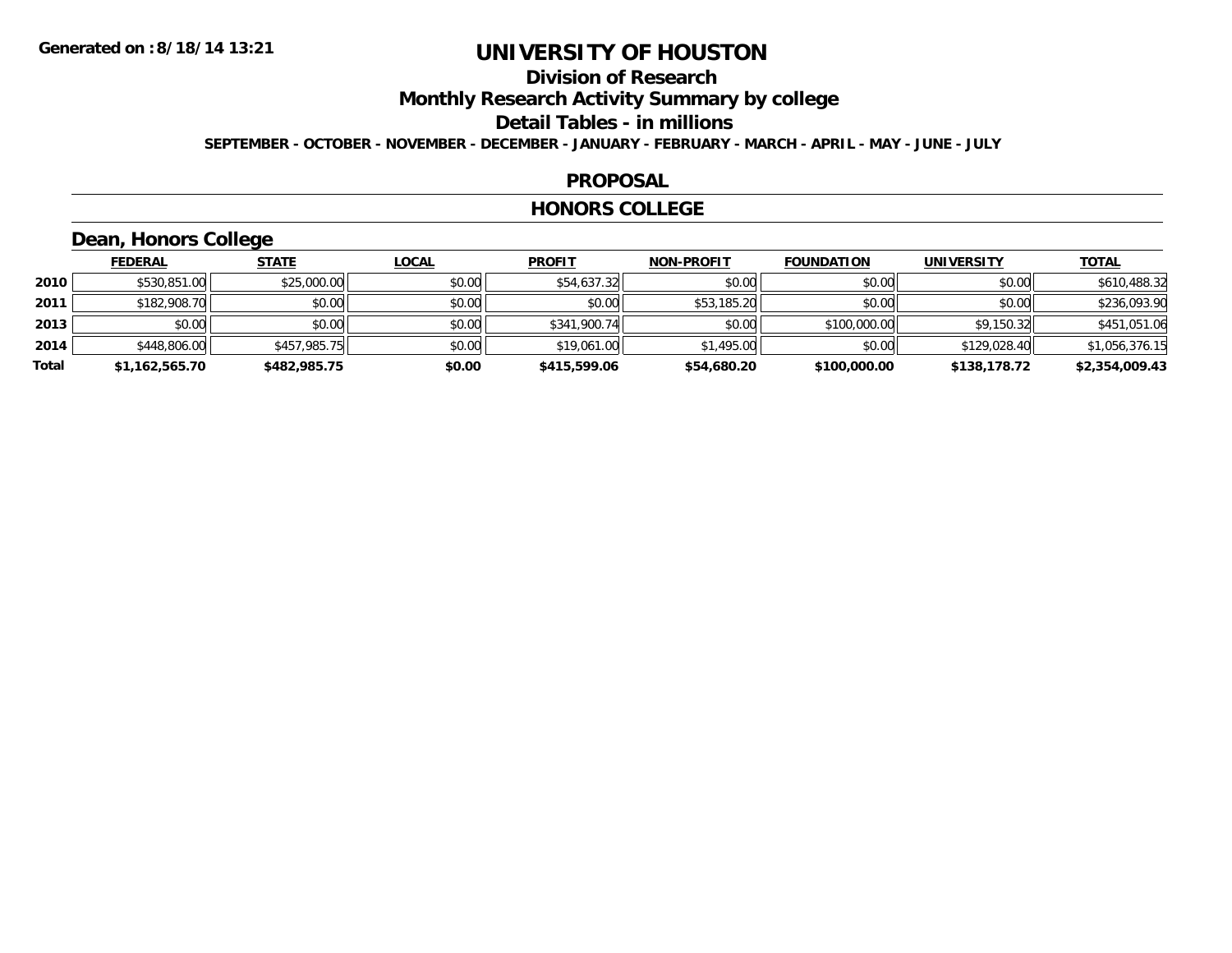# UNIVERSITY OF HOUSTON

## Division of Research

## Monthly Research Activity Summary by college

## Detail Tables - in millions

**SEPTEMBER - OCTOBER - NOVEMBER - DECEMBER - JANUARY - FEBRUARY - MARCH - APRIL - MAY - JUNE - JULY**

### PROPOSAL

### HONORS COLLEGE

### Dean, Honors College

| | FEDERAL | STATE | LOCAL | PROFIT | NON-PROFIT | FOUNDATION | UNIVERSITY | TOTAL |
|---|---|---|---|---|---|---|---|---|
| 2010 | $530,851.00 | $25,000.00 | $0.00 | $54,637.32 | $0.00 | $0.00 | $0.00 | $610,488.32 |
| 2011 | $182,908.70 | $0.00 | $0.00 | $0.00 | $53,185.20 | $0.00 | $0.00 | $236,093.90 |
| 2013 | $0.00 | $0.00 | $0.00 | $341,900.74 | $0.00 | $100,000.00 | $9,150.32 | $451,051.06 |
| 2014 | $448,806.00 | $457,985.75 | $0.00 | $19,061.00 | $1,495.00 | $0.00 | $129,028.40 | $1,056,376.15 |
| **Total** | **$1,162,565.70** | **$482,985.75** | **$0.00** | **$415,599.06** | **$54,680.20** | **$100,000.00** | **$138,178.72** | **$2,354,009.43** |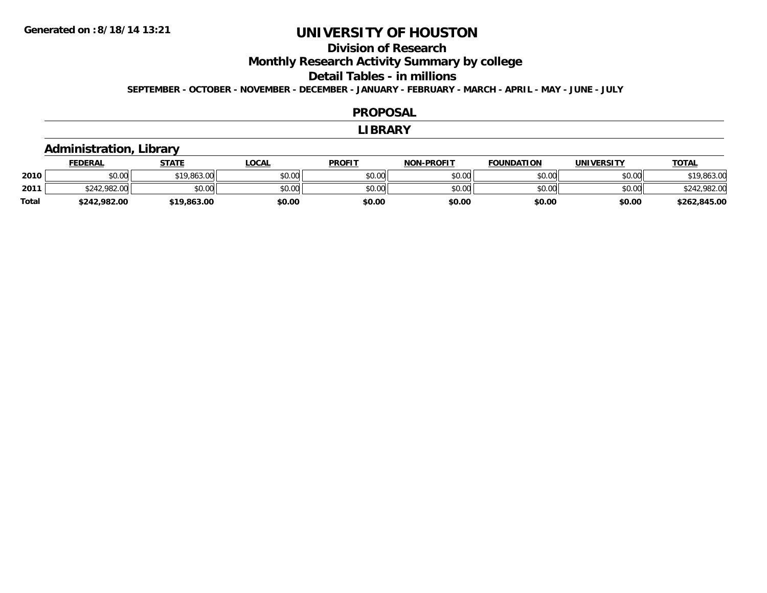**Generated on :8/18/14 13:21**

# UNIVERSITY OF HOUSTON

## Division of Research

## Monthly Research Activity Summary by college

## Detail Tables - in millions

**SEPTEMBER - OCTOBER - NOVEMBER - DECEMBER - JANUARY - FEBRUARY - MARCH - APRIL - MAY - JUNE - JULY**

## PROPOSAL

## LIBRARY

### Administration, Library

| | FEDERAL | STATE | LOCAL | PROFIT | NON-PROFIT | FOUNDATION | UNIVERSITY | TOTAL |
|---|---|---|---|---|---|---|---|---|
| 2010 | $0.00 | $19,863.00 | $0.00 | $0.00 | $0.00 | $0.00 | $0.00 | $19,863.00 |
| 2011 | $242,982.00 | $0.00 | $0.00 | $0.00 | $0.00 | $0.00 | $0.00 | $242,982.00 |
| **Total** | **$242,982.00** | **$19,863.00** | **$0.00** | **$0.00** | **$0.00** | **$0.00** | **$0.00** | **$262,845.00** |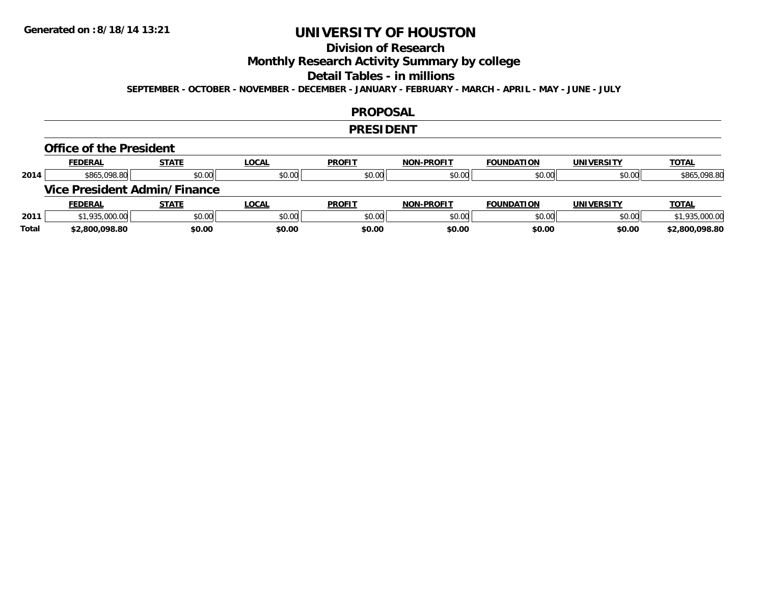**Generated on :8/18/14 13:21**

# UNIVERSITY OF HOUSTON

## Division of Research

## Monthly Research Activity Summary by college

## Detail Tables - in millions

**SEPTEMBER - OCTOBER - NOVEMBER - DECEMBER - JANUARY - FEBRUARY - MARCH - APRIL - MAY - JUNE - JULY**

## PROPOSAL

## PRESIDENT

### Office of the President

| | FEDERAL | STATE | LOCAL | PROFIT | NON-PROFIT | FOUNDATION | UNIVERSITY | TOTAL |
|---|---|---|---|---|---|---|---|---|
| 2014 | $865,098.80 | $0.00 | $0.00 | $0.00 | $0.00 | $0.00 | $0.00 | $865,098.80 |

### Vice President Admin/Finance

| | FEDERAL | STATE | LOCAL | PROFIT | NON-PROFIT | FOUNDATION | UNIVERSITY | TOTAL |
|---|---|---|---|---|---|---|---|---|
| 2011 | $1,935,000.00 | $0.00 | $0.00 | $0.00 | $0.00 | $0.00 | $0.00 | $1,935,000.00 |
| **Total** | **$2,800,098.80** | **$0.00** | **$0.00** | **$0.00** | **$0.00** | **$0.00** | **$0.00** | **$2,800,098.80** |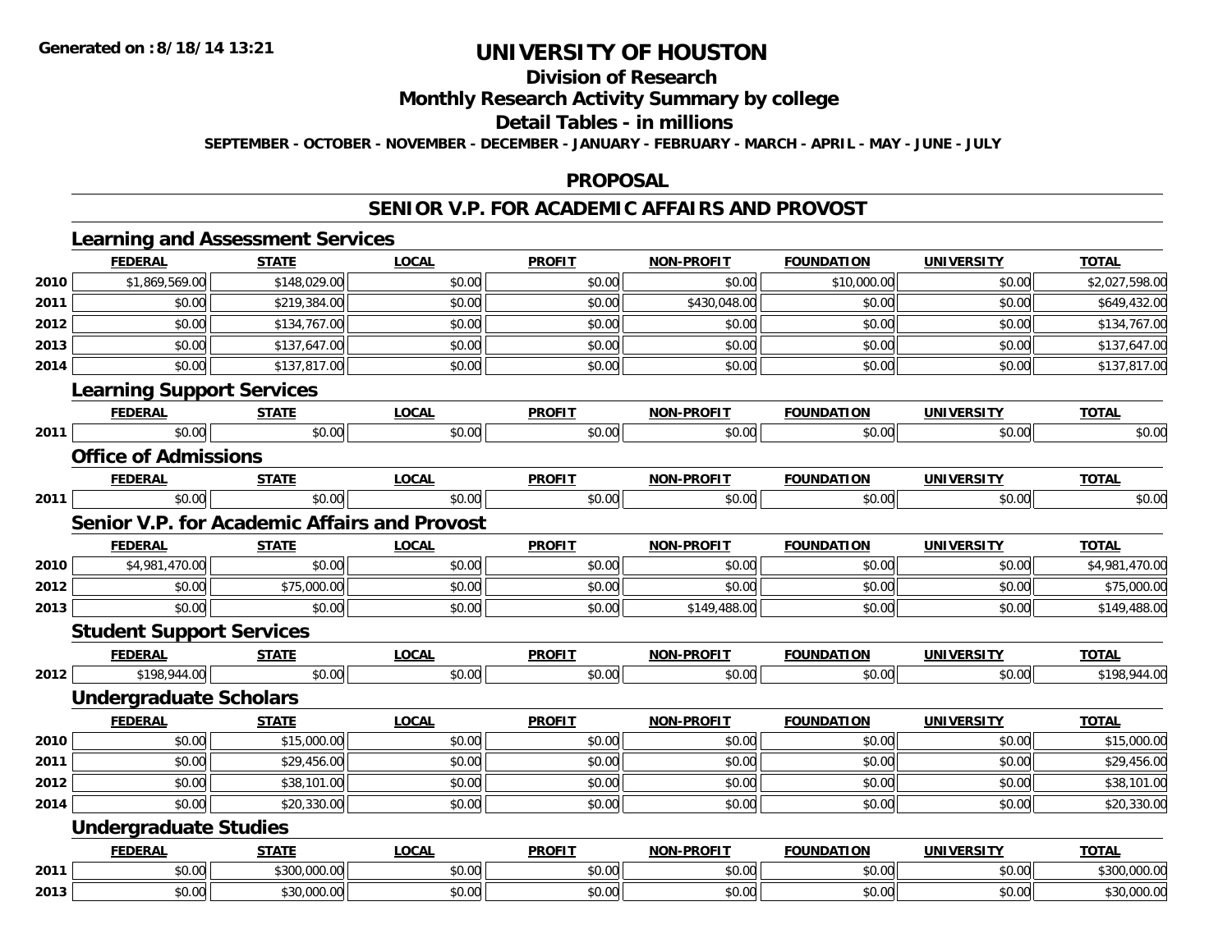# UNIVERSITY OF HOUSTON

## Division of Research

## Monthly Research Activity Summary by college

## Detail Tables - in millions

**SEPTEMBER - OCTOBER - NOVEMBER - DECEMBER - JANUARY - FEBRUARY - MARCH - APRIL - MAY - JUNE - JULY**

**Generated on :8/18/14 13:21**

## PROPOSAL

## SENIOR V.P. FOR ACADEMIC AFFAIRS AND PROVOST

### Learning and Assessment Services

| | FEDERAL | STATE | LOCAL | PROFIT | NON-PROFIT | FOUNDATION | UNIVERSITY | TOTAL |
|---|---|---|---|---|---|---|---|---|
| 2010 | $1,869,569.00 | $148,029.00 | $0.00 | $0.00 | $0.00 | $10,000.00 | $0.00 | $2,027,598.00 |
| 2011 | $0.00 | $219,384.00 | $0.00 | $0.00 | $430,048.00 | $0.00 | $0.00 | $649,432.00 |
| 2012 | $0.00 | $134,767.00 | $0.00 | $0.00 | $0.00 | $0.00 | $0.00 | $134,767.00 |
| 2013 | $0.00 | $137,647.00 | $0.00 | $0.00 | $0.00 | $0.00 | $0.00 | $137,647.00 |
| 2014 | $0.00 | $137,817.00 | $0.00 | $0.00 | $0.00 | $0.00 | $0.00 | $137,817.00 |

### Learning Support Services

| | FEDERAL | STATE | LOCAL | PROFIT | NON-PROFIT | FOUNDATION | UNIVERSITY | TOTAL |
|---|---|---|---|---|---|---|---|---|
| 2011 | $0.00 | $0.00 | $0.00 | $0.00 | $0.00 | $0.00 | $0.00 | $0.00 |

### Office of Admissions

| | FEDERAL | STATE | LOCAL | PROFIT | NON-PROFIT | FOUNDATION | UNIVERSITY | TOTAL |
|---|---|---|---|---|---|---|---|---|
| 2011 | $0.00 | $0.00 | $0.00 | $0.00 | $0.00 | $0.00 | $0.00 | $0.00 |

### Senior V.P. for Academic Affairs and Provost

| | FEDERAL | STATE | LOCAL | PROFIT | NON-PROFIT | FOUNDATION | UNIVERSITY | TOTAL |
|---|---|---|---|---|---|---|---|---|
| 2010 | $4,981,470.00 | $0.00 | $0.00 | $0.00 | $0.00 | $0.00 | $0.00 | $4,981,470.00 |
| 2012 | $0.00 | $75,000.00 | $0.00 | $0.00 | $0.00 | $0.00 | $0.00 | $75,000.00 |
| 2013 | $0.00 | $0.00 | $0.00 | $0.00 | $149,488.00 | $0.00 | $0.00 | $149,488.00 |

### Student Support Services

| | FEDERAL | STATE | LOCAL | PROFIT | NON-PROFIT | FOUNDATION | UNIVERSITY | TOTAL |
|---|---|---|---|---|---|---|---|---|
| 2012 | $198,944.00 | $0.00 | $0.00 | $0.00 | $0.00 | $0.00 | $0.00 | $198,944.00 |

### Undergraduate Scholars

| | FEDERAL | STATE | LOCAL | PROFIT | NON-PROFIT | FOUNDATION | UNIVERSITY | TOTAL |
|---|---|---|---|---|---|---|---|---|
| 2010 | $0.00 | $15,000.00 | $0.00 | $0.00 | $0.00 | $0.00 | $0.00 | $15,000.00 |
| 2011 | $0.00 | $29,456.00 | $0.00 | $0.00 | $0.00 | $0.00 | $0.00 | $29,456.00 |
| 2012 | $0.00 | $38,101.00 | $0.00 | $0.00 | $0.00 | $0.00 | $0.00 | $38,101.00 |
| 2014 | $0.00 | $20,330.00 | $0.00 | $0.00 | $0.00 | $0.00 | $0.00 | $20,330.00 |

### Undergraduate Studies

| | FEDERAL | STATE | LOCAL | PROFIT | NON-PROFIT | FOUNDATION | UNIVERSITY | TOTAL |
|---|---|---|---|---|---|---|---|---|
| 2011 | $0.00 | $300,000.00 | $0.00 | $0.00 | $0.00 | $0.00 | $0.00 | $300,000.00 |
| 2013 | $0.00 | $30,000.00 | $0.00 | $0.00 | $0.00 | $0.00 | $0.00 | $30,000.00 |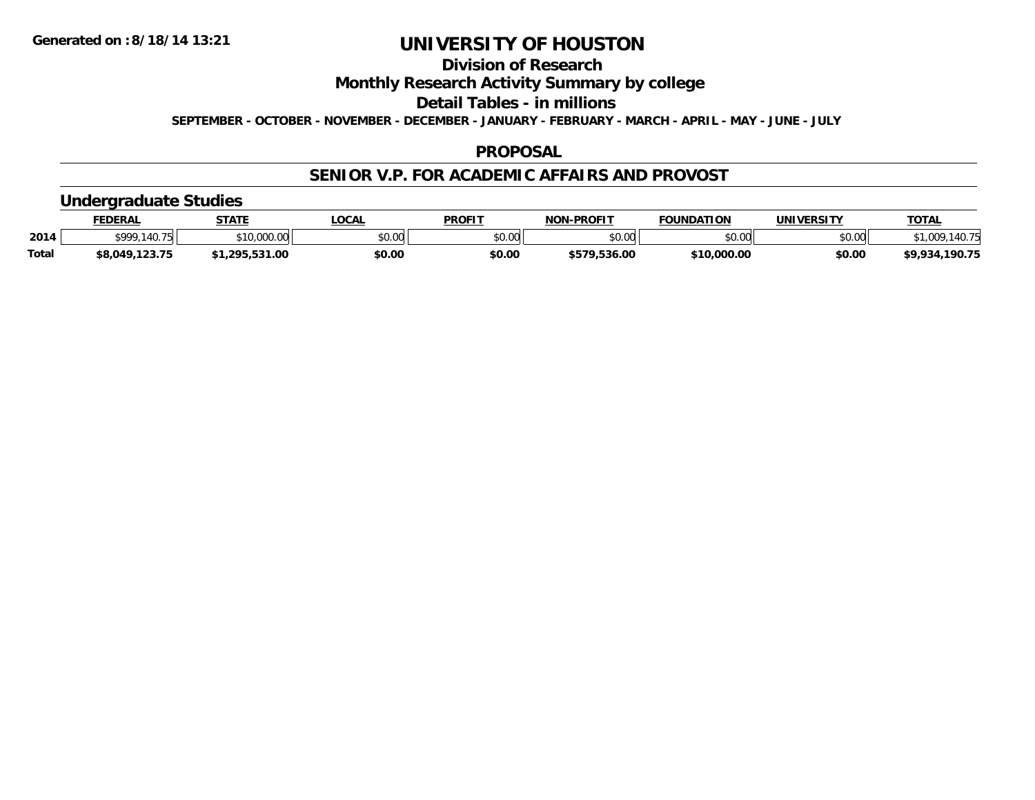# UNIVERSITY OF HOUSTON

## Division of Research

## Monthly Research Activity Summary by college

## Detail Tables - in millions

**SEPTEMBER - OCTOBER - NOVEMBER - DECEMBER - JANUARY - FEBRUARY - MARCH - APRIL - MAY - JUNE - JULY**

**Generated on : 8/18/14 13:21**

### PROPOSAL

### SENIOR V.P. FOR ACADEMIC AFFAIRS AND PROVOST

### Undergraduate Studies

| | FEDERAL | STATE | LOCAL | PROFIT | NON-PROFIT | FOUNDATION | UNIVERSITY | TOTAL |
|---|---|---|---|---|---|---|---|---|
| 2014 | $999,140.75 | $10,000.00 | $0.00 | $0.00 | $0.00 | $0.00 | $0.00 | $1,009,140.75 |
| **Total** | **$8,049,123.75** | **$1,295,531.00** | **$0.00** | **$0.00** | **$579,536.00** | **$10,000.00** | **$0.00** | **$9,934,190.75** |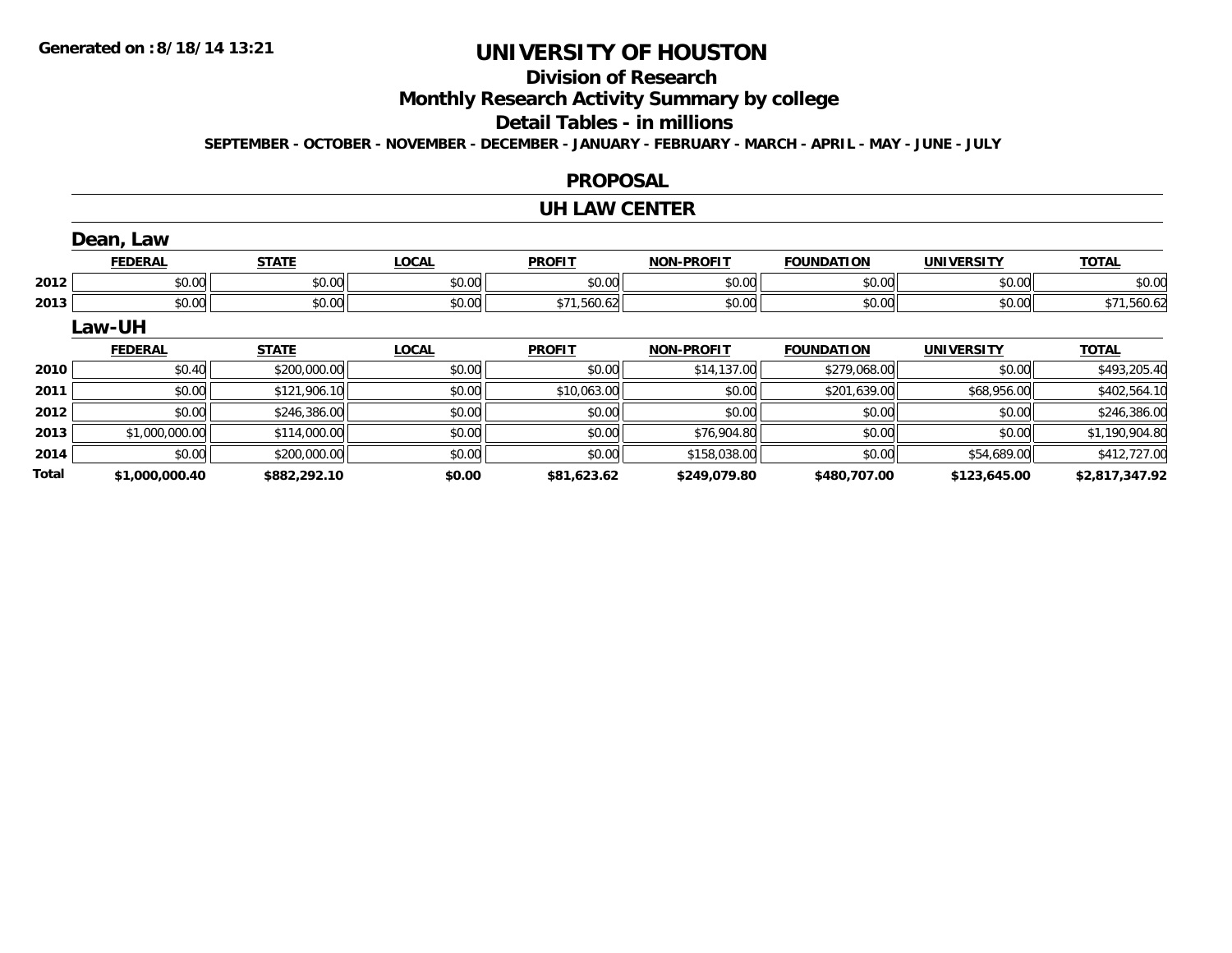# UNIVERSITY OF HOUSTON

## Division of Research

## Monthly Research Activity Summary by college

## Detail Tables - in millions

**SEPTEMBER - OCTOBER - NOVEMBER - DECEMBER - JANUARY - FEBRUARY - MARCH - APRIL - MAY - JUNE - JULY**

### PROPOSAL

### UH LAW CENTER

#### Dean, Law

| | FEDERAL | STATE | LOCAL | PROFIT | NON-PROFIT | FOUNDATION | UNIVERSITY | TOTAL |
|---|---|---|---|---|---|---|---|---|
| 2012 | $0.00 | $0.00 | $0.00 | $0.00 | $0.00 | $0.00 | $0.00 | $0.00 |
| 2013 | $0.00 | $0.00 | $0.00 | $71,560.62 | $0.00 | $0.00 | $0.00 | $71,560.62 |

#### Law-UH

| | FEDERAL | STATE | LOCAL | PROFIT | NON-PROFIT | FOUNDATION | UNIVERSITY | TOTAL |
|---|---|---|---|---|---|---|---|---|
| 2010 | $0.40 | $200,000.00 | $0.00 | $0.00 | $14,137.00 | $279,068.00 | $0.00 | $493,205.40 |
| 2011 | $0.00 | $121,906.10 | $0.00 | $10,063.00 | $0.00 | $201,639.00 | $68,956.00 | $402,564.10 |
| 2012 | $0.00 | $246,386.00 | $0.00 | $0.00 | $0.00 | $0.00 | $0.00 | $246,386.00 |
| 2013 | $1,000,000.00 | $114,000.00 | $0.00 | $0.00 | $76,904.80 | $0.00 | $0.00 | $1,190,904.80 |
| 2014 | $0.00 | $200,000.00 | $0.00 | $0.00 | $158,038.00 | $0.00 | $54,689.00 | $412,727.00 |
| **Total** | **$1,000,000.40** | **$882,292.10** | **$0.00** | **$81,623.62** | **$249,079.80** | **$480,707.00** | **$123,645.00** | **$2,817,347.92** |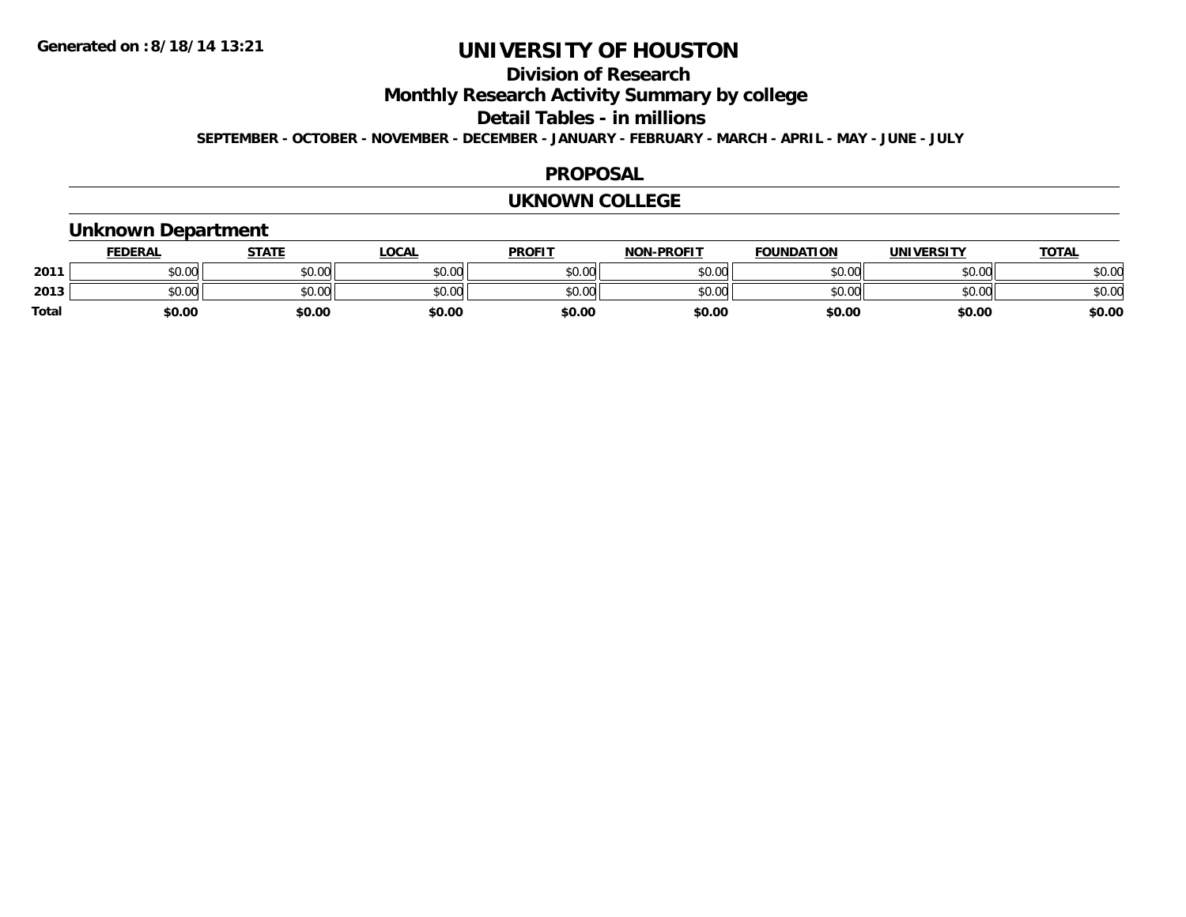**Generated on :8/18/14 13:21**

# UNIVERSITY OF HOUSTON

## Division of Research

## Monthly Research Activity Summary by college

## Detail Tables - in millions

**SEPTEMBER - OCTOBER - NOVEMBER - DECEMBER - JANUARY - FEBRUARY - MARCH - APRIL - MAY - JUNE - JULY**

## PROPOSAL

## UKNOWN COLLEGE

### Unknown Department

| | FEDERAL | STATE | LOCAL | PROFIT | NON-PROFIT | FOUNDATION | UNIVERSITY | TOTAL |
|---|---|---|---|---|---|---|---|---|
| 2011 | $0.00 | $0.00 | $0.00 | $0.00 | $0.00 | $0.00 | $0.00 | $0.00 |
| 2013 | $0.00 | $0.00 | $0.00 | $0.00 | $0.00 | $0.00 | $0.00 | $0.00 |
| **Total** | **$0.00** | **$0.00** | **$0.00** | **$0.00** | **$0.00** | **$0.00** | **$0.00** | **$0.00** |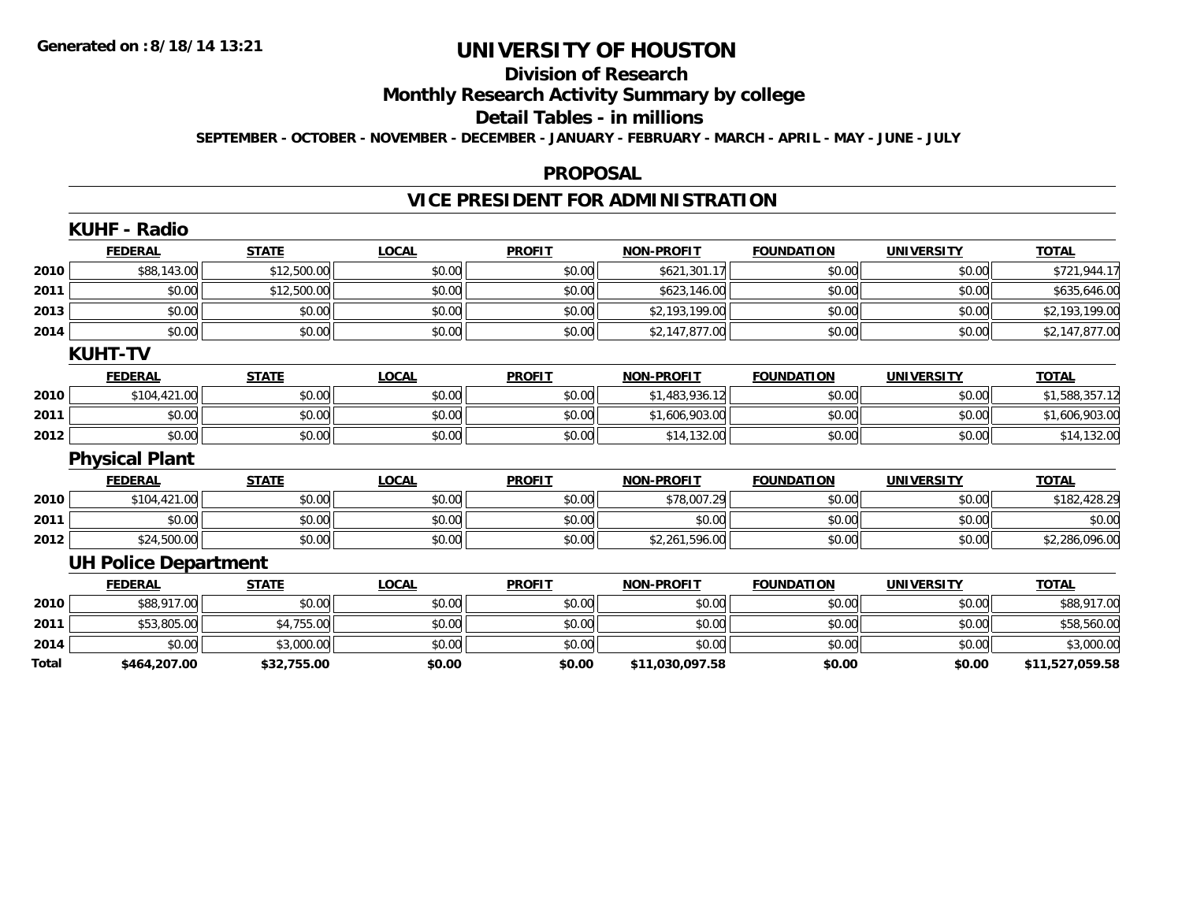**Generated on :8/18/14 13:21**

# UNIVERSITY OF HOUSTON

## Division of Research

## Monthly Research Activity Summary by college

## Detail Tables - in millions

**SEPTEMBER - OCTOBER - NOVEMBER - DECEMBER - JANUARY - FEBRUARY - MARCH - APRIL - MAY - JUNE - JULY**

## PROPOSAL

## VICE PRESIDENT FOR ADMINISTRATION

### KUHF - Radio

| | FEDERAL | STATE | LOCAL | PROFIT | NON-PROFIT | FOUNDATION | UNIVERSITY | TOTAL |
|---|---|---|---|---|---|---|---|---|
| 2010 | $88,143.00 | $12,500.00 | $0.00 | $0.00 | $621,301.17 | $0.00 | $0.00 | $721,944.17 |
| 2011 | $0.00 | $12,500.00 | $0.00 | $0.00 | $623,146.00 | $0.00 | $0.00 | $635,646.00 |
| 2013 | $0.00 | $0.00 | $0.00 | $0.00 | $2,193,199.00 | $0.00 | $0.00 | $2,193,199.00 |
| 2014 | $0.00 | $0.00 | $0.00 | $0.00 | $2,147,877.00 | $0.00 | $0.00 | $2,147,877.00 |

### KUHT-TV

| | FEDERAL | STATE | LOCAL | PROFIT | NON-PROFIT | FOUNDATION | UNIVERSITY | TOTAL |
|---|---|---|---|---|---|---|---|---|
| 2010 | $104,421.00 | $0.00 | $0.00 | $0.00 | $1,483,936.12 | $0.00 | $0.00 | $1,588,357.12 |
| 2011 | $0.00 | $0.00 | $0.00 | $0.00 | $1,606,903.00 | $0.00 | $0.00 | $1,606,903.00 |
| 2012 | $0.00 | $0.00 | $0.00 | $0.00 | $14,132.00 | $0.00 | $0.00 | $14,132.00 |

### Physical Plant

| | FEDERAL | STATE | LOCAL | PROFIT | NON-PROFIT | FOUNDATION | UNIVERSITY | TOTAL |
|---|---|---|---|---|---|---|---|---|
| 2010 | $104,421.00 | $0.00 | $0.00 | $0.00 | $78,007.29 | $0.00 | $0.00 | $182,428.29 |
| 2011 | $0.00 | $0.00 | $0.00 | $0.00 | $0.00 | $0.00 | $0.00 | $0.00 |
| 2012 | $24,500.00 | $0.00 | $0.00 | $0.00 | $2,261,596.00 | $0.00 | $0.00 | $2,286,096.00 |

### UH Police Department

| | FEDERAL | STATE | LOCAL | PROFIT | NON-PROFIT | FOUNDATION | UNIVERSITY | TOTAL |
|---|---|---|---|---|---|---|---|---|
| 2010 | $88,917.00 | $0.00 | $0.00 | $0.00 | $0.00 | $0.00 | $0.00 | $88,917.00 |
| 2011 | $53,805.00 | $4,755.00 | $0.00 | $0.00 | $0.00 | $0.00 | $0.00 | $58,560.00 |
| 2014 | $0.00 | $3,000.00 | $0.00 | $0.00 | $0.00 | $0.00 | $0.00 | $3,000.00 |
| **Total** | **$464,207.00** | **$32,755.00** | **$0.00** | **$0.00** | **$11,030,097.58** | **$0.00** | **$0.00** | **$11,527,059.58** |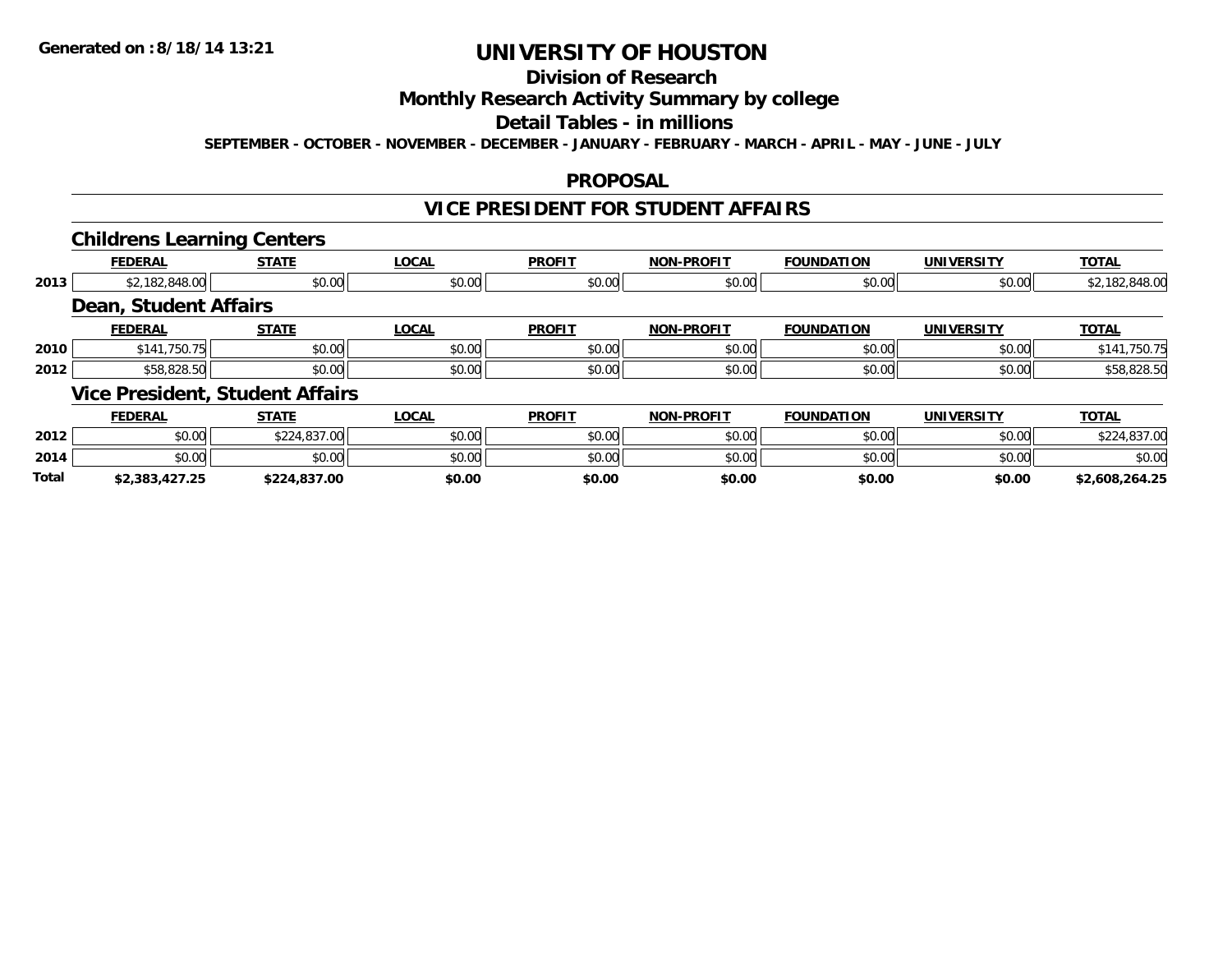# UNIVERSITY OF HOUSTON

## Division of Research

## Monthly Research Activity Summary by college

## Detail Tables - in millions

**SEPTEMBER - OCTOBER - NOVEMBER - DECEMBER - JANUARY - FEBRUARY - MARCH - APRIL - MAY - JUNE - JULY**

## PROPOSAL

## VICE PRESIDENT FOR STUDENT AFFAIRS

### Childrens Learning Centers

| | FEDERAL | STATE | LOCAL | PROFIT | NON-PROFIT | FOUNDATION | UNIVERSITY | TOTAL |
|---|---|---|---|---|---|---|---|---|
| 2013 | $2,182,848.00 | $0.00 | $0.00 | $0.00 | $0.00 | $0.00 | $0.00 | $2,182,848.00 |

### Dean, Student Affairs

| | FEDERAL | STATE | LOCAL | PROFIT | NON-PROFIT | FOUNDATION | UNIVERSITY | TOTAL |
|---|---|---|---|---|---|---|---|---|
| 2010 | $141,750.75 | $0.00 | $0.00 | $0.00 | $0.00 | $0.00 | $0.00 | $141,750.75 |
| 2012 | $58,828.50 | $0.00 | $0.00 | $0.00 | $0.00 | $0.00 | $0.00 | $58,828.50 |

### Vice President, Student Affairs

| | FEDERAL | STATE | LOCAL | PROFIT | NON-PROFIT | FOUNDATION | UNIVERSITY | TOTAL |
|---|---|---|---|---|---|---|---|---|
| 2012 | $0.00 | $224,837.00 | $0.00 | $0.00 | $0.00 | $0.00 | $0.00 | $224,837.00 |
| 2014 | $0.00 | $0.00 | $0.00 | $0.00 | $0.00 | $0.00 | $0.00 | $0.00 |
| **Total** | **$2,383,427.25** | **$224,837.00** | **$0.00** | **$0.00** | **$0.00** | **$0.00** | **$0.00** | **$2,608,264.25** |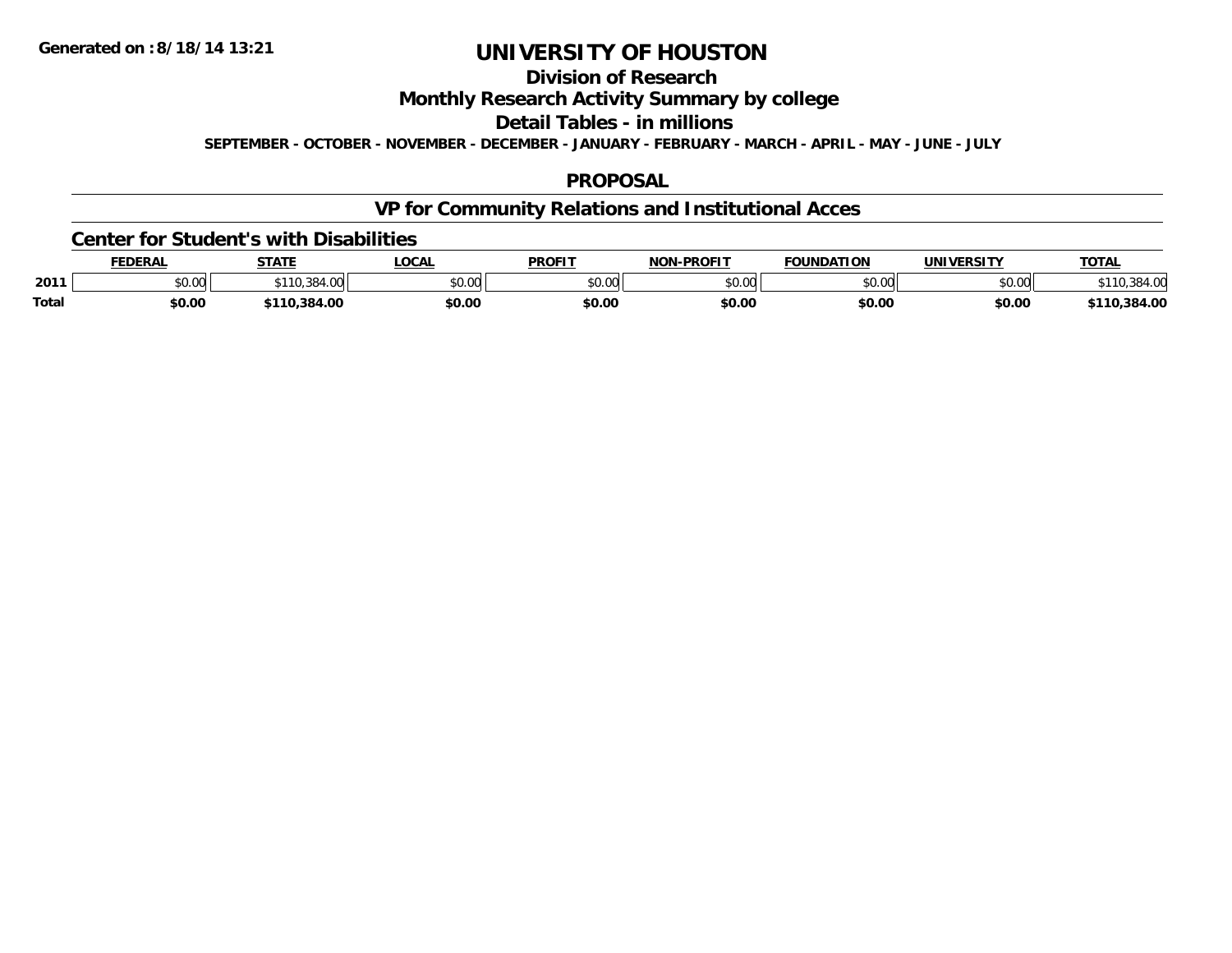Generated on :8/18/14 13:21

# UNIVERSITY OF HOUSTON

## Division of Research

## Monthly Research Activity Summary by college

## Detail Tables - in millions

**SEPTEMBER - OCTOBER - NOVEMBER - DECEMBER - JANUARY - FEBRUARY - MARCH - APRIL - MAY - JUNE - JULY**

## PROPOSAL

## VP for Community Relations and Institutional Acces

### Center for Student's with Disabilities

| | FEDERAL | STATE | LOCAL | PROFIT | NON-PROFIT | FOUNDATION | UNIVERSITY | TOTAL |
|---|---|---|---|---|---|---|---|---|
| 2011 | $0.00 | $110,384.00 | $0.00 | $0.00 | $0.00 | $0.00 | $0.00 | $110,384.00 |
| **Total** | **$0.00** | **$110,384.00** | **$0.00** | **$0.00** | **$0.00** | **$0.00** | **$0.00** | **$110,384.00** |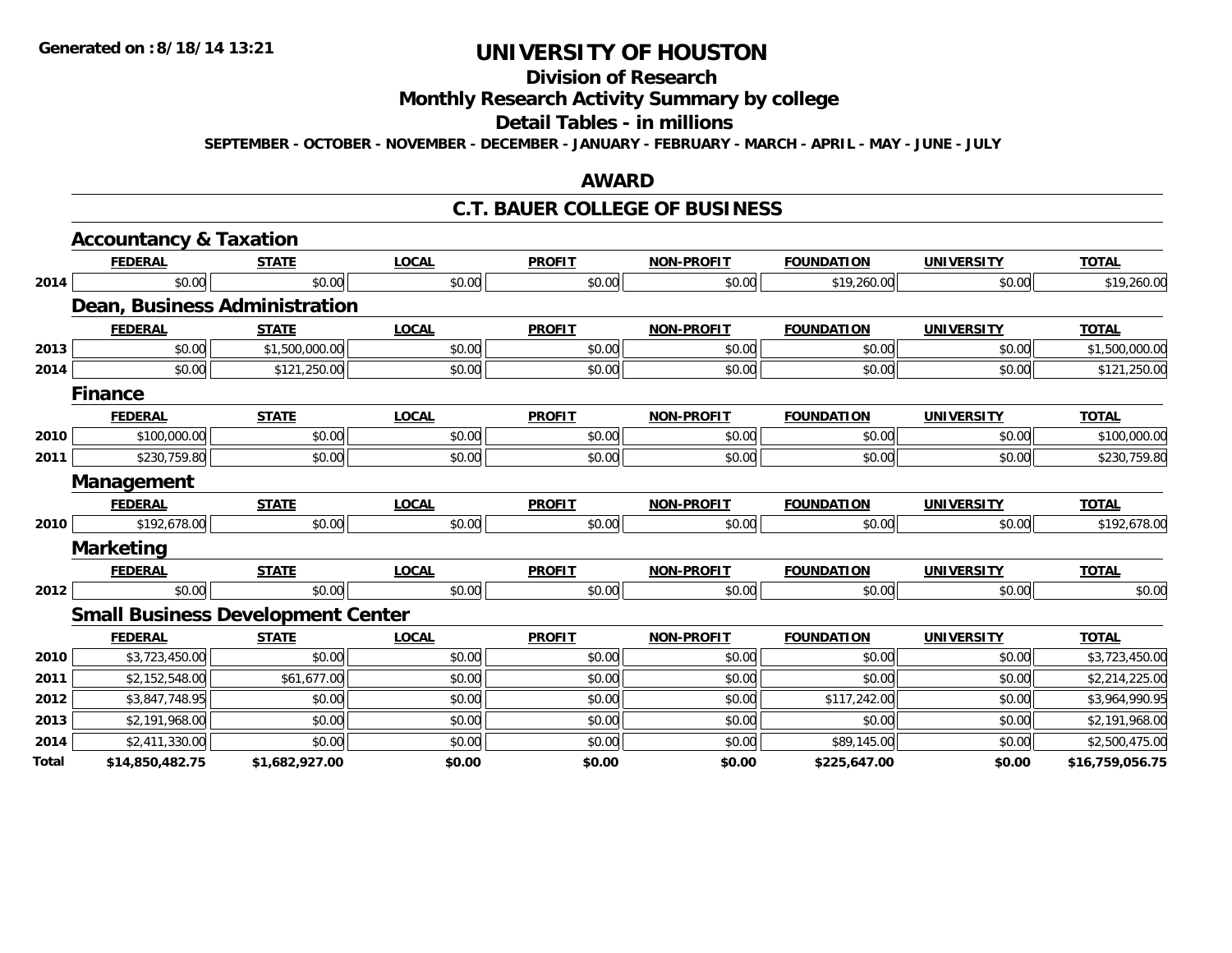# UNIVERSITY OF HOUSTON

## Division of Research

## Monthly Research Activity Summary by college

## Detail Tables - in millions

SEPTEMBER - OCTOBER - NOVEMBER - DECEMBER - JANUARY - FEBRUARY - MARCH - APRIL - MAY - JUNE - JULY

## AWARD

## C.T. BAUER COLLEGE OF BUSINESS

### Accountancy & Taxation

| | FEDERAL | STATE | LOCAL | PROFIT | NON-PROFIT | FOUNDATION | UNIVERSITY | TOTAL |
|---|---|---|---|---|---|---|---|---|
| 2014 | $0.00 | $0.00 | $0.00 | $0.00 | $0.00 | $19,260.00 | $0.00 | $19,260.00 |

### Dean, Business Administration

| | FEDERAL | STATE | LOCAL | PROFIT | NON-PROFIT | FOUNDATION | UNIVERSITY | TOTAL |
|---|---|---|---|---|---|---|---|---|
| 2013 | $0.00 | $1,500,000.00 | $0.00 | $0.00 | $0.00 | $0.00 | $0.00 | $1,500,000.00 |
| 2014 | $0.00 | $121,250.00 | $0.00 | $0.00 | $0.00 | $0.00 | $0.00 | $121,250.00 |

### Finance

| | FEDERAL | STATE | LOCAL | PROFIT | NON-PROFIT | FOUNDATION | UNIVERSITY | TOTAL |
|---|---|---|---|---|---|---|---|---|
| 2010 | $100,000.00 | $0.00 | $0.00 | $0.00 | $0.00 | $0.00 | $0.00 | $100,000.00 |
| 2011 | $230,759.80 | $0.00 | $0.00 | $0.00 | $0.00 | $0.00 | $0.00 | $230,759.80 |

### Management

| | FEDERAL | STATE | LOCAL | PROFIT | NON-PROFIT | FOUNDATION | UNIVERSITY | TOTAL |
|---|---|---|---|---|---|---|---|---|
| 2010 | $192,678.00 | $0.00 | $0.00 | $0.00 | $0.00 | $0.00 | $0.00 | $192,678.00 |

### Marketing

| | FEDERAL | STATE | LOCAL | PROFIT | NON-PROFIT | FOUNDATION | UNIVERSITY | TOTAL |
|---|---|---|---|---|---|---|---|---|
| 2012 | $0.00 | $0.00 | $0.00 | $0.00 | $0.00 | $0.00 | $0.00 | $0.00 |

### Small Business Development Center

| | FEDERAL | STATE | LOCAL | PROFIT | NON-PROFIT | FOUNDATION | UNIVERSITY | TOTAL |
|---|---|---|---|---|---|---|---|---|
| 2010 | $3,723,450.00 | $0.00 | $0.00 | $0.00 | $0.00 | $0.00 | $0.00 | $3,723,450.00 |
| 2011 | $2,152,548.00 | $61,677.00 | $0.00 | $0.00 | $0.00 | $0.00 | $0.00 | $2,214,225.00 |
| 2012 | $3,847,748.95 | $0.00 | $0.00 | $0.00 | $0.00 | $117,242.00 | $0.00 | $3,964,990.95 |
| 2013 | $2,191,968.00 | $0.00 | $0.00 | $0.00 | $0.00 | $0.00 | $0.00 | $2,191,968.00 |
| 2014 | $2,411,330.00 | $0.00 | $0.00 | $0.00 | $0.00 | $89,145.00 | $0.00 | $2,500,475.00 |
| **Total** | **$14,850,482.75** | **$1,682,927.00** | **$0.00** | **$0.00** | **$0.00** | **$225,647.00** | **$0.00** | **$16,759,056.75** |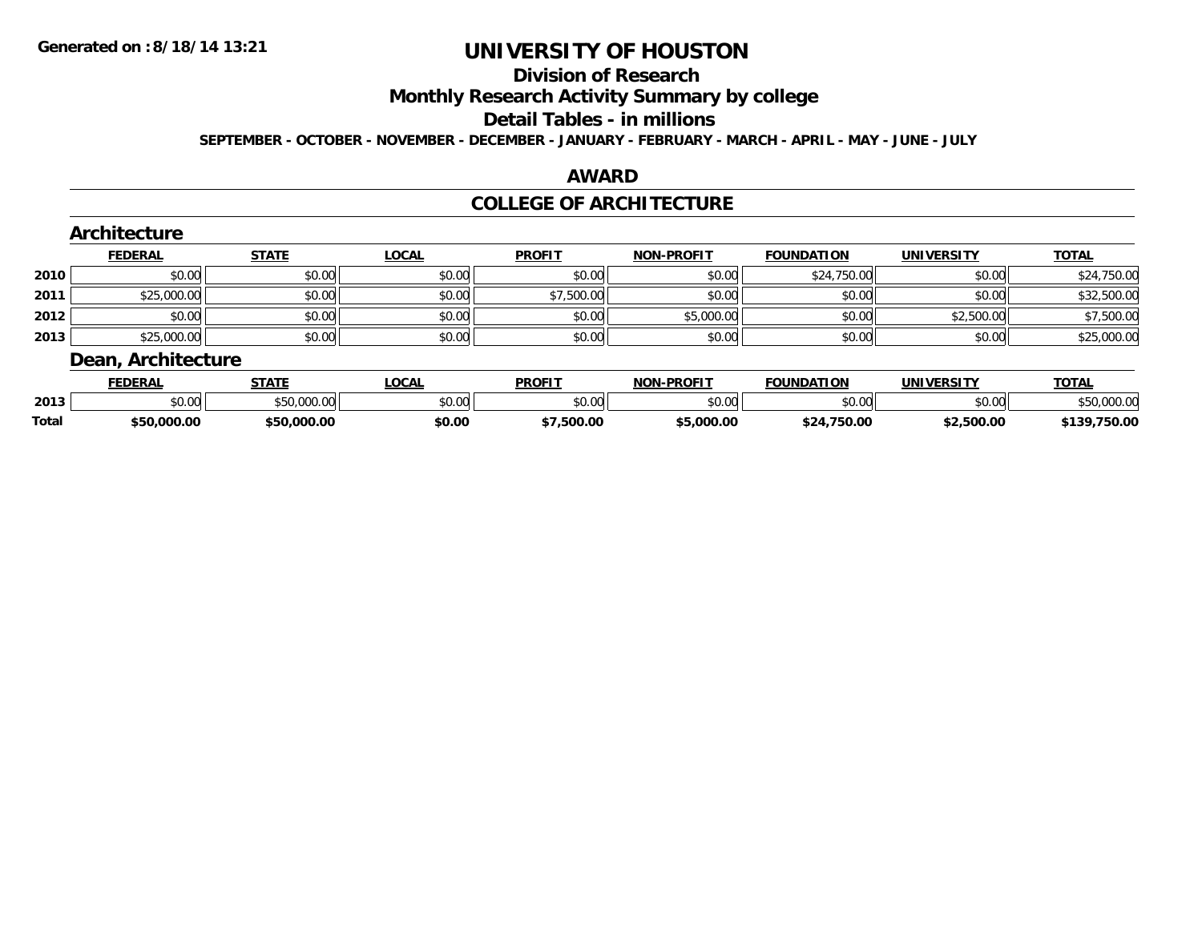**Generated on :8/18/14 13:21**

# UNIVERSITY OF HOUSTON

## Division of Research

## Monthly Research Activity Summary by college

## Detail Tables - in millions

**SEPTEMBER - OCTOBER - NOVEMBER - DECEMBER - JANUARY - FEBRUARY - MARCH - APRIL - MAY - JUNE - JULY**

## AWARD

## COLLEGE OF ARCHITECTURE

### Architecture

| | FEDERAL | STATE | LOCAL | PROFIT | NON-PROFIT | FOUNDATION | UNIVERSITY | TOTAL |
|---|---|---|---|---|---|---|---|---|
| 2010 | $0.00 | $0.00 | $0.00 | $0.00 | $0.00 | $24,750.00 | $0.00 | $24,750.00 |
| 2011 | $25,000.00 | $0.00 | $0.00 | $7,500.00 | $0.00 | $0.00 | $0.00 | $32,500.00 |
| 2012 | $0.00 | $0.00 | $0.00 | $0.00 | $5,000.00 | $0.00 | $2,500.00 | $7,500.00 |
| 2013 | $25,000.00 | $0.00 | $0.00 | $0.00 | $0.00 | $0.00 | $0.00 | $25,000.00 |

### Dean, Architecture

| | FEDERAL | STATE | LOCAL | PROFIT | NON-PROFIT | FOUNDATION | UNIVERSITY | TOTAL |
|---|---|---|---|---|---|---|---|---|
| 2013 | $0.00 | $50,000.00 | $0.00 | $0.00 | $0.00 | $0.00 | $0.00 | $50,000.00 |
| **Total** | **$50,000.00** | **$50,000.00** | **$0.00** | **$7,500.00** | **$5,000.00** | **$24,750.00** | **$2,500.00** | **$139,750.00** |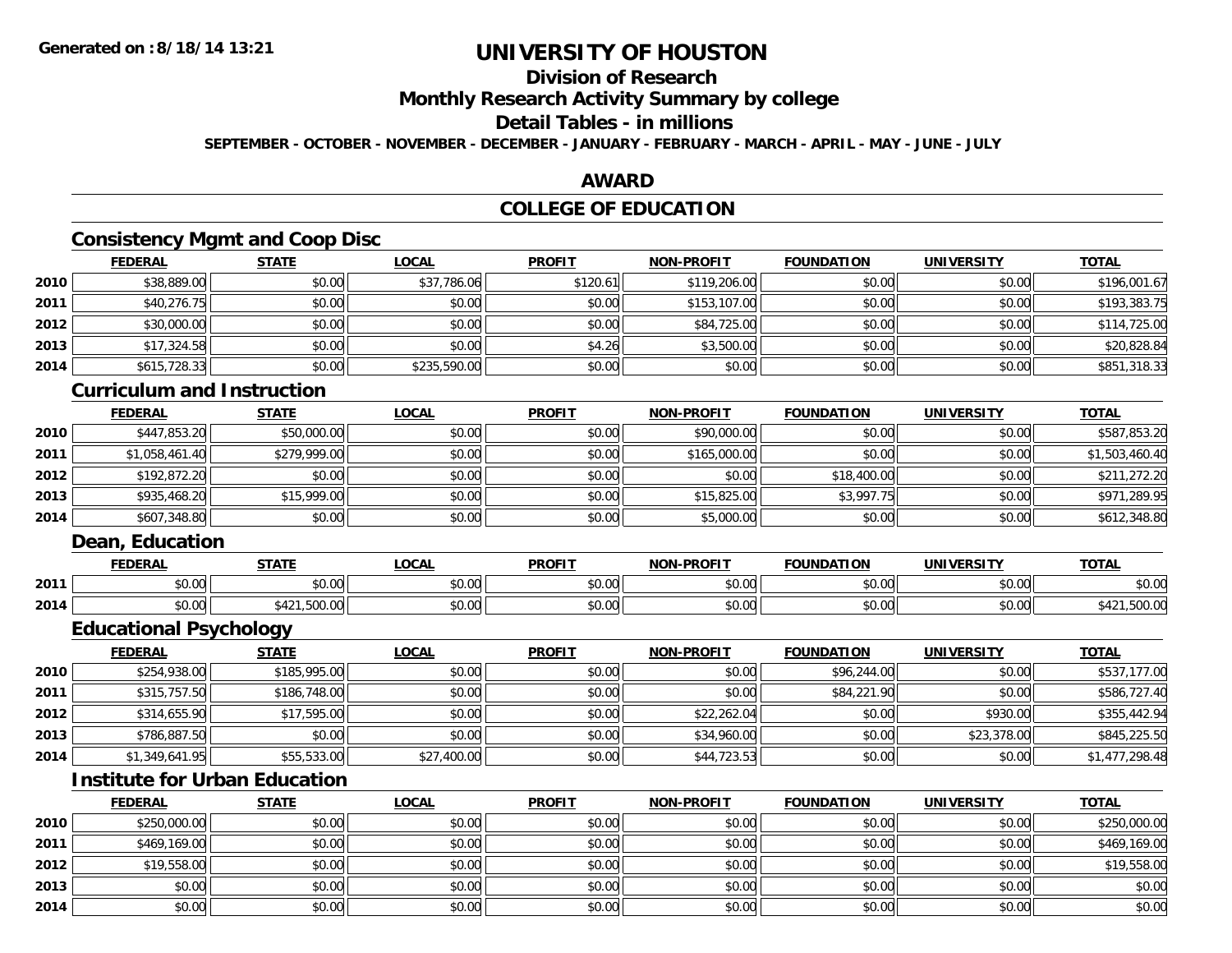# UNIVERSITY OF HOUSTON

## Division of Research

## Monthly Research Activity Summary by college

## Detail Tables - in millions

**SEPTEMBER - OCTOBER - NOVEMBER - DECEMBER - JANUARY - FEBRUARY - MARCH - APRIL - MAY - JUNE - JULY**

## AWARD

## COLLEGE OF EDUCATION

### Consistency Mgmt and Coop Disc

| | FEDERAL | STATE | LOCAL | PROFIT | NON-PROFIT | FOUNDATION | UNIVERSITY | TOTAL |
|---|---|---|---|---|---|---|---|---|
| 2010 | $38,889.00 | $0.00 | $37,786.06 | $120.61 | $119,206.00 | $0.00 | $0.00 | $196,001.67 |
| 2011 | $40,276.75 | $0.00 | $0.00 | $0.00 | $153,107.00 | $0.00 | $0.00 | $193,383.75 |
| 2012 | $30,000.00 | $0.00 | $0.00 | $0.00 | $84,725.00 | $0.00 | $0.00 | $114,725.00 |
| 2013 | $17,324.58 | $0.00 | $0.00 | $4.26 | $3,500.00 | $0.00 | $0.00 | $20,828.84 |
| 2014 | $615,728.33 | $0.00 | $235,590.00 | $0.00 | $0.00 | $0.00 | $0.00 | $851,318.33 |

### Curriculum and Instruction

| | FEDERAL | STATE | LOCAL | PROFIT | NON-PROFIT | FOUNDATION | UNIVERSITY | TOTAL |
|---|---|---|---|---|---|---|---|---|
| 2010 | $447,853.20 | $50,000.00 | $0.00 | $0.00 | $90,000.00 | $0.00 | $0.00 | $587,853.20 |
| 2011 | $1,058,461.40 | $279,999.00 | $0.00 | $0.00 | $165,000.00 | $0.00 | $0.00 | $1,503,460.40 |
| 2012 | $192,872.20 | $0.00 | $0.00 | $0.00 | $0.00 | $18,400.00 | $0.00 | $211,272.20 |
| 2013 | $935,468.20 | $15,999.00 | $0.00 | $0.00 | $15,825.00 | $3,997.75 | $0.00 | $971,289.95 |
| 2014 | $607,348.80 | $0.00 | $0.00 | $0.00 | $5,000.00 | $0.00 | $0.00 | $612,348.80 |

### Dean, Education

| | FEDERAL | STATE | LOCAL | PROFIT | NON-PROFIT | FOUNDATION | UNIVERSITY | TOTAL |
|---|---|---|---|---|---|---|---|---|
| 2011 | $0.00 | $0.00 | $0.00 | $0.00 | $0.00 | $0.00 | $0.00 | $0.00 |
| 2014 | $0.00 | $421,500.00 | $0.00 | $0.00 | $0.00 | $0.00 | $0.00 | $421,500.00 |

### Educational Psychology

| | FEDERAL | STATE | LOCAL | PROFIT | NON-PROFIT | FOUNDATION | UNIVERSITY | TOTAL |
|---|---|---|---|---|---|---|---|---|
| 2010 | $254,938.00 | $185,995.00 | $0.00 | $0.00 | $0.00 | $96,244.00 | $0.00 | $537,177.00 |
| 2011 | $315,757.50 | $186,748.00 | $0.00 | $0.00 | $0.00 | $84,221.90 | $0.00 | $586,727.40 |
| 2012 | $314,655.90 | $17,595.00 | $0.00 | $0.00 | $22,262.04 | $0.00 | $930.00 | $355,442.94 |
| 2013 | $786,887.50 | $0.00 | $0.00 | $0.00 | $34,960.00 | $0.00 | $23,378.00 | $845,225.50 |
| 2014 | $1,349,641.95 | $55,533.00 | $27,400.00 | $0.00 | $44,723.53 | $0.00 | $0.00 | $1,477,298.48 |

### Institute for Urban Education

| | FEDERAL | STATE | LOCAL | PROFIT | NON-PROFIT | FOUNDATION | UNIVERSITY | TOTAL |
|---|---|---|---|---|---|---|---|---|
| 2010 | $250,000.00 | $0.00 | $0.00 | $0.00 | $0.00 | $0.00 | $0.00 | $250,000.00 |
| 2011 | $469,169.00 | $0.00 | $0.00 | $0.00 | $0.00 | $0.00 | $0.00 | $469,169.00 |
| 2012 | $19,558.00 | $0.00 | $0.00 | $0.00 | $0.00 | $0.00 | $0.00 | $19,558.00 |
| 2013 | $0.00 | $0.00 | $0.00 | $0.00 | $0.00 | $0.00 | $0.00 | $0.00 |
| 2014 | $0.00 | $0.00 | $0.00 | $0.00 | $0.00 | $0.00 | $0.00 | $0.00 |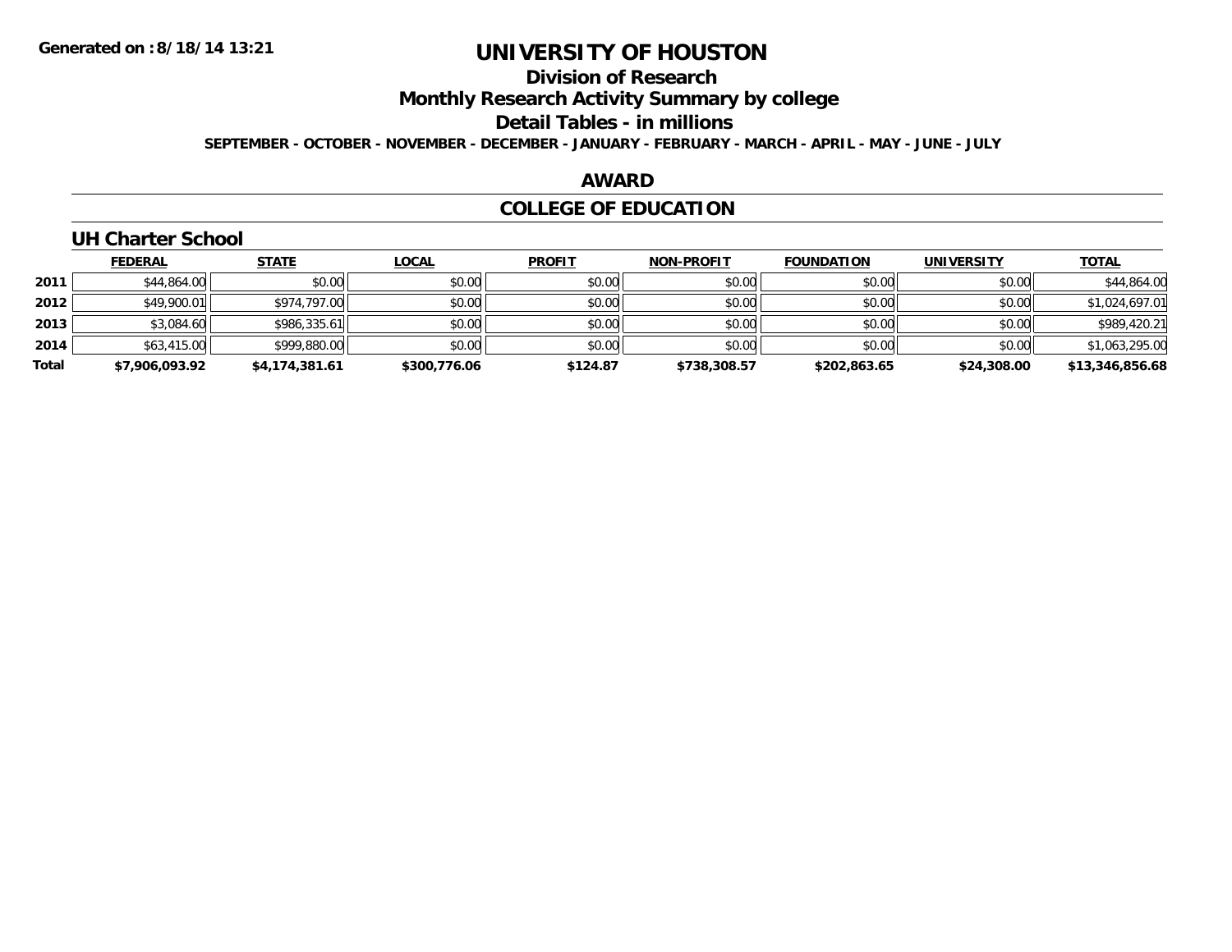**Generated on :8/18/14 13:21**

# UNIVERSITY OF HOUSTON

## Division of Research

## Monthly Research Activity Summary by college

## Detail Tables - in millions

**SEPTEMBER - OCTOBER - NOVEMBER - DECEMBER - JANUARY - FEBRUARY - MARCH - APRIL - MAY - JUNE - JULY**

## AWARD

## COLLEGE OF EDUCATION

### UH Charter School

| | FEDERAL | STATE | LOCAL | PROFIT | NON-PROFIT | FOUNDATION | UNIVERSITY | TOTAL |
|---|---|---|---|---|---|---|---|---|
| 2011 | $44,864.00 | $0.00 | $0.00 | $0.00 | $0.00 | $0.00 | $0.00 | $44,864.00 |
| 2012 | $49,900.01 | $974,797.00 | $0.00 | $0.00 | $0.00 | $0.00 | $0.00 | $1,024,697.01 |
| 2013 | $3,084.60 | $986,335.61 | $0.00 | $0.00 | $0.00 | $0.00 | $0.00 | $989,420.21 |
| 2014 | $63,415.00 | $999,880.00 | $0.00 | $0.00 | $0.00 | $0.00 | $0.00 | $1,063,295.00 |
| **Total** | **$7,906,093.92** | **$4,174,381.61** | **$300,776.06** | **$124.87** | **$738,308.57** | **$202,863.65** | **$24,308.00** | **$13,346,856.68** |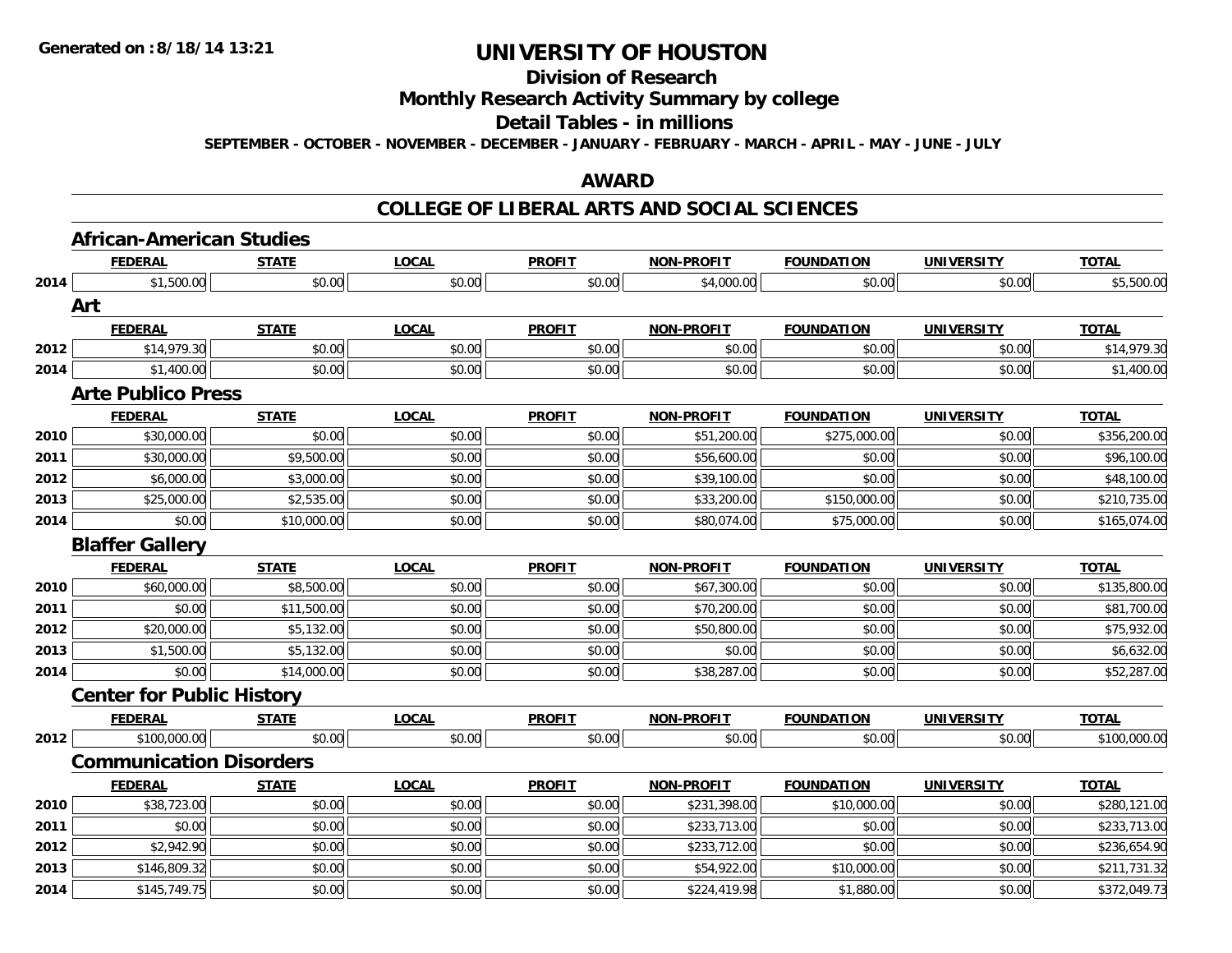# UNIVERSITY OF HOUSTON

## Division of Research

## Monthly Research Activity Summary by college

## Detail Tables - in millions

**SEPTEMBER - OCTOBER - NOVEMBER - DECEMBER - JANUARY - FEBRUARY - MARCH - APRIL - MAY - JUNE - JULY**

## AWARD

## COLLEGE OF LIBERAL ARTS AND SOCIAL SCIENCES

### African-American Studies

| | FEDERAL | STATE | LOCAL | PROFIT | NON-PROFIT | FOUNDATION | UNIVERSITY | TOTAL |
|---|---|---|---|---|---|---|---|---|
| 2014 | $1,500.00 | $0.00 | $0.00 | $0.00 | $4,000.00 | $0.00 | $0.00 | $5,500.00 |

### Art

| | FEDERAL | STATE | LOCAL | PROFIT | NON-PROFIT | FOUNDATION | UNIVERSITY | TOTAL |
|---|---|---|---|---|---|---|---|---|
| 2012 | $14,979.30 | $0.00 | $0.00 | $0.00 | $0.00 | $0.00 | $0.00 | $14,979.30 |
| 2014 | $1,400.00 | $0.00 | $0.00 | $0.00 | $0.00 | $0.00 | $0.00 | $1,400.00 |

### Arte Publico Press

| | FEDERAL | STATE | LOCAL | PROFIT | NON-PROFIT | FOUNDATION | UNIVERSITY | TOTAL |
|---|---|---|---|---|---|---|---|---|
| 2010 | $30,000.00 | $0.00 | $0.00 | $0.00 | $51,200.00 | $275,000.00 | $0.00 | $356,200.00 |
| 2011 | $30,000.00 | $9,500.00 | $0.00 | $0.00 | $56,600.00 | $0.00 | $0.00 | $96,100.00 |
| 2012 | $6,000.00 | $3,000.00 | $0.00 | $0.00 | $39,100.00 | $0.00 | $0.00 | $48,100.00 |
| 2013 | $25,000.00 | $2,535.00 | $0.00 | $0.00 | $33,200.00 | $150,000.00 | $0.00 | $210,735.00 |
| 2014 | $0.00 | $10,000.00 | $0.00 | $0.00 | $80,074.00 | $75,000.00 | $0.00 | $165,074.00 |

### Blaffer Gallery

| | FEDERAL | STATE | LOCAL | PROFIT | NON-PROFIT | FOUNDATION | UNIVERSITY | TOTAL |
|---|---|---|---|---|---|---|---|---|
| 2010 | $60,000.00 | $8,500.00 | $0.00 | $0.00 | $67,300.00 | $0.00 | $0.00 | $135,800.00 |
| 2011 | $0.00 | $11,500.00 | $0.00 | $0.00 | $70,200.00 | $0.00 | $0.00 | $81,700.00 |
| 2012 | $20,000.00 | $5,132.00 | $0.00 | $0.00 | $50,800.00 | $0.00 | $0.00 | $75,932.00 |
| 2013 | $1,500.00 | $5,132.00 | $0.00 | $0.00 | $0.00 | $0.00 | $0.00 | $6,632.00 |
| 2014 | $0.00 | $14,000.00 | $0.00 | $0.00 | $38,287.00 | $0.00 | $0.00 | $52,287.00 |

### Center for Public History

| | FEDERAL | STATE | LOCAL | PROFIT | NON-PROFIT | FOUNDATION | UNIVERSITY | TOTAL |
|---|---|---|---|---|---|---|---|---|
| 2012 | $100,000.00 | $0.00 | $0.00 | $0.00 | $0.00 | $0.00 | $0.00 | $100,000.00 |

### Communication Disorders

| | FEDERAL | STATE | LOCAL | PROFIT | NON-PROFIT | FOUNDATION | UNIVERSITY | TOTAL |
|---|---|---|---|---|---|---|---|---|
| 2010 | $38,723.00 | $0.00 | $0.00 | $0.00 | $231,398.00 | $10,000.00 | $0.00 | $280,121.00 |
| 2011 | $0.00 | $0.00 | $0.00 | $0.00 | $233,713.00 | $0.00 | $0.00 | $233,713.00 |
| 2012 | $2,942.90 | $0.00 | $0.00 | $0.00 | $233,712.00 | $0.00 | $0.00 | $236,654.90 |
| 2013 | $146,809.32 | $0.00 | $0.00 | $0.00 | $54,922.00 | $10,000.00 | $0.00 | $211,731.32 |
| 2014 | $145,749.75 | $0.00 | $0.00 | $0.00 | $224,419.98 | $1,880.00 | $0.00 | $372,049.73 |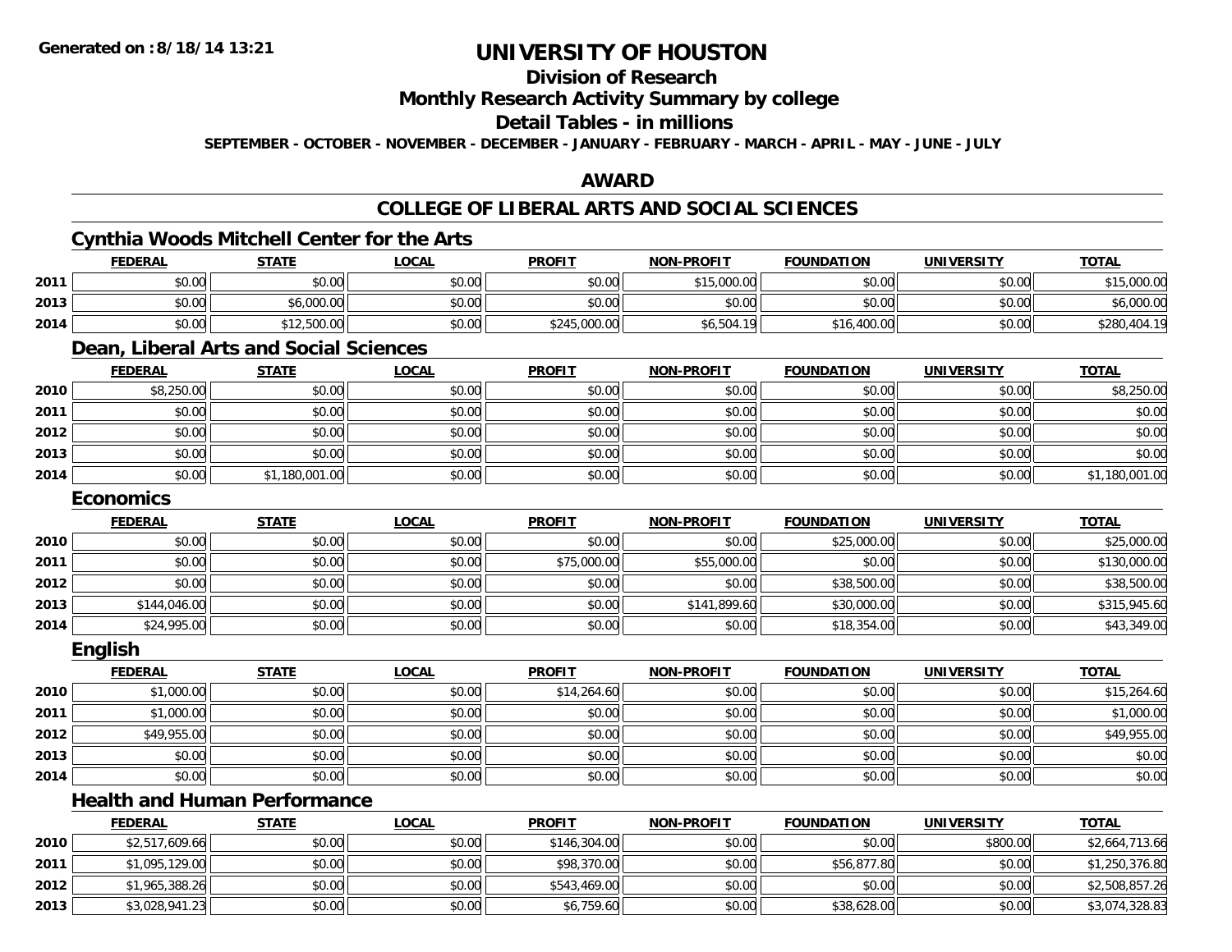**Generated on :8/18/14 13:21**

# UNIVERSITY OF HOUSTON

## Division of Research

## Monthly Research Activity Summary by college

## Detail Tables - in millions

**SEPTEMBER - OCTOBER - NOVEMBER - DECEMBER - JANUARY - FEBRUARY - MARCH - APRIL - MAY - JUNE - JULY**

## AWARD

## COLLEGE OF LIBERAL ARTS AND SOCIAL SCIENCES

### Cynthia Woods Mitchell Center for the Arts

| | FEDERAL | STATE | LOCAL | PROFIT | NON-PROFIT | FOUNDATION | UNIVERSITY | TOTAL |
|---|---|---|---|---|---|---|---|---|
| 2011 | $0.00 | $0.00 | $0.00 | $0.00 | $15,000.00 | $0.00 | $0.00 | $15,000.00 |
| 2013 | $0.00 | $6,000.00 | $0.00 | $0.00 | $0.00 | $0.00 | $0.00 | $6,000.00 |
| 2014 | $0.00 | $12,500.00 | $0.00 | $245,000.00 | $6,504.19 | $16,400.00 | $0.00 | $280,404.19 |

### Dean, Liberal Arts and Social Sciences

| | FEDERAL | STATE | LOCAL | PROFIT | NON-PROFIT | FOUNDATION | UNIVERSITY | TOTAL |
|---|---|---|---|---|---|---|---|---|
| 2010 | $8,250.00 | $0.00 | $0.00 | $0.00 | $0.00 | $0.00 | $0.00 | $8,250.00 |
| 2011 | $0.00 | $0.00 | $0.00 | $0.00 | $0.00 | $0.00 | $0.00 | $0.00 |
| 2012 | $0.00 | $0.00 | $0.00 | $0.00 | $0.00 | $0.00 | $0.00 | $0.00 |
| 2013 | $0.00 | $0.00 | $0.00 | $0.00 | $0.00 | $0.00 | $0.00 | $0.00 |
| 2014 | $0.00 | $1,180,001.00 | $0.00 | $0.00 | $0.00 | $0.00 | $0.00 | $1,180,001.00 |

### Economics

| | FEDERAL | STATE | LOCAL | PROFIT | NON-PROFIT | FOUNDATION | UNIVERSITY | TOTAL |
|---|---|---|---|---|---|---|---|---|
| 2010 | $0.00 | $0.00 | $0.00 | $0.00 | $0.00 | $25,000.00 | $0.00 | $25,000.00 |
| 2011 | $0.00 | $0.00 | $0.00 | $75,000.00 | $55,000.00 | $0.00 | $0.00 | $130,000.00 |
| 2012 | $0.00 | $0.00 | $0.00 | $0.00 | $0.00 | $38,500.00 | $0.00 | $38,500.00 |
| 2013 | $144,046.00 | $0.00 | $0.00 | $0.00 | $141,899.60 | $30,000.00 | $0.00 | $315,945.60 |
| 2014 | $24,995.00 | $0.00 | $0.00 | $0.00 | $0.00 | $18,354.00 | $0.00 | $43,349.00 |

### English

| | FEDERAL | STATE | LOCAL | PROFIT | NON-PROFIT | FOUNDATION | UNIVERSITY | TOTAL |
|---|---|---|---|---|---|---|---|---|
| 2010 | $1,000.00 | $0.00 | $0.00 | $14,264.60 | $0.00 | $0.00 | $0.00 | $15,264.60 |
| 2011 | $1,000.00 | $0.00 | $0.00 | $0.00 | $0.00 | $0.00 | $0.00 | $1,000.00 |
| 2012 | $49,955.00 | $0.00 | $0.00 | $0.00 | $0.00 | $0.00 | $0.00 | $49,955.00 |
| 2013 | $0.00 | $0.00 | $0.00 | $0.00 | $0.00 | $0.00 | $0.00 | $0.00 |
| 2014 | $0.00 | $0.00 | $0.00 | $0.00 | $0.00 | $0.00 | $0.00 | $0.00 |

### Health and Human Performance

| | FEDERAL | STATE | LOCAL | PROFIT | NON-PROFIT | FOUNDATION | UNIVERSITY | TOTAL |
|---|---|---|---|---|---|---|---|---|
| 2010 | $2,517,609.66 | $0.00 | $0.00 | $146,304.00 | $0.00 | $0.00 | $800.00 | $2,664,713.66 |
| 2011 | $1,095,129.00 | $0.00 | $0.00 | $98,370.00 | $0.00 | $56,877.80 | $0.00 | $1,250,376.80 |
| 2012 | $1,965,388.26 | $0.00 | $0.00 | $543,469.00 | $0.00 | $0.00 | $0.00 | $2,508,857.26 |
| 2013 | $3,028,941.23 | $0.00 | $0.00 | $6,759.60 | $0.00 | $38,628.00 | $0.00 | $3,074,328.83 |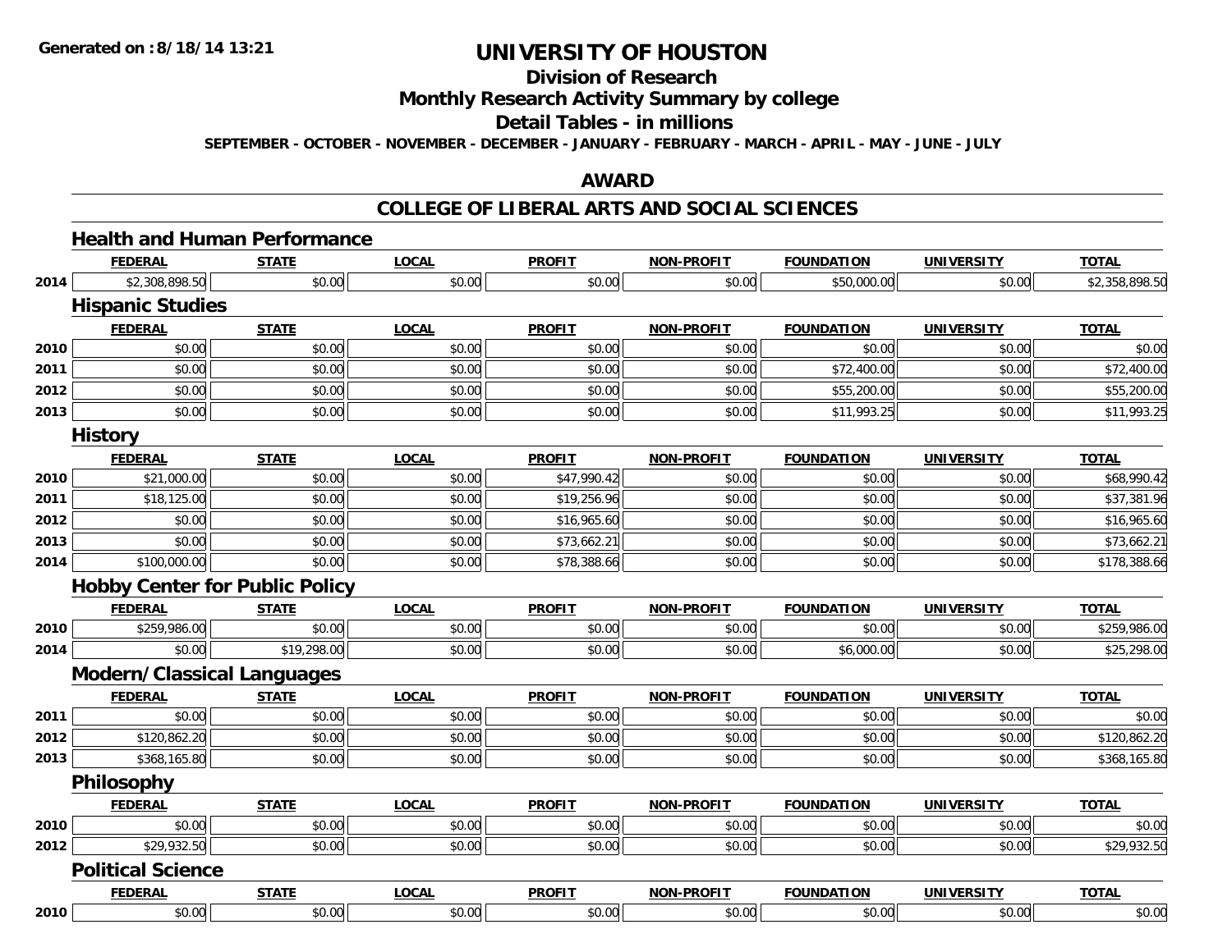# UNIVERSITY OF HOUSTON

## Division of Research

## Monthly Research Activity Summary by college

## Detail Tables - in millions

**SEPTEMBER - OCTOBER - NOVEMBER - DECEMBER - JANUARY - FEBRUARY - MARCH - APRIL - MAY - JUNE - JULY**

## AWARD

## COLLEGE OF LIBERAL ARTS AND SOCIAL SCIENCES

### Health and Human Performance

| | FEDERAL | STATE | LOCAL | PROFIT | NON-PROFIT | FOUNDATION | UNIVERSITY | TOTAL |
|---|---|---|---|---|---|---|---|---|
| 2014 | $2,308,898.50 | $0.00 | $0.00 | $0.00 | $0.00 | $50,000.00 | $0.00 | $2,358,898.50 |

### Hispanic Studies

| | FEDERAL | STATE | LOCAL | PROFIT | NON-PROFIT | FOUNDATION | UNIVERSITY | TOTAL |
|---|---|---|---|---|---|---|---|---|
| 2010 | $0.00 | $0.00 | $0.00 | $0.00 | $0.00 | $0.00 | $0.00 | $0.00 |
| 2011 | $0.00 | $0.00 | $0.00 | $0.00 | $0.00 | $72,400.00 | $0.00 | $72,400.00 |
| 2012 | $0.00 | $0.00 | $0.00 | $0.00 | $0.00 | $55,200.00 | $0.00 | $55,200.00 |
| 2013 | $0.00 | $0.00 | $0.00 | $0.00 | $0.00 | $11,993.25 | $0.00 | $11,993.25 |

### History

| | FEDERAL | STATE | LOCAL | PROFIT | NON-PROFIT | FOUNDATION | UNIVERSITY | TOTAL |
|---|---|---|---|---|---|---|---|---|
| 2010 | $21,000.00 | $0.00 | $0.00 | $47,990.42 | $0.00 | $0.00 | $0.00 | $68,990.42 |
| 2011 | $18,125.00 | $0.00 | $0.00 | $19,256.96 | $0.00 | $0.00 | $0.00 | $37,381.96 |
| 2012 | $0.00 | $0.00 | $0.00 | $16,965.60 | $0.00 | $0.00 | $0.00 | $16,965.60 |
| 2013 | $0.00 | $0.00 | $0.00 | $73,662.21 | $0.00 | $0.00 | $0.00 | $73,662.21 |
| 2014 | $100,000.00 | $0.00 | $0.00 | $78,388.66 | $0.00 | $0.00 | $0.00 | $178,388.66 |

### Hobby Center for Public Policy

| | FEDERAL | STATE | LOCAL | PROFIT | NON-PROFIT | FOUNDATION | UNIVERSITY | TOTAL |
|---|---|---|---|---|---|---|---|---|
| 2010 | $259,986.00 | $0.00 | $0.00 | $0.00 | $0.00 | $0.00 | $0.00 | $259,986.00 |
| 2014 | $0.00 | $19,298.00 | $0.00 | $0.00 | $0.00 | $6,000.00 | $0.00 | $25,298.00 |

### Modern/Classical Languages

| | FEDERAL | STATE | LOCAL | PROFIT | NON-PROFIT | FOUNDATION | UNIVERSITY | TOTAL |
|---|---|---|---|---|---|---|---|---|
| 2011 | $0.00 | $0.00 | $0.00 | $0.00 | $0.00 | $0.00 | $0.00 | $0.00 |
| 2012 | $120,862.20 | $0.00 | $0.00 | $0.00 | $0.00 | $0.00 | $0.00 | $120,862.20 |
| 2013 | $368,165.80 | $0.00 | $0.00 | $0.00 | $0.00 | $0.00 | $0.00 | $368,165.80 |

### Philosophy

| | FEDERAL | STATE | LOCAL | PROFIT | NON-PROFIT | FOUNDATION | UNIVERSITY | TOTAL |
|---|---|---|---|---|---|---|---|---|
| 2010 | $0.00 | $0.00 | $0.00 | $0.00 | $0.00 | $0.00 | $0.00 | $0.00 |
| 2012 | $29,932.50 | $0.00 | $0.00 | $0.00 | $0.00 | $0.00 | $0.00 | $29,932.50 |

### Political Science

| | FEDERAL | STATE | LOCAL | PROFIT | NON-PROFIT | FOUNDATION | UNIVERSITY | TOTAL |
|---|---|---|---|---|---|---|---|---|
| 2010 | $0.00 | $0.00 | $0.00 | $0.00 | $0.00 | $0.00 | $0.00 | $0.00 |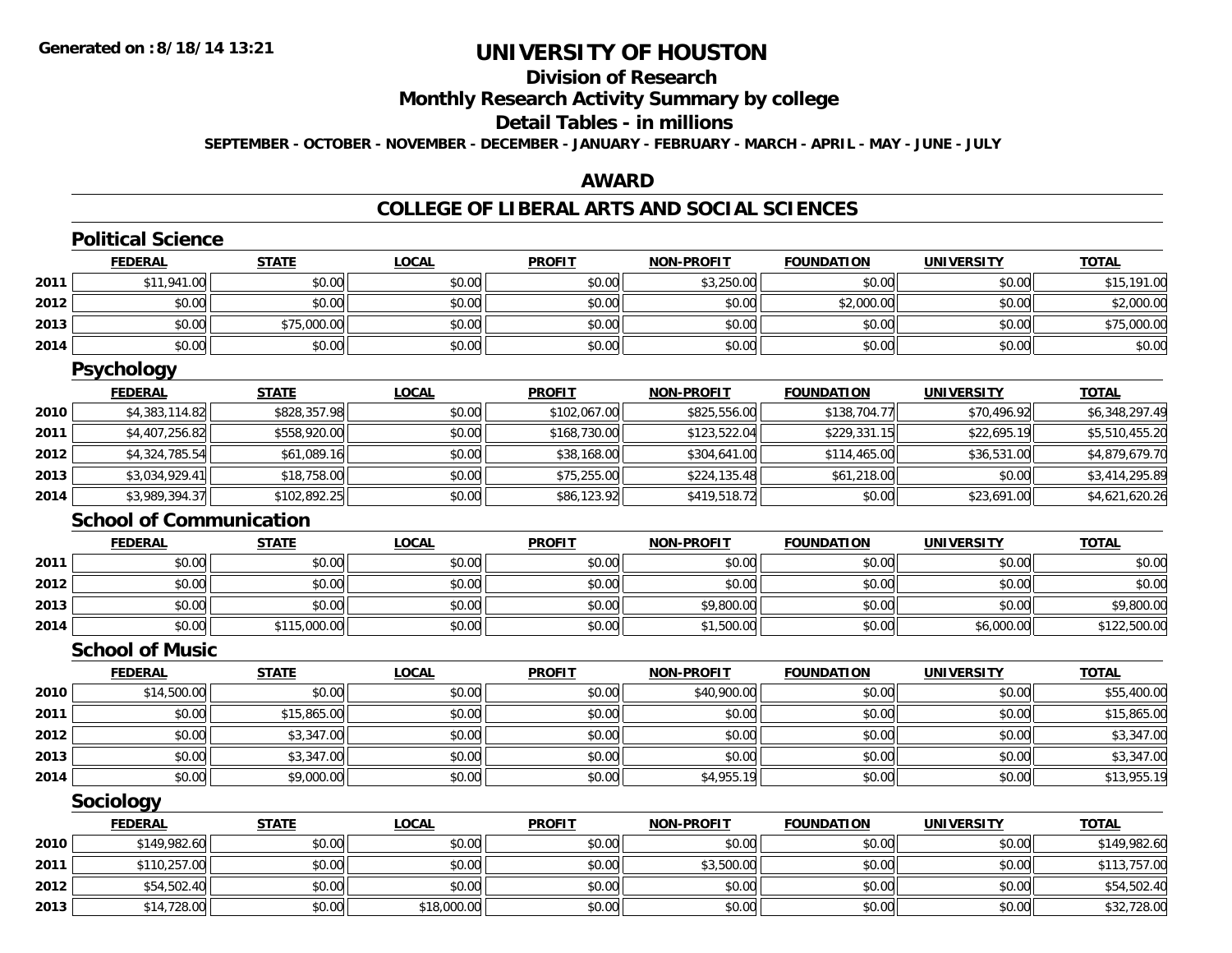# UNIVERSITY OF HOUSTON

## Division of Research

## Monthly Research Activity Summary by college

## Detail Tables - in millions

**SEPTEMBER - OCTOBER - NOVEMBER - DECEMBER - JANUARY - FEBRUARY - MARCH - APRIL - MAY - JUNE - JULY**

Generated on :8/18/14 13:21

## AWARD

## COLLEGE OF LIBERAL ARTS AND SOCIAL SCIENCES

### Political Science

| | FEDERAL | STATE | LOCAL | PROFIT | NON-PROFIT | FOUNDATION | UNIVERSITY | TOTAL |
|---|---|---|---|---|---|---|---|---|
| 2011 | $11,941.00 | $0.00 | $0.00 | $0.00 | $3,250.00 | $0.00 | $0.00 | $15,191.00 |
| 2012 | $0.00 | $0.00 | $0.00 | $0.00 | $0.00 | $2,000.00 | $0.00 | $2,000.00 |
| 2013 | $0.00 | $75,000.00 | $0.00 | $0.00 | $0.00 | $0.00 | $0.00 | $75,000.00 |
| 2014 | $0.00 | $0.00 | $0.00 | $0.00 | $0.00 | $0.00 | $0.00 | $0.00 |

### Psychology

| | FEDERAL | STATE | LOCAL | PROFIT | NON-PROFIT | FOUNDATION | UNIVERSITY | TOTAL |
|---|---|---|---|---|---|---|---|---|
| 2010 | $4,383,114.82 | $828,357.98 | $0.00 | $102,067.00 | $825,556.00 | $138,704.77 | $70,496.92 | $6,348,297.49 |
| 2011 | $4,407,256.82 | $558,920.00 | $0.00 | $168,730.00 | $123,522.04 | $229,331.15 | $22,695.19 | $5,510,455.20 |
| 2012 | $4,324,785.54 | $61,089.16 | $0.00 | $38,168.00 | $304,641.00 | $114,465.00 | $36,531.00 | $4,879,679.70 |
| 2013 | $3,034,929.41 | $18,758.00 | $0.00 | $75,255.00 | $224,135.48 | $61,218.00 | $0.00 | $3,414,295.89 |
| 2014 | $3,989,394.37 | $102,892.25 | $0.00 | $86,123.92 | $419,518.72 | $0.00 | $23,691.00 | $4,621,620.26 |

### School of Communication

| | FEDERAL | STATE | LOCAL | PROFIT | NON-PROFIT | FOUNDATION | UNIVERSITY | TOTAL |
|---|---|---|---|---|---|---|---|---|
| 2011 | $0.00 | $0.00 | $0.00 | $0.00 | $0.00 | $0.00 | $0.00 | $0.00 |
| 2012 | $0.00 | $0.00 | $0.00 | $0.00 | $0.00 | $0.00 | $0.00 | $0.00 |
| 2013 | $0.00 | $0.00 | $0.00 | $0.00 | $9,800.00 | $0.00 | $0.00 | $9,800.00 |
| 2014 | $0.00 | $115,000.00 | $0.00 | $0.00 | $1,500.00 | $0.00 | $6,000.00 | $122,500.00 |

### School of Music

| | FEDERAL | STATE | LOCAL | PROFIT | NON-PROFIT | FOUNDATION | UNIVERSITY | TOTAL |
|---|---|---|---|---|---|---|---|---|
| 2010 | $14,500.00 | $0.00 | $0.00 | $0.00 | $40,900.00 | $0.00 | $0.00 | $55,400.00 |
| 2011 | $0.00 | $15,865.00 | $0.00 | $0.00 | $0.00 | $0.00 | $0.00 | $15,865.00 |
| 2012 | $0.00 | $3,347.00 | $0.00 | $0.00 | $0.00 | $0.00 | $0.00 | $3,347.00 |
| 2013 | $0.00 | $3,347.00 | $0.00 | $0.00 | $0.00 | $0.00 | $0.00 | $3,347.00 |
| 2014 | $0.00 | $9,000.00 | $0.00 | $0.00 | $4,955.19 | $0.00 | $0.00 | $13,955.19 |

### Sociology

| | FEDERAL | STATE | LOCAL | PROFIT | NON-PROFIT | FOUNDATION | UNIVERSITY | TOTAL |
|---|---|---|---|---|---|---|---|---|
| 2010 | $149,982.60 | $0.00 | $0.00 | $0.00 | $0.00 | $0.00 | $0.00 | $149,982.60 |
| 2011 | $110,257.00 | $0.00 | $0.00 | $0.00 | $3,500.00 | $0.00 | $0.00 | $113,757.00 |
| 2012 | $54,502.40 | $0.00 | $0.00 | $0.00 | $0.00 | $0.00 | $0.00 | $54,502.40 |
| 2013 | $14,728.00 | $0.00 | $18,000.00 | $0.00 | $0.00 | $0.00 | $0.00 | $32,728.00 |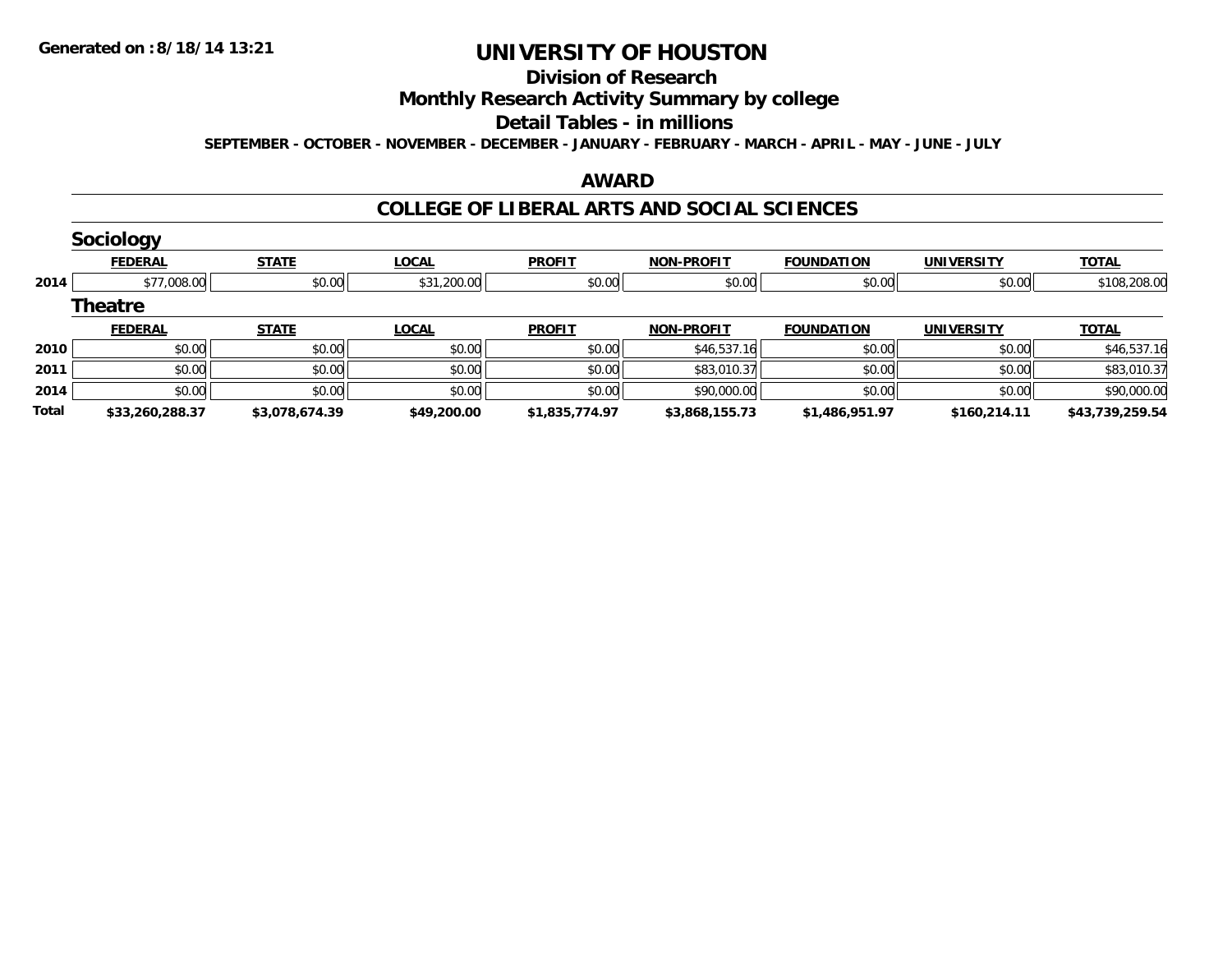# UNIVERSITY OF HOUSTON

## Division of Research

## Monthly Research Activity Summary by college

## Detail Tables - in millions

**SEPTEMBER - OCTOBER - NOVEMBER - DECEMBER - JANUARY - FEBRUARY - MARCH - APRIL - MAY - JUNE - JULY**

## AWARD

## COLLEGE OF LIBERAL ARTS AND SOCIAL SCIENCES

### Sociology

| | FEDERAL | STATE | LOCAL | PROFIT | NON-PROFIT | FOUNDATION | UNIVERSITY | TOTAL |
|---|---|---|---|---|---|---|---|---|
| 2014 | $77,008.00 | $0.00 | $31,200.00 | $0.00 | $0.00 | $0.00 | $0.00 | $108,208.00 |

### Theatre

| | FEDERAL | STATE | LOCAL | PROFIT | NON-PROFIT | FOUNDATION | UNIVERSITY | TOTAL |
|---|---|---|---|---|---|---|---|---|
| 2010 | $0.00 | $0.00 | $0.00 | $0.00 | $46,537.16 | $0.00 | $0.00 | $46,537.16 |
| 2011 | $0.00 | $0.00 | $0.00 | $0.00 | $83,010.37 | $0.00 | $0.00 | $83,010.37 |
| 2014 | $0.00 | $0.00 | $0.00 | $0.00 | $90,000.00 | $0.00 | $0.00 | $90,000.00 |
| **Total** | **$33,260,288.37** | **$3,078,674.39** | **$49,200.00** | **$1,835,774.97** | **$3,868,155.73** | **$1,486,951.97** | **$160,214.11** | **$43,739,259.54** |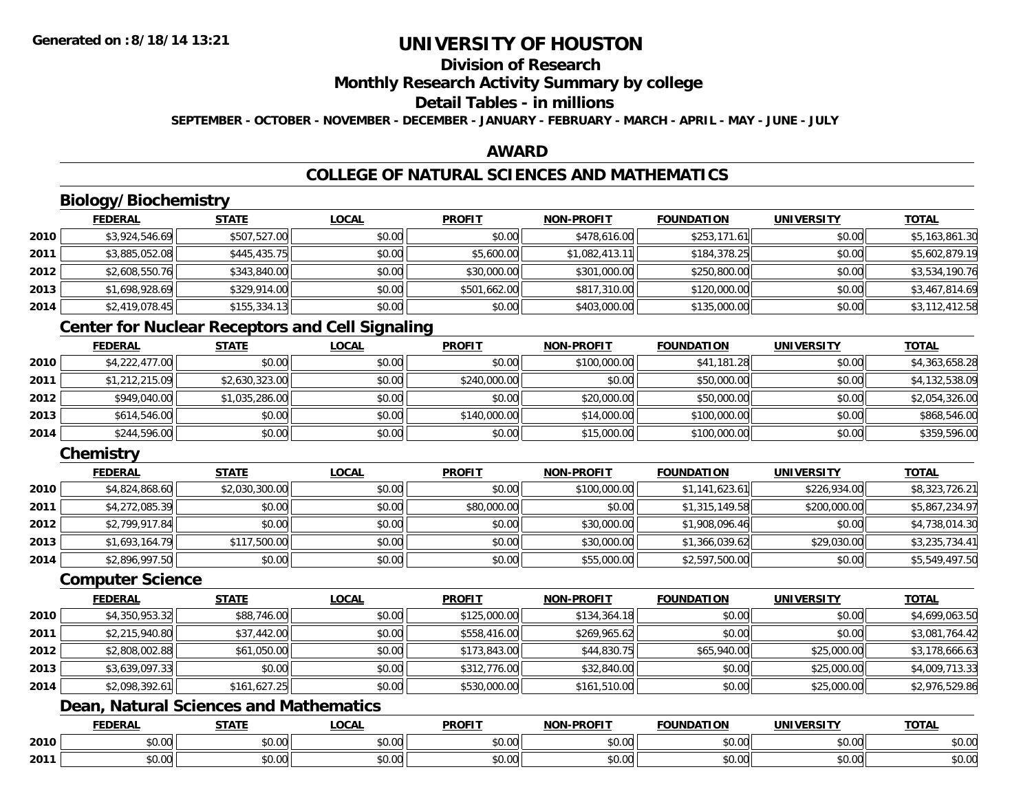# UNIVERSITY OF HOUSTON

## Division of Research

## Monthly Research Activity Summary by college

## Detail Tables - in millions

**SEPTEMBER - OCTOBER - NOVEMBER - DECEMBER - JANUARY - FEBRUARY - MARCH - APRIL - MAY - JUNE - JULY**

## AWARD

## COLLEGE OF NATURAL SCIENCES AND MATHEMATICS

### Biology/Biochemistry

| | FEDERAL | STATE | LOCAL | PROFIT | NON-PROFIT | FOUNDATION | UNIVERSITY | TOTAL |
|---|---|---|---|---|---|---|---|---|
| 2010 | $3,924,546.69 | $507,527.00 | $0.00 | $0.00 | $478,616.00 | $253,171.61 | $0.00 | $5,163,861.30 |
| 2011 | $3,885,052.08 | $445,435.75 | $0.00 | $5,600.00 | $1,082,413.11 | $184,378.25 | $0.00 | $5,602,879.19 |
| 2012 | $2,608,550.76 | $343,840.00 | $0.00 | $30,000.00 | $301,000.00 | $250,800.00 | $0.00 | $3,534,190.76 |
| 2013 | $1,698,928.69 | $329,914.00 | $0.00 | $501,662.00 | $817,310.00 | $120,000.00 | $0.00 | $3,467,814.69 |
| 2014 | $2,419,078.45 | $155,334.13 | $0.00 | $0.00 | $403,000.00 | $135,000.00 | $0.00 | $3,112,412.58 |

### Center for Nuclear Receptors and Cell Signaling

| | FEDERAL | STATE | LOCAL | PROFIT | NON-PROFIT | FOUNDATION | UNIVERSITY | TOTAL |
|---|---|---|---|---|---|---|---|---|
| 2010 | $4,222,477.00 | $0.00 | $0.00 | $0.00 | $100,000.00 | $41,181.28 | $0.00 | $4,363,658.28 |
| 2011 | $1,212,215.09 | $2,630,323.00 | $0.00 | $240,000.00 | $0.00 | $50,000.00 | $0.00 | $4,132,538.09 |
| 2012 | $949,040.00 | $1,035,286.00 | $0.00 | $0.00 | $20,000.00 | $50,000.00 | $0.00 | $2,054,326.00 |
| 2013 | $614,546.00 | $0.00 | $0.00 | $140,000.00 | $14,000.00 | $100,000.00 | $0.00 | $868,546.00 |
| 2014 | $244,596.00 | $0.00 | $0.00 | $0.00 | $15,000.00 | $100,000.00 | $0.00 | $359,596.00 |

### Chemistry

| | FEDERAL | STATE | LOCAL | PROFIT | NON-PROFIT | FOUNDATION | UNIVERSITY | TOTAL |
|---|---|---|---|---|---|---|---|---|
| 2010 | $4,824,868.60 | $2,030,300.00 | $0.00 | $0.00 | $100,000.00 | $1,141,623.61 | $226,934.00 | $8,323,726.21 |
| 2011 | $4,272,085.39 | $0.00 | $0.00 | $80,000.00 | $0.00 | $1,315,149.58 | $200,000.00 | $5,867,234.97 |
| 2012 | $2,799,917.84 | $0.00 | $0.00 | $0.00 | $30,000.00 | $1,908,096.46 | $0.00 | $4,738,014.30 |
| 2013 | $1,693,164.79 | $117,500.00 | $0.00 | $0.00 | $30,000.00 | $1,366,039.62 | $29,030.00 | $3,235,734.41 |
| 2014 | $2,896,997.50 | $0.00 | $0.00 | $0.00 | $55,000.00 | $2,597,500.00 | $0.00 | $5,549,497.50 |

### Computer Science

| | FEDERAL | STATE | LOCAL | PROFIT | NON-PROFIT | FOUNDATION | UNIVERSITY | TOTAL |
|---|---|---|---|---|---|---|---|---|
| 2010 | $4,350,953.32 | $88,746.00 | $0.00 | $125,000.00 | $134,364.18 | $0.00 | $0.00 | $4,699,063.50 |
| 2011 | $2,215,940.80 | $37,442.00 | $0.00 | $558,416.00 | $269,965.62 | $0.00 | $0.00 | $3,081,764.42 |
| 2012 | $2,808,002.88 | $61,050.00 | $0.00 | $173,843.00 | $44,830.75 | $65,940.00 | $25,000.00 | $3,178,666.63 |
| 2013 | $3,639,097.33 | $0.00 | $0.00 | $312,776.00 | $32,840.00 | $0.00 | $25,000.00 | $4,009,713.33 |
| 2014 | $2,098,392.61 | $161,627.25 | $0.00 | $530,000.00 | $161,510.00 | $0.00 | $25,000.00 | $2,976,529.86 |

### Dean, Natural Sciences and Mathematics

| | FEDERAL | STATE | LOCAL | PROFIT | NON-PROFIT | FOUNDATION | UNIVERSITY | TOTAL |
|---|---|---|---|---|---|---|---|---|
| 2010 | $0.00 | $0.00 | $0.00 | $0.00 | $0.00 | $0.00 | $0.00 | $0.00 |
| 2011 | $0.00 | $0.00 | $0.00 | $0.00 | $0.00 | $0.00 | $0.00 | $0.00 |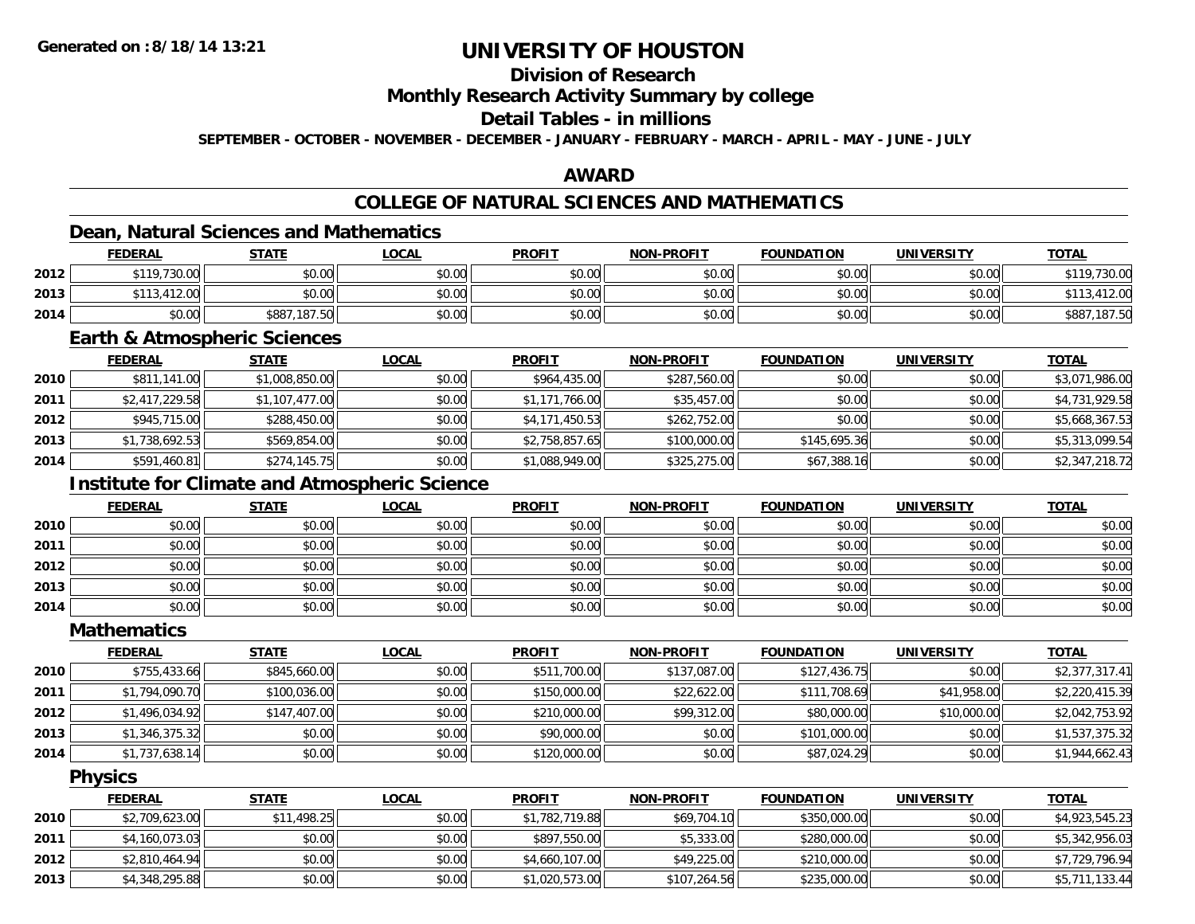# UNIVERSITY OF HOUSTON

## Division of Research

## Monthly Research Activity Summary by college

## Detail Tables - in millions

**SEPTEMBER - OCTOBER - NOVEMBER - DECEMBER - JANUARY - FEBRUARY - MARCH - APRIL - MAY - JUNE - JULY**

## AWARD

## COLLEGE OF NATURAL SCIENCES AND MATHEMATICS

### Dean, Natural Sciences and Mathematics

| | FEDERAL | STATE | LOCAL | PROFIT | NON-PROFIT | FOUNDATION | UNIVERSITY | TOTAL |
|---|---|---|---|---|---|---|---|---|
| 2012 | $119,730.00 | $0.00 | $0.00 | $0.00 | $0.00 | $0.00 | $0.00 | $119,730.00 |
| 2013 | $113,412.00 | $0.00 | $0.00 | $0.00 | $0.00 | $0.00 | $0.00 | $113,412.00 |
| 2014 | $0.00 | $887,187.50 | $0.00 | $0.00 | $0.00 | $0.00 | $0.00 | $887,187.50 |

### Earth & Atmospheric Sciences

| | FEDERAL | STATE | LOCAL | PROFIT | NON-PROFIT | FOUNDATION | UNIVERSITY | TOTAL |
|---|---|---|---|---|---|---|---|---|
| 2010 | $811,141.00 | $1,008,850.00 | $0.00 | $964,435.00 | $287,560.00 | $0.00 | $0.00 | $3,071,986.00 |
| 2011 | $2,417,229.58 | $1,107,477.00 | $0.00 | $1,171,766.00 | $35,457.00 | $0.00 | $0.00 | $4,731,929.58 |
| 2012 | $945,715.00 | $288,450.00 | $0.00 | $4,171,450.53 | $262,752.00 | $0.00 | $0.00 | $5,668,367.53 |
| 2013 | $1,738,692.53 | $569,854.00 | $0.00 | $2,758,857.65 | $100,000.00 | $145,695.36 | $0.00 | $5,313,099.54 |
| 2014 | $591,460.81 | $274,145.75 | $0.00 | $1,088,949.00 | $325,275.00 | $67,388.16 | $0.00 | $2,347,218.72 |

### Institute for Climate and Atmospheric Science

| | FEDERAL | STATE | LOCAL | PROFIT | NON-PROFIT | FOUNDATION | UNIVERSITY | TOTAL |
|---|---|---|---|---|---|---|---|---|
| 2010 | $0.00 | $0.00 | $0.00 | $0.00 | $0.00 | $0.00 | $0.00 | $0.00 |
| 2011 | $0.00 | $0.00 | $0.00 | $0.00 | $0.00 | $0.00 | $0.00 | $0.00 |
| 2012 | $0.00 | $0.00 | $0.00 | $0.00 | $0.00 | $0.00 | $0.00 | $0.00 |
| 2013 | $0.00 | $0.00 | $0.00 | $0.00 | $0.00 | $0.00 | $0.00 | $0.00 |
| 2014 | $0.00 | $0.00 | $0.00 | $0.00 | $0.00 | $0.00 | $0.00 | $0.00 |

### Mathematics

| | FEDERAL | STATE | LOCAL | PROFIT | NON-PROFIT | FOUNDATION | UNIVERSITY | TOTAL |
|---|---|---|---|---|---|---|---|---|
| 2010 | $755,433.66 | $845,660.00 | $0.00 | $511,700.00 | $137,087.00 | $127,436.75 | $0.00 | $2,377,317.41 |
| 2011 | $1,794,090.70 | $100,036.00 | $0.00 | $150,000.00 | $22,622.00 | $111,708.69 | $41,958.00 | $2,220,415.39 |
| 2012 | $1,496,034.92 | $147,407.00 | $0.00 | $210,000.00 | $99,312.00 | $80,000.00 | $10,000.00 | $2,042,753.92 |
| 2013 | $1,346,375.32 | $0.00 | $0.00 | $90,000.00 | $0.00 | $101,000.00 | $0.00 | $1,537,375.32 |
| 2014 | $1,737,638.14 | $0.00 | $0.00 | $120,000.00 | $0.00 | $87,024.29 | $0.00 | $1,944,662.43 |

### Physics

| | FEDERAL | STATE | LOCAL | PROFIT | NON-PROFIT | FOUNDATION | UNIVERSITY | TOTAL |
|---|---|---|---|---|---|---|---|---|
| 2010 | $2,709,623.00 | $11,498.25 | $0.00 | $1,782,719.88 | $69,704.10 | $350,000.00 | $0.00 | $4,923,545.23 |
| 2011 | $4,160,073.03 | $0.00 | $0.00 | $897,550.00 | $5,333.00 | $280,000.00 | $0.00 | $5,342,956.03 |
| 2012 | $2,810,464.94 | $0.00 | $0.00 | $4,660,107.00 | $49,225.00 | $210,000.00 | $0.00 | $7,729,796.94 |
| 2013 | $4,348,295.88 | $0.00 | $0.00 | $1,020,573.00 | $107,264.56 | $235,000.00 | $0.00 | $5,711,133.44 |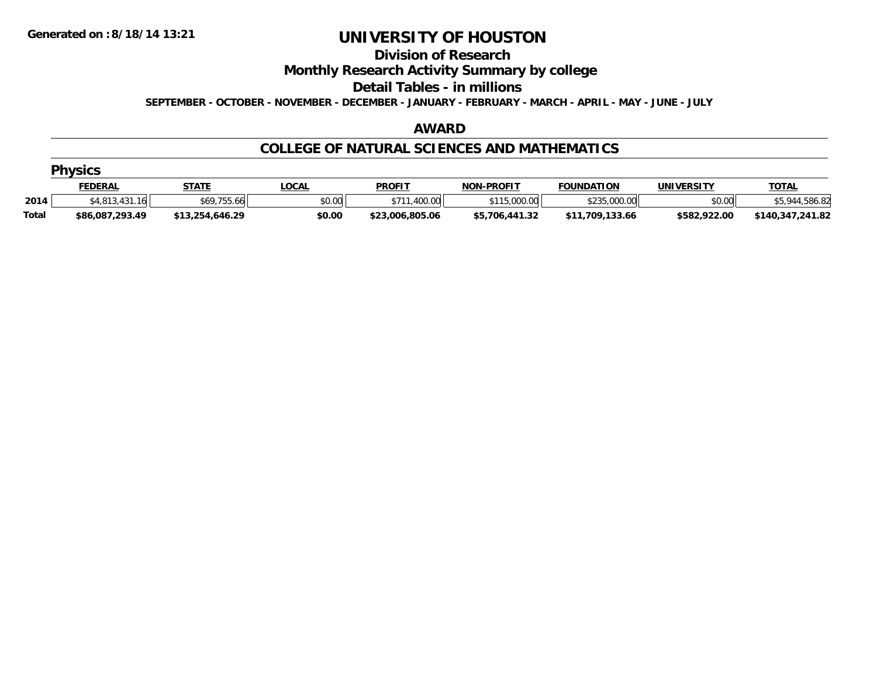# UNIVERSITY OF HOUSTON

## Division of Research

## Monthly Research Activity Summary by college

## Detail Tables - in millions

**SEPTEMBER - OCTOBER - NOVEMBER - DECEMBER - JANUARY - FEBRUARY - MARCH - APRIL - MAY - JUNE - JULY**

### AWARD

### COLLEGE OF NATURAL SCIENCES AND MATHEMATICS

#### Physics

| | FEDERAL | STATE | LOCAL | PROFIT | NON-PROFIT | FOUNDATION | UNIVERSITY | TOTAL |
|---|---|---|---|---|---|---|---|---|
| 2014 | $4,813,431.16 | $69,755.66 | $0.00 | $711,400.00 | $115,000.00 | $235,000.00 | $0.00 | $5,944,586.82 |
| **Total** | **$86,087,293.49** | **$13,254,646.29** | **$0.00** | **$23,006,805.06** | **$5,706,441.32** | **$11,709,133.66** | **$582,922.00** | **$140,347,241.82** |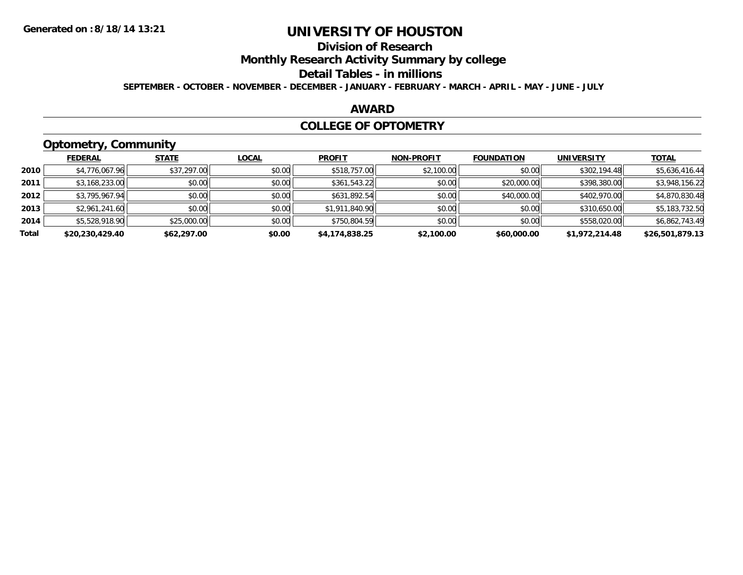**Generated on :8/18/14 13:21**

# UNIVERSITY OF HOUSTON

## Division of Research

## Monthly Research Activity Summary by college

## Detail Tables - in millions

**SEPTEMBER - OCTOBER - NOVEMBER - DECEMBER - JANUARY - FEBRUARY - MARCH - APRIL - MAY - JUNE - JULY**

## AWARD

## COLLEGE OF OPTOMETRY

### Optometry, Community

| | FEDERAL | STATE | LOCAL | PROFIT | NON-PROFIT | FOUNDATION | UNIVERSITY | TOTAL |
|---|---|---|---|---|---|---|---|---|
| 2010 | $4,776,067.96 | $37,297.00 | $0.00 | $518,757.00 | $2,100.00 | $0.00 | $302,194.48 | $5,636,416.44 |
| 2011 | $3,168,233.00 | $0.00 | $0.00 | $361,543.22 | $0.00 | $20,000.00 | $398,380.00 | $3,948,156.22 |
| 2012 | $3,795,967.94 | $0.00 | $0.00 | $631,892.54 | $0.00 | $40,000.00 | $402,970.00 | $4,870,830.48 |
| 2013 | $2,961,241.60 | $0.00 | $0.00 | $1,911,840.90 | $0.00 | $0.00 | $310,650.00 | $5,183,732.50 |
| 2014 | $5,528,918.90 | $25,000.00 | $0.00 | $750,804.59 | $0.00 | $0.00 | $558,020.00 | $6,862,743.49 |
| **Total** | **$20,230,429.40** | **$62,297.00** | **$0.00** | **$4,174,838.25** | **$2,100.00** | **$60,000.00** | **$1,972,214.48** | **$26,501,879.13** |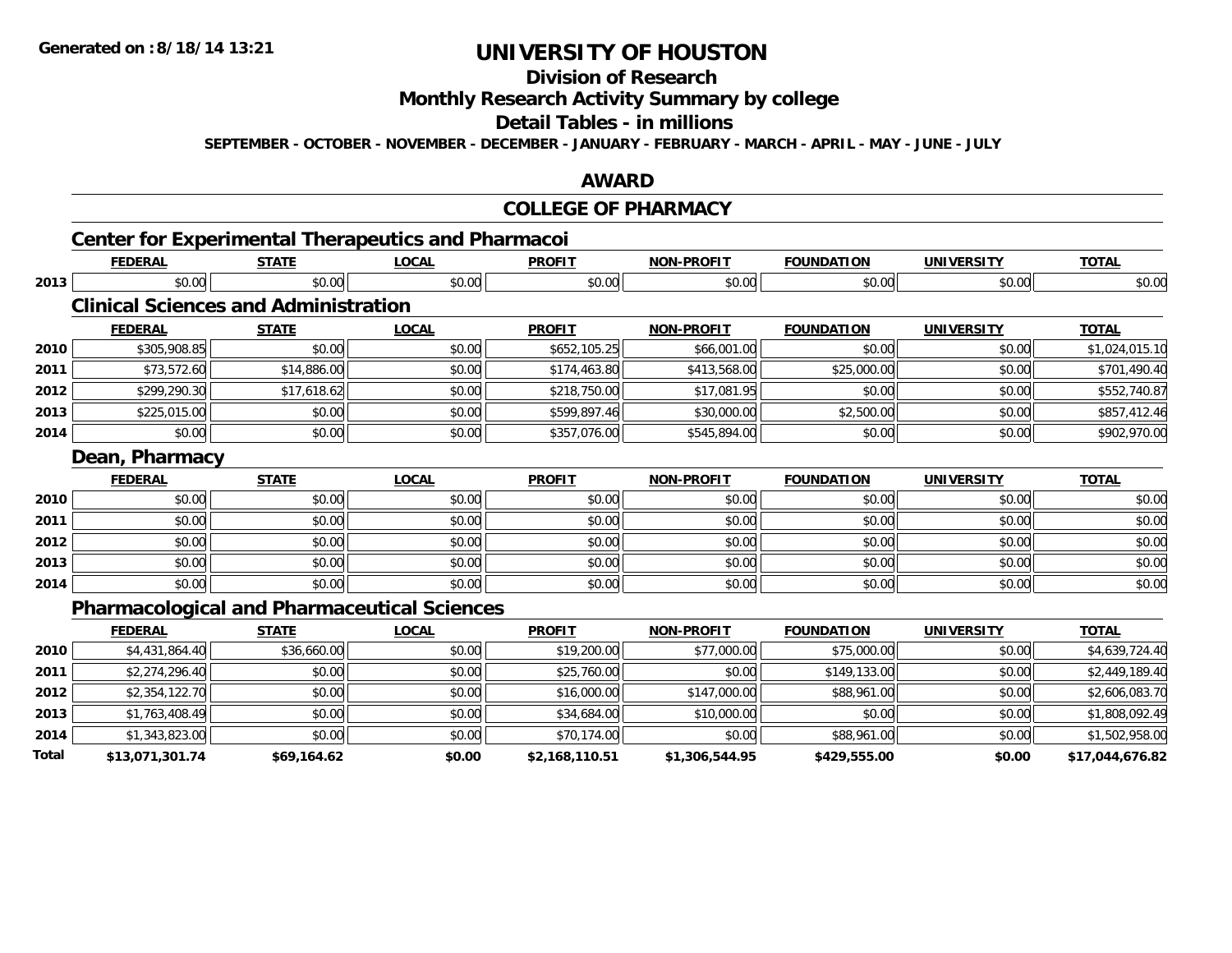# UNIVERSITY OF HOUSTON

## Division of Research

## Monthly Research Activity Summary by college

## Detail Tables - in millions

**SEPTEMBER - OCTOBER - NOVEMBER - DECEMBER - JANUARY - FEBRUARY - MARCH - APRIL - MAY - JUNE - JULY**

## AWARD

## COLLEGE OF PHARMACY

### Center for Experimental Therapeutics and Pharmacoi

| | FEDERAL | STATE | LOCAL | PROFIT | NON-PROFIT | FOUNDATION | UNIVERSITY | TOTAL |
|---|---|---|---|---|---|---|---|---|
| 2013 | $0.00 | $0.00 | $0.00 | $0.00 | $0.00 | $0.00 | $0.00 | $0.00 |

### Clinical Sciences and Administration

| | FEDERAL | STATE | LOCAL | PROFIT | NON-PROFIT | FOUNDATION | UNIVERSITY | TOTAL |
|---|---|---|---|---|---|---|---|---|
| 2010 | $305,908.85 | $0.00 | $0.00 | $652,105.25 | $66,001.00 | $0.00 | $0.00 | $1,024,015.10 |
| 2011 | $73,572.60 | $14,886.00 | $0.00 | $174,463.80 | $413,568.00 | $25,000.00 | $0.00 | $701,490.40 |
| 2012 | $299,290.30 | $17,618.62 | $0.00 | $218,750.00 | $17,081.95 | $0.00 | $0.00 | $552,740.87 |
| 2013 | $225,015.00 | $0.00 | $0.00 | $599,897.46 | $30,000.00 | $2,500.00 | $0.00 | $857,412.46 |
| 2014 | $0.00 | $0.00 | $0.00 | $357,076.00 | $545,894.00 | $0.00 | $0.00 | $902,970.00 |

### Dean, Pharmacy

| | FEDERAL | STATE | LOCAL | PROFIT | NON-PROFIT | FOUNDATION | UNIVERSITY | TOTAL |
|---|---|---|---|---|---|---|---|---|
| 2010 | $0.00 | $0.00 | $0.00 | $0.00 | $0.00 | $0.00 | $0.00 | $0.00 |
| 2011 | $0.00 | $0.00 | $0.00 | $0.00 | $0.00 | $0.00 | $0.00 | $0.00 |
| 2012 | $0.00 | $0.00 | $0.00 | $0.00 | $0.00 | $0.00 | $0.00 | $0.00 |
| 2013 | $0.00 | $0.00 | $0.00 | $0.00 | $0.00 | $0.00 | $0.00 | $0.00 |
| 2014 | $0.00 | $0.00 | $0.00 | $0.00 | $0.00 | $0.00 | $0.00 | $0.00 |

### Pharmacological and Pharmaceutical Sciences

| | FEDERAL | STATE | LOCAL | PROFIT | NON-PROFIT | FOUNDATION | UNIVERSITY | TOTAL |
|---|---|---|---|---|---|---|---|---|
| 2010 | $4,431,864.40 | $36,660.00 | $0.00 | $19,200.00 | $77,000.00 | $75,000.00 | $0.00 | $4,639,724.40 |
| 2011 | $2,274,296.40 | $0.00 | $0.00 | $25,760.00 | $0.00 | $149,133.00 | $0.00 | $2,449,189.40 |
| 2012 | $2,354,122.70 | $0.00 | $0.00 | $16,000.00 | $147,000.00 | $88,961.00 | $0.00 | $2,606,083.70 |
| 2013 | $1,763,408.49 | $0.00 | $0.00 | $34,684.00 | $10,000.00 | $0.00 | $0.00 | $1,808,092.49 |
| 2014 | $1,343,823.00 | $0.00 | $0.00 | $70,174.00 | $0.00 | $88,961.00 | $0.00 | $1,502,958.00 |
| **Total** | **$13,071,301.74** | **$69,164.62** | **$0.00** | **$2,168,110.51** | **$1,306,544.95** | **$429,555.00** | **$0.00** | **$17,044,676.82** |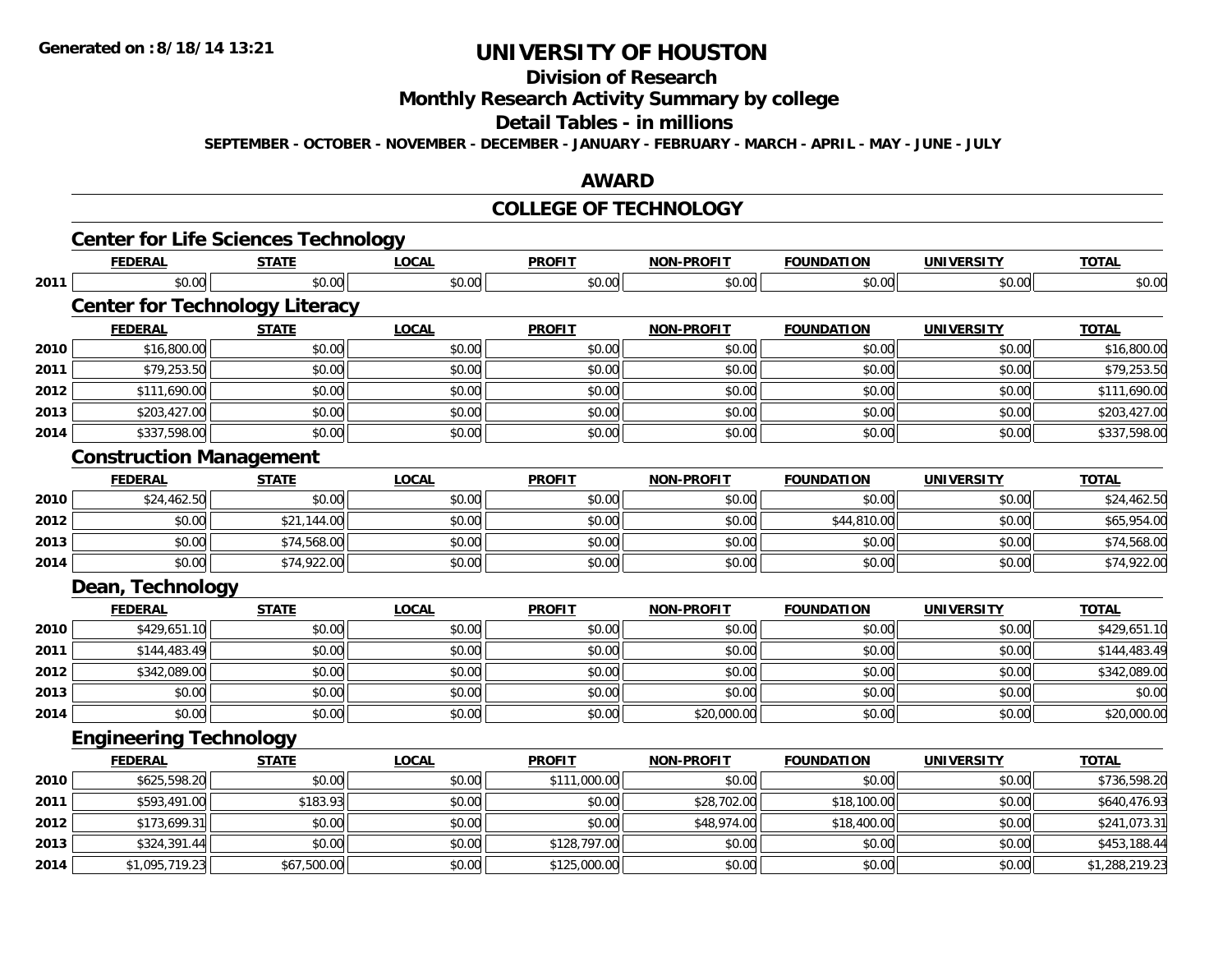# UNIVERSITY OF HOUSTON

## Division of Research

## Monthly Research Activity Summary by college

## Detail Tables - in millions

**SEPTEMBER - OCTOBER - NOVEMBER - DECEMBER - JANUARY - FEBRUARY - MARCH - APRIL - MAY - JUNE - JULY**

## AWARD

## COLLEGE OF TECHNOLOGY

### Center for Life Sciences Technology

| | FEDERAL | STATE | LOCAL | PROFIT | NON-PROFIT | FOUNDATION | UNIVERSITY | TOTAL |
|---|---|---|---|---|---|---|---|---|
| 2011 | $0.00 | $0.00 | $0.00 | $0.00 | $0.00 | $0.00 | $0.00 | $0.00 |

### Center for Technology Literacy

| | FEDERAL | STATE | LOCAL | PROFIT | NON-PROFIT | FOUNDATION | UNIVERSITY | TOTAL |
|---|---|---|---|---|---|---|---|---|
| 2010 | $16,800.00 | $0.00 | $0.00 | $0.00 | $0.00 | $0.00 | $0.00 | $16,800.00 |
| 2011 | $79,253.50 | $0.00 | $0.00 | $0.00 | $0.00 | $0.00 | $0.00 | $79,253.50 |
| 2012 | $111,690.00 | $0.00 | $0.00 | $0.00 | $0.00 | $0.00 | $0.00 | $111,690.00 |
| 2013 | $203,427.00 | $0.00 | $0.00 | $0.00 | $0.00 | $0.00 | $0.00 | $203,427.00 |
| 2014 | $337,598.00 | $0.00 | $0.00 | $0.00 | $0.00 | $0.00 | $0.00 | $337,598.00 |

### Construction Management

| | FEDERAL | STATE | LOCAL | PROFIT | NON-PROFIT | FOUNDATION | UNIVERSITY | TOTAL |
|---|---|---|---|---|---|---|---|---|
| 2010 | $24,462.50 | $0.00 | $0.00 | $0.00 | $0.00 | $0.00 | $0.00 | $24,462.50 |
| 2012 | $0.00 | $21,144.00 | $0.00 | $0.00 | $0.00 | $44,810.00 | $0.00 | $65,954.00 |
| 2013 | $0.00 | $74,568.00 | $0.00 | $0.00 | $0.00 | $0.00 | $0.00 | $74,568.00 |
| 2014 | $0.00 | $74,922.00 | $0.00 | $0.00 | $0.00 | $0.00 | $0.00 | $74,922.00 |

### Dean, Technology

| | FEDERAL | STATE | LOCAL | PROFIT | NON-PROFIT | FOUNDATION | UNIVERSITY | TOTAL |
|---|---|---|---|---|---|---|---|---|
| 2010 | $429,651.10 | $0.00 | $0.00 | $0.00 | $0.00 | $0.00 | $0.00 | $429,651.10 |
| 2011 | $144,483.49 | $0.00 | $0.00 | $0.00 | $0.00 | $0.00 | $0.00 | $144,483.49 |
| 2012 | $342,089.00 | $0.00 | $0.00 | $0.00 | $0.00 | $0.00 | $0.00 | $342,089.00 |
| 2013 | $0.00 | $0.00 | $0.00 | $0.00 | $0.00 | $0.00 | $0.00 | $0.00 |
| 2014 | $0.00 | $0.00 | $0.00 | $0.00 | $20,000.00 | $0.00 | $0.00 | $20,000.00 |

### Engineering Technology

| | FEDERAL | STATE | LOCAL | PROFIT | NON-PROFIT | FOUNDATION | UNIVERSITY | TOTAL |
|---|---|---|---|---|---|---|---|---|
| 2010 | $625,598.20 | $0.00 | $0.00 | $111,000.00 | $0.00 | $0.00 | $0.00 | $736,598.20 |
| 2011 | $593,491.00 | $183.93 | $0.00 | $0.00 | $28,702.00 | $18,100.00 | $0.00 | $640,476.93 |
| 2012 | $173,699.31 | $0.00 | $0.00 | $0.00 | $48,974.00 | $18,400.00 | $0.00 | $241,073.31 |
| 2013 | $324,391.44 | $0.00 | $0.00 | $128,797.00 | $0.00 | $0.00 | $0.00 | $453,188.44 |
| 2014 | $1,095,719.23 | $67,500.00 | $0.00 | $125,000.00 | $0.00 | $0.00 | $0.00 | $1,288,219.23 |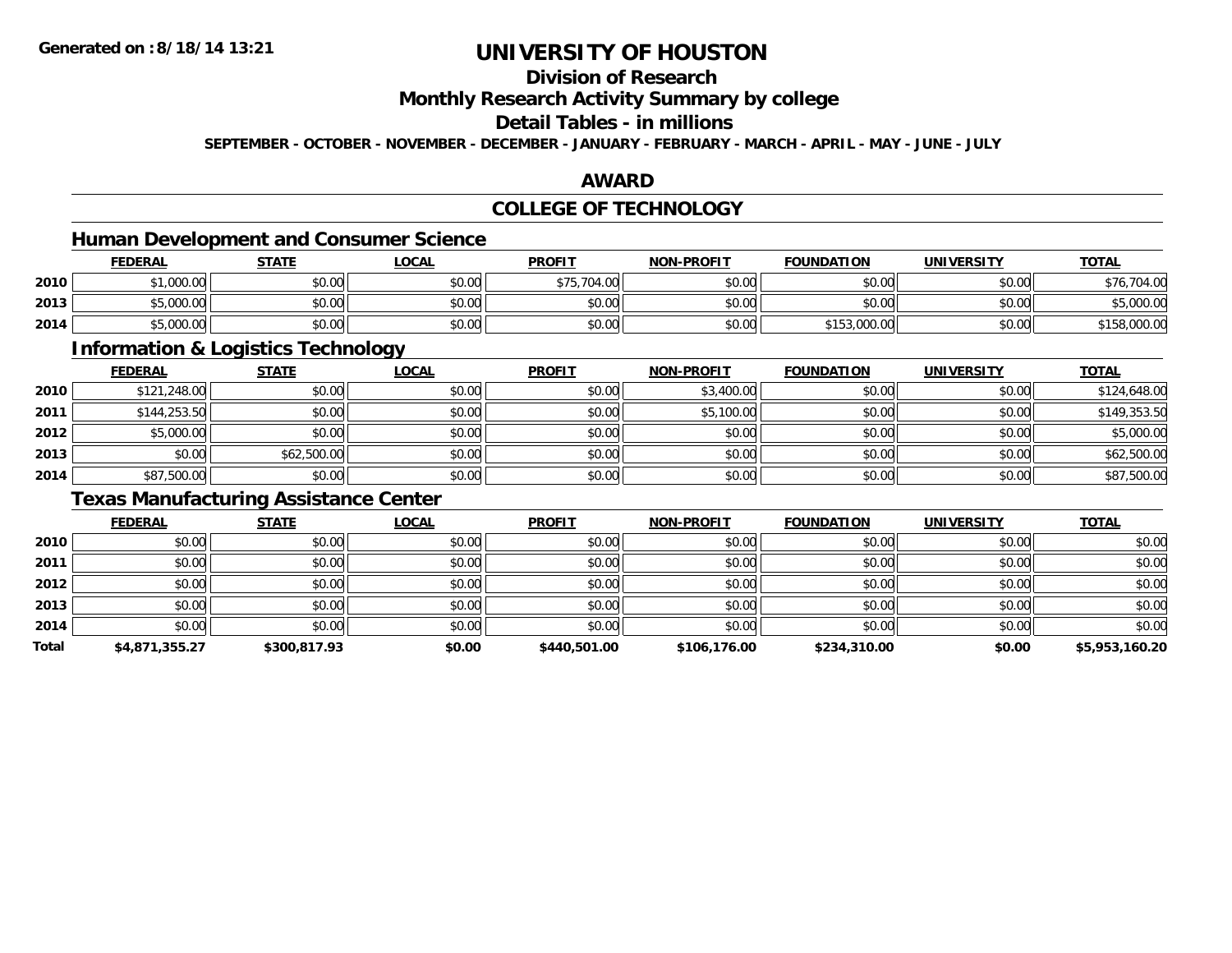# UNIVERSITY OF HOUSTON

## Division of Research

## Monthly Research Activity Summary by college

## Detail Tables - in millions

**SEPTEMBER - OCTOBER - NOVEMBER - DECEMBER - JANUARY - FEBRUARY - MARCH - APRIL - MAY - JUNE - JULY**

## AWARD

## COLLEGE OF TECHNOLOGY

### Human Development and Consumer Science

| | FEDERAL | STATE | LOCAL | PROFIT | NON-PROFIT | FOUNDATION | UNIVERSITY | TOTAL |
|---|---|---|---|---|---|---|---|---|
| 2010 | $1,000.00 | $0.00 | $0.00 | $75,704.00 | $0.00 | $0.00 | $0.00 | $76,704.00 |
| 2013 | $5,000.00 | $0.00 | $0.00 | $0.00 | $0.00 | $0.00 | $0.00 | $5,000.00 |
| 2014 | $5,000.00 | $0.00 | $0.00 | $0.00 | $0.00 | $153,000.00 | $0.00 | $158,000.00 |

### Information & Logistics Technology

| | FEDERAL | STATE | LOCAL | PROFIT | NON-PROFIT | FOUNDATION | UNIVERSITY | TOTAL |
|---|---|---|---|---|---|---|---|---|
| 2010 | $121,248.00 | $0.00 | $0.00 | $0.00 | $3,400.00 | $0.00 | $0.00 | $124,648.00 |
| 2011 | $144,253.50 | $0.00 | $0.00 | $0.00 | $5,100.00 | $0.00 | $0.00 | $149,353.50 |
| 2012 | $5,000.00 | $0.00 | $0.00 | $0.00 | $0.00 | $0.00 | $0.00 | $5,000.00 |
| 2013 | $0.00 | $62,500.00 | $0.00 | $0.00 | $0.00 | $0.00 | $0.00 | $62,500.00 |
| 2014 | $87,500.00 | $0.00 | $0.00 | $0.00 | $0.00 | $0.00 | $0.00 | $87,500.00 |

### Texas Manufacturing Assistance Center

| | FEDERAL | STATE | LOCAL | PROFIT | NON-PROFIT | FOUNDATION | UNIVERSITY | TOTAL |
|---|---|---|---|---|---|---|---|---|
| 2010 | $0.00 | $0.00 | $0.00 | $0.00 | $0.00 | $0.00 | $0.00 | $0.00 |
| 2011 | $0.00 | $0.00 | $0.00 | $0.00 | $0.00 | $0.00 | $0.00 | $0.00 |
| 2012 | $0.00 | $0.00 | $0.00 | $0.00 | $0.00 | $0.00 | $0.00 | $0.00 |
| 2013 | $0.00 | $0.00 | $0.00 | $0.00 | $0.00 | $0.00 | $0.00 | $0.00 |
| 2014 | $0.00 | $0.00 | $0.00 | $0.00 | $0.00 | $0.00 | $0.00 | $0.00 |
| **Total** | **$4,871,355.27** | **$300,817.93** | **$0.00** | **$440,501.00** | **$106,176.00** | **$234,310.00** | **$0.00** | **$5,953,160.20** |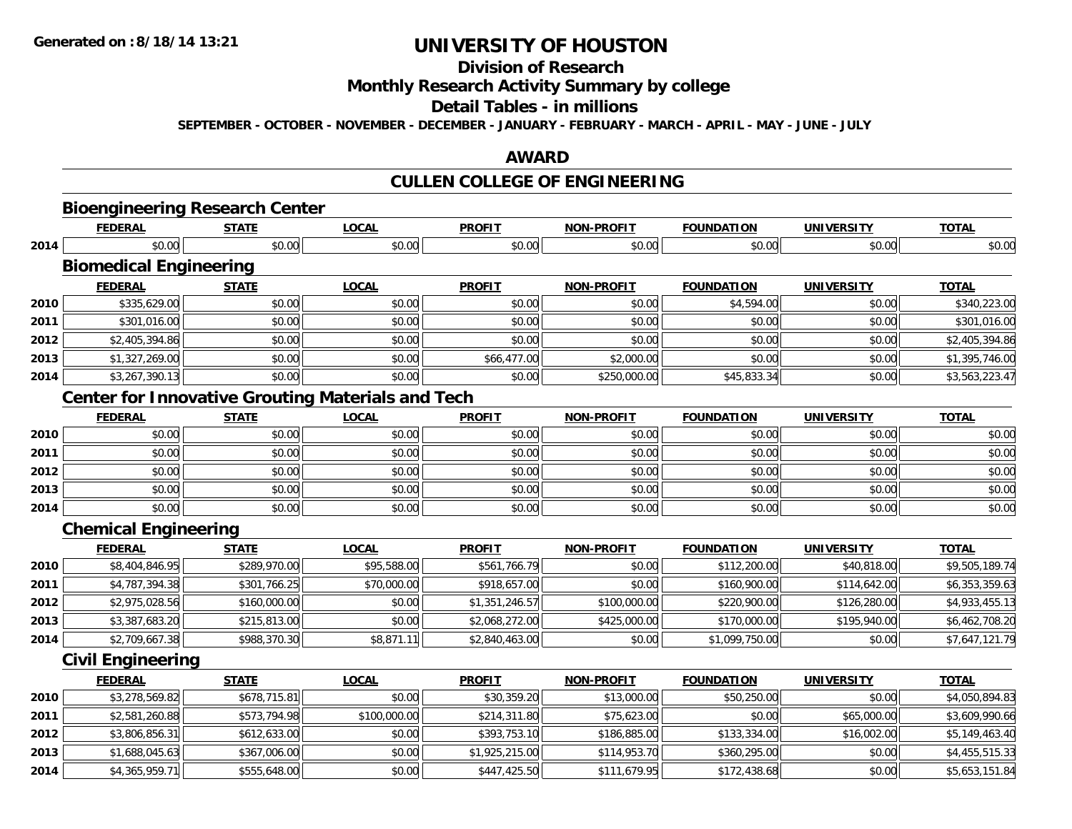# UNIVERSITY OF HOUSTON

## Division of Research

## Monthly Research Activity Summary by college

## Detail Tables - in millions

**SEPTEMBER - OCTOBER - NOVEMBER - DECEMBER - JANUARY - FEBRUARY - MARCH - APRIL - MAY - JUNE - JULY**

## AWARD

## CULLEN COLLEGE OF ENGINEERING

### Bioengineering Research Center

| | FEDERAL | STATE | LOCAL | PROFIT | NON-PROFIT | FOUNDATION | UNIVERSITY | TOTAL |
|---|---|---|---|---|---|---|---|---|
| 2014 | $0.00 | $0.00 | $0.00 | $0.00 | $0.00 | $0.00 | $0.00 | $0.00 |

### Biomedical Engineering

| | FEDERAL | STATE | LOCAL | PROFIT | NON-PROFIT | FOUNDATION | UNIVERSITY | TOTAL |
|---|---|---|---|---|---|---|---|---|
| 2010 | $335,629.00 | $0.00 | $0.00 | $0.00 | $0.00 | $4,594.00 | $0.00 | $340,223.00 |
| 2011 | $301,016.00 | $0.00 | $0.00 | $0.00 | $0.00 | $0.00 | $0.00 | $301,016.00 |
| 2012 | $2,405,394.86 | $0.00 | $0.00 | $0.00 | $0.00 | $0.00 | $0.00 | $2,405,394.86 |
| 2013 | $1,327,269.00 | $0.00 | $0.00 | $66,477.00 | $2,000.00 | $0.00 | $0.00 | $1,395,746.00 |
| 2014 | $3,267,390.13 | $0.00 | $0.00 | $0.00 | $250,000.00 | $45,833.34 | $0.00 | $3,563,223.47 |

### Center for Innovative Grouting Materials and Tech

| | FEDERAL | STATE | LOCAL | PROFIT | NON-PROFIT | FOUNDATION | UNIVERSITY | TOTAL |
|---|---|---|---|---|---|---|---|---|
| 2010 | $0.00 | $0.00 | $0.00 | $0.00 | $0.00 | $0.00 | $0.00 | $0.00 |
| 2011 | $0.00 | $0.00 | $0.00 | $0.00 | $0.00 | $0.00 | $0.00 | $0.00 |
| 2012 | $0.00 | $0.00 | $0.00 | $0.00 | $0.00 | $0.00 | $0.00 | $0.00 |
| 2013 | $0.00 | $0.00 | $0.00 | $0.00 | $0.00 | $0.00 | $0.00 | $0.00 |
| 2014 | $0.00 | $0.00 | $0.00 | $0.00 | $0.00 | $0.00 | $0.00 | $0.00 |

### Chemical Engineering

| | FEDERAL | STATE | LOCAL | PROFIT | NON-PROFIT | FOUNDATION | UNIVERSITY | TOTAL |
|---|---|---|---|---|---|---|---|---|
| 2010 | $8,404,846.95 | $289,970.00 | $95,588.00 | $561,766.79 | $0.00 | $112,200.00 | $40,818.00 | $9,505,189.74 |
| 2011 | $4,787,394.38 | $301,766.25 | $70,000.00 | $918,657.00 | $0.00 | $160,900.00 | $114,642.00 | $6,353,359.63 |
| 2012 | $2,975,028.56 | $160,000.00 | $0.00 | $1,351,246.57 | $100,000.00 | $220,900.00 | $126,280.00 | $4,933,455.13 |
| 2013 | $3,387,683.20 | $215,813.00 | $0.00 | $2,068,272.00 | $425,000.00 | $170,000.00 | $195,940.00 | $6,462,708.20 |
| 2014 | $2,709,667.38 | $988,370.30 | $8,871.11 | $2,840,463.00 | $0.00 | $1,099,750.00 | $0.00 | $7,647,121.79 |

### Civil Engineering

| | FEDERAL | STATE | LOCAL | PROFIT | NON-PROFIT | FOUNDATION | UNIVERSITY | TOTAL |
|---|---|---|---|---|---|---|---|---|
| 2010 | $3,278,569.82 | $678,715.81 | $0.00 | $30,359.20 | $13,000.00 | $50,250.00 | $0.00 | $4,050,894.83 |
| 2011 | $2,581,260.88 | $573,794.98 | $100,000.00 | $214,311.80 | $75,623.00 | $0.00 | $65,000.00 | $3,609,990.66 |
| 2012 | $3,806,856.31 | $612,633.00 | $0.00 | $393,753.10 | $186,885.00 | $133,334.00 | $16,002.00 | $5,149,463.40 |
| 2013 | $1,688,045.63 | $367,006.00 | $0.00 | $1,925,215.00 | $114,953.70 | $360,295.00 | $0.00 | $4,455,515.33 |
| 2014 | $4,365,959.71 | $555,648.00 | $0.00 | $447,425.50 | $111,679.95 | $172,438.68 | $0.00 | $5,653,151.84 |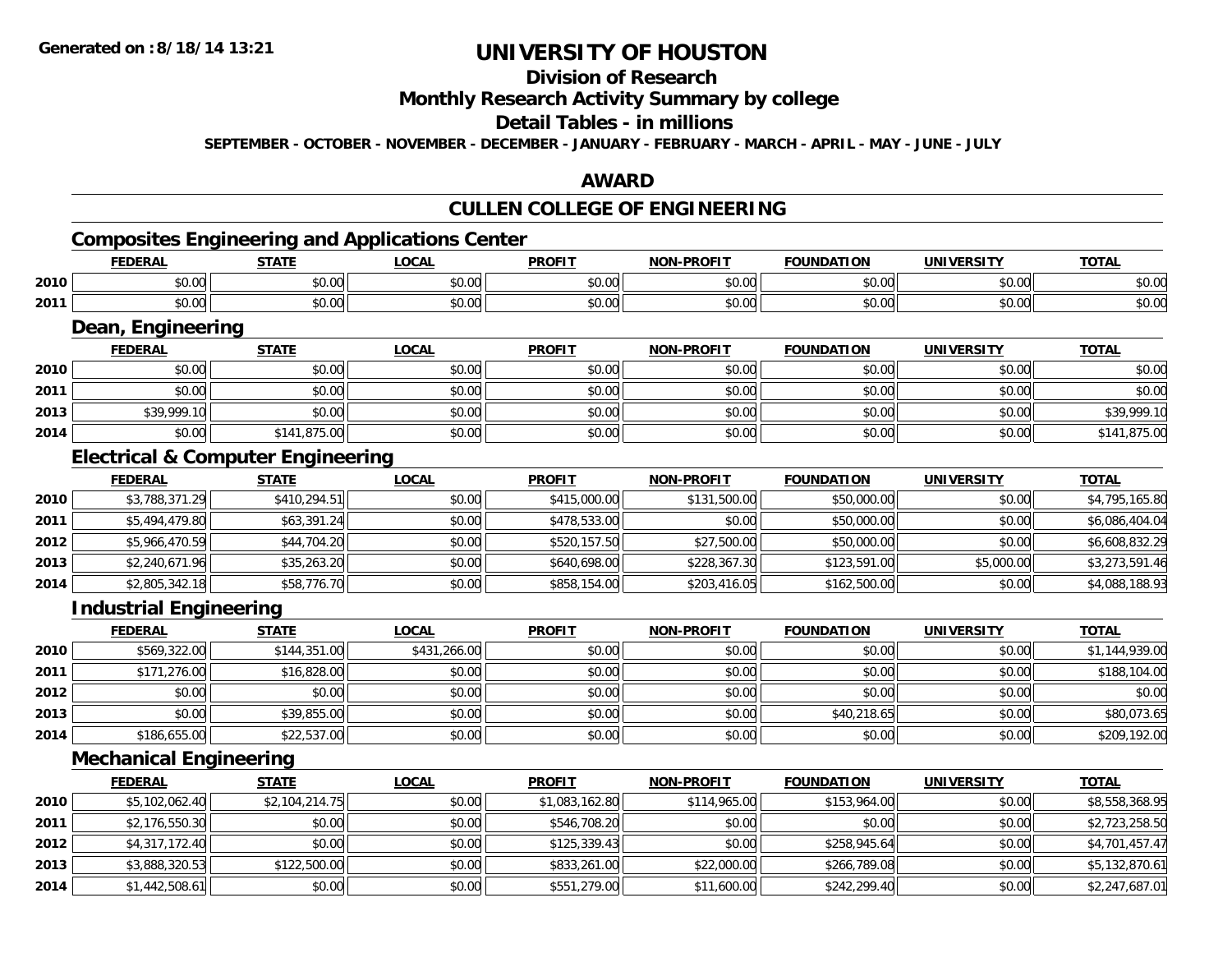Generated on :8/18/14 13:21

# UNIVERSITY OF HOUSTON

## Division of Research

## Monthly Research Activity Summary by college

## Detail Tables - in millions

**SEPTEMBER - OCTOBER - NOVEMBER - DECEMBER - JANUARY - FEBRUARY - MARCH - APRIL - MAY - JUNE - JULY**

## AWARD

## CULLEN COLLEGE OF ENGINEERING

### Composites Engineering and Applications Center

| | FEDERAL | STATE | LOCAL | PROFIT | NON-PROFIT | FOUNDATION | UNIVERSITY | TOTAL |
|---|---|---|---|---|---|---|---|---|
| 2010 | $0.00 | $0.00 | $0.00 | $0.00 | $0.00 | $0.00 | $0.00 | $0.00 |
| 2011 | $0.00 | $0.00 | $0.00 | $0.00 | $0.00 | $0.00 | $0.00 | $0.00 |

### Dean, Engineering

| | FEDERAL | STATE | LOCAL | PROFIT | NON-PROFIT | FOUNDATION | UNIVERSITY | TOTAL |
|---|---|---|---|---|---|---|---|---|
| 2010 | $0.00 | $0.00 | $0.00 | $0.00 | $0.00 | $0.00 | $0.00 | $0.00 |
| 2011 | $0.00 | $0.00 | $0.00 | $0.00 | $0.00 | $0.00 | $0.00 | $0.00 |
| 2013 | $39,999.10 | $0.00 | $0.00 | $0.00 | $0.00 | $0.00 | $0.00 | $39,999.10 |
| 2014 | $0.00 | $141,875.00 | $0.00 | $0.00 | $0.00 | $0.00 | $0.00 | $141,875.00 |

### Electrical & Computer Engineering

| | FEDERAL | STATE | LOCAL | PROFIT | NON-PROFIT | FOUNDATION | UNIVERSITY | TOTAL |
|---|---|---|---|---|---|---|---|---|
| 2010 | $3,788,371.29 | $410,294.51 | $0.00 | $415,000.00 | $131,500.00 | $50,000.00 | $0.00 | $4,795,165.80 |
| 2011 | $5,494,479.80 | $63,391.24 | $0.00 | $478,533.00 | $0.00 | $50,000.00 | $0.00 | $6,086,404.04 |
| 2012 | $5,966,470.59 | $44,704.20 | $0.00 | $520,157.50 | $27,500.00 | $50,000.00 | $0.00 | $6,608,832.29 |
| 2013 | $2,240,671.96 | $35,263.20 | $0.00 | $640,698.00 | $228,367.30 | $123,591.00 | $5,000.00 | $3,273,591.46 |
| 2014 | $2,805,342.18 | $58,776.70 | $0.00 | $858,154.00 | $203,416.05 | $162,500.00 | $0.00 | $4,088,188.93 |

### Industrial Engineering

| | FEDERAL | STATE | LOCAL | PROFIT | NON-PROFIT | FOUNDATION | UNIVERSITY | TOTAL |
|---|---|---|---|---|---|---|---|---|
| 2010 | $569,322.00 | $144,351.00 | $431,266.00 | $0.00 | $0.00 | $0.00 | $0.00 | $1,144,939.00 |
| 2011 | $171,276.00 | $16,828.00 | $0.00 | $0.00 | $0.00 | $0.00 | $0.00 | $188,104.00 |
| 2012 | $0.00 | $0.00 | $0.00 | $0.00 | $0.00 | $0.00 | $0.00 | $0.00 |
| 2013 | $0.00 | $39,855.00 | $0.00 | $0.00 | $0.00 | $40,218.65 | $0.00 | $80,073.65 |
| 2014 | $186,655.00 | $22,537.00 | $0.00 | $0.00 | $0.00 | $0.00 | $0.00 | $209,192.00 |

### Mechanical Engineering

| | FEDERAL | STATE | LOCAL | PROFIT | NON-PROFIT | FOUNDATION | UNIVERSITY | TOTAL |
|---|---|---|---|---|---|---|---|---|
| 2010 | $5,102,062.40 | $2,104,214.75 | $0.00 | $1,083,162.80 | $114,965.00 | $153,964.00 | $0.00 | $8,558,368.95 |
| 2011 | $2,176,550.30 | $0.00 | $0.00 | $546,708.20 | $0.00 | $0.00 | $0.00 | $2,723,258.50 |
| 2012 | $4,317,172.40 | $0.00 | $0.00 | $125,339.43 | $0.00 | $258,945.64 | $0.00 | $4,701,457.47 |
| 2013 | $3,888,320.53 | $122,500.00 | $0.00 | $833,261.00 | $22,000.00 | $266,789.08 | $0.00 | $5,132,870.61 |
| 2014 | $1,442,508.61 | $0.00 | $0.00 | $551,279.00 | $11,600.00 | $242,299.40 | $0.00 | $2,247,687.01 |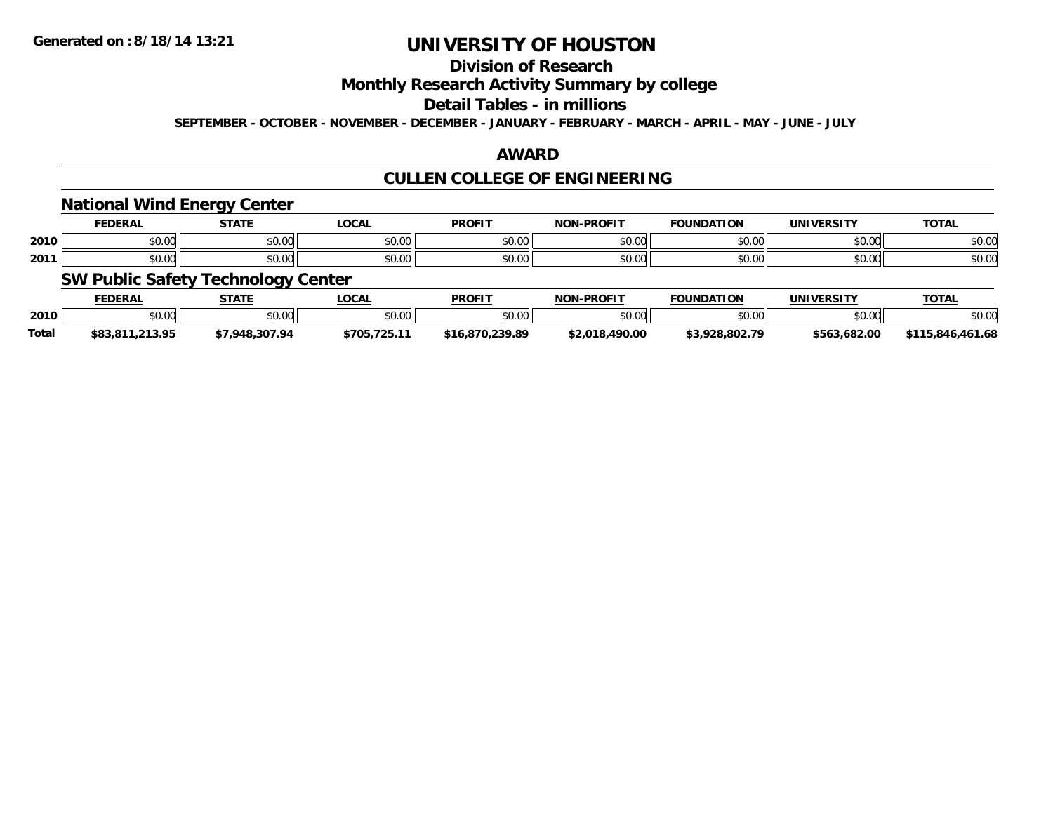**Generated on :8/18/14 13:21**

# UNIVERSITY OF HOUSTON

## Division of Research

## Monthly Research Activity Summary by college

## Detail Tables - in millions

**SEPTEMBER - OCTOBER - NOVEMBER - DECEMBER - JANUARY - FEBRUARY - MARCH - APRIL - MAY - JUNE - JULY**

## AWARD

## CULLEN COLLEGE OF ENGINEERING

### National Wind Energy Center

| | FEDERAL | STATE | LOCAL | PROFIT | NON-PROFIT | FOUNDATION | UNIVERSITY | TOTAL |
|---|---|---|---|---|---|---|---|---|
| 2010 | $0.00 | $0.00 | $0.00 | $0.00 | $0.00 | $0.00 | $0.00 | $0.00 |
| 2011 | $0.00 | $0.00 | $0.00 | $0.00 | $0.00 | $0.00 | $0.00 | $0.00 |

### SW Public Safety Technology Center

| | FEDERAL | STATE | LOCAL | PROFIT | NON-PROFIT | FOUNDATION | UNIVERSITY | TOTAL |
|---|---|---|---|---|---|---|---|---|
| 2010 | $0.00 | $0.00 | $0.00 | $0.00 | $0.00 | $0.00 | $0.00 | $0.00 |
| **Total** | **$83,811,213.95** | **$7,948,307.94** | **$705,725.11** | **$16,870,239.89** | **$2,018,490.00** | **$3,928,802.79** | **$563,682.00** | **$115,846,461.68** |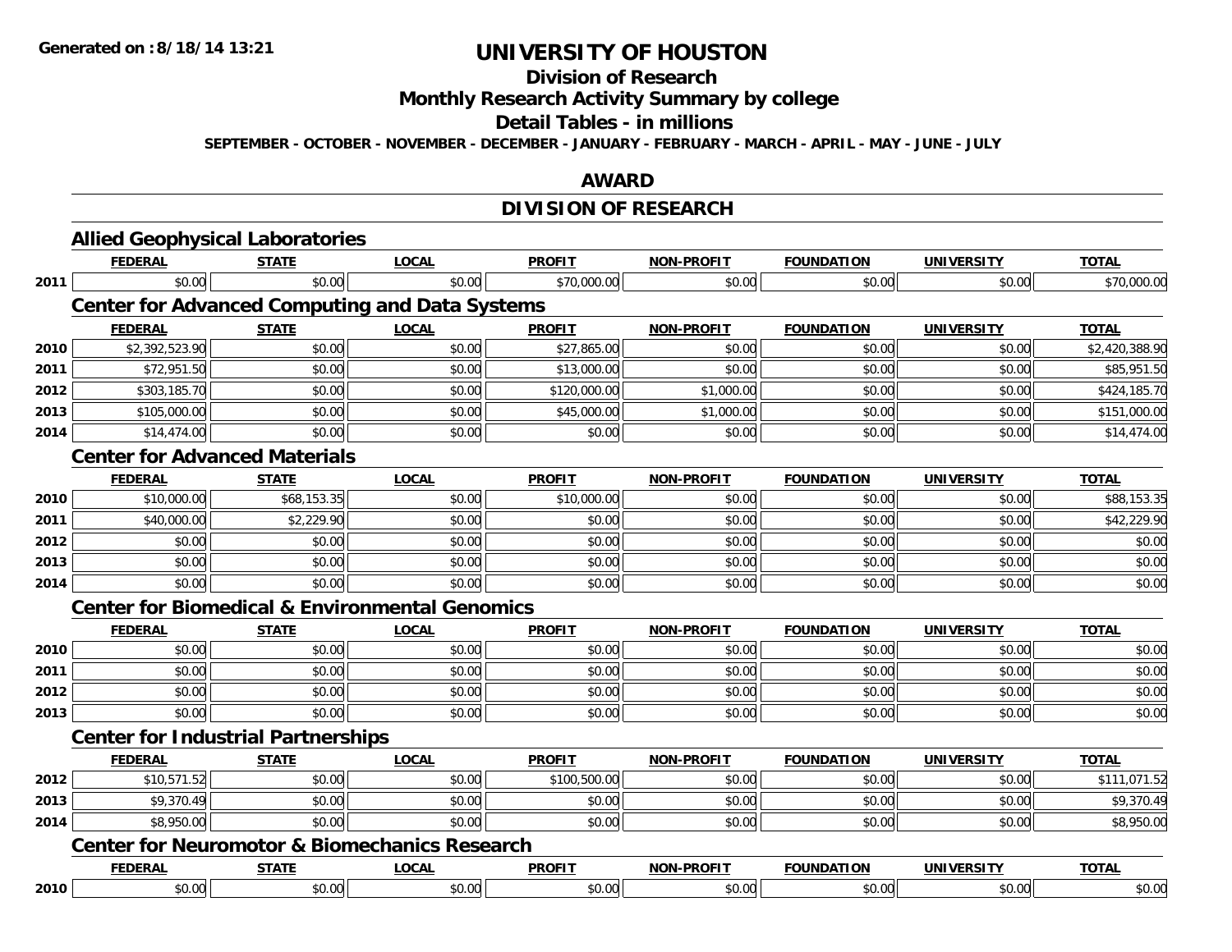# UNIVERSITY OF HOUSTON

## Division of Research

## Monthly Research Activity Summary by college

## Detail Tables - in millions

SEPTEMBER - OCTOBER - NOVEMBER - DECEMBER - JANUARY - FEBRUARY - MARCH - APRIL - MAY - JUNE - JULY

## AWARD

## DIVISION OF RESEARCH

### Allied Geophysical Laboratories

| | FEDERAL | STATE | LOCAL | PROFIT | NON-PROFIT | FOUNDATION | UNIVERSITY | TOTAL |
|---|---|---|---|---|---|---|---|---|
| 2011 | $0.00 | $0.00 | $0.00 | $70,000.00 | $0.00 | $0.00 | $0.00 | $70,000.00 |

### Center for Advanced Computing and Data Systems

| | FEDERAL | STATE | LOCAL | PROFIT | NON-PROFIT | FOUNDATION | UNIVERSITY | TOTAL |
|---|---|---|---|---|---|---|---|---|
| 2010 | $2,392,523.90 | $0.00 | $0.00 | $27,865.00 | $0.00 | $0.00 | $0.00 | $2,420,388.90 |
| 2011 | $72,951.50 | $0.00 | $0.00 | $13,000.00 | $0.00 | $0.00 | $0.00 | $85,951.50 |
| 2012 | $303,185.70 | $0.00 | $0.00 | $120,000.00 | $1,000.00 | $0.00 | $0.00 | $424,185.70 |
| 2013 | $105,000.00 | $0.00 | $0.00 | $45,000.00 | $1,000.00 | $0.00 | $0.00 | $151,000.00 |
| 2014 | $14,474.00 | $0.00 | $0.00 | $0.00 | $0.00 | $0.00 | $0.00 | $14,474.00 |

### Center for Advanced Materials

| | FEDERAL | STATE | LOCAL | PROFIT | NON-PROFIT | FOUNDATION | UNIVERSITY | TOTAL |
|---|---|---|---|---|---|---|---|---|
| 2010 | $10,000.00 | $68,153.35 | $0.00 | $10,000.00 | $0.00 | $0.00 | $0.00 | $88,153.35 |
| 2011 | $40,000.00 | $2,229.90 | $0.00 | $0.00 | $0.00 | $0.00 | $0.00 | $42,229.90 |
| 2012 | $0.00 | $0.00 | $0.00 | $0.00 | $0.00 | $0.00 | $0.00 | $0.00 |
| 2013 | $0.00 | $0.00 | $0.00 | $0.00 | $0.00 | $0.00 | $0.00 | $0.00 |
| 2014 | $0.00 | $0.00 | $0.00 | $0.00 | $0.00 | $0.00 | $0.00 | $0.00 |

### Center for Biomedical & Environmental Genomics

| | FEDERAL | STATE | LOCAL | PROFIT | NON-PROFIT | FOUNDATION | UNIVERSITY | TOTAL |
|---|---|---|---|---|---|---|---|---|
| 2010 | $0.00 | $0.00 | $0.00 | $0.00 | $0.00 | $0.00 | $0.00 | $0.00 |
| 2011 | $0.00 | $0.00 | $0.00 | $0.00 | $0.00 | $0.00 | $0.00 | $0.00 |
| 2012 | $0.00 | $0.00 | $0.00 | $0.00 | $0.00 | $0.00 | $0.00 | $0.00 |
| 2013 | $0.00 | $0.00 | $0.00 | $0.00 | $0.00 | $0.00 | $0.00 | $0.00 |

### Center for Industrial Partnerships

| | FEDERAL | STATE | LOCAL | PROFIT | NON-PROFIT | FOUNDATION | UNIVERSITY | TOTAL |
|---|---|---|---|---|---|---|---|---|
| 2012 | $10,571.52 | $0.00 | $0.00 | $100,500.00 | $0.00 | $0.00 | $0.00 | $111,071.52 |
| 2013 | $9,370.49 | $0.00 | $0.00 | $0.00 | $0.00 | $0.00 | $0.00 | $9,370.49 |
| 2014 | $8,950.00 | $0.00 | $0.00 | $0.00 | $0.00 | $0.00 | $0.00 | $8,950.00 |

### Center for Neuromotor & Biomechanics Research

| | FEDERAL | STATE | LOCAL | PROFIT | NON-PROFIT | FOUNDATION | UNIVERSITY | TOTAL |
|---|---|---|---|---|---|---|---|---|
| 2010 | $0.00 | $0.00 | $0.00 | $0.00 | $0.00 | $0.00 | $0.00 | $0.00 |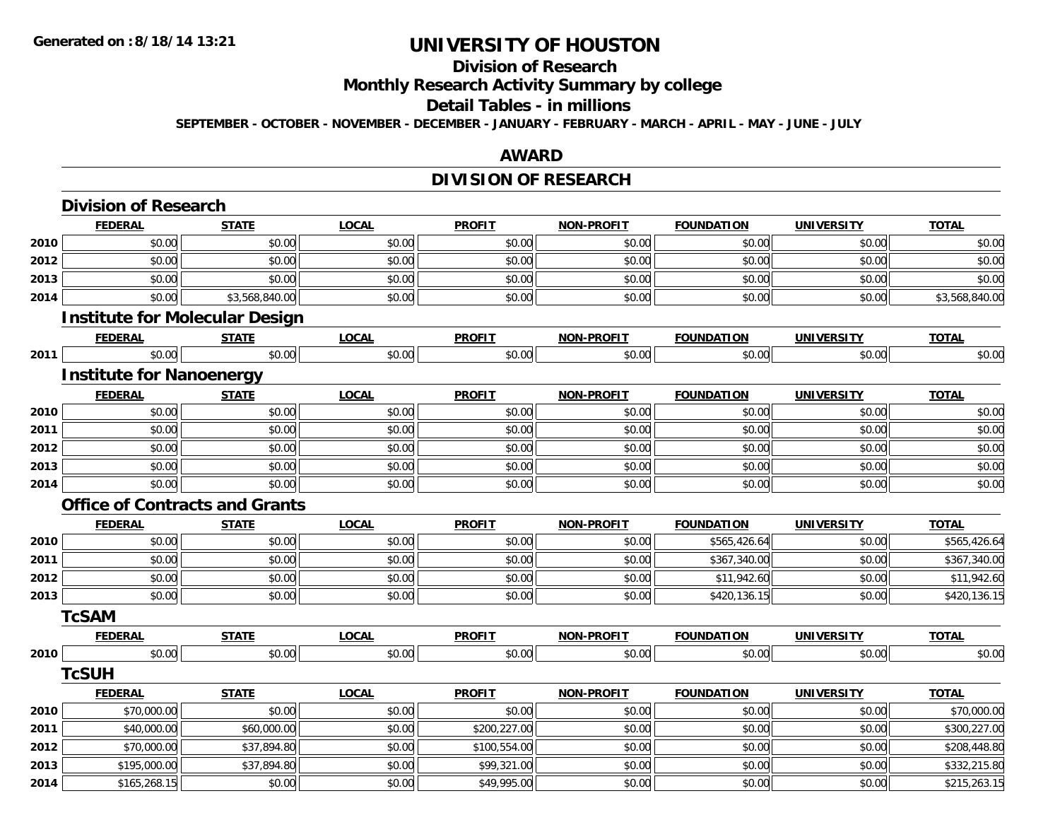**Generated on :8/18/14 13:21**

# UNIVERSITY OF HOUSTON

## Division of Research

## Monthly Research Activity Summary by college

## Detail Tables - in millions

**SEPTEMBER - OCTOBER - NOVEMBER - DECEMBER - JANUARY - FEBRUARY - MARCH - APRIL - MAY - JUNE - JULY**

## AWARD

## DIVISION OF RESEARCH

### Division of Research

| | FEDERAL | STATE | LOCAL | PROFIT | NON-PROFIT | FOUNDATION | UNIVERSITY | TOTAL |
|---|---|---|---|---|---|---|---|---|
| 2010 | $0.00 | $0.00 | $0.00 | $0.00 | $0.00 | $0.00 | $0.00 | $0.00 |
| 2012 | $0.00 | $0.00 | $0.00 | $0.00 | $0.00 | $0.00 | $0.00 | $0.00 |
| 2013 | $0.00 | $0.00 | $0.00 | $0.00 | $0.00 | $0.00 | $0.00 | $0.00 |
| 2014 | $0.00 | $3,568,840.00 | $0.00 | $0.00 | $0.00 | $0.00 | $0.00 | $3,568,840.00 |

### Institute for Molecular Design

| | FEDERAL | STATE | LOCAL | PROFIT | NON-PROFIT | FOUNDATION | UNIVERSITY | TOTAL |
|---|---|---|---|---|---|---|---|---|
| 2011 | $0.00 | $0.00 | $0.00 | $0.00 | $0.00 | $0.00 | $0.00 | $0.00 |

### Institute for Nanoenergy

| | FEDERAL | STATE | LOCAL | PROFIT | NON-PROFIT | FOUNDATION | UNIVERSITY | TOTAL |
|---|---|---|---|---|---|---|---|---|
| 2010 | $0.00 | $0.00 | $0.00 | $0.00 | $0.00 | $0.00 | $0.00 | $0.00 |
| 2011 | $0.00 | $0.00 | $0.00 | $0.00 | $0.00 | $0.00 | $0.00 | $0.00 |
| 2012 | $0.00 | $0.00 | $0.00 | $0.00 | $0.00 | $0.00 | $0.00 | $0.00 |
| 2013 | $0.00 | $0.00 | $0.00 | $0.00 | $0.00 | $0.00 | $0.00 | $0.00 |
| 2014 | $0.00 | $0.00 | $0.00 | $0.00 | $0.00 | $0.00 | $0.00 | $0.00 |

### Office of Contracts and Grants

| | FEDERAL | STATE | LOCAL | PROFIT | NON-PROFIT | FOUNDATION | UNIVERSITY | TOTAL |
|---|---|---|---|---|---|---|---|---|
| 2010 | $0.00 | $0.00 | $0.00 | $0.00 | $0.00 | $565,426.64 | $0.00 | $565,426.64 |
| 2011 | $0.00 | $0.00 | $0.00 | $0.00 | $0.00 | $367,340.00 | $0.00 | $367,340.00 |
| 2012 | $0.00 | $0.00 | $0.00 | $0.00 | $0.00 | $11,942.60 | $0.00 | $11,942.60 |
| 2013 | $0.00 | $0.00 | $0.00 | $0.00 | $0.00 | $420,136.15 | $0.00 | $420,136.15 |

### TcSAM

| | FEDERAL | STATE | LOCAL | PROFIT | NON-PROFIT | FOUNDATION | UNIVERSITY | TOTAL |
|---|---|---|---|---|---|---|---|---|
| 2010 | $0.00 | $0.00 | $0.00 | $0.00 | $0.00 | $0.00 | $0.00 | $0.00 |

### TcSUH

| | FEDERAL | STATE | LOCAL | PROFIT | NON-PROFIT | FOUNDATION | UNIVERSITY | TOTAL |
|---|---|---|---|---|---|---|---|---|
| 2010 | $70,000.00 | $0.00 | $0.00 | $0.00 | $0.00 | $0.00 | $0.00 | $70,000.00 |
| 2011 | $40,000.00 | $60,000.00 | $0.00 | $200,227.00 | $0.00 | $0.00 | $0.00 | $300,227.00 |
| 2012 | $70,000.00 | $37,894.80 | $0.00 | $100,554.00 | $0.00 | $0.00 | $0.00 | $208,448.80 |
| 2013 | $195,000.00 | $37,894.80 | $0.00 | $99,321.00 | $0.00 | $0.00 | $0.00 | $332,215.80 |
| 2014 | $165,268.15 | $0.00 | $0.00 | $49,995.00 | $0.00 | $0.00 | $0.00 | $215,263.15 |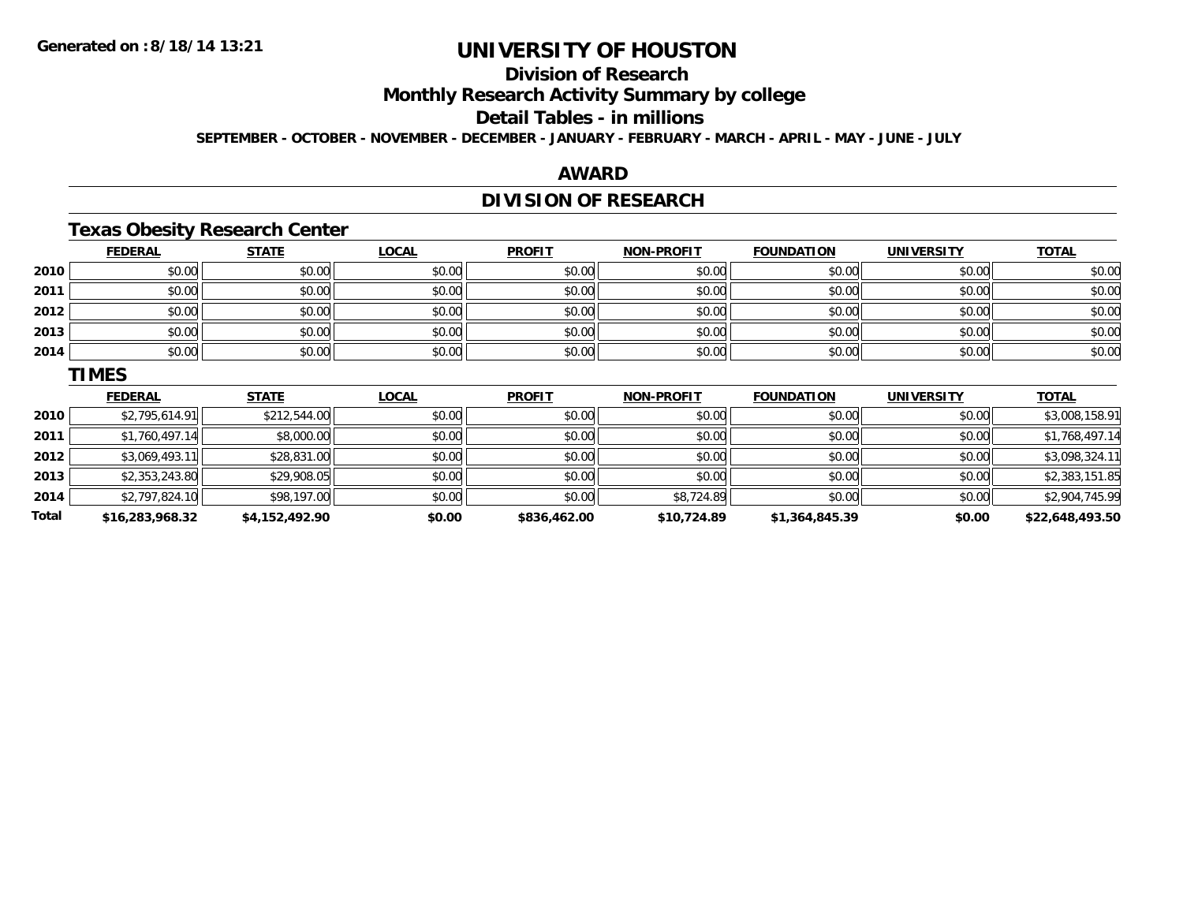# UNIVERSITY OF HOUSTON

## Division of Research

## Monthly Research Activity Summary by college

## Detail Tables - in millions

**SEPTEMBER - OCTOBER - NOVEMBER - DECEMBER - JANUARY - FEBRUARY - MARCH - APRIL - MAY - JUNE - JULY**

## AWARD

## DIVISION OF RESEARCH

### Texas Obesity Research Center

| | FEDERAL | STATE | LOCAL | PROFIT | NON-PROFIT | FOUNDATION | UNIVERSITY | TOTAL |
|---|---|---|---|---|---|---|---|---|
| 2010 | $0.00 | $0.00 | $0.00 | $0.00 | $0.00 | $0.00 | $0.00 | $0.00 |
| 2011 | $0.00 | $0.00 | $0.00 | $0.00 | $0.00 | $0.00 | $0.00 | $0.00 |
| 2012 | $0.00 | $0.00 | $0.00 | $0.00 | $0.00 | $0.00 | $0.00 | $0.00 |
| 2013 | $0.00 | $0.00 | $0.00 | $0.00 | $0.00 | $0.00 | $0.00 | $0.00 |
| 2014 | $0.00 | $0.00 | $0.00 | $0.00 | $0.00 | $0.00 | $0.00 | $0.00 |

### TIMES

| | FEDERAL | STATE | LOCAL | PROFIT | NON-PROFIT | FOUNDATION | UNIVERSITY | TOTAL |
|---|---|---|---|---|---|---|---|---|
| 2010 | $2,795,614.91 | $212,544.00 | $0.00 | $0.00 | $0.00 | $0.00 | $0.00 | $3,008,158.91 |
| 2011 | $1,760,497.14 | $8,000.00 | $0.00 | $0.00 | $0.00 | $0.00 | $0.00 | $1,768,497.14 |
| 2012 | $3,069,493.11 | $28,831.00 | $0.00 | $0.00 | $0.00 | $0.00 | $0.00 | $3,098,324.11 |
| 2013 | $2,353,243.80 | $29,908.05 | $0.00 | $0.00 | $0.00 | $0.00 | $0.00 | $2,383,151.85 |
| 2014 | $2,797,824.10 | $98,197.00 | $0.00 | $0.00 | $8,724.89 | $0.00 | $0.00 | $2,904,745.99 |
| **Total** | **$16,283,968.32** | **$4,152,492.90** | **$0.00** | **$836,462.00** | **$10,724.89** | **$1,364,845.39** | **$0.00** | **$22,648,493.50** |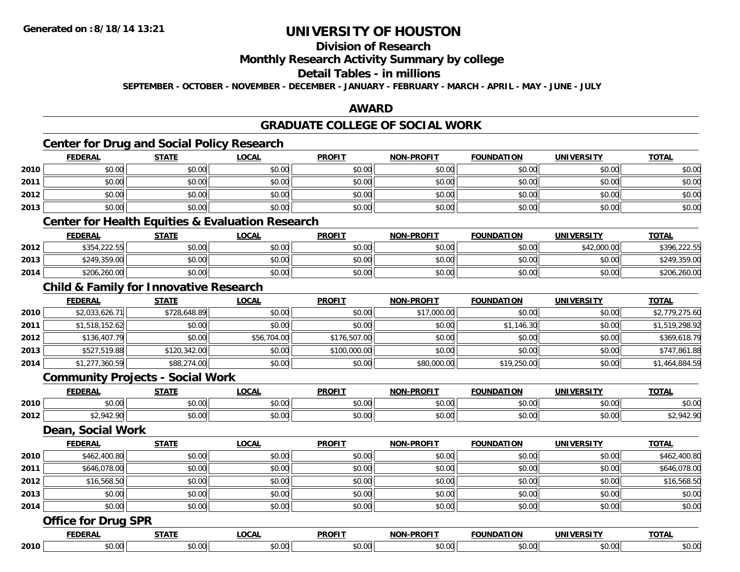# UNIVERSITY OF HOUSTON

## Division of Research

## Monthly Research Activity Summary by college

## Detail Tables - in millions

**SEPTEMBER - OCTOBER - NOVEMBER - DECEMBER - JANUARY - FEBRUARY - MARCH - APRIL - MAY - JUNE - JULY**

## AWARD

## GRADUATE COLLEGE OF SOCIAL WORK

### Center for Drug and Social Policy Research

| | FEDERAL | STATE | LOCAL | PROFIT | NON-PROFIT | FOUNDATION | UNIVERSITY | TOTAL |
|---|---|---|---|---|---|---|---|---|
| 2010 | $0.00 | $0.00 | $0.00 | $0.00 | $0.00 | $0.00 | $0.00 | $0.00 |
| 2011 | $0.00 | $0.00 | $0.00 | $0.00 | $0.00 | $0.00 | $0.00 | $0.00 |
| 2012 | $0.00 | $0.00 | $0.00 | $0.00 | $0.00 | $0.00 | $0.00 | $0.00 |
| 2013 | $0.00 | $0.00 | $0.00 | $0.00 | $0.00 | $0.00 | $0.00 | $0.00 |

### Center for Health Equities & Evaluation Research

| | FEDERAL | STATE | LOCAL | PROFIT | NON-PROFIT | FOUNDATION | UNIVERSITY | TOTAL |
|---|---|---|---|---|---|---|---|---|
| 2012 | $354,222.55 | $0.00 | $0.00 | $0.00 | $0.00 | $0.00 | $42,000.00 | $396,222.55 |
| 2013 | $249,359.00 | $0.00 | $0.00 | $0.00 | $0.00 | $0.00 | $0.00 | $249,359.00 |
| 2014 | $206,260.00 | $0.00 | $0.00 | $0.00 | $0.00 | $0.00 | $0.00 | $206,260.00 |

### Child & Family for Innovative Research

| | FEDERAL | STATE | LOCAL | PROFIT | NON-PROFIT | FOUNDATION | UNIVERSITY | TOTAL |
|---|---|---|---|---|---|---|---|---|
| 2010 | $2,033,626.71 | $728,648.89 | $0.00 | $0.00 | $17,000.00 | $0.00 | $0.00 | $2,779,275.60 |
| 2011 | $1,518,152.62 | $0.00 | $0.00 | $0.00 | $0.00 | $1,146.30 | $0.00 | $1,519,298.92 |
| 2012 | $136,407.79 | $0.00 | $56,704.00 | $176,507.00 | $0.00 | $0.00 | $0.00 | $369,618.79 |
| 2013 | $527,519.88 | $120,342.00 | $0.00 | $100,000.00 | $0.00 | $0.00 | $0.00 | $747,861.88 |
| 2014 | $1,277,360.59 | $88,274.00 | $0.00 | $0.00 | $80,000.00 | $19,250.00 | $0.00 | $1,464,884.59 |

### Community Projects - Social Work

| | FEDERAL | STATE | LOCAL | PROFIT | NON-PROFIT | FOUNDATION | UNIVERSITY | TOTAL |
|---|---|---|---|---|---|---|---|---|
| 2010 | $0.00 | $0.00 | $0.00 | $0.00 | $0.00 | $0.00 | $0.00 | $0.00 |
| 2012 | $2,942.90 | $0.00 | $0.00 | $0.00 | $0.00 | $0.00 | $0.00 | $2,942.90 |

### Dean, Social Work

| | FEDERAL | STATE | LOCAL | PROFIT | NON-PROFIT | FOUNDATION | UNIVERSITY | TOTAL |
|---|---|---|---|---|---|---|---|---|
| 2010 | $462,400.80 | $0.00 | $0.00 | $0.00 | $0.00 | $0.00 | $0.00 | $462,400.80 |
| 2011 | $646,078.00 | $0.00 | $0.00 | $0.00 | $0.00 | $0.00 | $0.00 | $646,078.00 |
| 2012 | $16,568.50 | $0.00 | $0.00 | $0.00 | $0.00 | $0.00 | $0.00 | $16,568.50 |
| 2013 | $0.00 | $0.00 | $0.00 | $0.00 | $0.00 | $0.00 | $0.00 | $0.00 |
| 2014 | $0.00 | $0.00 | $0.00 | $0.00 | $0.00 | $0.00 | $0.00 | $0.00 |

### Office for Drug SPR

| | FEDERAL | STATE | LOCAL | PROFIT | NON-PROFIT | FOUNDATION | UNIVERSITY | TOTAL |
|---|---|---|---|---|---|---|---|---|
| 2010 | $0.00 | $0.00 | $0.00 | $0.00 | $0.00 | $0.00 | $0.00 | $0.00 |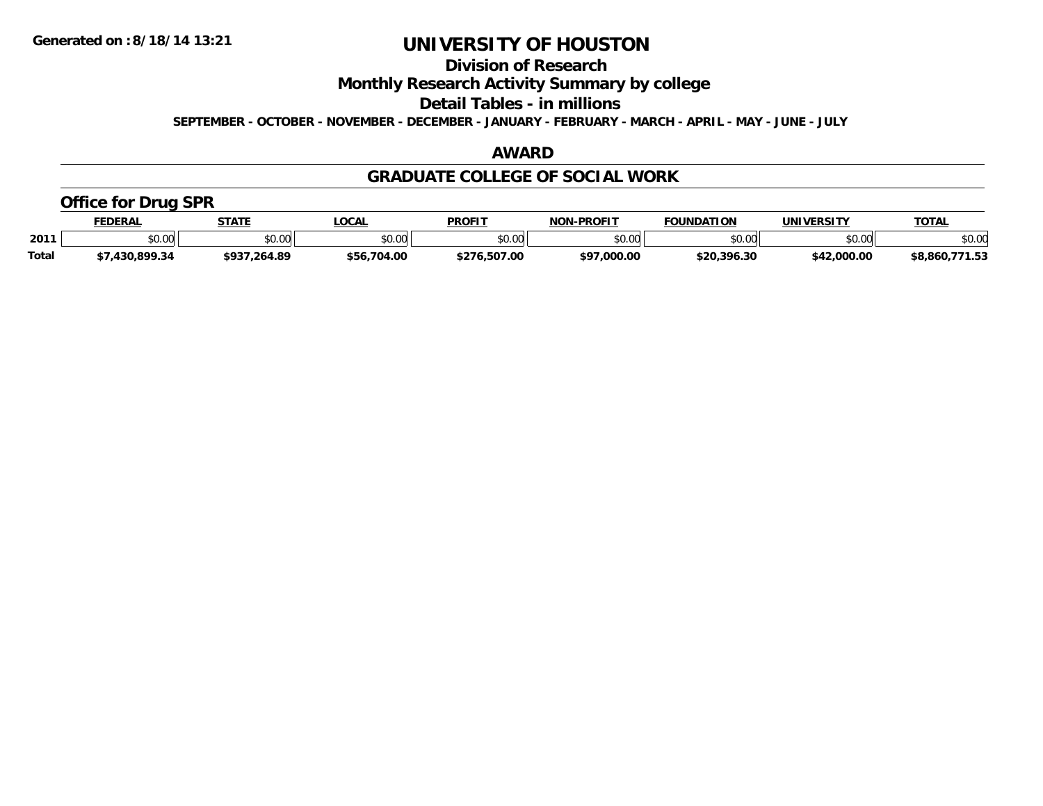Generated on :8/18/14 13:21

# UNIVERSITY OF HOUSTON

## Division of Research

## Monthly Research Activity Summary by college

## Detail Tables - in millions

**SEPTEMBER - OCTOBER - NOVEMBER - DECEMBER - JANUARY - FEBRUARY - MARCH - APRIL - MAY - JUNE - JULY**

## AWARD

## GRADUATE COLLEGE OF SOCIAL WORK

### Office for Drug SPR

| | FEDERAL | STATE | LOCAL | PROFIT | NON-PROFIT | FOUNDATION | UNIVERSITY | TOTAL |
|---|---|---|---|---|---|---|---|---|
| 2011 | $0.00 | $0.00 | $0.00 | $0.00 | $0.00 | $0.00 | $0.00 | $0.00 |
| **Total** | **$7,430,899.34** | **$937,264.89** | **$56,704.00** | **$276,507.00** | **$97,000.00** | **$20,396.30** | **$42,000.00** | **$8,860,771.53** |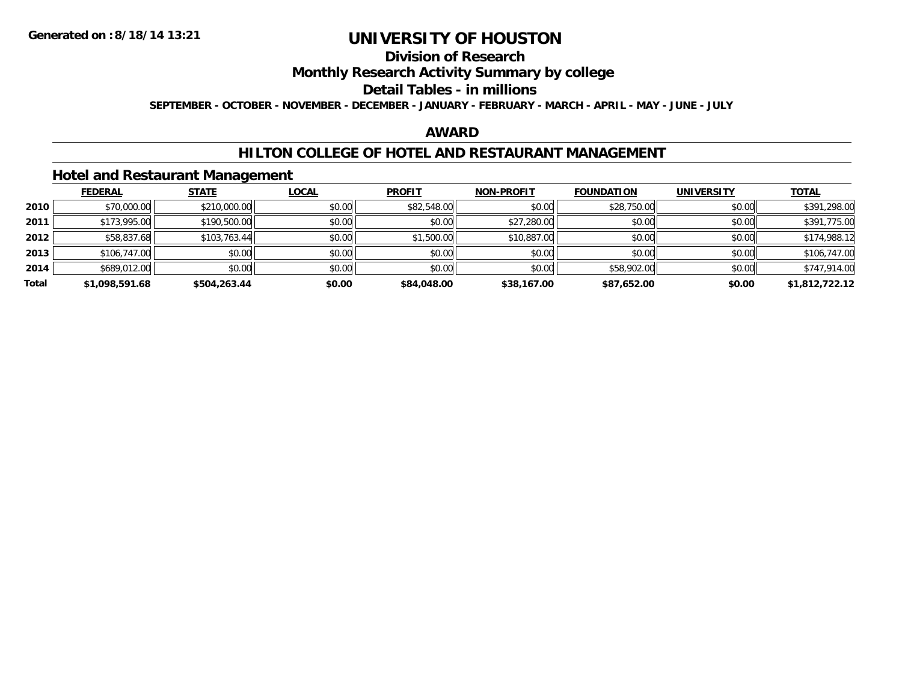Generated on :8/18/14 13:21

# UNIVERSITY OF HOUSTON

## Division of Research

## Monthly Research Activity Summary by college

## Detail Tables - in millions

**SEPTEMBER - OCTOBER - NOVEMBER - DECEMBER - JANUARY - FEBRUARY - MARCH - APRIL - MAY - JUNE - JULY**

## AWARD

## HILTON COLLEGE OF HOTEL AND RESTAURANT MANAGEMENT

### Hotel and Restaurant Management

| | FEDERAL | STATE | LOCAL | PROFIT | NON-PROFIT | FOUNDATION | UNIVERSITY | TOTAL |
|---|---|---|---|---|---|---|---|---|
| **2010** | $70,000.00 | $210,000.00 | $0.00 | $82,548.00 | $0.00 | $28,750.00 | $0.00 | $391,298.00 |
| **2011** | $173,995.00 | $190,500.00 | $0.00 | $0.00 | $27,280.00 | $0.00 | $0.00 | $391,775.00 |
| **2012** | $58,837.68 | $103,763.44 | $0.00 | $1,500.00 | $10,887.00 | $0.00 | $0.00 | $174,988.12 |
| **2013** | $106,747.00 | $0.00 | $0.00 | $0.00 | $0.00 | $0.00 | $0.00 | $106,747.00 |
| **2014** | $689,012.00 | $0.00 | $0.00 | $0.00 | $0.00 | $58,902.00 | $0.00 | $747,914.00 |
| **Total** | **$1,098,591.68** | **$504,263.44** | **$0.00** | **$84,048.00** | **$38,167.00** | **$87,652.00** | **$0.00** | **$1,812,722.12** |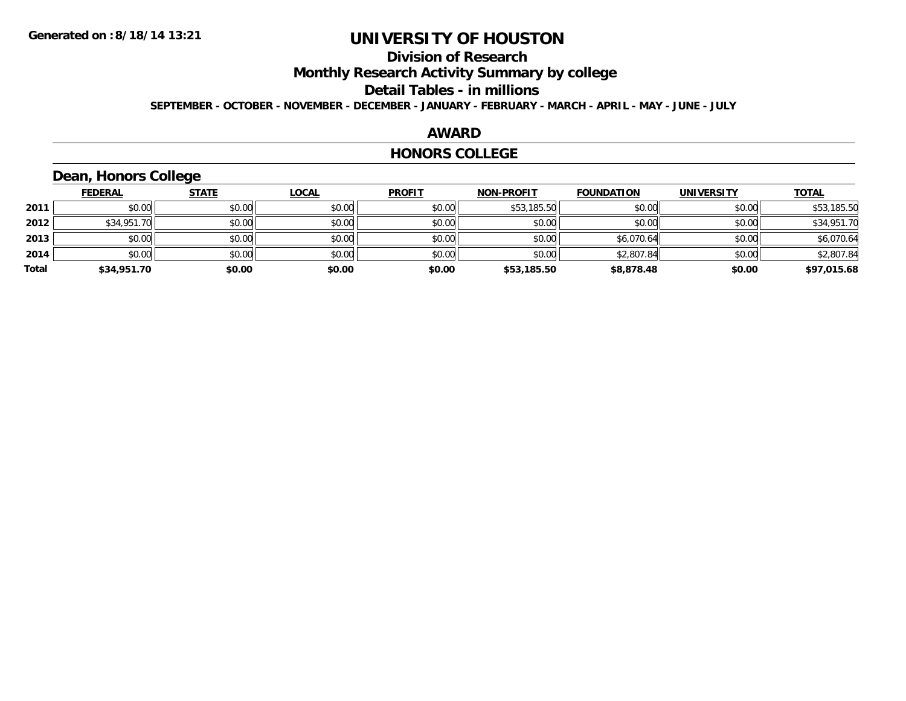# UNIVERSITY OF HOUSTON

## Division of Research

## Monthly Research Activity Summary by college

## Detail Tables - in millions

**SEPTEMBER - OCTOBER - NOVEMBER - DECEMBER - JANUARY - FEBRUARY - MARCH - APRIL - MAY - JUNE - JULY**

## AWARD

## HONORS COLLEGE

### Dean, Honors College

| | FEDERAL | STATE | LOCAL | PROFIT | NON-PROFIT | FOUNDATION | UNIVERSITY | TOTAL |
|---|---|---|---|---|---|---|---|---|
| 2011 | $0.00 | $0.00 | $0.00 | $0.00 | $53,185.50 | $0.00 | $0.00 | $53,185.50 |
| 2012 | $34,951.70 | $0.00 | $0.00 | $0.00 | $0.00 | $0.00 | $0.00 | $34,951.70 |
| 2013 | $0.00 | $0.00 | $0.00 | $0.00 | $0.00 | $6,070.64 | $0.00 | $6,070.64 |
| 2014 | $0.00 | $0.00 | $0.00 | $0.00 | $0.00 | $2,807.84 | $0.00 | $2,807.84 |
| **Total** | **$34,951.70** | **$0.00** | **$0.00** | **$0.00** | **$53,185.50** | **$8,878.48** | **$0.00** | **$97,015.68** |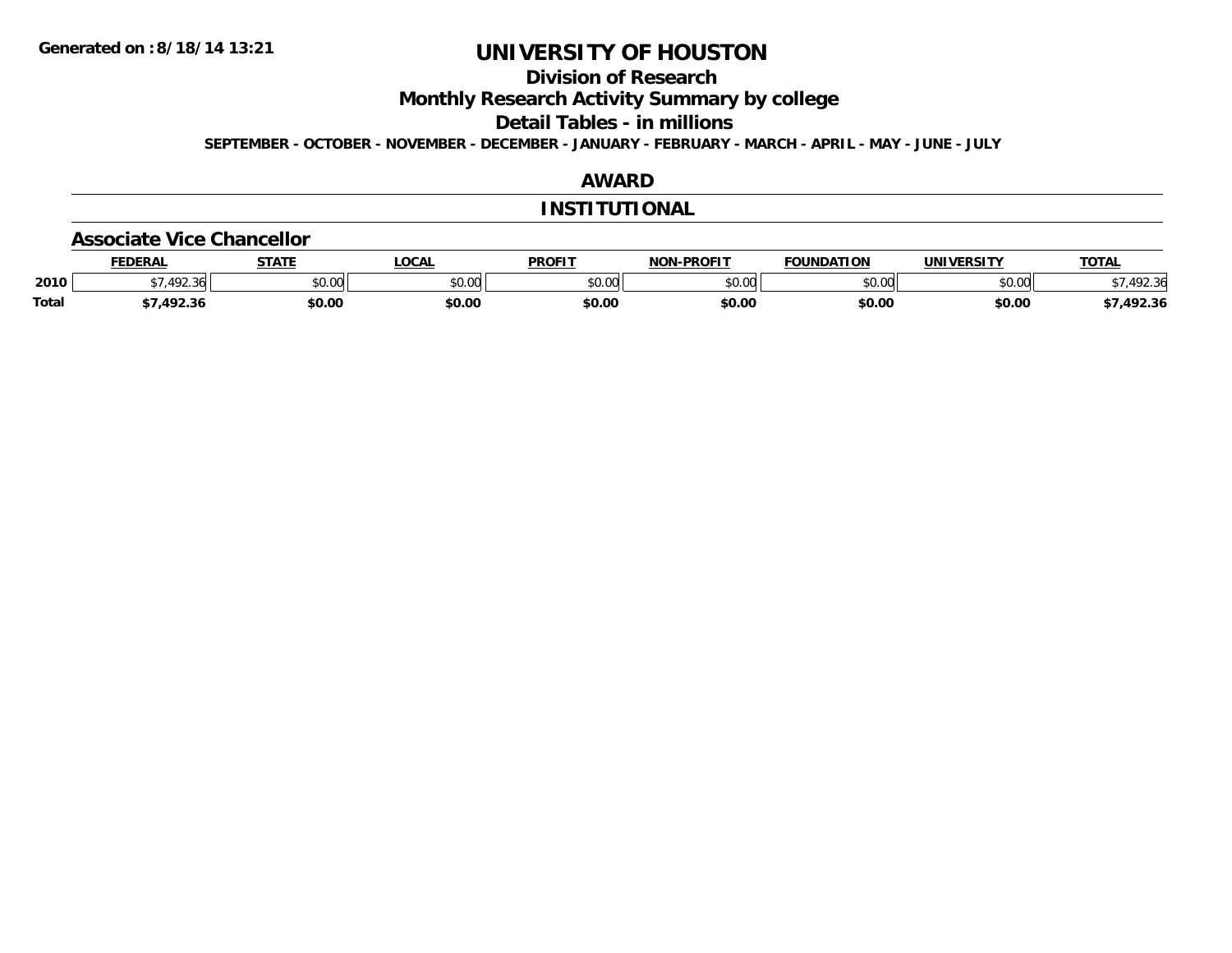# UNIVERSITY OF HOUSTON

## Division of Research

## Monthly Research Activity Summary by college

## Detail Tables - in millions

**SEPTEMBER - OCTOBER - NOVEMBER - DECEMBER - JANUARY - FEBRUARY - MARCH - APRIL - MAY - JUNE - JULY**

## AWARD

## INSTITUTIONAL

### Associate Vice Chancellor

| | FEDERAL | STATE | LOCAL | PROFIT | NON-PROFIT | FOUNDATION | UNIVERSITY | TOTAL |
|---|---|---|---|---|---|---|---|---|
| 2010 | $7,492.36 | $0.00 | $0.00 | $0.00 | $0.00 | $0.00 | $0.00 | $7,492.36 |
| **Total** | **$7,492.36** | **$0.00** | **$0.00** | **$0.00** | **$0.00** | **$0.00** | **$0.00** | **$7,492.36** |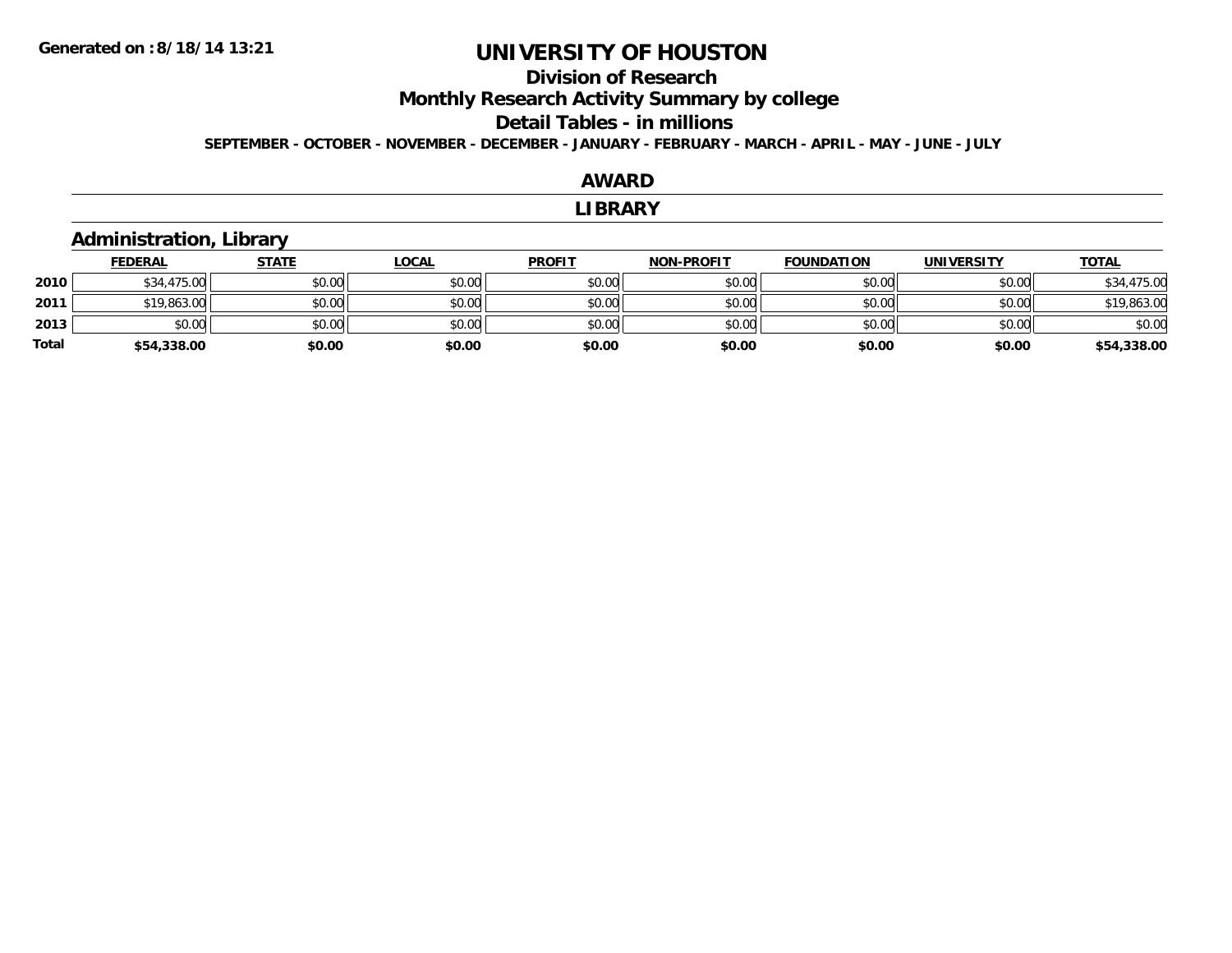# UNIVERSITY OF HOUSTON

## Division of Research

## Monthly Research Activity Summary by college

## Detail Tables - in millions

**SEPTEMBER - OCTOBER - NOVEMBER - DECEMBER - JANUARY - FEBRUARY - MARCH - APRIL - MAY - JUNE - JULY**

Generated on :8/18/14 13:21

## AWARD

## LIBRARY

### Administration, Library

| | FEDERAL | STATE | LOCAL | PROFIT | NON-PROFIT | FOUNDATION | UNIVERSITY | TOTAL |
|---|---|---|---|---|---|---|---|---|
| 2010 | $34,475.00 | $0.00 | $0.00 | $0.00 | $0.00 | $0.00 | $0.00 | $34,475.00 |
| 2011 | $19,863.00 | $0.00 | $0.00 | $0.00 | $0.00 | $0.00 | $0.00 | $19,863.00 |
| 2013 | $0.00 | $0.00 | $0.00 | $0.00 | $0.00 | $0.00 | $0.00 | $0.00 |
| **Total** | **$54,338.00** | **$0.00** | **$0.00** | **$0.00** | **$0.00** | **$0.00** | **$0.00** | **$54,338.00** |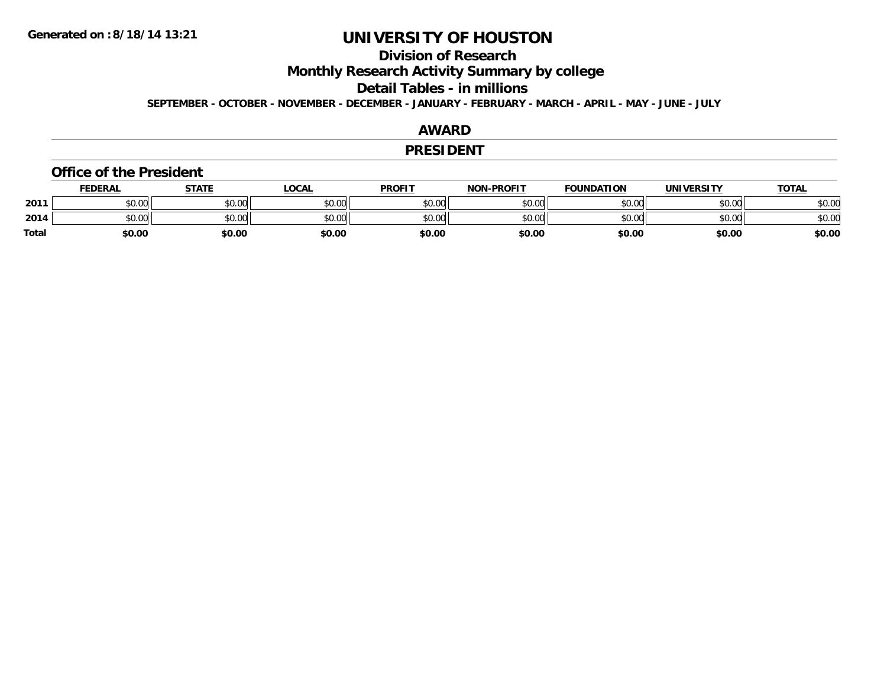# UNIVERSITY OF HOUSTON

## Division of Research

## Monthly Research Activity Summary by college

## Detail Tables - in millions

**SEPTEMBER - OCTOBER - NOVEMBER - DECEMBER - JANUARY - FEBRUARY - MARCH - APRIL - MAY - JUNE - JULY**

## AWARD

## PRESIDENT

### Office of the President

| | FEDERAL | STATE | LOCAL | PROFIT | NON-PROFIT | FOUNDATION | UNIVERSITY | TOTAL |
|---|---|---|---|---|---|---|---|---|
| **2011** | $0.00 | $0.00 | $0.00 | $0.00 | $0.00 | $0.00 | $0.00 | $0.00 |
| **2014** | $0.00 | $0.00 | $0.00 | $0.00 | $0.00 | $0.00 | $0.00 | $0.00 |
| **Total** | **$0.00** | **$0.00** | **$0.00** | **$0.00** | **$0.00** | **$0.00** | **$0.00** | **$0.00** |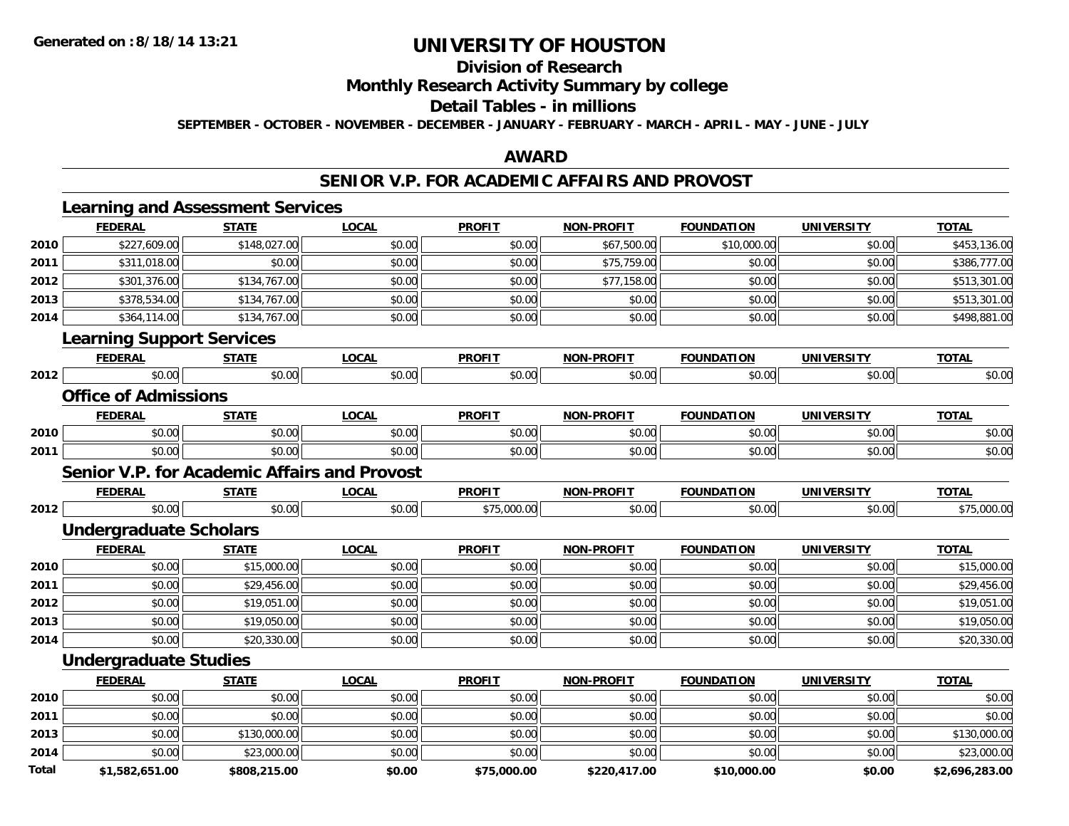**Generated on :8/18/14 13:21**

# UNIVERSITY OF HOUSTON

## Division of Research

## Monthly Research Activity Summary by college

## Detail Tables - in millions

**SEPTEMBER - OCTOBER - NOVEMBER - DECEMBER - JANUARY - FEBRUARY - MARCH - APRIL - MAY - JUNE - JULY**

## AWARD

## SENIOR V.P. FOR ACADEMIC AFFAIRS AND PROVOST

### Learning and Assessment Services

| | FEDERAL | STATE | LOCAL | PROFIT | NON-PROFIT | FOUNDATION | UNIVERSITY | TOTAL |
|---|---|---|---|---|---|---|---|---|
| 2010 | $227,609.00 | $148,027.00 | $0.00 | $0.00 | $67,500.00 | $10,000.00 | $0.00 | $453,136.00 |
| 2011 | $311,018.00 | $0.00 | $0.00 | $0.00 | $75,759.00 | $0.00 | $0.00 | $386,777.00 |
| 2012 | $301,376.00 | $134,767.00 | $0.00 | $0.00 | $77,158.00 | $0.00 | $0.00 | $513,301.00 |
| 2013 | $378,534.00 | $134,767.00 | $0.00 | $0.00 | $0.00 | $0.00 | $0.00 | $513,301.00 |
| 2014 | $364,114.00 | $134,767.00 | $0.00 | $0.00 | $0.00 | $0.00 | $0.00 | $498,881.00 |

### Learning Support Services

| | FEDERAL | STATE | LOCAL | PROFIT | NON-PROFIT | FOUNDATION | UNIVERSITY | TOTAL |
|---|---|---|---|---|---|---|---|---|
| 2012 | $0.00 | $0.00 | $0.00 | $0.00 | $0.00 | $0.00 | $0.00 | $0.00 |

### Office of Admissions

| | FEDERAL | STATE | LOCAL | PROFIT | NON-PROFIT | FOUNDATION | UNIVERSITY | TOTAL |
|---|---|---|---|---|---|---|---|---|
| 2010 | $0.00 | $0.00 | $0.00 | $0.00 | $0.00 | $0.00 | $0.00 | $0.00 |
| 2011 | $0.00 | $0.00 | $0.00 | $0.00 | $0.00 | $0.00 | $0.00 | $0.00 |

### Senior V.P. for Academic Affairs and Provost

| | FEDERAL | STATE | LOCAL | PROFIT | NON-PROFIT | FOUNDATION | UNIVERSITY | TOTAL |
|---|---|---|---|---|---|---|---|---|
| 2012 | $0.00 | $0.00 | $0.00 | $75,000.00 | $0.00 | $0.00 | $0.00 | $75,000.00 |

### Undergraduate Scholars

| | FEDERAL | STATE | LOCAL | PROFIT | NON-PROFIT | FOUNDATION | UNIVERSITY | TOTAL |
|---|---|---|---|---|---|---|---|---|
| 2010 | $0.00 | $15,000.00 | $0.00 | $0.00 | $0.00 | $0.00 | $0.00 | $15,000.00 |
| 2011 | $0.00 | $29,456.00 | $0.00 | $0.00 | $0.00 | $0.00 | $0.00 | $29,456.00 |
| 2012 | $0.00 | $19,051.00 | $0.00 | $0.00 | $0.00 | $0.00 | $0.00 | $19,051.00 |
| 2013 | $0.00 | $19,050.00 | $0.00 | $0.00 | $0.00 | $0.00 | $0.00 | $19,050.00 |
| 2014 | $0.00 | $20,330.00 | $0.00 | $0.00 | $0.00 | $0.00 | $0.00 | $20,330.00 |

### Undergraduate Studies

| | FEDERAL | STATE | LOCAL | PROFIT | NON-PROFIT | FOUNDATION | UNIVERSITY | TOTAL |
|---|---|---|---|---|---|---|---|---|
| 2010 | $0.00 | $0.00 | $0.00 | $0.00 | $0.00 | $0.00 | $0.00 | $0.00 |
| 2011 | $0.00 | $0.00 | $0.00 | $0.00 | $0.00 | $0.00 | $0.00 | $0.00 |
| 2013 | $0.00 | $130,000.00 | $0.00 | $0.00 | $0.00 | $0.00 | $0.00 | $130,000.00 |
| 2014 | $0.00 | $23,000.00 | $0.00 | $0.00 | $0.00 | $0.00 | $0.00 | $23,000.00 |
| **Total** | **$1,582,651.00** | **$808,215.00** | **$0.00** | **$75,000.00** | **$220,417.00** | **$10,000.00** | **$0.00** | **$2,696,283.00** |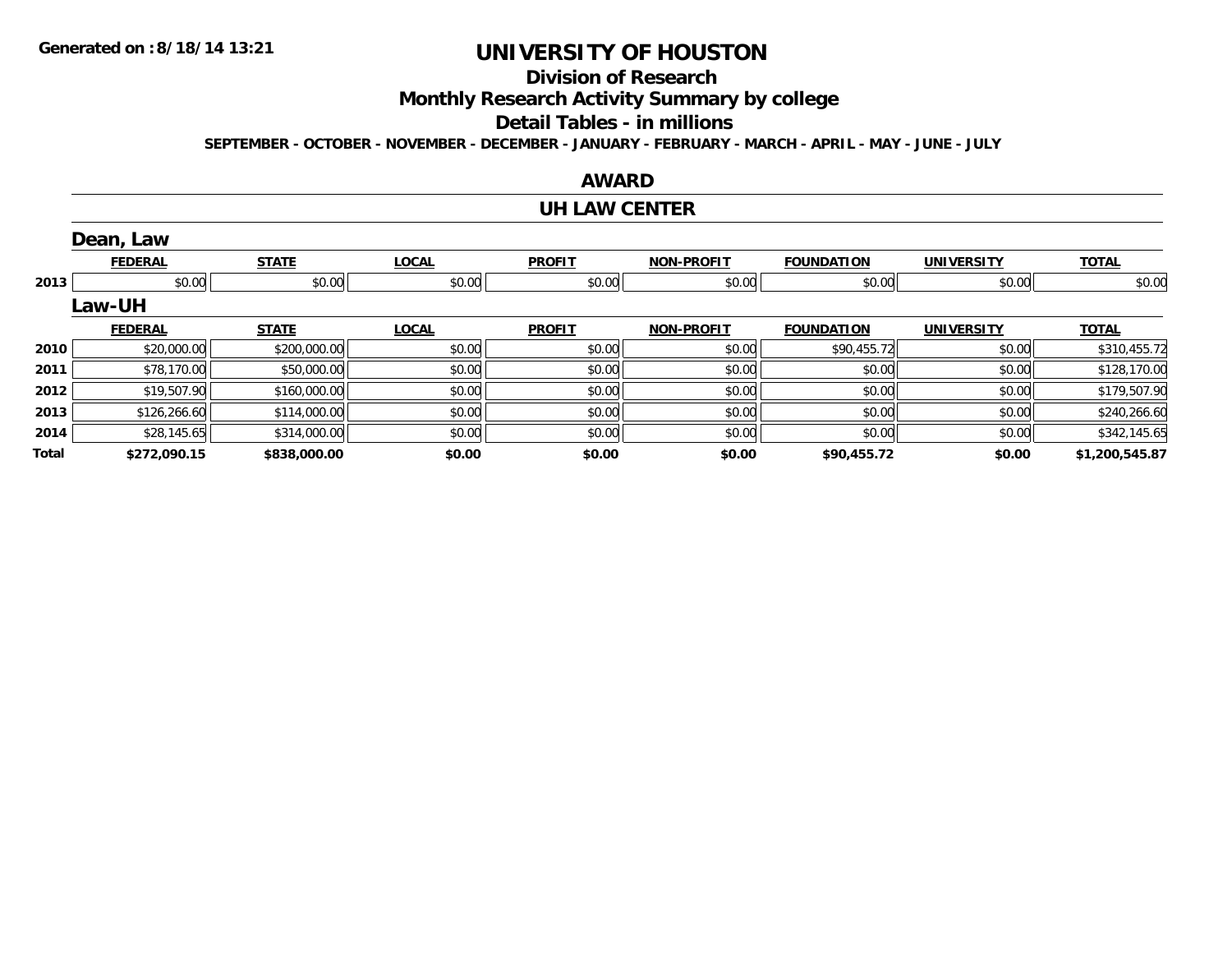Generated on :8/18/14 13:21

# UNIVERSITY OF HOUSTON

## Division of Research

## Monthly Research Activity Summary by college

## Detail Tables - in millions

**SEPTEMBER - OCTOBER - NOVEMBER - DECEMBER - JANUARY - FEBRUARY - MARCH - APRIL - MAY - JUNE - JULY**

## AWARD

## UH LAW CENTER

### Dean, Law

| | FEDERAL | STATE | LOCAL | PROFIT | NON-PROFIT | FOUNDATION | UNIVERSITY | TOTAL |
|---|---|---|---|---|---|---|---|---|
| 2013 | $0.00 | $0.00 | $0.00 | $0.00 | $0.00 | $0.00 | $0.00 | $0.00 |

### Law-UH

| | FEDERAL | STATE | LOCAL | PROFIT | NON-PROFIT | FOUNDATION | UNIVERSITY | TOTAL |
|---|---|---|---|---|---|---|---|---|
| 2010 | $20,000.00 | $200,000.00 | $0.00 | $0.00 | $0.00 | $90,455.72 | $0.00 | $310,455.72 |
| 2011 | $78,170.00 | $50,000.00 | $0.00 | $0.00 | $0.00 | $0.00 | $0.00 | $128,170.00 |
| 2012 | $19,507.90 | $160,000.00 | $0.00 | $0.00 | $0.00 | $0.00 | $0.00 | $179,507.90 |
| 2013 | $126,266.60 | $114,000.00 | $0.00 | $0.00 | $0.00 | $0.00 | $0.00 | $240,266.60 |
| 2014 | $28,145.65 | $314,000.00 | $0.00 | $0.00 | $0.00 | $0.00 | $0.00 | $342,145.65 |
| **Total** | **$272,090.15** | **$838,000.00** | **$0.00** | **$0.00** | **$0.00** | **$90,455.72** | **$0.00** | **$1,200,545.87** |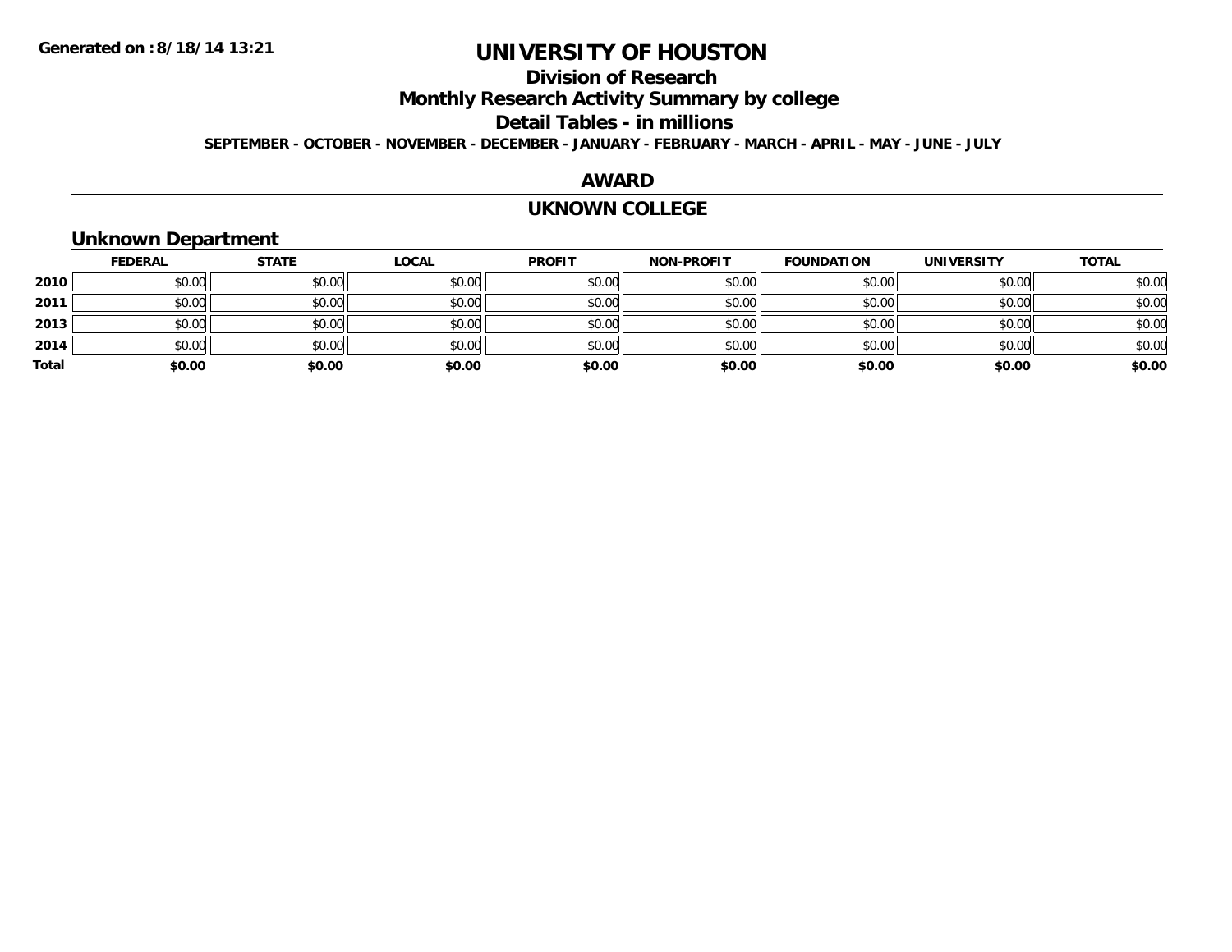# UNIVERSITY OF HOUSTON

## Division of Research

## Monthly Research Activity Summary by college

## Detail Tables - in millions

**SEPTEMBER - OCTOBER - NOVEMBER - DECEMBER - JANUARY - FEBRUARY - MARCH - APRIL - MAY - JUNE - JULY**

## AWARD

## UKNOWN COLLEGE

### Unknown Department

| | FEDERAL | STATE | LOCAL | PROFIT | NON-PROFIT | FOUNDATION | UNIVERSITY | TOTAL |
|---|---|---|---|---|---|---|---|---|
| **2010** | $0.00 | $0.00 | $0.00 | $0.00 | $0.00 | $0.00 | $0.00 | $0.00 |
| **2011** | $0.00 | $0.00 | $0.00 | $0.00 | $0.00 | $0.00 | $0.00 | $0.00 |
| **2013** | $0.00 | $0.00 | $0.00 | $0.00 | $0.00 | $0.00 | $0.00 | $0.00 |
| **2014** | $0.00 | $0.00 | $0.00 | $0.00 | $0.00 | $0.00 | $0.00 | $0.00 |
| **Total** | **$0.00** | **$0.00** | **$0.00** | **$0.00** | **$0.00** | **$0.00** | **$0.00** | **$0.00** |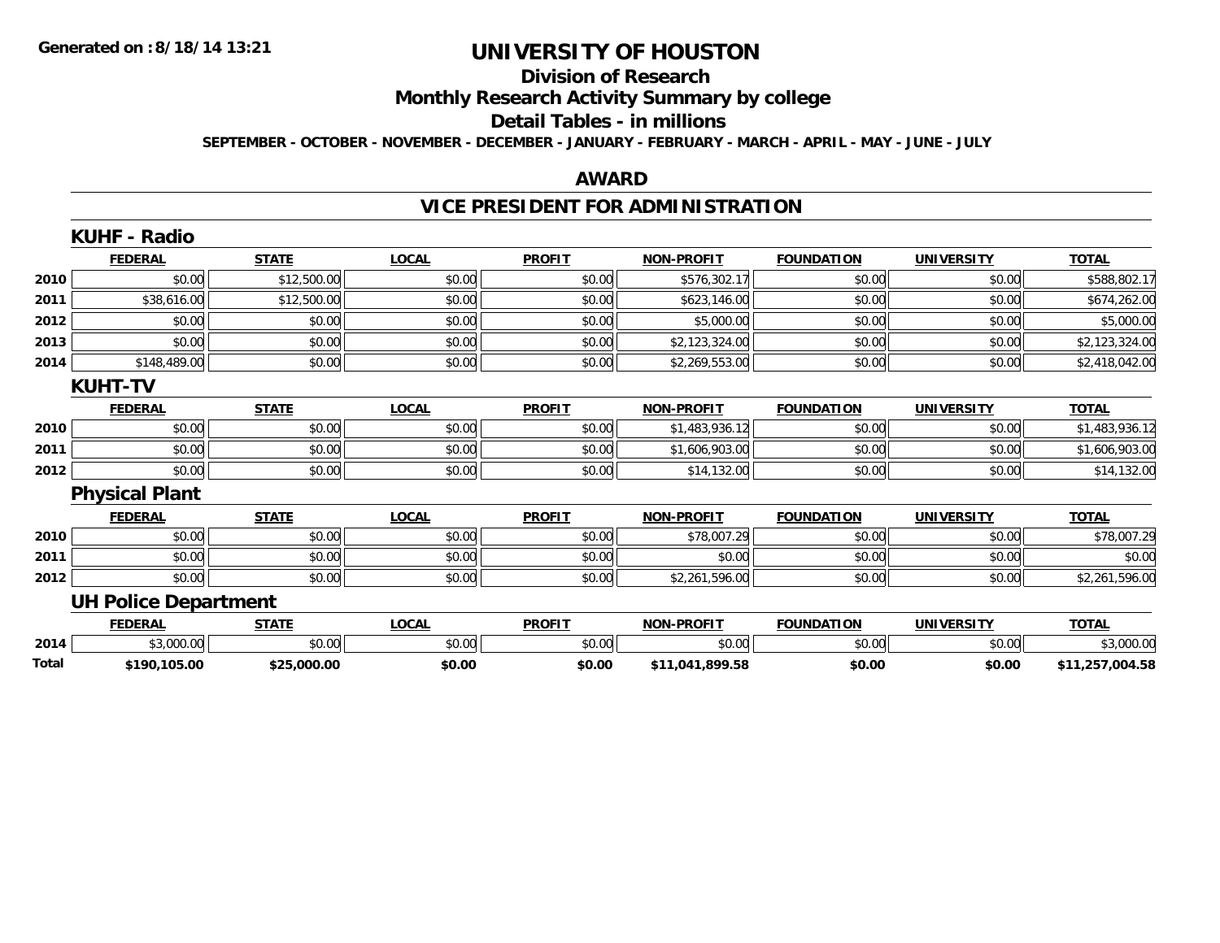**Generated on :8/18/14 13:21**

# UNIVERSITY OF HOUSTON

## Division of Research

## Monthly Research Activity Summary by college

## Detail Tables - in millions

**SEPTEMBER - OCTOBER - NOVEMBER - DECEMBER - JANUARY - FEBRUARY - MARCH - APRIL - MAY - JUNE - JULY**

## AWARD

## VICE PRESIDENT FOR ADMINISTRATION

### KUHF - Radio

| | FEDERAL | STATE | LOCAL | PROFIT | NON-PROFIT | FOUNDATION | UNIVERSITY | TOTAL |
|---|---|---|---|---|---|---|---|---|
| 2010 | $0.00 | $12,500.00 | $0.00 | $0.00 | $576,302.17 | $0.00 | $0.00 | $588,802.17 |
| 2011 | $38,616.00 | $12,500.00 | $0.00 | $0.00 | $623,146.00 | $0.00 | $0.00 | $674,262.00 |
| 2012 | $0.00 | $0.00 | $0.00 | $0.00 | $5,000.00 | $0.00 | $0.00 | $5,000.00 |
| 2013 | $0.00 | $0.00 | $0.00 | $0.00 | $2,123,324.00 | $0.00 | $0.00 | $2,123,324.00 |
| 2014 | $148,489.00 | $0.00 | $0.00 | $0.00 | $2,269,553.00 | $0.00 | $0.00 | $2,418,042.00 |

### KUHT-TV

| | FEDERAL | STATE | LOCAL | PROFIT | NON-PROFIT | FOUNDATION | UNIVERSITY | TOTAL |
|---|---|---|---|---|---|---|---|---|
| 2010 | $0.00 | $0.00 | $0.00 | $0.00 | $1,483,936.12 | $0.00 | $0.00 | $1,483,936.12 |
| 2011 | $0.00 | $0.00 | $0.00 | $0.00 | $1,606,903.00 | $0.00 | $0.00 | $1,606,903.00 |
| 2012 | $0.00 | $0.00 | $0.00 | $0.00 | $14,132.00 | $0.00 | $0.00 | $14,132.00 |

### Physical Plant

| | FEDERAL | STATE | LOCAL | PROFIT | NON-PROFIT | FOUNDATION | UNIVERSITY | TOTAL |
|---|---|---|---|---|---|---|---|---|
| 2010 | $0.00 | $0.00 | $0.00 | $0.00 | $78,007.29 | $0.00 | $0.00 | $78,007.29 |
| 2011 | $0.00 | $0.00 | $0.00 | $0.00 | $0.00 | $0.00 | $0.00 | $0.00 |
| 2012 | $0.00 | $0.00 | $0.00 | $0.00 | $2,261,596.00 | $0.00 | $0.00 | $2,261,596.00 |

### UH Police Department

| | FEDERAL | STATE | LOCAL | PROFIT | NON-PROFIT | FOUNDATION | UNIVERSITY | TOTAL |
|---|---|---|---|---|---|---|---|---|
| 2014 | $3,000.00 | $0.00 | $0.00 | $0.00 | $0.00 | $0.00 | $0.00 | $3,000.00 |
| **Total** | **$190,105.00** | **$25,000.00** | **$0.00** | **$0.00** | **$11,041,899.58** | **$0.00** | **$0.00** | **$11,257,004.58** |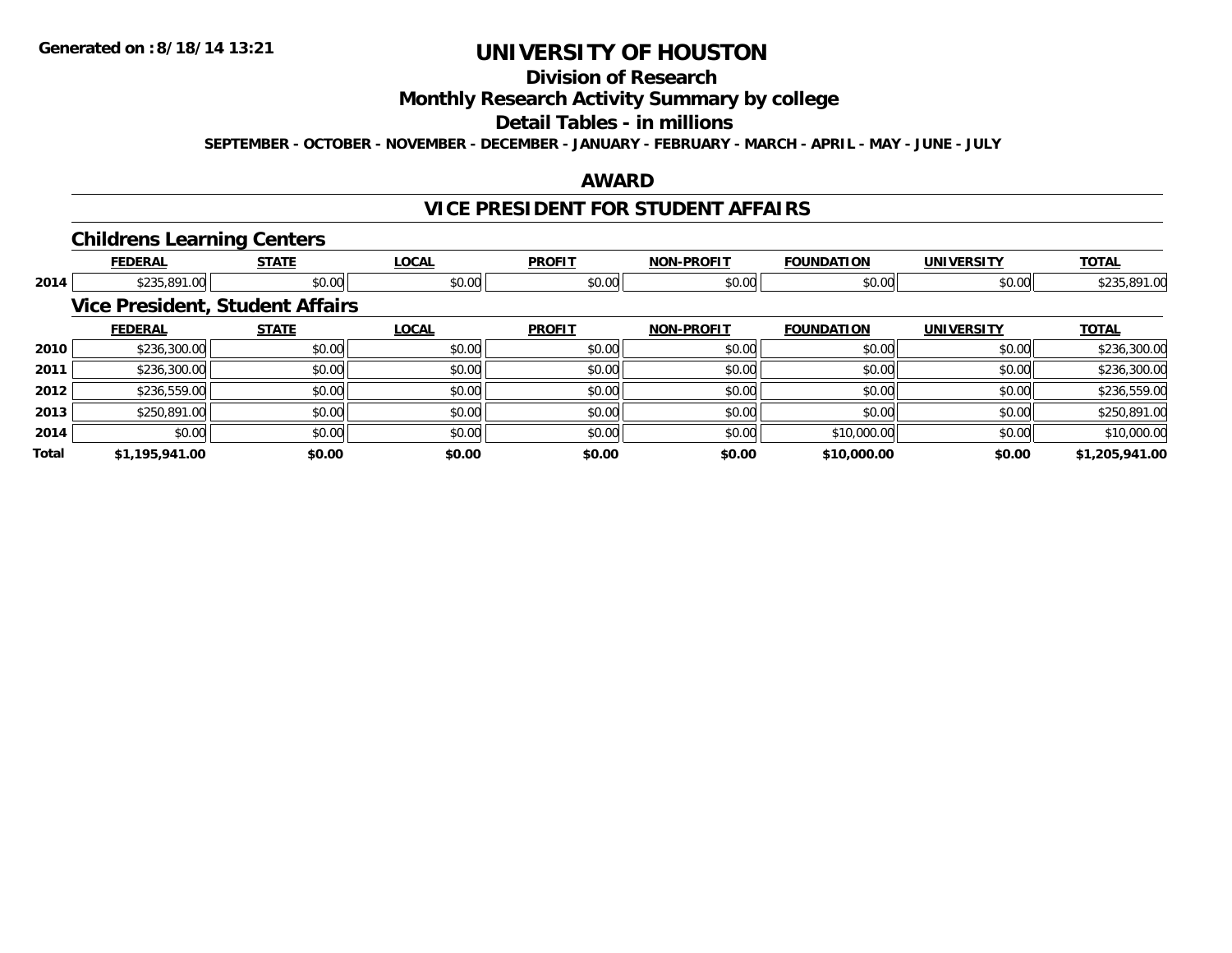# UNIVERSITY OF HOUSTON

## Division of Research

## Monthly Research Activity Summary by college

## Detail Tables - in millions

**SEPTEMBER - OCTOBER - NOVEMBER - DECEMBER - JANUARY - FEBRUARY - MARCH - APRIL - MAY - JUNE - JULY**

## AWARD

## VICE PRESIDENT FOR STUDENT AFFAIRS

### Childrens Learning Centers

| | FEDERAL | STATE | LOCAL | PROFIT | NON-PROFIT | FOUNDATION | UNIVERSITY | TOTAL |
|---|---|---|---|---|---|---|---|---|
| 2014 | $235,891.00 | $0.00 | $0.00 | $0.00 | $0.00 | $0.00 | $0.00 | $235,891.00 |

### Vice President, Student Affairs

| | FEDERAL | STATE | LOCAL | PROFIT | NON-PROFIT | FOUNDATION | UNIVERSITY | TOTAL |
|---|---|---|---|---|---|---|---|---|
| 2010 | $236,300.00 | $0.00 | $0.00 | $0.00 | $0.00 | $0.00 | $0.00 | $236,300.00 |
| 2011 | $236,300.00 | $0.00 | $0.00 | $0.00 | $0.00 | $0.00 | $0.00 | $236,300.00 |
| 2012 | $236,559.00 | $0.00 | $0.00 | $0.00 | $0.00 | $0.00 | $0.00 | $236,559.00 |
| 2013 | $250,891.00 | $0.00 | $0.00 | $0.00 | $0.00 | $0.00 | $0.00 | $250,891.00 |
| 2014 | $0.00 | $0.00 | $0.00 | $0.00 | $0.00 | $10,000.00 | $0.00 | $10,000.00 |
| **Total** | **$1,195,941.00** | **$0.00** | **$0.00** | **$0.00** | **$0.00** | **$10,000.00** | **$0.00** | **$1,205,941.00** |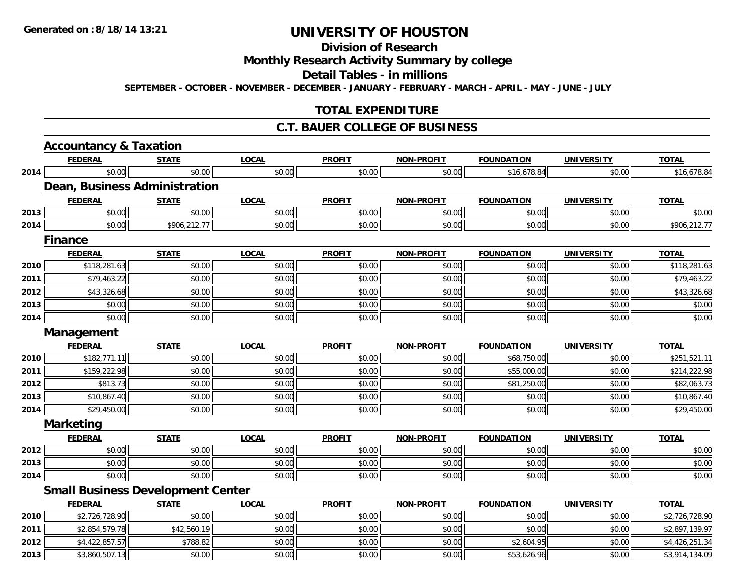**Generated on :8/18/14 13:21**

# UNIVERSITY OF HOUSTON

## Division of Research

## Monthly Research Activity Summary by college

## Detail Tables - in millions

**SEPTEMBER - OCTOBER - NOVEMBER - DECEMBER - JANUARY - FEBRUARY - MARCH - APRIL - MAY - JUNE - JULY**

## TOTAL EXPENDITURE

## C.T. BAUER COLLEGE OF BUSINESS

### Accountancy & Taxation

| | FEDERAL | STATE | LOCAL | PROFIT | NON-PROFIT | FOUNDATION | UNIVERSITY | TOTAL |
|---|---|---|---|---|---|---|---|---|
| 2014 | $0.00 | $0.00 | $0.00 | $0.00 | $0.00 | $16,678.84 | $0.00 | $16,678.84 |

### Dean, Business Administration

| | FEDERAL | STATE | LOCAL | PROFIT | NON-PROFIT | FOUNDATION | UNIVERSITY | TOTAL |
|---|---|---|---|---|---|---|---|---|
| 2013 | $0.00 | $0.00 | $0.00 | $0.00 | $0.00 | $0.00 | $0.00 | $0.00 |
| 2014 | $0.00 | $906,212.77 | $0.00 | $0.00 | $0.00 | $0.00 | $0.00 | $906,212.77 |

### Finance

| | FEDERAL | STATE | LOCAL | PROFIT | NON-PROFIT | FOUNDATION | UNIVERSITY | TOTAL |
|---|---|---|---|---|---|---|---|---|
| 2010 | $118,281.63 | $0.00 | $0.00 | $0.00 | $0.00 | $0.00 | $0.00 | $118,281.63 |
| 2011 | $79,463.22 | $0.00 | $0.00 | $0.00 | $0.00 | $0.00 | $0.00 | $79,463.22 |
| 2012 | $43,326.68 | $0.00 | $0.00 | $0.00 | $0.00 | $0.00 | $0.00 | $43,326.68 |
| 2013 | $0.00 | $0.00 | $0.00 | $0.00 | $0.00 | $0.00 | $0.00 | $0.00 |
| 2014 | $0.00 | $0.00 | $0.00 | $0.00 | $0.00 | $0.00 | $0.00 | $0.00 |

### Management

| | FEDERAL | STATE | LOCAL | PROFIT | NON-PROFIT | FOUNDATION | UNIVERSITY | TOTAL |
|---|---|---|---|---|---|---|---|---|
| 2010 | $182,771.11 | $0.00 | $0.00 | $0.00 | $0.00 | $68,750.00 | $0.00 | $251,521.11 |
| 2011 | $159,222.98 | $0.00 | $0.00 | $0.00 | $0.00 | $55,000.00 | $0.00 | $214,222.98 |
| 2012 | $813.73 | $0.00 | $0.00 | $0.00 | $0.00 | $81,250.00 | $0.00 | $82,063.73 |
| 2013 | $10,867.40 | $0.00 | $0.00 | $0.00 | $0.00 | $0.00 | $0.00 | $10,867.40 |
| 2014 | $29,450.00 | $0.00 | $0.00 | $0.00 | $0.00 | $0.00 | $0.00 | $29,450.00 |

### Marketing

| | FEDERAL | STATE | LOCAL | PROFIT | NON-PROFIT | FOUNDATION | UNIVERSITY | TOTAL |
|---|---|---|---|---|---|---|---|---|
| 2012 | $0.00 | $0.00 | $0.00 | $0.00 | $0.00 | $0.00 | $0.00 | $0.00 |
| 2013 | $0.00 | $0.00 | $0.00 | $0.00 | $0.00 | $0.00 | $0.00 | $0.00 |
| 2014 | $0.00 | $0.00 | $0.00 | $0.00 | $0.00 | $0.00 | $0.00 | $0.00 |

### Small Business Development Center

| | FEDERAL | STATE | LOCAL | PROFIT | NON-PROFIT | FOUNDATION | UNIVERSITY | TOTAL |
|---|---|---|---|---|---|---|---|---|
| 2010 | $2,726,728.90 | $0.00 | $0.00 | $0.00 | $0.00 | $0.00 | $0.00 | $2,726,728.90 |
| 2011 | $2,854,579.78 | $42,560.19 | $0.00 | $0.00 | $0.00 | $0.00 | $0.00 | $2,897,139.97 |
| 2012 | $4,422,857.57 | $788.82 | $0.00 | $0.00 | $0.00 | $2,604.95 | $0.00 | $4,426,251.34 |
| 2013 | $3,860,507.13 | $0.00 | $0.00 | $0.00 | $0.00 | $53,626.96 | $0.00 | $3,914,134.09 |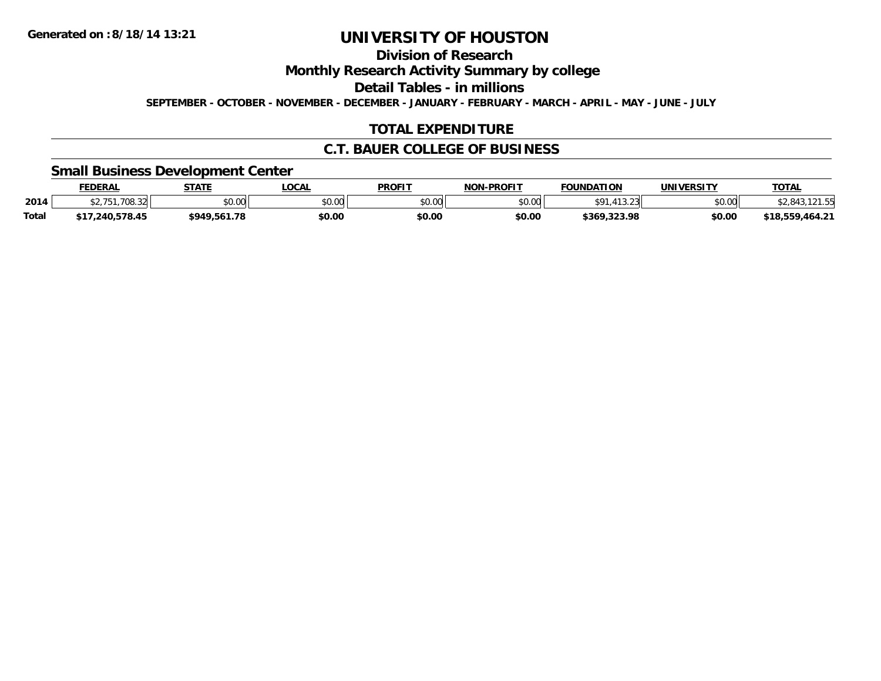Generated on :8/18/14 13:21

# UNIVERSITY OF HOUSTON

## Division of Research

## Monthly Research Activity Summary by college

## Detail Tables - in millions

**SEPTEMBER - OCTOBER - NOVEMBER - DECEMBER - JANUARY - FEBRUARY - MARCH - APRIL - MAY - JUNE - JULY**

## TOTAL EXPENDITURE

## C.T. BAUER COLLEGE OF BUSINESS

### Small Business Development Center

| | FEDERAL | STATE | LOCAL | PROFIT | NON-PROFIT | FOUNDATION | UNIVERSITY | TOTAL |
|---|---|---|---|---|---|---|---|---|
| 2014 | $2,751,708.32 | $0.00 | $0.00 | $0.00 | $0.00 | $91,413.23 | $0.00 | $2,843,121.55 |
| **Total** | **$17,240,578.45** | **$949,561.78** | **$0.00** | **$0.00** | **$0.00** | **$369,323.98** | **$0.00** | **$18,559,464.21** |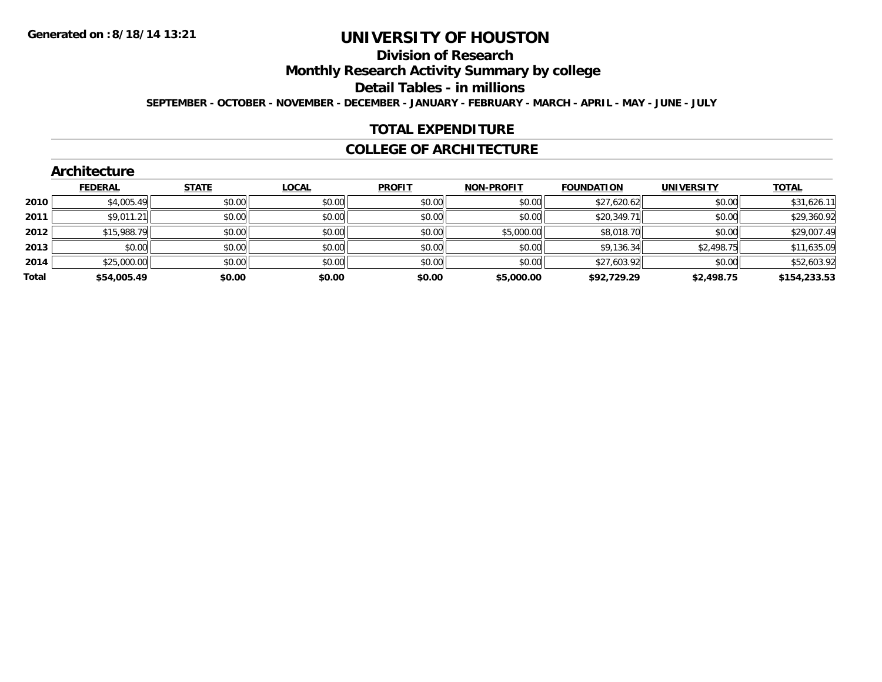**Generated on :8/18/14 13:21**

# UNIVERSITY OF HOUSTON

## Division of Research

## Monthly Research Activity Summary by college

## Detail Tables - in millions

**SEPTEMBER - OCTOBER - NOVEMBER - DECEMBER - JANUARY - FEBRUARY - MARCH - APRIL - MAY - JUNE - JULY**

## TOTAL EXPENDITURE

## COLLEGE OF ARCHITECTURE

### Architecture

| | FEDERAL | STATE | LOCAL | PROFIT | NON-PROFIT | FOUNDATION | UNIVERSITY | TOTAL |
|---|---|---|---|---|---|---|---|---|
| 2010 | $4,005.49 | $0.00 | $0.00 | $0.00 | $0.00 | $27,620.62 | $0.00 | $31,626.11 |
| 2011 | $9,011.21 | $0.00 | $0.00 | $0.00 | $0.00 | $20,349.71 | $0.00 | $29,360.92 |
| 2012 | $15,988.79 | $0.00 | $0.00 | $0.00 | $5,000.00 | $8,018.70 | $0.00 | $29,007.49 |
| 2013 | $0.00 | $0.00 | $0.00 | $0.00 | $0.00 | $9,136.34 | $2,498.75 | $11,635.09 |
| 2014 | $25,000.00 | $0.00 | $0.00 | $0.00 | $0.00 | $27,603.92 | $0.00 | $52,603.92 |
| **Total** | **$54,005.49** | **$0.00** | **$0.00** | **$0.00** | **$5,000.00** | **$92,729.29** | **$2,498.75** | **$154,233.53** |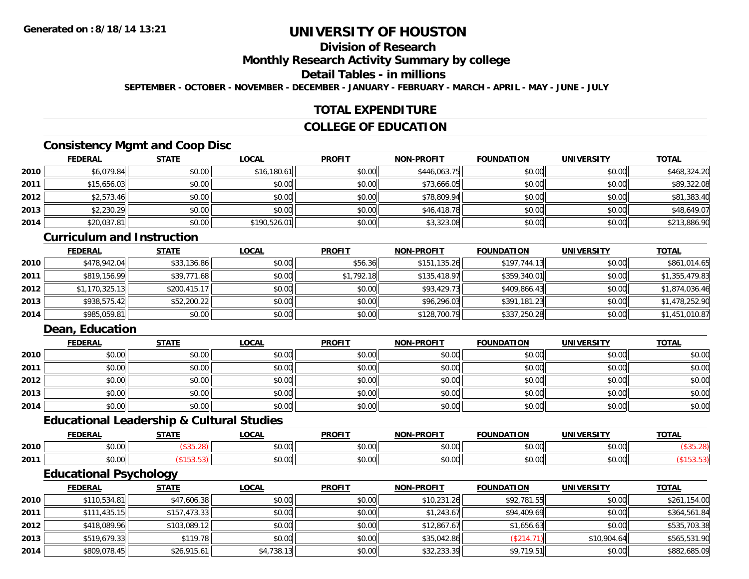# UNIVERSITY OF HOUSTON

## Division of Research

## Monthly Research Activity Summary by college

## Detail Tables - in millions

**SEPTEMBER - OCTOBER - NOVEMBER - DECEMBER - JANUARY - FEBRUARY - MARCH - APRIL - MAY - JUNE - JULY**

## TOTAL EXPENDITURE

## COLLEGE OF EDUCATION

### Consistency Mgmt and Coop Disc

| | FEDERAL | STATE | LOCAL | PROFIT | NON-PROFIT | FOUNDATION | UNIVERSITY | TOTAL |
|---|---|---|---|---|---|---|---|---|
| 2010 | $6,079.84 | $0.00 | $16,180.61 | $0.00 | $446,063.75 | $0.00 | $0.00 | $468,324.20 |
| 2011 | $15,656.03 | $0.00 | $0.00 | $0.00 | $73,666.05 | $0.00 | $0.00 | $89,322.08 |
| 2012 | $2,573.46 | $0.00 | $0.00 | $0.00 | $78,809.94 | $0.00 | $0.00 | $81,383.40 |
| 2013 | $2,230.29 | $0.00 | $0.00 | $0.00 | $46,418.78 | $0.00 | $0.00 | $48,649.07 |
| 2014 | $20,037.81 | $0.00 | $190,526.01 | $0.00 | $3,323.08 | $0.00 | $0.00 | $213,886.90 |

### Curriculum and Instruction

| | FEDERAL | STATE | LOCAL | PROFIT | NON-PROFIT | FOUNDATION | UNIVERSITY | TOTAL |
|---|---|---|---|---|---|---|---|---|
| 2010 | $478,942.04 | $33,136.86 | $0.00 | $56.36 | $151,135.26 | $197,744.13 | $0.00 | $861,014.65 |
| 2011 | $819,156.99 | $39,771.68 | $0.00 | $1,792.18 | $135,418.97 | $359,340.01 | $0.00 | $1,355,479.83 |
| 2012 | $1,170,325.13 | $200,415.17 | $0.00 | $0.00 | $93,429.73 | $409,866.43 | $0.00 | $1,874,036.46 |
| 2013 | $938,575.42 | $52,200.22 | $0.00 | $0.00 | $96,296.03 | $391,181.23 | $0.00 | $1,478,252.90 |
| 2014 | $985,059.81 | $0.00 | $0.00 | $0.00 | $128,700.79 | $337,250.28 | $0.00 | $1,451,010.87 |

### Dean, Education

| | FEDERAL | STATE | LOCAL | PROFIT | NON-PROFIT | FOUNDATION | UNIVERSITY | TOTAL |
|---|---|---|---|---|---|---|---|---|
| 2010 | $0.00 | $0.00 | $0.00 | $0.00 | $0.00 | $0.00 | $0.00 | $0.00 |
| 2011 | $0.00 | $0.00 | $0.00 | $0.00 | $0.00 | $0.00 | $0.00 | $0.00 |
| 2012 | $0.00 | $0.00 | $0.00 | $0.00 | $0.00 | $0.00 | $0.00 | $0.00 |
| 2013 | $0.00 | $0.00 | $0.00 | $0.00 | $0.00 | $0.00 | $0.00 | $0.00 |
| 2014 | $0.00 | $0.00 | $0.00 | $0.00 | $0.00 | $0.00 | $0.00 | $0.00 |

### Educational Leadership & Cultural Studies

| | FEDERAL | STATE | LOCAL | PROFIT | NON-PROFIT | FOUNDATION | UNIVERSITY | TOTAL |
|---|---|---|---|---|---|---|---|---|
| 2010 | $0.00 | ($35.28) | $0.00 | $0.00 | $0.00 | $0.00 | $0.00 | ($35.28) |
| 2011 | $0.00 | ($153.53) | $0.00 | $0.00 | $0.00 | $0.00 | $0.00 | ($153.53) |

### Educational Psychology

| | FEDERAL | STATE | LOCAL | PROFIT | NON-PROFIT | FOUNDATION | UNIVERSITY | TOTAL |
|---|---|---|---|---|---|---|---|---|
| 2010 | $110,534.81 | $47,606.38 | $0.00 | $0.00 | $10,231.26 | $92,781.55 | $0.00 | $261,154.00 |
| 2011 | $111,435.15 | $157,473.33 | $0.00 | $0.00 | $1,243.67 | $94,409.69 | $0.00 | $364,561.84 |
| 2012 | $418,089.96 | $103,089.12 | $0.00 | $0.00 | $12,867.67 | $1,656.63 | $0.00 | $535,703.38 |
| 2013 | $519,679.33 | $119.78 | $0.00 | $0.00 | $35,042.86 | ($214.71) | $10,904.64 | $565,531.90 |
| 2014 | $809,078.45 | $26,915.61 | $4,738.13 | $0.00 | $32,233.39 | $9,719.51 | $0.00 | $882,685.09 |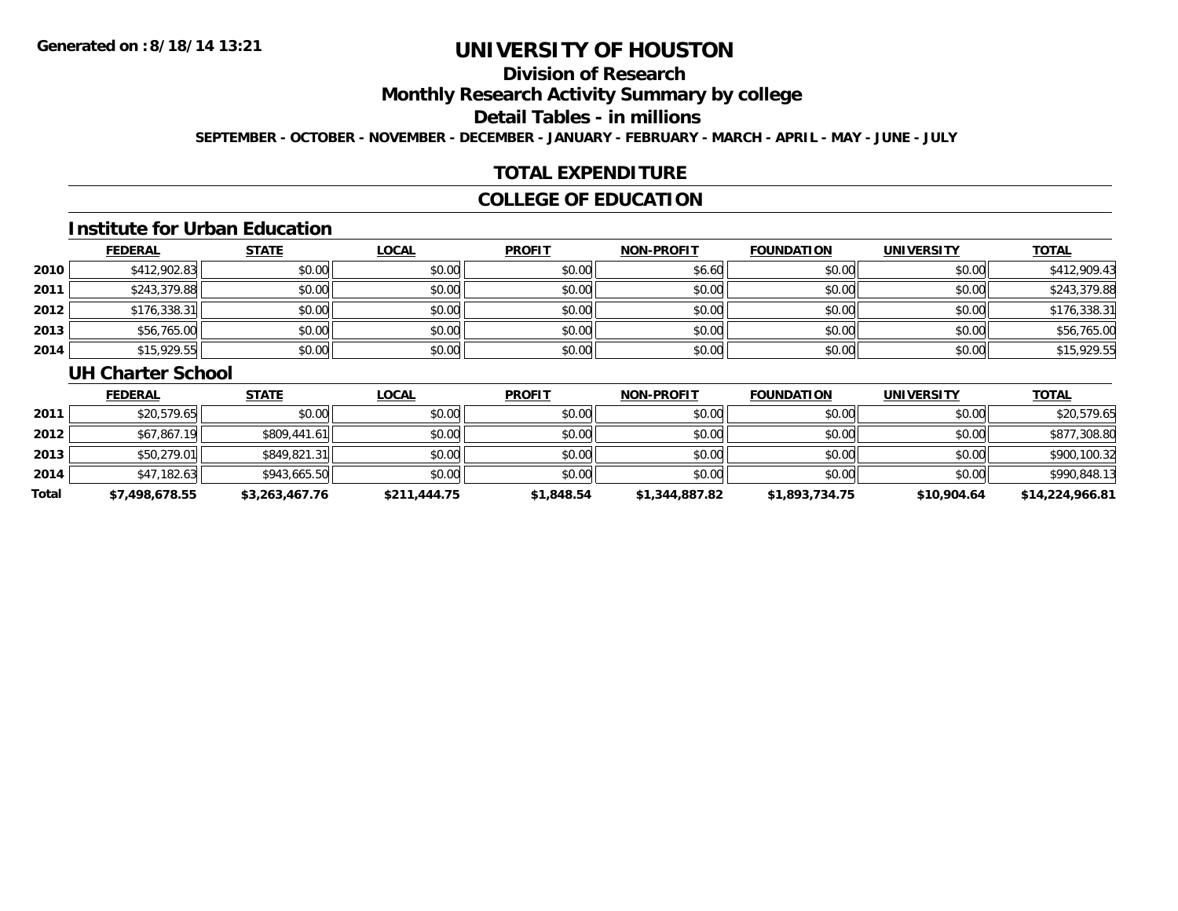# UNIVERSITY OF HOUSTON

## Division of Research

## Monthly Research Activity Summary by college

## Detail Tables - in millions

**SEPTEMBER - OCTOBER - NOVEMBER - DECEMBER - JANUARY - FEBRUARY - MARCH - APRIL - MAY - JUNE - JULY**

## TOTAL EXPENDITURE

## COLLEGE OF EDUCATION

### Institute for Urban Education

| | FEDERAL | STATE | LOCAL | PROFIT | NON-PROFIT | FOUNDATION | UNIVERSITY | TOTAL |
|---|---|---|---|---|---|---|---|---|
| 2010 | $412,902.83 | $0.00 | $0.00 | $0.00 | $6.60 | $0.00 | $0.00 | $412,909.43 |
| 2011 | $243,379.88 | $0.00 | $0.00 | $0.00 | $0.00 | $0.00 | $0.00 | $243,379.88 |
| 2012 | $176,338.31 | $0.00 | $0.00 | $0.00 | $0.00 | $0.00 | $0.00 | $176,338.31 |
| 2013 | $56,765.00 | $0.00 | $0.00 | $0.00 | $0.00 | $0.00 | $0.00 | $56,765.00 |
| 2014 | $15,929.55 | $0.00 | $0.00 | $0.00 | $0.00 | $0.00 | $0.00 | $15,929.55 |

### UH Charter School

| | FEDERAL | STATE | LOCAL | PROFIT | NON-PROFIT | FOUNDATION | UNIVERSITY | TOTAL |
|---|---|---|---|---|---|---|---|---|
| 2011 | $20,579.65 | $0.00 | $0.00 | $0.00 | $0.00 | $0.00 | $0.00 | $20,579.65 |
| 2012 | $67,867.19 | $809,441.61 | $0.00 | $0.00 | $0.00 | $0.00 | $0.00 | $877,308.80 |
| 2013 | $50,279.01 | $849,821.31 | $0.00 | $0.00 | $0.00 | $0.00 | $0.00 | $900,100.32 |
| 2014 | $47,182.63 | $943,665.50 | $0.00 | $0.00 | $0.00 | $0.00 | $0.00 | $990,848.13 |
| **Total** | **$7,498,678.55** | **$3,263,467.76** | **$211,444.75** | **$1,848.54** | **$1,344,887.82** | **$1,893,734.75** | **$10,904.64** | **$14,224,966.81** |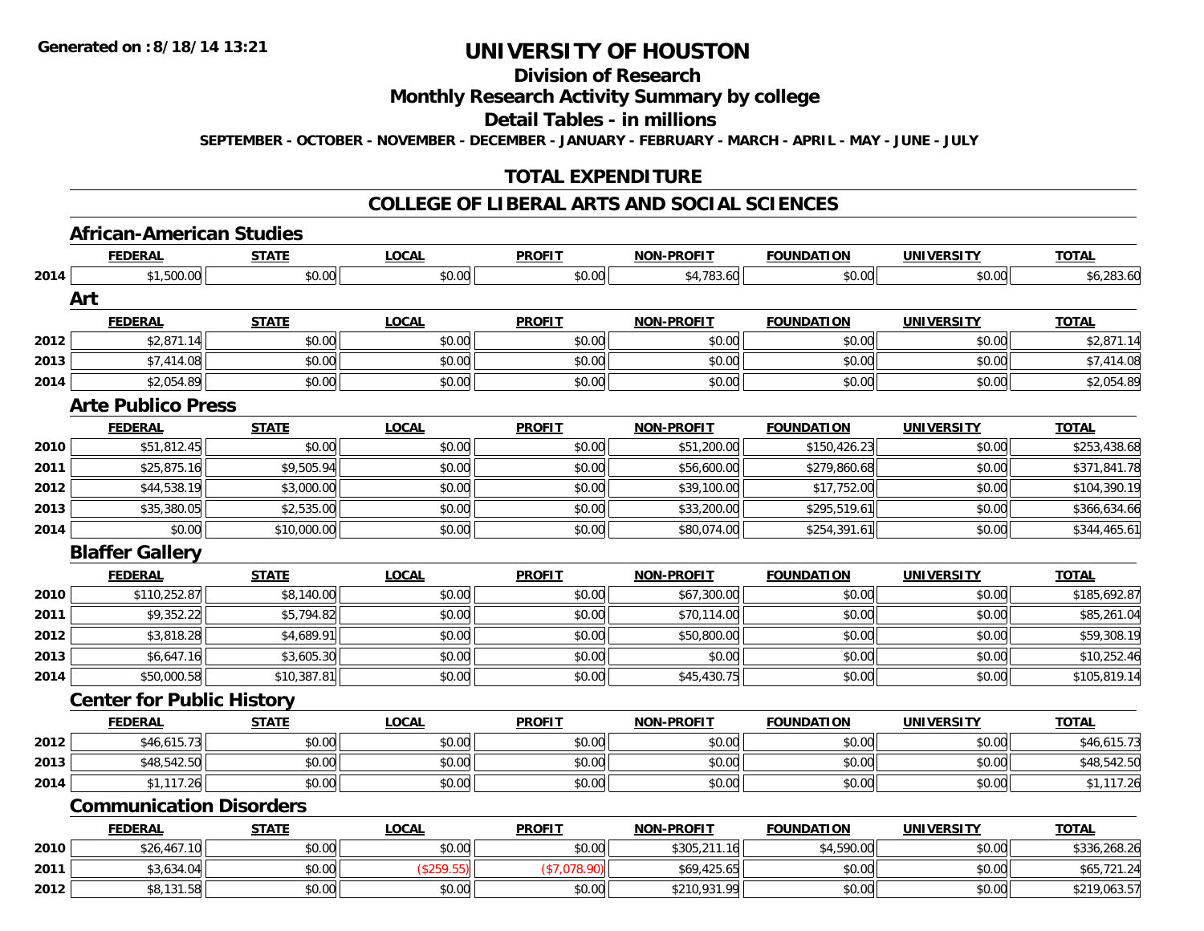# UNIVERSITY OF HOUSTON

## Division of Research

## Monthly Research Activity Summary by college

## Detail Tables - in millions

**SEPTEMBER - OCTOBER - NOVEMBER - DECEMBER - JANUARY - FEBRUARY - MARCH - APRIL - MAY - JUNE - JULY**

Generated on :8/18/14 13:21

## TOTAL EXPENDITURE

## COLLEGE OF LIBERAL ARTS AND SOCIAL SCIENCES

### African-American Studies

| | FEDERAL | STATE | LOCAL | PROFIT | NON-PROFIT | FOUNDATION | UNIVERSITY | TOTAL |
|---|---|---|---|---|---|---|---|---|
| 2014 | $1,500.00 | $0.00 | $0.00 | $0.00 | $4,783.60 | $0.00 | $0.00 | $6,283.60 |

### Art

| | FEDERAL | STATE | LOCAL | PROFIT | NON-PROFIT | FOUNDATION | UNIVERSITY | TOTAL |
|---|---|---|---|---|---|---|---|---|
| 2012 | $2,871.14 | $0.00 | $0.00 | $0.00 | $0.00 | $0.00 | $0.00 | $2,871.14 |
| 2013 | $7,414.08 | $0.00 | $0.00 | $0.00 | $0.00 | $0.00 | $0.00 | $7,414.08 |
| 2014 | $2,054.89 | $0.00 | $0.00 | $0.00 | $0.00 | $0.00 | $0.00 | $2,054.89 |

### Arte Publico Press

| | FEDERAL | STATE | LOCAL | PROFIT | NON-PROFIT | FOUNDATION | UNIVERSITY | TOTAL |
|---|---|---|---|---|---|---|---|---|
| 2010 | $51,812.45 | $0.00 | $0.00 | $0.00 | $51,200.00 | $150,426.23 | $0.00 | $253,438.68 |
| 2011 | $25,875.16 | $9,505.94 | $0.00 | $0.00 | $56,600.00 | $279,860.68 | $0.00 | $371,841.78 |
| 2012 | $44,538.19 | $3,000.00 | $0.00 | $0.00 | $39,100.00 | $17,752.00 | $0.00 | $104,390.19 |
| 2013 | $35,380.05 | $2,535.00 | $0.00 | $0.00 | $33,200.00 | $295,519.61 | $0.00 | $366,634.66 |
| 2014 | $0.00 | $10,000.00 | $0.00 | $0.00 | $80,074.00 | $254,391.61 | $0.00 | $344,465.61 |

### Blaffer Gallery

| | FEDERAL | STATE | LOCAL | PROFIT | NON-PROFIT | FOUNDATION | UNIVERSITY | TOTAL |
|---|---|---|---|---|---|---|---|---|
| 2010 | $110,252.87 | $8,140.00 | $0.00 | $0.00 | $67,300.00 | $0.00 | $0.00 | $185,692.87 |
| 2011 | $9,352.22 | $5,794.82 | $0.00 | $0.00 | $70,114.00 | $0.00 | $0.00 | $85,261.04 |
| 2012 | $3,818.28 | $4,689.91 | $0.00 | $0.00 | $50,800.00 | $0.00 | $0.00 | $59,308.19 |
| 2013 | $6,647.16 | $3,605.30 | $0.00 | $0.00 | $0.00 | $0.00 | $0.00 | $10,252.46 |
| 2014 | $50,000.58 | $10,387.81 | $0.00 | $0.00 | $45,430.75 | $0.00 | $0.00 | $105,819.14 |

### Center for Public History

| | FEDERAL | STATE | LOCAL | PROFIT | NON-PROFIT | FOUNDATION | UNIVERSITY | TOTAL |
|---|---|---|---|---|---|---|---|---|
| 2012 | $46,615.73 | $0.00 | $0.00 | $0.00 | $0.00 | $0.00 | $0.00 | $46,615.73 |
| 2013 | $48,542.50 | $0.00 | $0.00 | $0.00 | $0.00 | $0.00 | $0.00 | $48,542.50 |
| 2014 | $1,117.26 | $0.00 | $0.00 | $0.00 | $0.00 | $0.00 | $0.00 | $1,117.26 |

### Communication Disorders

| | FEDERAL | STATE | LOCAL | PROFIT | NON-PROFIT | FOUNDATION | UNIVERSITY | TOTAL |
|---|---|---|---|---|---|---|---|---|
| 2010 | $26,467.10 | $0.00 | $0.00 | $0.00 | $305,211.16 | $4,590.00 | $0.00 | $336,268.26 |
| 2011 | $3,634.04 | $0.00 | ($259.55) | ($7,078.90) | $69,425.65 | $0.00 | $0.00 | $65,721.24 |
| 2012 | $8,131.58 | $0.00 | $0.00 | $0.00 | $210,931.99 | $0.00 | $0.00 | $219,063.57 |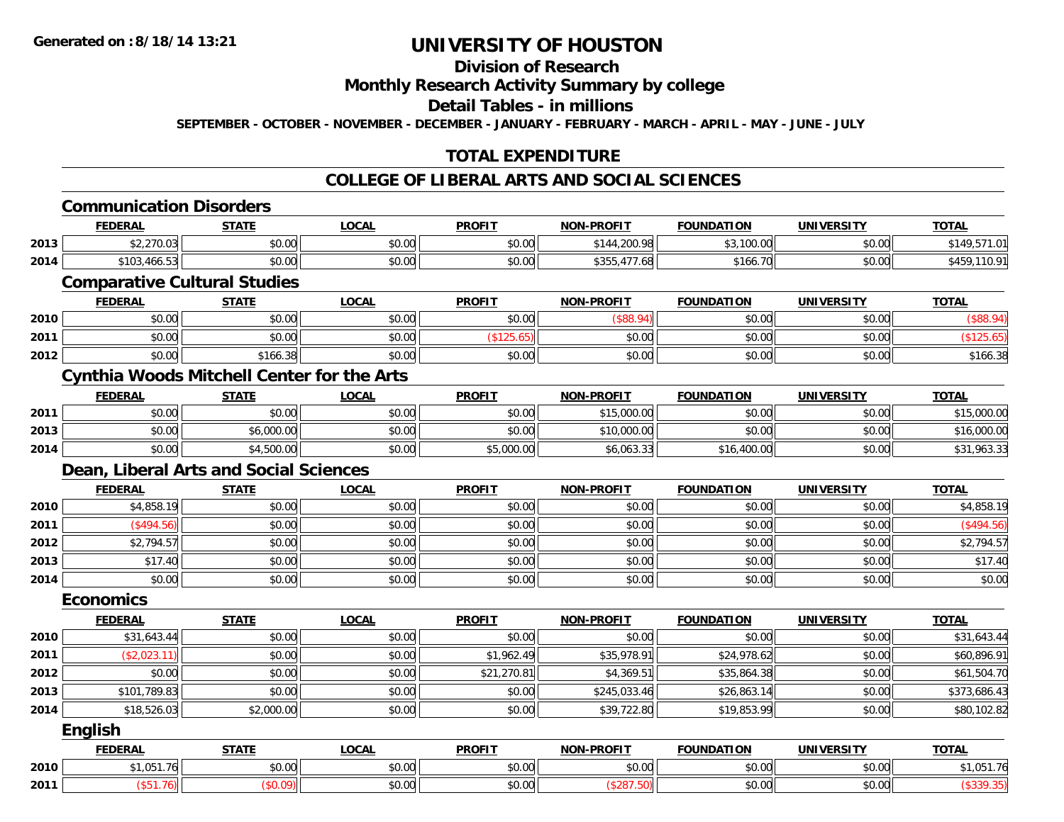# UNIVERSITY OF HOUSTON

## Division of Research

## Monthly Research Activity Summary by college

## Detail Tables - in millions

**SEPTEMBER - OCTOBER - NOVEMBER - DECEMBER - JANUARY - FEBRUARY - MARCH - APRIL - MAY - JUNE - JULY**

## TOTAL EXPENDITURE

## COLLEGE OF LIBERAL ARTS AND SOCIAL SCIENCES

### Communication Disorders

| | FEDERAL | STATE | LOCAL | PROFIT | NON-PROFIT | FOUNDATION | UNIVERSITY | TOTAL |
|---|---|---|---|---|---|---|---|---|
| 2013 | $2,270.03 | $0.00 | $0.00 | $0.00 | $144,200.98 | $3,100.00 | $0.00 | $149,571.01 |
| 2014 | $103,466.53 | $0.00 | $0.00 | $0.00 | $355,477.68 | $166.70 | $0.00 | $459,110.91 |

### Comparative Cultural Studies

| | FEDERAL | STATE | LOCAL | PROFIT | NON-PROFIT | FOUNDATION | UNIVERSITY | TOTAL |
|---|---|---|---|---|---|---|---|---|
| 2010 | $0.00 | $0.00 | $0.00 | $0.00 | ($88.94) | $0.00 | $0.00 | ($88.94) |
| 2011 | $0.00 | $0.00 | $0.00 | ($125.65) | $0.00 | $0.00 | $0.00 | ($125.65) |
| 2012 | $0.00 | $166.38 | $0.00 | $0.00 | $0.00 | $0.00 | $0.00 | $166.38 |

### Cynthia Woods Mitchell Center for the Arts

| | FEDERAL | STATE | LOCAL | PROFIT | NON-PROFIT | FOUNDATION | UNIVERSITY | TOTAL |
|---|---|---|---|---|---|---|---|---|
| 2011 | $0.00 | $0.00 | $0.00 | $0.00 | $15,000.00 | $0.00 | $0.00 | $15,000.00 |
| 2013 | $0.00 | $6,000.00 | $0.00 | $0.00 | $10,000.00 | $0.00 | $0.00 | $16,000.00 |
| 2014 | $0.00 | $4,500.00 | $0.00 | $5,000.00 | $6,063.33 | $16,400.00 | $0.00 | $31,963.33 |

### Dean, Liberal Arts and Social Sciences

| | FEDERAL | STATE | LOCAL | PROFIT | NON-PROFIT | FOUNDATION | UNIVERSITY | TOTAL |
|---|---|---|---|---|---|---|---|---|
| 2010 | $4,858.19 | $0.00 | $0.00 | $0.00 | $0.00 | $0.00 | $0.00 | $4,858.19 |
| 2011 | ($494.56) | $0.00 | $0.00 | $0.00 | $0.00 | $0.00 | $0.00 | ($494.56) |
| 2012 | $2,794.57 | $0.00 | $0.00 | $0.00 | $0.00 | $0.00 | $0.00 | $2,794.57 |
| 2013 | $17.40 | $0.00 | $0.00 | $0.00 | $0.00 | $0.00 | $0.00 | $17.40 |
| 2014 | $0.00 | $0.00 | $0.00 | $0.00 | $0.00 | $0.00 | $0.00 | $0.00 |

### Economics

| | FEDERAL | STATE | LOCAL | PROFIT | NON-PROFIT | FOUNDATION | UNIVERSITY | TOTAL |
|---|---|---|---|---|---|---|---|---|
| 2010 | $31,643.44 | $0.00 | $0.00 | $0.00 | $0.00 | $0.00 | $0.00 | $31,643.44 |
| 2011 | ($2,023.11) | $0.00 | $0.00 | $1,962.49 | $35,978.91 | $24,978.62 | $0.00 | $60,896.91 |
| 2012 | $0.00 | $0.00 | $0.00 | $21,270.81 | $4,369.51 | $35,864.38 | $0.00 | $61,504.70 |
| 2013 | $101,789.83 | $0.00 | $0.00 | $0.00 | $245,033.46 | $26,863.14 | $0.00 | $373,686.43 |
| 2014 | $18,526.03 | $2,000.00 | $0.00 | $0.00 | $39,722.80 | $19,853.99 | $0.00 | $80,102.82 |

### English

| | FEDERAL | STATE | LOCAL | PROFIT | NON-PROFIT | FOUNDATION | UNIVERSITY | TOTAL |
|---|---|---|---|---|---|---|---|---|
| 2010 | $1,051.76 | $0.00 | $0.00 | $0.00 | $0.00 | $0.00 | $0.00 | $1,051.76 |
| 2011 | ($51.76) | ($0.09) | $0.00 | $0.00 | ($287.50) | $0.00 | $0.00 | ($339.35) |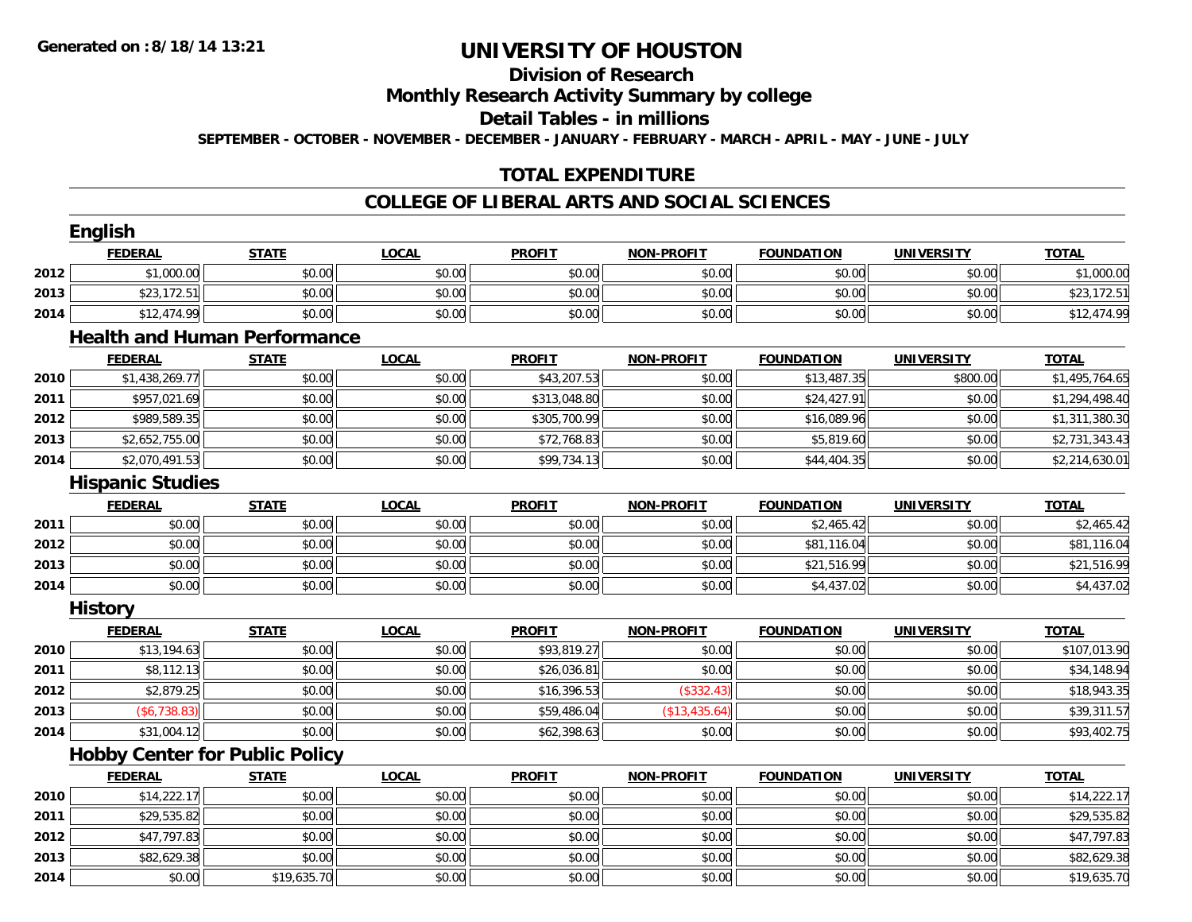# UNIVERSITY OF HOUSTON

## Division of Research

## Monthly Research Activity Summary by college

## Detail Tables - in millions

SEPTEMBER - OCTOBER - NOVEMBER - DECEMBER - JANUARY - FEBRUARY - MARCH - APRIL - MAY - JUNE - JULY

## TOTAL EXPENDITURE

## COLLEGE OF LIBERAL ARTS AND SOCIAL SCIENCES

### English

| | FEDERAL | STATE | LOCAL | PROFIT | NON-PROFIT | FOUNDATION | UNIVERSITY | TOTAL |
|---|---|---|---|---|---|---|---|---|
| 2012 | $1,000.00 | $0.00 | $0.00 | $0.00 | $0.00 | $0.00 | $0.00 | $1,000.00 |
| 2013 | $23,172.51 | $0.00 | $0.00 | $0.00 | $0.00 | $0.00 | $0.00 | $23,172.51 |
| 2014 | $12,474.99 | $0.00 | $0.00 | $0.00 | $0.00 | $0.00 | $0.00 | $12,474.99 |

### Health and Human Performance

| | FEDERAL | STATE | LOCAL | PROFIT | NON-PROFIT | FOUNDATION | UNIVERSITY | TOTAL |
|---|---|---|---|---|---|---|---|---|
| 2010 | $1,438,269.77 | $0.00 | $0.00 | $43,207.53 | $0.00 | $13,487.35 | $800.00 | $1,495,764.65 |
| 2011 | $957,021.69 | $0.00 | $0.00 | $313,048.80 | $0.00 | $24,427.91 | $0.00 | $1,294,498.40 |
| 2012 | $989,589.35 | $0.00 | $0.00 | $305,700.99 | $0.00 | $16,089.96 | $0.00 | $1,311,380.30 |
| 2013 | $2,652,755.00 | $0.00 | $0.00 | $72,768.83 | $0.00 | $5,819.60 | $0.00 | $2,731,343.43 |
| 2014 | $2,070,491.53 | $0.00 | $0.00 | $99,734.13 | $0.00 | $44,404.35 | $0.00 | $2,214,630.01 |

### Hispanic Studies

| | FEDERAL | STATE | LOCAL | PROFIT | NON-PROFIT | FOUNDATION | UNIVERSITY | TOTAL |
|---|---|---|---|---|---|---|---|---|
| 2011 | $0.00 | $0.00 | $0.00 | $0.00 | $0.00 | $2,465.42 | $0.00 | $2,465.42 |
| 2012 | $0.00 | $0.00 | $0.00 | $0.00 | $0.00 | $81,116.04 | $0.00 | $81,116.04 |
| 2013 | $0.00 | $0.00 | $0.00 | $0.00 | $0.00 | $21,516.99 | $0.00 | $21,516.99 |
| 2014 | $0.00 | $0.00 | $0.00 | $0.00 | $0.00 | $4,437.02 | $0.00 | $4,437.02 |

### History

| | FEDERAL | STATE | LOCAL | PROFIT | NON-PROFIT | FOUNDATION | UNIVERSITY | TOTAL |
|---|---|---|---|---|---|---|---|---|
| 2010 | $13,194.63 | $0.00 | $0.00 | $93,819.27 | $0.00 | $0.00 | $0.00 | $107,013.90 |
| 2011 | $8,112.13 | $0.00 | $0.00 | $26,036.81 | $0.00 | $0.00 | $0.00 | $34,148.94 |
| 2012 | $2,879.25 | $0.00 | $0.00 | $16,396.53 | ($332.43) | $0.00 | $0.00 | $18,943.35 |
| 2013 | ($6,738.83) | $0.00 | $0.00 | $59,486.04 | ($13,435.64) | $0.00 | $0.00 | $39,311.57 |
| 2014 | $31,004.12 | $0.00 | $0.00 | $62,398.63 | $0.00 | $0.00 | $0.00 | $93,402.75 |

### Hobby Center for Public Policy

| | FEDERAL | STATE | LOCAL | PROFIT | NON-PROFIT | FOUNDATION | UNIVERSITY | TOTAL |
|---|---|---|---|---|---|---|---|---|
| 2010 | $14,222.17 | $0.00 | $0.00 | $0.00 | $0.00 | $0.00 | $0.00 | $14,222.17 |
| 2011 | $29,535.82 | $0.00 | $0.00 | $0.00 | $0.00 | $0.00 | $0.00 | $29,535.82 |
| 2012 | $47,797.83 | $0.00 | $0.00 | $0.00 | $0.00 | $0.00 | $0.00 | $47,797.83 |
| 2013 | $82,629.38 | $0.00 | $0.00 | $0.00 | $0.00 | $0.00 | $0.00 | $82,629.38 |
| 2014 | $0.00 | $19,635.70 | $0.00 | $0.00 | $0.00 | $0.00 | $0.00 | $19,635.70 |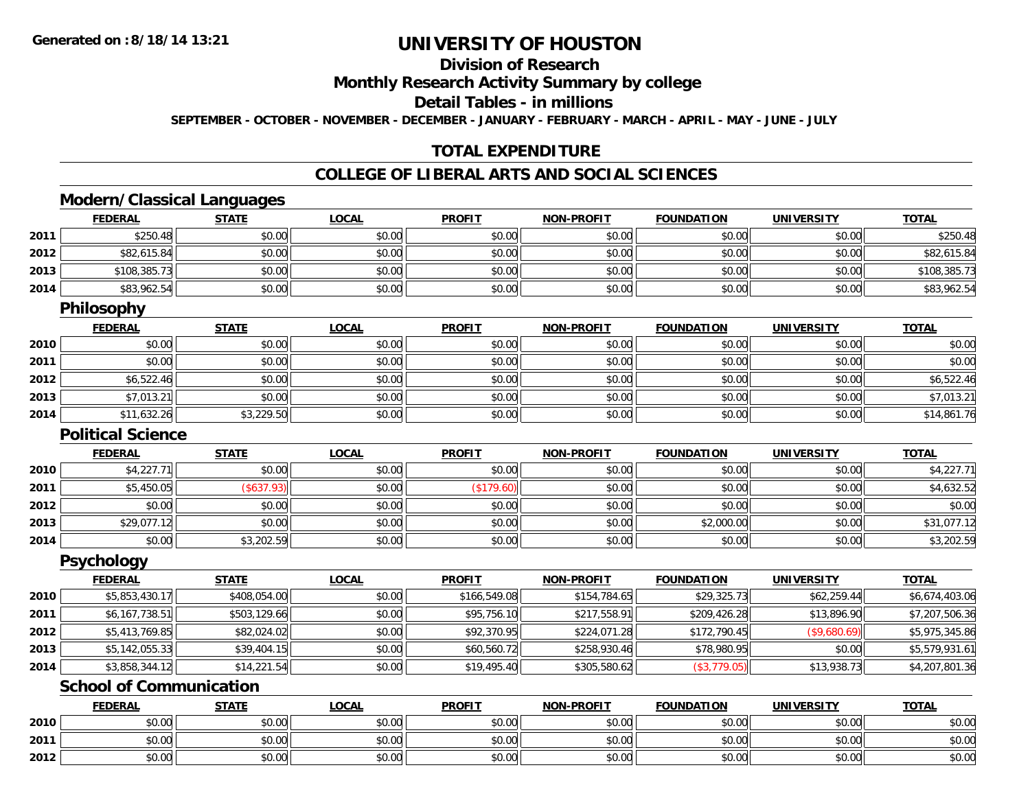# UNIVERSITY OF HOUSTON

## Division of Research

## Monthly Research Activity Summary by college

## Detail Tables - in millions

**SEPTEMBER - OCTOBER - NOVEMBER - DECEMBER - JANUARY - FEBRUARY - MARCH - APRIL - MAY - JUNE - JULY**

## TOTAL EXPENDITURE

## COLLEGE OF LIBERAL ARTS AND SOCIAL SCIENCES

### Modern/Classical Languages

| | FEDERAL | STATE | LOCAL | PROFIT | NON-PROFIT | FOUNDATION | UNIVERSITY | TOTAL |
|---|---|---|---|---|---|---|---|---|
| 2011 | $250.48 | $0.00 | $0.00 | $0.00 | $0.00 | $0.00 | $0.00 | $250.48 |
| 2012 | $82,615.84 | $0.00 | $0.00 | $0.00 | $0.00 | $0.00 | $0.00 | $82,615.84 |
| 2013 | $108,385.73 | $0.00 | $0.00 | $0.00 | $0.00 | $0.00 | $0.00 | $108,385.73 |
| 2014 | $83,962.54 | $0.00 | $0.00 | $0.00 | $0.00 | $0.00 | $0.00 | $83,962.54 |

### Philosophy

| | FEDERAL | STATE | LOCAL | PROFIT | NON-PROFIT | FOUNDATION | UNIVERSITY | TOTAL |
|---|---|---|---|---|---|---|---|---|
| 2010 | $0.00 | $0.00 | $0.00 | $0.00 | $0.00 | $0.00 | $0.00 | $0.00 |
| 2011 | $0.00 | $0.00 | $0.00 | $0.00 | $0.00 | $0.00 | $0.00 | $0.00 |
| 2012 | $6,522.46 | $0.00 | $0.00 | $0.00 | $0.00 | $0.00 | $0.00 | $6,522.46 |
| 2013 | $7,013.21 | $0.00 | $0.00 | $0.00 | $0.00 | $0.00 | $0.00 | $7,013.21 |
| 2014 | $11,632.26 | $3,229.50 | $0.00 | $0.00 | $0.00 | $0.00 | $0.00 | $14,861.76 |

### Political Science

| | FEDERAL | STATE | LOCAL | PROFIT | NON-PROFIT | FOUNDATION | UNIVERSITY | TOTAL |
|---|---|---|---|---|---|---|---|---|
| 2010 | $4,227.71 | $0.00 | $0.00 | $0.00 | $0.00 | $0.00 | $0.00 | $4,227.71 |
| 2011 | $5,450.05 | ($637.93) | $0.00 | ($179.60) | $0.00 | $0.00 | $0.00 | $4,632.52 |
| 2012 | $0.00 | $0.00 | $0.00 | $0.00 | $0.00 | $0.00 | $0.00 | $0.00 |
| 2013 | $29,077.12 | $0.00 | $0.00 | $0.00 | $0.00 | $2,000.00 | $0.00 | $31,077.12 |
| 2014 | $0.00 | $3,202.59 | $0.00 | $0.00 | $0.00 | $0.00 | $0.00 | $3,202.59 |

### Psychology

| | FEDERAL | STATE | LOCAL | PROFIT | NON-PROFIT | FOUNDATION | UNIVERSITY | TOTAL |
|---|---|---|---|---|---|---|---|---|
| 2010 | $5,853,430.17 | $408,054.00 | $0.00 | $166,549.08 | $154,784.65 | $29,325.73 | $62,259.44 | $6,674,403.06 |
| 2011 | $6,167,738.51 | $503,129.66 | $0.00 | $95,756.10 | $217,558.91 | $209,426.28 | $13,896.90 | $7,207,506.36 |
| 2012 | $5,413,769.85 | $82,024.02 | $0.00 | $92,370.95 | $224,071.28 | $172,790.45 | ($9,680.69) | $5,975,345.86 |
| 2013 | $5,142,055.33 | $39,404.15 | $0.00 | $60,560.72 | $258,930.46 | $78,980.95 | $0.00 | $5,579,931.61 |
| 2014 | $3,858,344.12 | $14,221.54 | $0.00 | $19,495.40 | $305,580.62 | ($3,779.05) | $13,938.73 | $4,207,801.36 |

### School of Communication

| | FEDERAL | STATE | LOCAL | PROFIT | NON-PROFIT | FOUNDATION | UNIVERSITY | TOTAL |
|---|---|---|---|---|---|---|---|---|
| 2010 | $0.00 | $0.00 | $0.00 | $0.00 | $0.00 | $0.00 | $0.00 | $0.00 |
| 2011 | $0.00 | $0.00 | $0.00 | $0.00 | $0.00 | $0.00 | $0.00 | $0.00 |
| 2012 | $0.00 | $0.00 | $0.00 | $0.00 | $0.00 | $0.00 | $0.00 | $0.00 |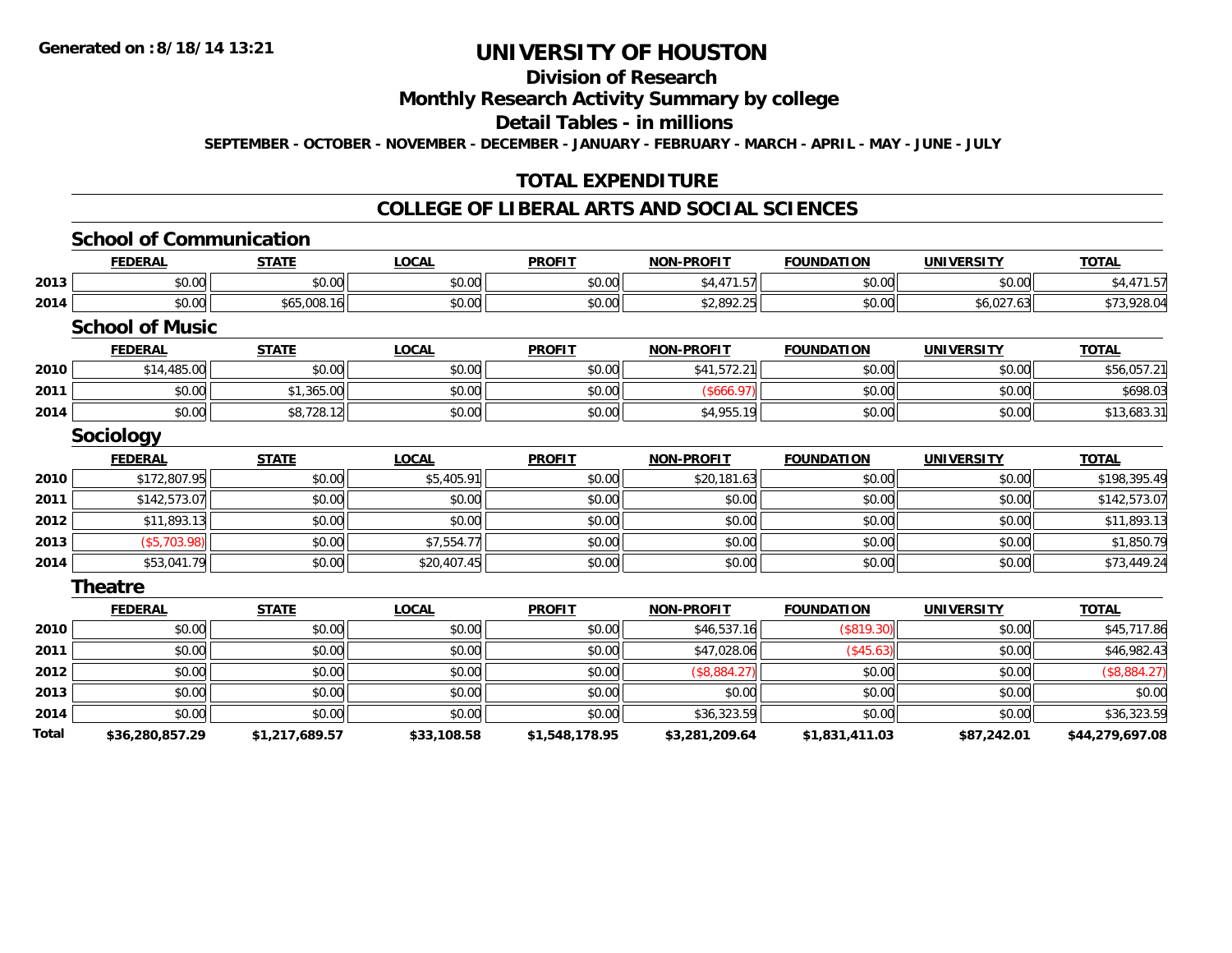**Generated on :8/18/14 13:21**

# UNIVERSITY OF HOUSTON

## Division of Research

## Monthly Research Activity Summary by college

## Detail Tables - in millions

**SEPTEMBER - OCTOBER - NOVEMBER - DECEMBER - JANUARY - FEBRUARY - MARCH - APRIL - MAY - JUNE - JULY**

## TOTAL EXPENDITURE

## COLLEGE OF LIBERAL ARTS AND SOCIAL SCIENCES

### School of Communication

| | FEDERAL | STATE | LOCAL | PROFIT | NON-PROFIT | FOUNDATION | UNIVERSITY | TOTAL |
|---|---|---|---|---|---|---|---|---|
| 2013 | $0.00 | $0.00 | $0.00 | $0.00 | $4,471.57 | $0.00 | $0.00 | $4,471.57 |
| 2014 | $0.00 | $65,008.16 | $0.00 | $0.00 | $2,892.25 | $0.00 | $6,027.63 | $73,928.04 |

### School of Music

| | FEDERAL | STATE | LOCAL | PROFIT | NON-PROFIT | FOUNDATION | UNIVERSITY | TOTAL |
|---|---|---|---|---|---|---|---|---|
| 2010 | $14,485.00 | $0.00 | $0.00 | $0.00 | $41,572.21 | $0.00 | $0.00 | $56,057.21 |
| 2011 | $0.00 | $1,365.00 | $0.00 | $0.00 | ($666.97) | $0.00 | $0.00 | $698.03 |
| 2014 | $0.00 | $8,728.12 | $0.00 | $0.00 | $4,955.19 | $0.00 | $0.00 | $13,683.31 |

### Sociology

| | FEDERAL | STATE | LOCAL | PROFIT | NON-PROFIT | FOUNDATION | UNIVERSITY | TOTAL |
|---|---|---|---|---|---|---|---|---|
| 2010 | $172,807.95 | $0.00 | $5,405.91 | $0.00 | $20,181.63 | $0.00 | $0.00 | $198,395.49 |
| 2011 | $142,573.07 | $0.00 | $0.00 | $0.00 | $0.00 | $0.00 | $0.00 | $142,573.07 |
| 2012 | $11,893.13 | $0.00 | $0.00 | $0.00 | $0.00 | $0.00 | $0.00 | $11,893.13 |
| 2013 | ($5,703.98) | $0.00 | $7,554.77 | $0.00 | $0.00 | $0.00 | $0.00 | $1,850.79 |
| 2014 | $53,041.79 | $0.00 | $20,407.45 | $0.00 | $0.00 | $0.00 | $0.00 | $73,449.24 |

### Theatre

| | FEDERAL | STATE | LOCAL | PROFIT | NON-PROFIT | FOUNDATION | UNIVERSITY | TOTAL |
|---|---|---|---|---|---|---|---|---|
| 2010 | $0.00 | $0.00 | $0.00 | $0.00 | $46,537.16 | ($819.30) | $0.00 | $45,717.86 |
| 2011 | $0.00 | $0.00 | $0.00 | $0.00 | $47,028.06 | ($45.63) | $0.00 | $46,982.43 |
| 2012 | $0.00 | $0.00 | $0.00 | $0.00 | ($8,884.27) | $0.00 | $0.00 | ($8,884.27) |
| 2013 | $0.00 | $0.00 | $0.00 | $0.00 | $0.00 | $0.00 | $0.00 | $0.00 |
| 2014 | $0.00 | $0.00 | $0.00 | $0.00 | $36,323.59 | $0.00 | $0.00 | $36,323.59 |
| **Total** | **$36,280,857.29** | **$1,217,689.57** | **$33,108.58** | **$1,548,178.95** | **$3,281,209.64** | **$1,831,411.03** | **$87,242.01** | **$44,279,697.08** |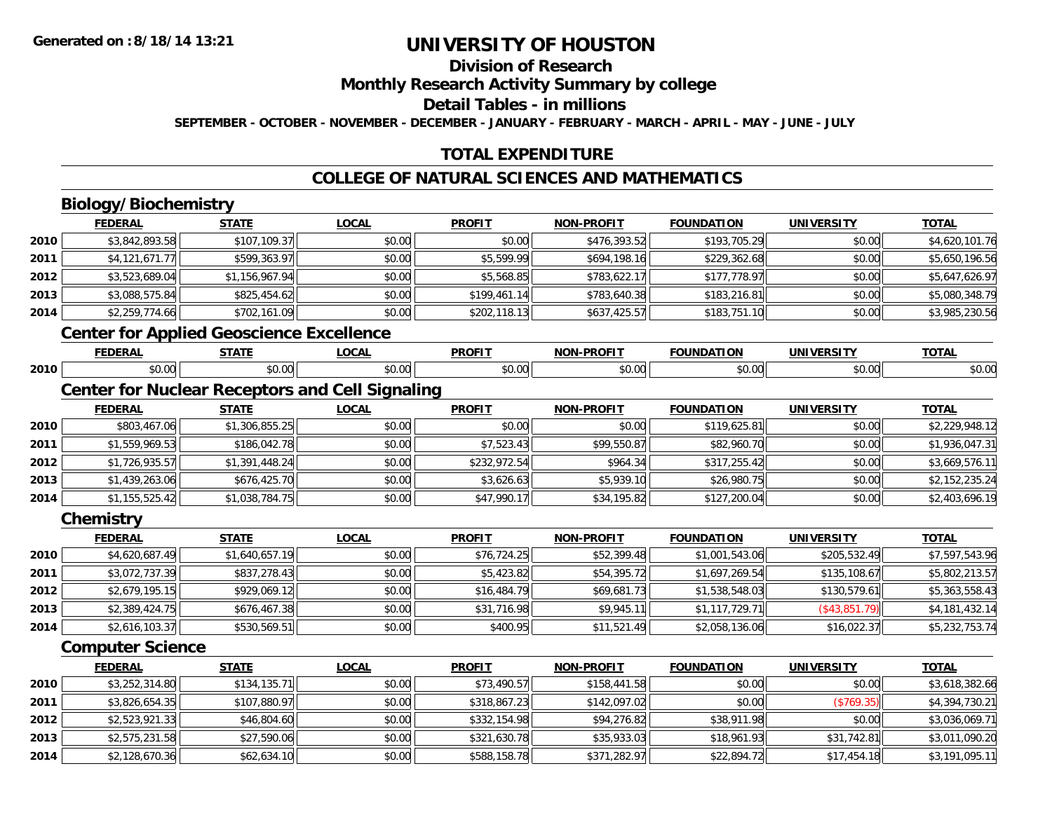**Generated on :8/18/14 13:21**

# UNIVERSITY OF HOUSTON

## Division of Research

## Monthly Research Activity Summary by college

## Detail Tables - in millions

**SEPTEMBER - OCTOBER - NOVEMBER - DECEMBER - JANUARY - FEBRUARY - MARCH - APRIL - MAY - JUNE - JULY**

## TOTAL EXPENDITURE

## COLLEGE OF NATURAL SCIENCES AND MATHEMATICS

### Biology/Biochemistry

| | FEDERAL | STATE | LOCAL | PROFIT | NON-PROFIT | FOUNDATION | UNIVERSITY | TOTAL |
|---|---|---|---|---|---|---|---|---|
| 2010 | $3,842,893.58 | $107,109.37 | $0.00 | $0.00 | $476,393.52 | $193,705.29 | $0.00 | $4,620,101.76 |
| 2011 | $4,121,671.77 | $599,363.97 | $0.00 | $5,599.99 | $694,198.16 | $229,362.68 | $0.00 | $5,650,196.56 |
| 2012 | $3,523,689.04 | $1,156,967.94 | $0.00 | $5,568.85 | $783,622.17 | $177,778.97 | $0.00 | $5,647,626.97 |
| 2013 | $3,088,575.84 | $825,454.62 | $0.00 | $199,461.14 | $783,640.38 | $183,216.81 | $0.00 | $5,080,348.79 |
| 2014 | $2,259,774.66 | $702,161.09 | $0.00 | $202,118.13 | $637,425.57 | $183,751.10 | $0.00 | $3,985,230.56 |

### Center for Applied Geoscience Excellence

| | FEDERAL | STATE | LOCAL | PROFIT | NON-PROFIT | FOUNDATION | UNIVERSITY | TOTAL |
|---|---|---|---|---|---|---|---|---|
| 2010 | $0.00 | $0.00 | $0.00 | $0.00 | $0.00 | $0.00 | $0.00 | $0.00 |

### Center for Nuclear Receptors and Cell Signaling

| | FEDERAL | STATE | LOCAL | PROFIT | NON-PROFIT | FOUNDATION | UNIVERSITY | TOTAL |
|---|---|---|---|---|---|---|---|---|
| 2010 | $803,467.06 | $1,306,855.25 | $0.00 | $0.00 | $0.00 | $119,625.81 | $0.00 | $2,229,948.12 |
| 2011 | $1,559,969.53 | $186,042.78 | $0.00 | $7,523.43 | $99,550.87 | $82,960.70 | $0.00 | $1,936,047.31 |
| 2012 | $1,726,935.57 | $1,391,448.24 | $0.00 | $232,972.54 | $964.34 | $317,255.42 | $0.00 | $3,669,576.11 |
| 2013 | $1,439,263.06 | $676,425.70 | $0.00 | $3,626.63 | $5,939.10 | $26,980.75 | $0.00 | $2,152,235.24 |
| 2014 | $1,155,525.42 | $1,038,784.75 | $0.00 | $47,990.17 | $34,195.82 | $127,200.04 | $0.00 | $2,403,696.19 |

### Chemistry

| | FEDERAL | STATE | LOCAL | PROFIT | NON-PROFIT | FOUNDATION | UNIVERSITY | TOTAL |
|---|---|---|---|---|---|---|---|---|
| 2010 | $4,620,687.49 | $1,640,657.19 | $0.00 | $76,724.25 | $52,399.48 | $1,001,543.06 | $205,532.49 | $7,597,543.96 |
| 2011 | $3,072,737.39 | $837,278.43 | $0.00 | $5,423.82 | $54,395.72 | $1,697,269.54 | $135,108.67 | $5,802,213.57 |
| 2012 | $2,679,195.15 | $929,069.12 | $0.00 | $16,484.79 | $69,681.73 | $1,538,548.03 | $130,579.61 | $5,363,558.43 |
| 2013 | $2,389,424.75 | $676,467.38 | $0.00 | $31,716.98 | $9,945.11 | $1,117,729.71 | ($43,851.79) | $4,181,432.14 |
| 2014 | $2,616,103.37 | $530,569.51 | $0.00 | $400.95 | $11,521.49 | $2,058,136.06 | $16,022.37 | $5,232,753.74 |

### Computer Science

| | FEDERAL | STATE | LOCAL | PROFIT | NON-PROFIT | FOUNDATION | UNIVERSITY | TOTAL |
|---|---|---|---|---|---|---|---|---|
| 2010 | $3,252,314.80 | $134,135.71 | $0.00 | $73,490.57 | $158,441.58 | $0.00 | $0.00 | $3,618,382.66 |
| 2011 | $3,826,654.35 | $107,880.97 | $0.00 | $318,867.23 | $142,097.02 | $0.00 | ($769.35) | $4,394,730.21 |
| 2012 | $2,523,921.33 | $46,804.60 | $0.00 | $332,154.98 | $94,276.82 | $38,911.98 | $0.00 | $3,036,069.71 |
| 2013 | $2,575,231.58 | $27,590.06 | $0.00 | $321,630.78 | $35,933.03 | $18,961.93 | $31,742.81 | $3,011,090.20 |
| 2014 | $2,128,670.36 | $62,634.10 | $0.00 | $588,158.78 | $371,282.97 | $22,894.72 | $17,454.18 | $3,191,095.11 |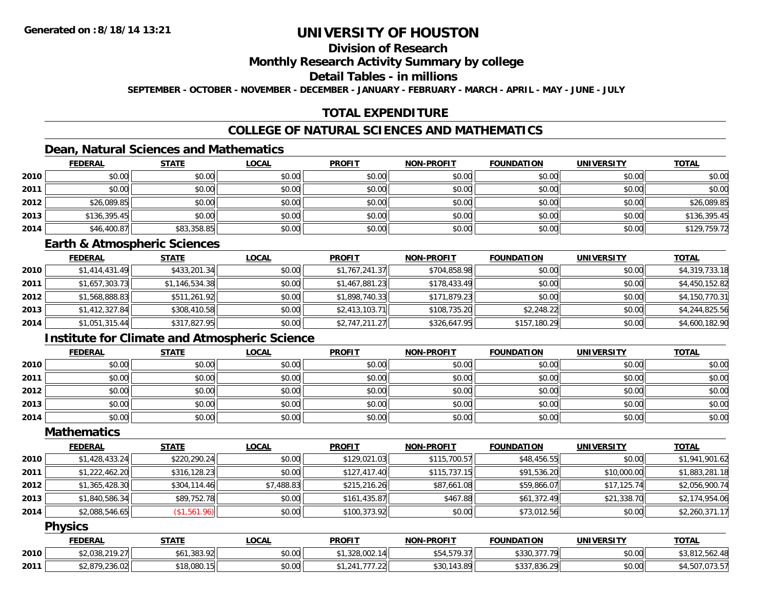**Generated on :8/18/14 13:21**

# UNIVERSITY OF HOUSTON

## Division of Research

## Monthly Research Activity Summary by college

## Detail Tables - in millions

**SEPTEMBER - OCTOBER - NOVEMBER - DECEMBER - JANUARY - FEBRUARY - MARCH - APRIL - MAY - JUNE - JULY**

## TOTAL EXPENDITURE

## COLLEGE OF NATURAL SCIENCES AND MATHEMATICS

### Dean, Natural Sciences and Mathematics

| | FEDERAL | STATE | LOCAL | PROFIT | NON-PROFIT | FOUNDATION | UNIVERSITY | TOTAL |
|---|---|---|---|---|---|---|---|---|
| 2010 | $0.00 | $0.00 | $0.00 | $0.00 | $0.00 | $0.00 | $0.00 | $0.00 |
| 2011 | $0.00 | $0.00 | $0.00 | $0.00 | $0.00 | $0.00 | $0.00 | $0.00 |
| 2012 | $26,089.85 | $0.00 | $0.00 | $0.00 | $0.00 | $0.00 | $0.00 | $26,089.85 |
| 2013 | $136,395.45 | $0.00 | $0.00 | $0.00 | $0.00 | $0.00 | $0.00 | $136,395.45 |
| 2014 | $46,400.87 | $83,358.85 | $0.00 | $0.00 | $0.00 | $0.00 | $0.00 | $129,759.72 |

### Earth & Atmospheric Sciences

| | FEDERAL | STATE | LOCAL | PROFIT | NON-PROFIT | FOUNDATION | UNIVERSITY | TOTAL |
|---|---|---|---|---|---|---|---|---|
| 2010 | $1,414,431.49 | $433,201.34 | $0.00 | $1,767,241.37 | $704,858.98 | $0.00 | $0.00 | $4,319,733.18 |
| 2011 | $1,657,303.73 | $1,146,534.38 | $0.00 | $1,467,881.23 | $178,433.49 | $0.00 | $0.00 | $4,450,152.82 |
| 2012 | $1,568,888.83 | $511,261.92 | $0.00 | $1,898,740.33 | $171,879.23 | $0.00 | $0.00 | $4,150,770.31 |
| 2013 | $1,412,327.84 | $308,410.58 | $0.00 | $2,413,103.71 | $108,735.20 | $2,248.22 | $0.00 | $4,244,825.56 |
| 2014 | $1,051,315.44 | $317,827.95 | $0.00 | $2,747,211.27 | $326,647.95 | $157,180.29 | $0.00 | $4,600,182.90 |

### Institute for Climate and Atmospheric Science

| | FEDERAL | STATE | LOCAL | PROFIT | NON-PROFIT | FOUNDATION | UNIVERSITY | TOTAL |
|---|---|---|---|---|---|---|---|---|
| 2010 | $0.00 | $0.00 | $0.00 | $0.00 | $0.00 | $0.00 | $0.00 | $0.00 |
| 2011 | $0.00 | $0.00 | $0.00 | $0.00 | $0.00 | $0.00 | $0.00 | $0.00 |
| 2012 | $0.00 | $0.00 | $0.00 | $0.00 | $0.00 | $0.00 | $0.00 | $0.00 |
| 2013 | $0.00 | $0.00 | $0.00 | $0.00 | $0.00 | $0.00 | $0.00 | $0.00 |
| 2014 | $0.00 | $0.00 | $0.00 | $0.00 | $0.00 | $0.00 | $0.00 | $0.00 |

### Mathematics

| | FEDERAL | STATE | LOCAL | PROFIT | NON-PROFIT | FOUNDATION | UNIVERSITY | TOTAL |
|---|---|---|---|---|---|---|---|---|
| 2010 | $1,428,433.24 | $220,290.24 | $0.00 | $129,021.03 | $115,700.57 | $48,456.55 | $0.00 | $1,941,901.62 |
| 2011 | $1,222,462.20 | $316,128.23 | $0.00 | $127,417.40 | $115,737.15 | $91,536.20 | $10,000.00 | $1,883,281.18 |
| 2012 | $1,365,428.30 | $304,114.46 | $7,488.83 | $215,216.26 | $87,661.08 | $59,866.07 | $17,125.74 | $2,056,900.74 |
| 2013 | $1,840,586.34 | $89,752.78 | $0.00 | $161,435.87 | $467.88 | $61,372.49 | $21,338.70 | $2,174,954.06 |
| 2014 | $2,088,546.65 | ($1,561.96) | $0.00 | $100,373.92 | $0.00 | $73,012.56 | $0.00 | $2,260,371.17 |

### Physics

| | FEDERAL | STATE | LOCAL | PROFIT | NON-PROFIT | FOUNDATION | UNIVERSITY | TOTAL |
|---|---|---|---|---|---|---|---|---|
| 2010 | $2,038,219.27 | $61,383.92 | $0.00 | $1,328,002.14 | $54,579.37 | $330,377.79 | $0.00 | $3,812,562.48 |
| 2011 | $2,879,236.02 | $18,080.15 | $0.00 | $1,241,777.22 | $30,143.89 | $337,836.29 | $0.00 | $4,507,073.57 |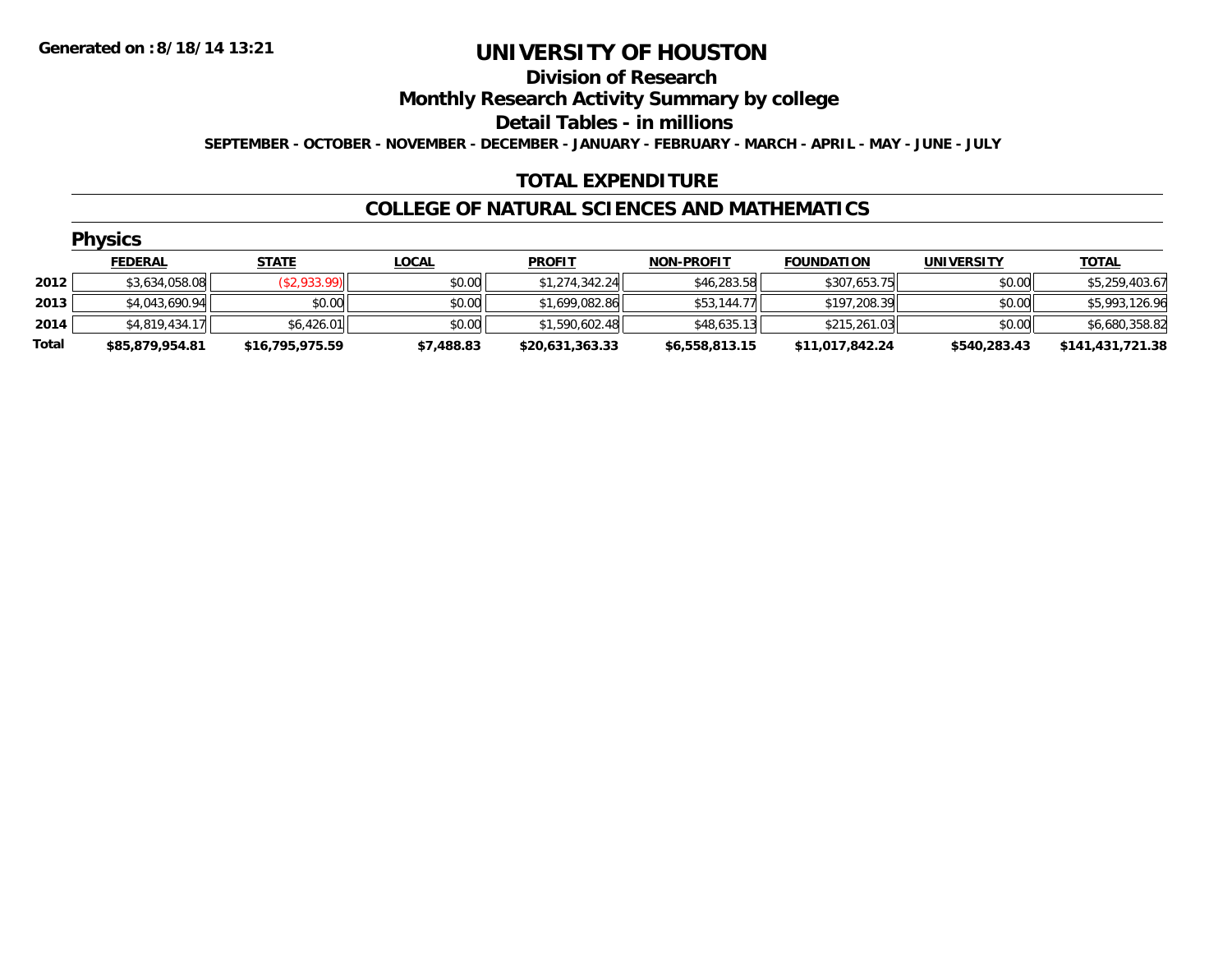# UNIVERSITY OF HOUSTON

## Division of Research

## Monthly Research Activity Summary by college

## Detail Tables - in millions

**SEPTEMBER - OCTOBER - NOVEMBER - DECEMBER - JANUARY - FEBRUARY - MARCH - APRIL - MAY - JUNE - JULY**

Generated on : 8/18/14 13:21

### TOTAL EXPENDITURE

### COLLEGE OF NATURAL SCIENCES AND MATHEMATICS

#### Physics

| | FEDERAL | STATE | LOCAL | PROFIT | NON-PROFIT | FOUNDATION | UNIVERSITY | TOTAL |
|---|---|---|---|---|---|---|---|---|
| 2012 | $3,634,058.08 | ($2,933.99) | $0.00 | $1,274,342.24 | $46,283.58 | $307,653.75 | $0.00 | $5,259,403.67 |
| 2013 | $4,043,690.94 | $0.00 | $0.00 | $1,699,082.86 | $53,144.77 | $197,208.39 | $0.00 | $5,993,126.96 |
| 2014 | $4,819,434.17 | $6,426.01 | $0.00 | $1,590,602.48 | $48,635.13 | $215,261.03 | $0.00 | $6,680,358.82 |
| **Total** | **$85,879,954.81** | **$16,795,975.59** | **$7,488.83** | **$20,631,363.33** | **$6,558,813.15** | **$11,017,842.24** | **$540,283.43** | **$141,431,721.38** |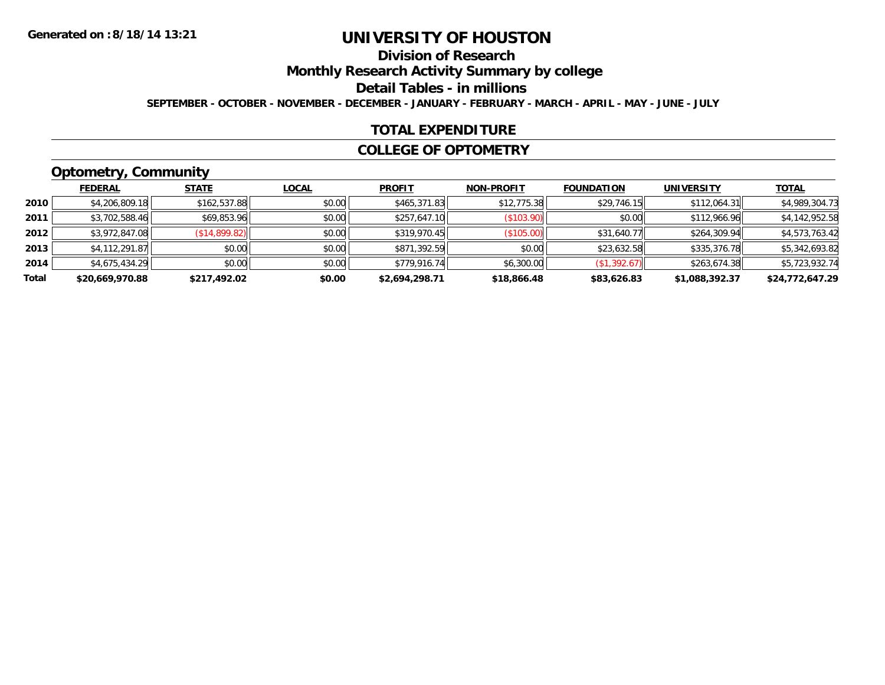Generated on :8/18/14 13:21

# UNIVERSITY OF HOUSTON

## Division of Research

## Monthly Research Activity Summary by college

## Detail Tables - in millions

**SEPTEMBER - OCTOBER - NOVEMBER - DECEMBER - JANUARY - FEBRUARY - MARCH - APRIL - MAY - JUNE - JULY**

## TOTAL EXPENDITURE

## COLLEGE OF OPTOMETRY

### Optometry, Community

| | FEDERAL | STATE | LOCAL | PROFIT | NON-PROFIT | FOUNDATION | UNIVERSITY | TOTAL |
|---|---|---|---|---|---|---|---|---|
| 2010 | $4,206,809.18 | $162,537.88 | $0.00 | $465,371.83 | $12,775.38 | $29,746.15 | $112,064.31 | $4,989,304.73 |
| 2011 | $3,702,588.46 | $69,853.96 | $0.00 | $257,647.10 | ($103.90) | $0.00 | $112,966.96 | $4,142,952.58 |
| 2012 | $3,972,847.08 | ($14,899.82) | $0.00 | $319,970.45 | ($105.00) | $31,640.77 | $264,309.94 | $4,573,763.42 |
| 2013 | $4,112,291.87 | $0.00 | $0.00 | $871,392.59 | $0.00 | $23,632.58 | $335,376.78 | $5,342,693.82 |
| 2014 | $4,675,434.29 | $0.00 | $0.00 | $779,916.74 | $6,300.00 | ($1,392.67) | $263,674.38 | $5,723,932.74 |
| **Total** | **$20,669,970.88** | **$217,492.02** | **$0.00** | **$2,694,298.71** | **$18,866.48** | **$83,626.83** | **$1,088,392.37** | **$24,772,647.29** |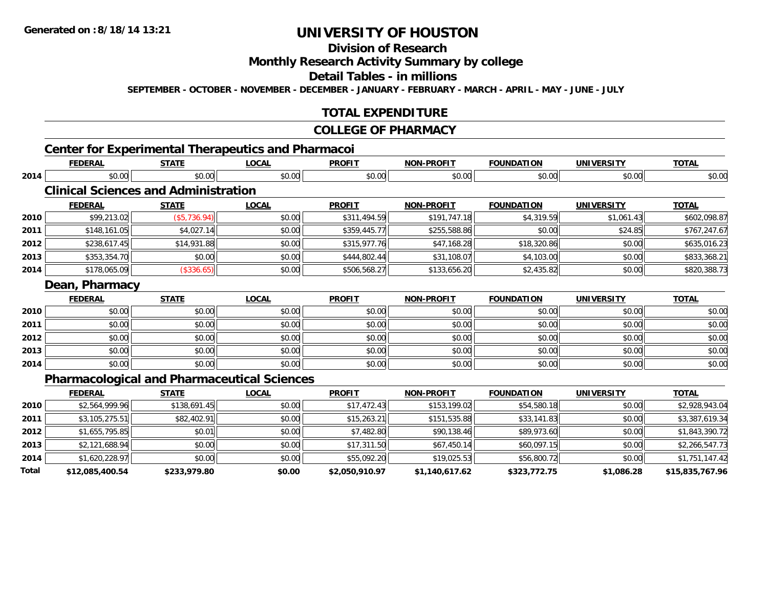# UNIVERSITY OF HOUSTON

## Division of Research

## Monthly Research Activity Summary by college

## Detail Tables - in millions

**SEPTEMBER - OCTOBER - NOVEMBER - DECEMBER - JANUARY - FEBRUARY - MARCH - APRIL - MAY - JUNE - JULY**

## TOTAL EXPENDITURE

## COLLEGE OF PHARMACY

### Center for Experimental Therapeutics and Pharmacoi

| | FEDERAL | STATE | LOCAL | PROFIT | NON-PROFIT | FOUNDATION | UNIVERSITY | TOTAL |
|---|---|---|---|---|---|---|---|---|
| 2014 | $0.00 | $0.00 | $0.00 | $0.00 | $0.00 | $0.00 | $0.00 | $0.00 |

### Clinical Sciences and Administration

| | FEDERAL | STATE | LOCAL | PROFIT | NON-PROFIT | FOUNDATION | UNIVERSITY | TOTAL |
|---|---|---|---|---|---|---|---|---|
| 2010 | $99,213.02 | ($5,736.94) | $0.00 | $311,494.59 | $191,747.18 | $4,319.59 | $1,061.43 | $602,098.87 |
| 2011 | $148,161.05 | $4,027.14 | $0.00 | $359,445.77 | $255,588.86 | $0.00 | $24.85 | $767,247.67 |
| 2012 | $238,617.45 | $14,931.88 | $0.00 | $315,977.76 | $47,168.28 | $18,320.86 | $0.00 | $635,016.23 |
| 2013 | $353,354.70 | $0.00 | $0.00 | $444,802.44 | $31,108.07 | $4,103.00 | $0.00 | $833,368.21 |
| 2014 | $178,065.09 | ($336.65) | $0.00 | $506,568.27 | $133,656.20 | $2,435.82 | $0.00 | $820,388.73 |

### Dean, Pharmacy

| | FEDERAL | STATE | LOCAL | PROFIT | NON-PROFIT | FOUNDATION | UNIVERSITY | TOTAL |
|---|---|---|---|---|---|---|---|---|
| 2010 | $0.00 | $0.00 | $0.00 | $0.00 | $0.00 | $0.00 | $0.00 | $0.00 |
| 2011 | $0.00 | $0.00 | $0.00 | $0.00 | $0.00 | $0.00 | $0.00 | $0.00 |
| 2012 | $0.00 | $0.00 | $0.00 | $0.00 | $0.00 | $0.00 | $0.00 | $0.00 |
| 2013 | $0.00 | $0.00 | $0.00 | $0.00 | $0.00 | $0.00 | $0.00 | $0.00 |
| 2014 | $0.00 | $0.00 | $0.00 | $0.00 | $0.00 | $0.00 | $0.00 | $0.00 |

### Pharmacological and Pharmaceutical Sciences

| | FEDERAL | STATE | LOCAL | PROFIT | NON-PROFIT | FOUNDATION | UNIVERSITY | TOTAL |
|---|---|---|---|---|---|---|---|---|
| 2010 | $2,564,999.96 | $138,691.45 | $0.00 | $17,472.43 | $153,199.02 | $54,580.18 | $0.00 | $2,928,943.04 |
| 2011 | $3,105,275.51 | $82,402.91 | $0.00 | $15,263.21 | $151,535.88 | $33,141.83 | $0.00 | $3,387,619.34 |
| 2012 | $1,655,795.85 | $0.01 | $0.00 | $7,482.80 | $90,138.46 | $89,973.60 | $0.00 | $1,843,390.72 |
| 2013 | $2,121,688.94 | $0.00 | $0.00 | $17,311.50 | $67,450.14 | $60,097.15 | $0.00 | $2,266,547.73 |
| 2014 | $1,620,228.97 | $0.00 | $0.00 | $55,092.20 | $19,025.53 | $56,800.72 | $0.00 | $1,751,147.42 |
| **Total** | **$12,085,400.54** | **$233,979.80** | **$0.00** | **$2,050,910.97** | **$1,140,617.62** | **$323,772.75** | **$1,086.28** | **$15,835,767.96** |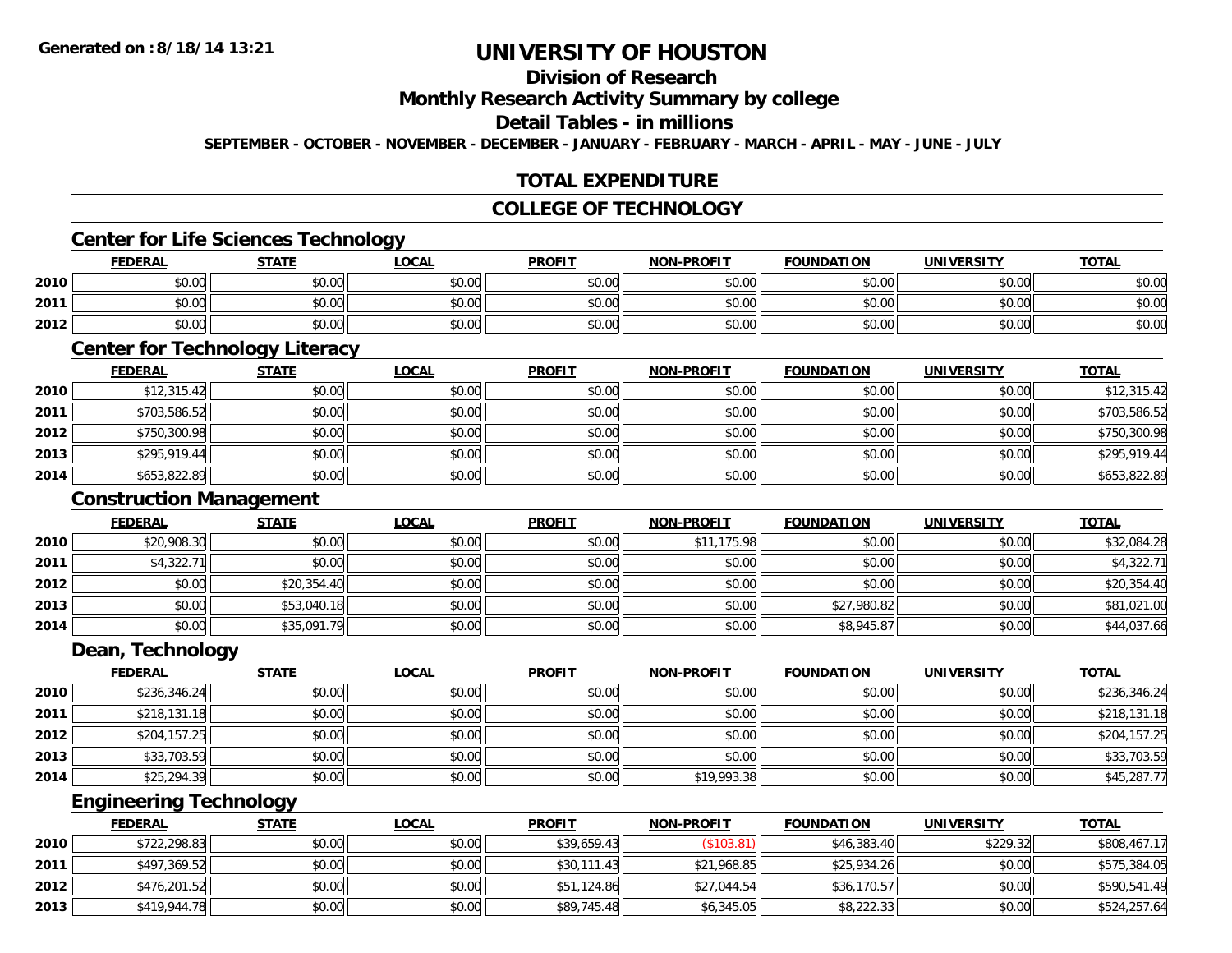# UNIVERSITY OF HOUSTON

## Division of Research

## Monthly Research Activity Summary by college

## Detail Tables - in millions

SEPTEMBER - OCTOBER - NOVEMBER - DECEMBER - JANUARY - FEBRUARY - MARCH - APRIL - MAY - JUNE - JULY

Generated on : 8/18/14 13:21

## TOTAL EXPENDITURE

## COLLEGE OF TECHNOLOGY

### Center for Life Sciences Technology

| | FEDERAL | STATE | LOCAL | PROFIT | NON-PROFIT | FOUNDATION | UNIVERSITY | TOTAL |
|---|---|---|---|---|---|---|---|---|
| 2010 | $0.00 | $0.00 | $0.00 | $0.00 | $0.00 | $0.00 | $0.00 | $0.00 |
| 2011 | $0.00 | $0.00 | $0.00 | $0.00 | $0.00 | $0.00 | $0.00 | $0.00 |
| 2012 | $0.00 | $0.00 | $0.00 | $0.00 | $0.00 | $0.00 | $0.00 | $0.00 |

### Center for Technology Literacy

| | FEDERAL | STATE | LOCAL | PROFIT | NON-PROFIT | FOUNDATION | UNIVERSITY | TOTAL |
|---|---|---|---|---|---|---|---|---|
| 2010 | $12,315.42 | $0.00 | $0.00 | $0.00 | $0.00 | $0.00 | $0.00 | $12,315.42 |
| 2011 | $703,586.52 | $0.00 | $0.00 | $0.00 | $0.00 | $0.00 | $0.00 | $703,586.52 |
| 2012 | $750,300.98 | $0.00 | $0.00 | $0.00 | $0.00 | $0.00 | $0.00 | $750,300.98 |
| 2013 | $295,919.44 | $0.00 | $0.00 | $0.00 | $0.00 | $0.00 | $0.00 | $295,919.44 |
| 2014 | $653,822.89 | $0.00 | $0.00 | $0.00 | $0.00 | $0.00 | $0.00 | $653,822.89 |

### Construction Management

| | FEDERAL | STATE | LOCAL | PROFIT | NON-PROFIT | FOUNDATION | UNIVERSITY | TOTAL |
|---|---|---|---|---|---|---|---|---|
| 2010 | $20,908.30 | $0.00 | $0.00 | $0.00 | $11,175.98 | $0.00 | $0.00 | $32,084.28 |
| 2011 | $4,322.71 | $0.00 | $0.00 | $0.00 | $0.00 | $0.00 | $0.00 | $4,322.71 |
| 2012 | $0.00 | $20,354.40 | $0.00 | $0.00 | $0.00 | $0.00 | $0.00 | $20,354.40 |
| 2013 | $0.00 | $53,040.18 | $0.00 | $0.00 | $0.00 | $27,980.82 | $0.00 | $81,021.00 |
| 2014 | $0.00 | $35,091.79 | $0.00 | $0.00 | $0.00 | $8,945.87 | $0.00 | $44,037.66 |

### Dean, Technology

| | FEDERAL | STATE | LOCAL | PROFIT | NON-PROFIT | FOUNDATION | UNIVERSITY | TOTAL |
|---|---|---|---|---|---|---|---|---|
| 2010 | $236,346.24 | $0.00 | $0.00 | $0.00 | $0.00 | $0.00 | $0.00 | $236,346.24 |
| 2011 | $218,131.18 | $0.00 | $0.00 | $0.00 | $0.00 | $0.00 | $0.00 | $218,131.18 |
| 2012 | $204,157.25 | $0.00 | $0.00 | $0.00 | $0.00 | $0.00 | $0.00 | $204,157.25 |
| 2013 | $33,703.59 | $0.00 | $0.00 | $0.00 | $0.00 | $0.00 | $0.00 | $33,703.59 |
| 2014 | $25,294.39 | $0.00 | $0.00 | $0.00 | $19,993.38 | $0.00 | $0.00 | $45,287.77 |

### Engineering Technology

| | FEDERAL | STATE | LOCAL | PROFIT | NON-PROFIT | FOUNDATION | UNIVERSITY | TOTAL |
|---|---|---|---|---|---|---|---|---|
| 2010 | $722,298.83 | $0.00 | $0.00 | $39,659.43 | ($103.81) | $46,383.40 | $229.32 | $808,467.17 |
| 2011 | $497,369.52 | $0.00 | $0.00 | $30,111.43 | $21,968.85 | $25,934.26 | $0.00 | $575,384.05 |
| 2012 | $476,201.52 | $0.00 | $0.00 | $51,124.86 | $27,044.54 | $36,170.57 | $0.00 | $590,541.49 |
| 2013 | $419,944.78 | $0.00 | $0.00 | $89,745.48 | $6,345.05 | $8,222.33 | $0.00 | $524,257.64 |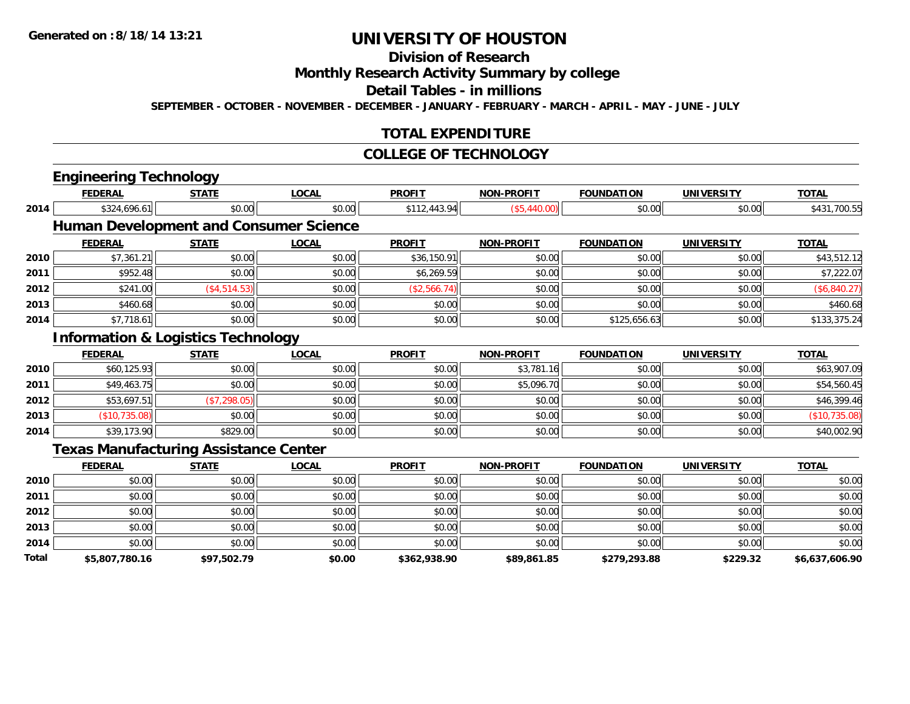# UNIVERSITY OF HOUSTON

## Division of Research

## Monthly Research Activity Summary by college

## Detail Tables - in millions

**SEPTEMBER - OCTOBER - NOVEMBER - DECEMBER - JANUARY - FEBRUARY - MARCH - APRIL - MAY - JUNE - JULY**

## TOTAL EXPENDITURE

## COLLEGE OF TECHNOLOGY

### Engineering Technology

| | FEDERAL | STATE | LOCAL | PROFIT | NON-PROFIT | FOUNDATION | UNIVERSITY | TOTAL |
|---|---|---|---|---|---|---|---|---|
| 2014 | $324,696.61 | $0.00 | $0.00 | $112,443.94 | ($5,440.00) | $0.00 | $0.00 | $431,700.55 |

### Human Development and Consumer Science

| | FEDERAL | STATE | LOCAL | PROFIT | NON-PROFIT | FOUNDATION | UNIVERSITY | TOTAL |
|---|---|---|---|---|---|---|---|---|
| 2010 | $7,361.21 | $0.00 | $0.00 | $36,150.91 | $0.00 | $0.00 | $0.00 | $43,512.12 |
| 2011 | $952.48 | $0.00 | $0.00 | $6,269.59 | $0.00 | $0.00 | $0.00 | $7,222.07 |
| 2012 | $241.00 | ($4,514.53) | $0.00 | ($2,566.74) | $0.00 | $0.00 | $0.00 | ($6,840.27) |
| 2013 | $460.68 | $0.00 | $0.00 | $0.00 | $0.00 | $0.00 | $0.00 | $460.68 |
| 2014 | $7,718.61 | $0.00 | $0.00 | $0.00 | $0.00 | $125,656.63 | $0.00 | $133,375.24 |

### Information & Logistics Technology

| | FEDERAL | STATE | LOCAL | PROFIT | NON-PROFIT | FOUNDATION | UNIVERSITY | TOTAL |
|---|---|---|---|---|---|---|---|---|
| 2010 | $60,125.93 | $0.00 | $0.00 | $0.00 | $3,781.16 | $0.00 | $0.00 | $63,907.09 |
| 2011 | $49,463.75 | $0.00 | $0.00 | $0.00 | $5,096.70 | $0.00 | $0.00 | $54,560.45 |
| 2012 | $53,697.51 | ($7,298.05) | $0.00 | $0.00 | $0.00 | $0.00 | $0.00 | $46,399.46 |
| 2013 | ($10,735.08) | $0.00 | $0.00 | $0.00 | $0.00 | $0.00 | $0.00 | ($10,735.08) |
| 2014 | $39,173.90 | $829.00 | $0.00 | $0.00 | $0.00 | $0.00 | $0.00 | $40,002.90 |

### Texas Manufacturing Assistance Center

| | FEDERAL | STATE | LOCAL | PROFIT | NON-PROFIT | FOUNDATION | UNIVERSITY | TOTAL |
|---|---|---|---|---|---|---|---|---|
| 2010 | $0.00 | $0.00 | $0.00 | $0.00 | $0.00 | $0.00 | $0.00 | $0.00 |
| 2011 | $0.00 | $0.00 | $0.00 | $0.00 | $0.00 | $0.00 | $0.00 | $0.00 |
| 2012 | $0.00 | $0.00 | $0.00 | $0.00 | $0.00 | $0.00 | $0.00 | $0.00 |
| 2013 | $0.00 | $0.00 | $0.00 | $0.00 | $0.00 | $0.00 | $0.00 | $0.00 |
| 2014 | $0.00 | $0.00 | $0.00 | $0.00 | $0.00 | $0.00 | $0.00 | $0.00 |
| **Total** | **$5,807,780.16** | **$97,502.79** | **$0.00** | **$362,938.90** | **$89,861.85** | **$279,293.88** | **$229.32** | **$6,637,606.90** |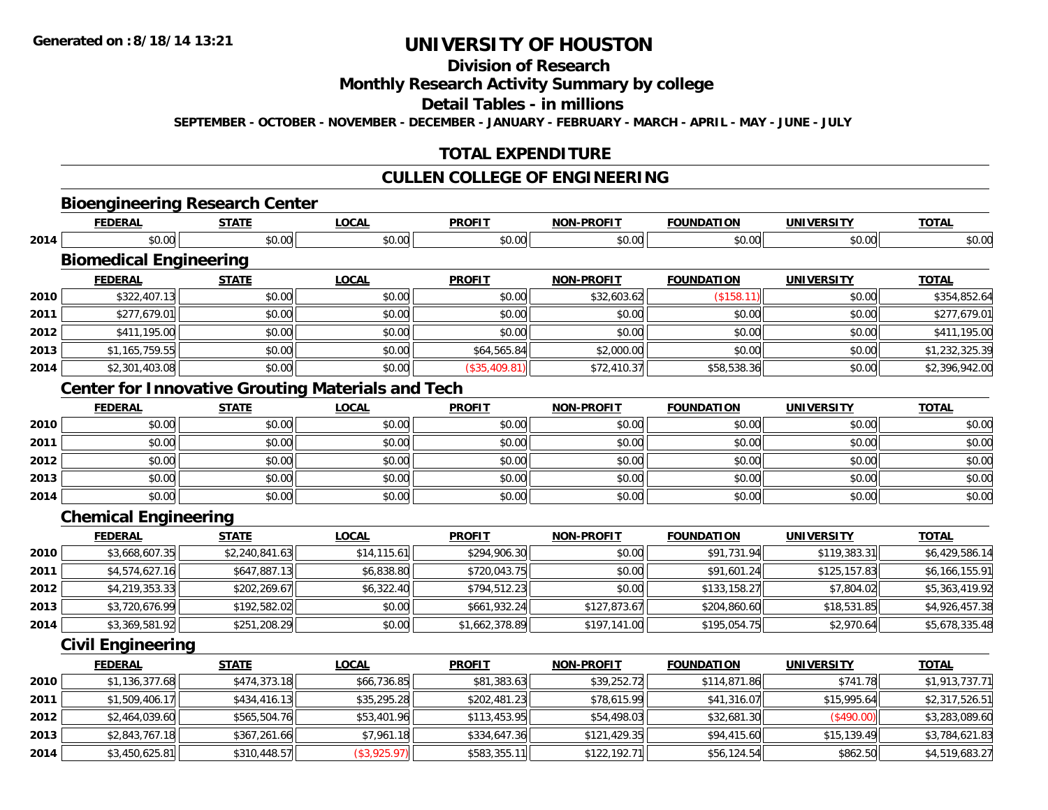**Generated on :8/18/14 13:21**

# UNIVERSITY OF HOUSTON

## Division of Research

## Monthly Research Activity Summary by college

## Detail Tables - in millions

**SEPTEMBER - OCTOBER - NOVEMBER - DECEMBER - JANUARY - FEBRUARY - MARCH - APRIL - MAY - JUNE - JULY**

## TOTAL EXPENDITURE

## CULLEN COLLEGE OF ENGINEERING

### Bioengineering Research Center

| | FEDERAL | STATE | LOCAL | PROFIT | NON-PROFIT | FOUNDATION | UNIVERSITY | TOTAL |
|---|---|---|---|---|---|---|---|---|
| 2014 | $0.00 | $0.00 | $0.00 | $0.00 | $0.00 | $0.00 | $0.00 | $0.00 |

### Biomedical Engineering

| | FEDERAL | STATE | LOCAL | PROFIT | NON-PROFIT | FOUNDATION | UNIVERSITY | TOTAL |
|---|---|---|---|---|---|---|---|---|
| 2010 | $322,407.13 | $0.00 | $0.00 | $0.00 | $32,603.62 | ($158.11) | $0.00 | $354,852.64 |
| 2011 | $277,679.01 | $0.00 | $0.00 | $0.00 | $0.00 | $0.00 | $0.00 | $277,679.01 |
| 2012 | $411,195.00 | $0.00 | $0.00 | $0.00 | $0.00 | $0.00 | $0.00 | $411,195.00 |
| 2013 | $1,165,759.55 | $0.00 | $0.00 | $64,565.84 | $2,000.00 | $0.00 | $0.00 | $1,232,325.39 |
| 2014 | $2,301,403.08 | $0.00 | $0.00 | ($35,409.81) | $72,410.37 | $58,538.36 | $0.00 | $2,396,942.00 |

### Center for Innovative Grouting Materials and Tech

| | FEDERAL | STATE | LOCAL | PROFIT | NON-PROFIT | FOUNDATION | UNIVERSITY | TOTAL |
|---|---|---|---|---|---|---|---|---|
| 2010 | $0.00 | $0.00 | $0.00 | $0.00 | $0.00 | $0.00 | $0.00 | $0.00 |
| 2011 | $0.00 | $0.00 | $0.00 | $0.00 | $0.00 | $0.00 | $0.00 | $0.00 |
| 2012 | $0.00 | $0.00 | $0.00 | $0.00 | $0.00 | $0.00 | $0.00 | $0.00 |
| 2013 | $0.00 | $0.00 | $0.00 | $0.00 | $0.00 | $0.00 | $0.00 | $0.00 |
| 2014 | $0.00 | $0.00 | $0.00 | $0.00 | $0.00 | $0.00 | $0.00 | $0.00 |

### Chemical Engineering

| | FEDERAL | STATE | LOCAL | PROFIT | NON-PROFIT | FOUNDATION | UNIVERSITY | TOTAL |
|---|---|---|---|---|---|---|---|---|
| 2010 | $3,668,607.35 | $2,240,841.63 | $14,115.61 | $294,906.30 | $0.00 | $91,731.94 | $119,383.31 | $6,429,586.14 |
| 2011 | $4,574,627.16 | $647,887.13 | $6,838.80 | $720,043.75 | $0.00 | $91,601.24 | $125,157.83 | $6,166,155.91 |
| 2012 | $4,219,353.33 | $202,269.67 | $6,322.40 | $794,512.23 | $0.00 | $133,158.27 | $7,804.02 | $5,363,419.92 |
| 2013 | $3,720,676.99 | $192,582.02 | $0.00 | $661,932.24 | $127,873.67 | $204,860.60 | $18,531.85 | $4,926,457.38 |
| 2014 | $3,369,581.92 | $251,208.29 | $0.00 | $1,662,378.89 | $197,141.00 | $195,054.75 | $2,970.64 | $5,678,335.48 |

### Civil Engineering

| | FEDERAL | STATE | LOCAL | PROFIT | NON-PROFIT | FOUNDATION | UNIVERSITY | TOTAL |
|---|---|---|---|---|---|---|---|---|
| 2010 | $1,136,377.68 | $474,373.18 | $66,736.85 | $81,383.63 | $39,252.72 | $114,871.86 | $741.78 | $1,913,737.71 |
| 2011 | $1,509,406.17 | $434,416.13 | $35,295.28 | $202,481.23 | $78,615.99 | $41,316.07 | $15,995.64 | $2,317,526.51 |
| 2012 | $2,464,039.60 | $565,504.76 | $53,401.96 | $113,453.95 | $54,498.03 | $32,681.30 | ($490.00) | $3,283,089.60 |
| 2013 | $2,843,767.18 | $367,261.66 | $7,961.18 | $334,647.36 | $121,429.35 | $94,415.60 | $15,139.49 | $3,784,621.83 |
| 2014 | $3,450,625.81 | $310,448.57 | ($3,925.97) | $583,355.11 | $122,192.71 | $56,124.54 | $862.50 | $4,519,683.27 |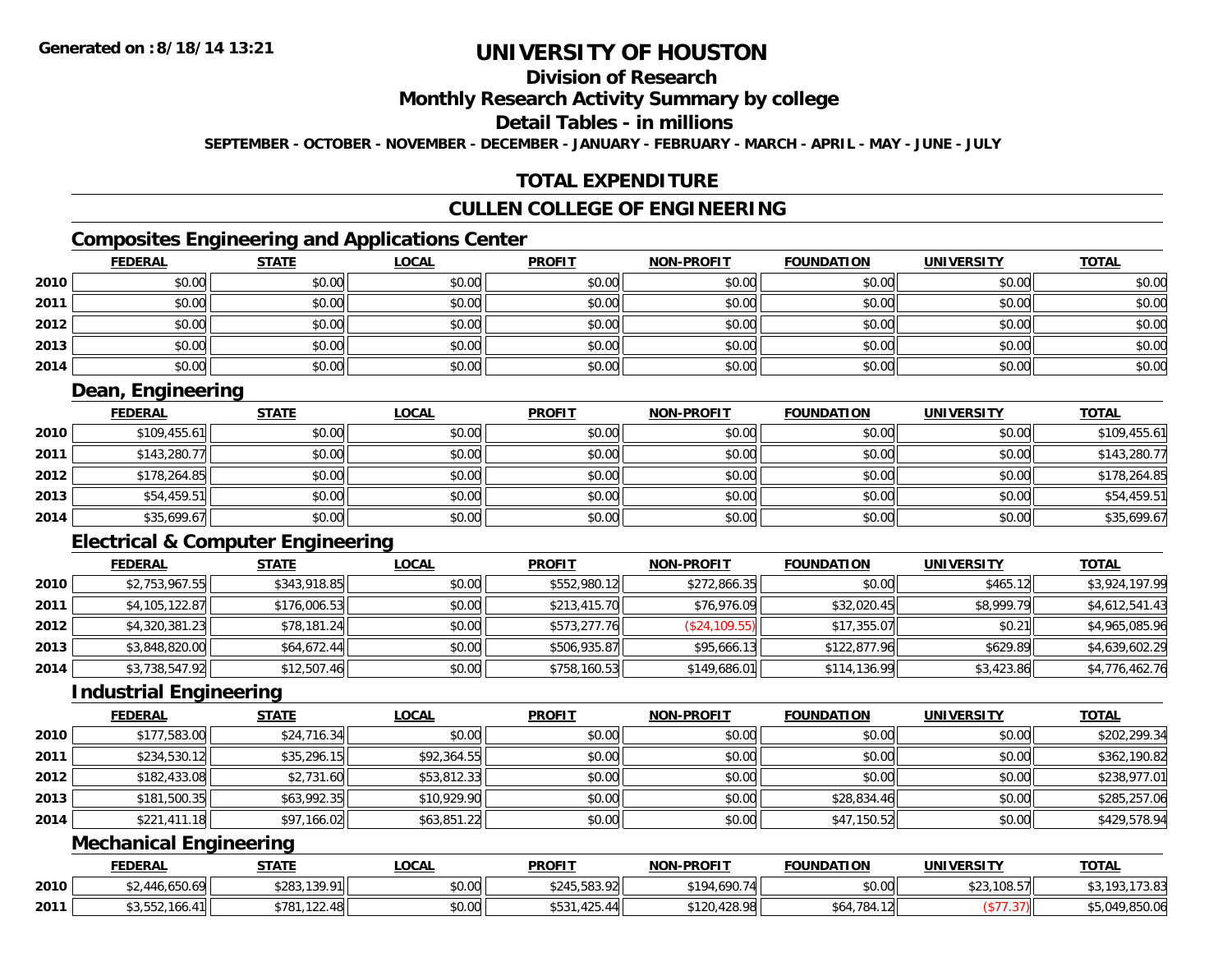# UNIVERSITY OF HOUSTON

## Division of Research

## Monthly Research Activity Summary by college

## Detail Tables - in millions

**SEPTEMBER - OCTOBER - NOVEMBER - DECEMBER - JANUARY - FEBRUARY - MARCH - APRIL - MAY - JUNE - JULY**

## TOTAL EXPENDITURE

## CULLEN COLLEGE OF ENGINEERING

### Composites Engineering and Applications Center

| | FEDERAL | STATE | LOCAL | PROFIT | NON-PROFIT | FOUNDATION | UNIVERSITY | TOTAL |
|---|---|---|---|---|---|---|---|---|
| 2010 | $0.00 | $0.00 | $0.00 | $0.00 | $0.00 | $0.00 | $0.00 | $0.00 |
| 2011 | $0.00 | $0.00 | $0.00 | $0.00 | $0.00 | $0.00 | $0.00 | $0.00 |
| 2012 | $0.00 | $0.00 | $0.00 | $0.00 | $0.00 | $0.00 | $0.00 | $0.00 |
| 2013 | $0.00 | $0.00 | $0.00 | $0.00 | $0.00 | $0.00 | $0.00 | $0.00 |
| 2014 | $0.00 | $0.00 | $0.00 | $0.00 | $0.00 | $0.00 | $0.00 | $0.00 |

### Dean, Engineering

| | FEDERAL | STATE | LOCAL | PROFIT | NON-PROFIT | FOUNDATION | UNIVERSITY | TOTAL |
|---|---|---|---|---|---|---|---|---|
| 2010 | $109,455.61 | $0.00 | $0.00 | $0.00 | $0.00 | $0.00 | $0.00 | $109,455.61 |
| 2011 | $143,280.77 | $0.00 | $0.00 | $0.00 | $0.00 | $0.00 | $0.00 | $143,280.77 |
| 2012 | $178,264.85 | $0.00 | $0.00 | $0.00 | $0.00 | $0.00 | $0.00 | $178,264.85 |
| 2013 | $54,459.51 | $0.00 | $0.00 | $0.00 | $0.00 | $0.00 | $0.00 | $54,459.51 |
| 2014 | $35,699.67 | $0.00 | $0.00 | $0.00 | $0.00 | $0.00 | $0.00 | $35,699.67 |

### Electrical & Computer Engineering

| | FEDERAL | STATE | LOCAL | PROFIT | NON-PROFIT | FOUNDATION | UNIVERSITY | TOTAL |
|---|---|---|---|---|---|---|---|---|
| 2010 | $2,753,967.55 | $343,918.85 | $0.00 | $552,980.12 | $272,866.35 | $0.00 | $465.12 | $3,924,197.99 |
| 2011 | $4,105,122.87 | $176,006.53 | $0.00 | $213,415.70 | $76,976.09 | $32,020.45 | $8,999.79 | $4,612,541.43 |
| 2012 | $4,320,381.23 | $78,181.24 | $0.00 | $573,277.76 | ($24,109.55) | $17,355.07 | $0.21 | $4,965,085.96 |
| 2013 | $3,848,820.00 | $64,672.44 | $0.00 | $506,935.87 | $95,666.13 | $122,877.96 | $629.89 | $4,639,602.29 |
| 2014 | $3,738,547.92 | $12,507.46 | $0.00 | $758,160.53 | $149,686.01 | $114,136.99 | $3,423.86 | $4,776,462.76 |

### Industrial Engineering

| | FEDERAL | STATE | LOCAL | PROFIT | NON-PROFIT | FOUNDATION | UNIVERSITY | TOTAL |
|---|---|---|---|---|---|---|---|---|
| 2010 | $177,583.00 | $24,716.34 | $0.00 | $0.00 | $0.00 | $0.00 | $0.00 | $202,299.34 |
| 2011 | $234,530.12 | $35,296.15 | $92,364.55 | $0.00 | $0.00 | $0.00 | $0.00 | $362,190.82 |
| 2012 | $182,433.08 | $2,731.60 | $53,812.33 | $0.00 | $0.00 | $0.00 | $0.00 | $238,977.01 |
| 2013 | $181,500.35 | $63,992.35 | $10,929.90 | $0.00 | $0.00 | $28,834.46 | $0.00 | $285,257.06 |
| 2014 | $221,411.18 | $97,166.02 | $63,851.22 | $0.00 | $0.00 | $47,150.52 | $0.00 | $429,578.94 |

### Mechanical Engineering

| | FEDERAL | STATE | LOCAL | PROFIT | NON-PROFIT | FOUNDATION | UNIVERSITY | TOTAL |
|---|---|---|---|---|---|---|---|---|
| 2010 | $2,446,650.69 | $283,139.91 | $0.00 | $245,583.92 | $194,690.74 | $0.00 | $23,108.57 | $3,193,173.83 |
| 2011 | $3,552,166.41 | $781,122.48 | $0.00 | $531,425.44 | $120,428.98 | $64,784.12 | ($77.37) | $5,049,850.06 |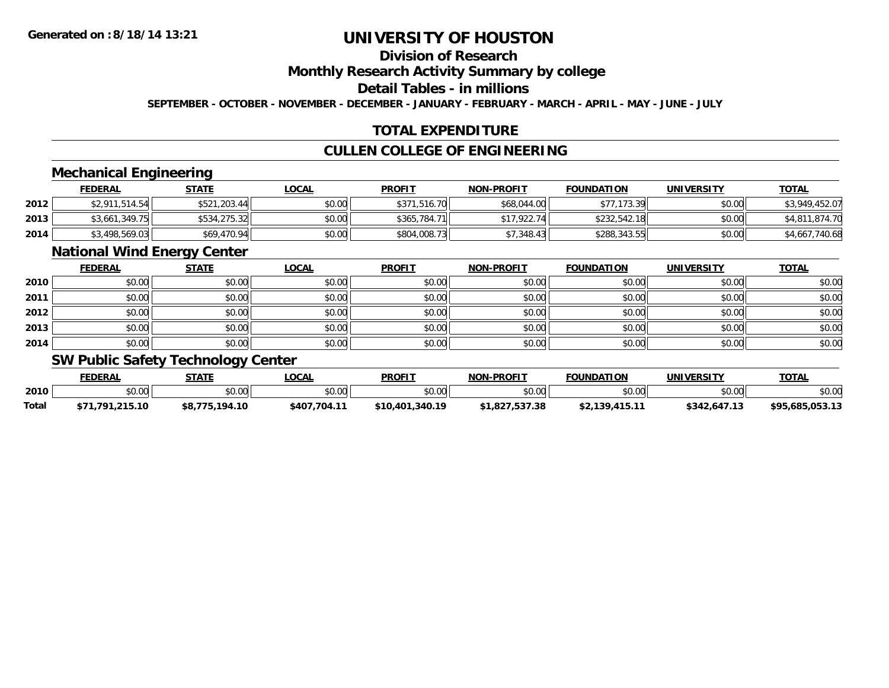# UNIVERSITY OF HOUSTON

## Division of Research

## Monthly Research Activity Summary by college

## Detail Tables - in millions

**SEPTEMBER - OCTOBER - NOVEMBER - DECEMBER - JANUARY - FEBRUARY - MARCH - APRIL - MAY - JUNE - JULY**

## TOTAL EXPENDITURE

## CULLEN COLLEGE OF ENGINEERING

### Mechanical Engineering

| | FEDERAL | STATE | LOCAL | PROFIT | NON-PROFIT | FOUNDATION | UNIVERSITY | TOTAL |
|---|---|---|---|---|---|---|---|---|
| 2012 | $2,911,514.54 | $521,203.44 | $0.00 | $371,516.70 | $68,044.00 | $77,173.39 | $0.00 | $3,949,452.07 |
| 2013 | $3,661,349.75 | $534,275.32 | $0.00 | $365,784.71 | $17,922.74 | $232,542.18 | $0.00 | $4,811,874.70 |
| 2014 | $3,498,569.03 | $69,470.94 | $0.00 | $804,008.73 | $7,348.43 | $288,343.55 | $0.00 | $4,667,740.68 |

### National Wind Energy Center

| | FEDERAL | STATE | LOCAL | PROFIT | NON-PROFIT | FOUNDATION | UNIVERSITY | TOTAL |
|---|---|---|---|---|---|---|---|---|
| 2010 | $0.00 | $0.00 | $0.00 | $0.00 | $0.00 | $0.00 | $0.00 | $0.00 |
| 2011 | $0.00 | $0.00 | $0.00 | $0.00 | $0.00 | $0.00 | $0.00 | $0.00 |
| 2012 | $0.00 | $0.00 | $0.00 | $0.00 | $0.00 | $0.00 | $0.00 | $0.00 |
| 2013 | $0.00 | $0.00 | $0.00 | $0.00 | $0.00 | $0.00 | $0.00 | $0.00 |
| 2014 | $0.00 | $0.00 | $0.00 | $0.00 | $0.00 | $0.00 | $0.00 | $0.00 |

### SW Public Safety Technology Center

| | FEDERAL | STATE | LOCAL | PROFIT | NON-PROFIT | FOUNDATION | UNIVERSITY | TOTAL |
|---|---|---|---|---|---|---|---|---|
| 2010 | $0.00 | $0.00 | $0.00 | $0.00 | $0.00 | $0.00 | $0.00 | $0.00 |
| **Total** | **$71,791,215.10** | **$8,775,194.10** | **$407,704.11** | **$10,401,340.19** | **$1,827,537.38** | **$2,139,415.11** | **$342,647.13** | **$95,685,053.13** |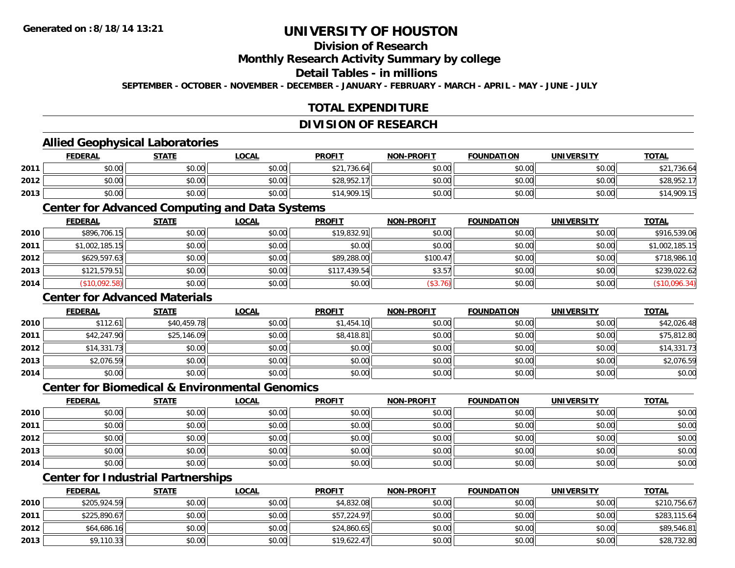# UNIVERSITY OF HOUSTON

## Division of Research

## Monthly Research Activity Summary by college

## Detail Tables - in millions

SEPTEMBER - OCTOBER - NOVEMBER - DECEMBER - JANUARY - FEBRUARY - MARCH - APRIL - MAY - JUNE - JULY

## TOTAL EXPENDITURE

## DIVISION OF RESEARCH

### Allied Geophysical Laboratories

| | FEDERAL | STATE | LOCAL | PROFIT | NON-PROFIT | FOUNDATION | UNIVERSITY | TOTAL |
|---|---|---|---|---|---|---|---|---|
| 2011 | $0.00 | $0.00 | $0.00 | $21,736.64 | $0.00 | $0.00 | $0.00 | $21,736.64 |
| 2012 | $0.00 | $0.00 | $0.00 | $28,952.17 | $0.00 | $0.00 | $0.00 | $28,952.17 |
| 2013 | $0.00 | $0.00 | $0.00 | $14,909.15 | $0.00 | $0.00 | $0.00 | $14,909.15 |

### Center for Advanced Computing and Data Systems

| | FEDERAL | STATE | LOCAL | PROFIT | NON-PROFIT | FOUNDATION | UNIVERSITY | TOTAL |
|---|---|---|---|---|---|---|---|---|
| 2010 | $896,706.15 | $0.00 | $0.00 | $19,832.91 | $0.00 | $0.00 | $0.00 | $916,539.06 |
| 2011 | $1,002,185.15 | $0.00 | $0.00 | $0.00 | $0.00 | $0.00 | $0.00 | $1,002,185.15 |
| 2012 | $629,597.63 | $0.00 | $0.00 | $89,288.00 | $100.47 | $0.00 | $0.00 | $718,986.10 |
| 2013 | $121,579.51 | $0.00 | $0.00 | $117,439.54 | $3.57 | $0.00 | $0.00 | $239,022.62 |
| 2014 | ($10,092.58) | $0.00 | $0.00 | $0.00 | ($3.76) | $0.00 | $0.00 | ($10,096.34) |

### Center for Advanced Materials

| | FEDERAL | STATE | LOCAL | PROFIT | NON-PROFIT | FOUNDATION | UNIVERSITY | TOTAL |
|---|---|---|---|---|---|---|---|---|
| 2010 | $112.61 | $40,459.78 | $0.00 | $1,454.10 | $0.00 | $0.00 | $0.00 | $42,026.48 |
| 2011 | $42,247.90 | $25,146.09 | $0.00 | $8,418.81 | $0.00 | $0.00 | $0.00 | $75,812.80 |
| 2012 | $14,331.73 | $0.00 | $0.00 | $0.00 | $0.00 | $0.00 | $0.00 | $14,331.73 |
| 2013 | $2,076.59 | $0.00 | $0.00 | $0.00 | $0.00 | $0.00 | $0.00 | $2,076.59 |
| 2014 | $0.00 | $0.00 | $0.00 | $0.00 | $0.00 | $0.00 | $0.00 | $0.00 |

### Center for Biomedical & Environmental Genomics

| | FEDERAL | STATE | LOCAL | PROFIT | NON-PROFIT | FOUNDATION | UNIVERSITY | TOTAL |
|---|---|---|---|---|---|---|---|---|
| 2010 | $0.00 | $0.00 | $0.00 | $0.00 | $0.00 | $0.00 | $0.00 | $0.00 |
| 2011 | $0.00 | $0.00 | $0.00 | $0.00 | $0.00 | $0.00 | $0.00 | $0.00 |
| 2012 | $0.00 | $0.00 | $0.00 | $0.00 | $0.00 | $0.00 | $0.00 | $0.00 |
| 2013 | $0.00 | $0.00 | $0.00 | $0.00 | $0.00 | $0.00 | $0.00 | $0.00 |
| 2014 | $0.00 | $0.00 | $0.00 | $0.00 | $0.00 | $0.00 | $0.00 | $0.00 |

### Center for Industrial Partnerships

| | FEDERAL | STATE | LOCAL | PROFIT | NON-PROFIT | FOUNDATION | UNIVERSITY | TOTAL |
|---|---|---|---|---|---|---|---|---|
| 2010 | $205,924.59 | $0.00 | $0.00 | $4,832.08 | $0.00 | $0.00 | $0.00 | $210,756.67 |
| 2011 | $225,890.67 | $0.00 | $0.00 | $57,224.97 | $0.00 | $0.00 | $0.00 | $283,115.64 |
| 2012 | $64,686.16 | $0.00 | $0.00 | $24,860.65 | $0.00 | $0.00 | $0.00 | $89,546.81 |
| 2013 | $9,110.33 | $0.00 | $0.00 | $19,622.47 | $0.00 | $0.00 | $0.00 | $28,732.80 |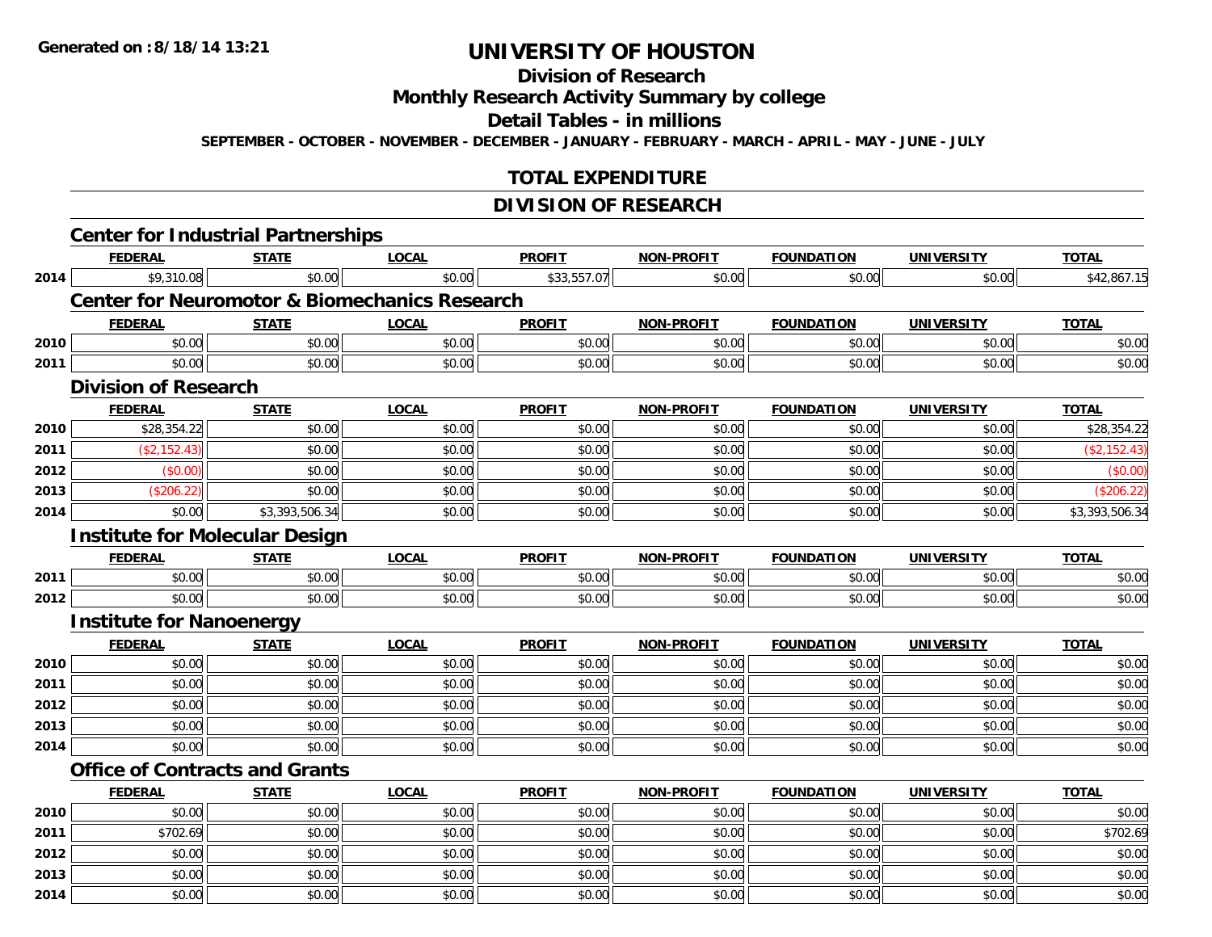# UNIVERSITY OF HOUSTON

## Division of Research

## Monthly Research Activity Summary by college

## Detail Tables - in millions

**SEPTEMBER - OCTOBER - NOVEMBER - DECEMBER - JANUARY - FEBRUARY - MARCH - APRIL - MAY - JUNE - JULY**

## TOTAL EXPENDITURE

## DIVISION OF RESEARCH

### Center for Industrial Partnerships

| | FEDERAL | STATE | LOCAL | PROFIT | NON-PROFIT | FOUNDATION | UNIVERSITY | TOTAL |
|---|---|---|---|---|---|---|---|---|
| 2014 | $9,310.08 | $0.00 | $0.00 | $33,557.07 | $0.00 | $0.00 | $0.00 | $42,867.15 |

### Center for Neuromotor & Biomechanics Research

| | FEDERAL | STATE | LOCAL | PROFIT | NON-PROFIT | FOUNDATION | UNIVERSITY | TOTAL |
|---|---|---|---|---|---|---|---|---|
| 2010 | $0.00 | $0.00 | $0.00 | $0.00 | $0.00 | $0.00 | $0.00 | $0.00 |
| 2011 | $0.00 | $0.00 | $0.00 | $0.00 | $0.00 | $0.00 | $0.00 | $0.00 |

### Division of Research

| | FEDERAL | STATE | LOCAL | PROFIT | NON-PROFIT | FOUNDATION | UNIVERSITY | TOTAL |
|---|---|---|---|---|---|---|---|---|
| 2010 | $28,354.22 | $0.00 | $0.00 | $0.00 | $0.00 | $0.00 | $0.00 | $28,354.22 |
| 2011 | ($2,152.43) | $0.00 | $0.00 | $0.00 | $0.00 | $0.00 | $0.00 | ($2,152.43) |
| 2012 | ($0.00) | $0.00 | $0.00 | $0.00 | $0.00 | $0.00 | $0.00 | ($0.00) |
| 2013 | ($206.22) | $0.00 | $0.00 | $0.00 | $0.00 | $0.00 | $0.00 | ($206.22) |
| 2014 | $0.00 | $3,393,506.34 | $0.00 | $0.00 | $0.00 | $0.00 | $0.00 | $3,393,506.34 |

### Institute for Molecular Design

| | FEDERAL | STATE | LOCAL | PROFIT | NON-PROFIT | FOUNDATION | UNIVERSITY | TOTAL |
|---|---|---|---|---|---|---|---|---|
| 2011 | $0.00 | $0.00 | $0.00 | $0.00 | $0.00 | $0.00 | $0.00 | $0.00 |
| 2012 | $0.00 | $0.00 | $0.00 | $0.00 | $0.00 | $0.00 | $0.00 | $0.00 |

### Institute for Nanoenergy

| | FEDERAL | STATE | LOCAL | PROFIT | NON-PROFIT | FOUNDATION | UNIVERSITY | TOTAL |
|---|---|---|---|---|---|---|---|---|
| 2010 | $0.00 | $0.00 | $0.00 | $0.00 | $0.00 | $0.00 | $0.00 | $0.00 |
| 2011 | $0.00 | $0.00 | $0.00 | $0.00 | $0.00 | $0.00 | $0.00 | $0.00 |
| 2012 | $0.00 | $0.00 | $0.00 | $0.00 | $0.00 | $0.00 | $0.00 | $0.00 |
| 2013 | $0.00 | $0.00 | $0.00 | $0.00 | $0.00 | $0.00 | $0.00 | $0.00 |
| 2014 | $0.00 | $0.00 | $0.00 | $0.00 | $0.00 | $0.00 | $0.00 | $0.00 |

### Office of Contracts and Grants

| | FEDERAL | STATE | LOCAL | PROFIT | NON-PROFIT | FOUNDATION | UNIVERSITY | TOTAL |
|---|---|---|---|---|---|---|---|---|
| 2010 | $0.00 | $0.00 | $0.00 | $0.00 | $0.00 | $0.00 | $0.00 | $0.00 |
| 2011 | $702.69 | $0.00 | $0.00 | $0.00 | $0.00 | $0.00 | $0.00 | $702.69 |
| 2012 | $0.00 | $0.00 | $0.00 | $0.00 | $0.00 | $0.00 | $0.00 | $0.00 |
| 2013 | $0.00 | $0.00 | $0.00 | $0.00 | $0.00 | $0.00 | $0.00 | $0.00 |
| 2014 | $0.00 | $0.00 | $0.00 | $0.00 | $0.00 | $0.00 | $0.00 | $0.00 |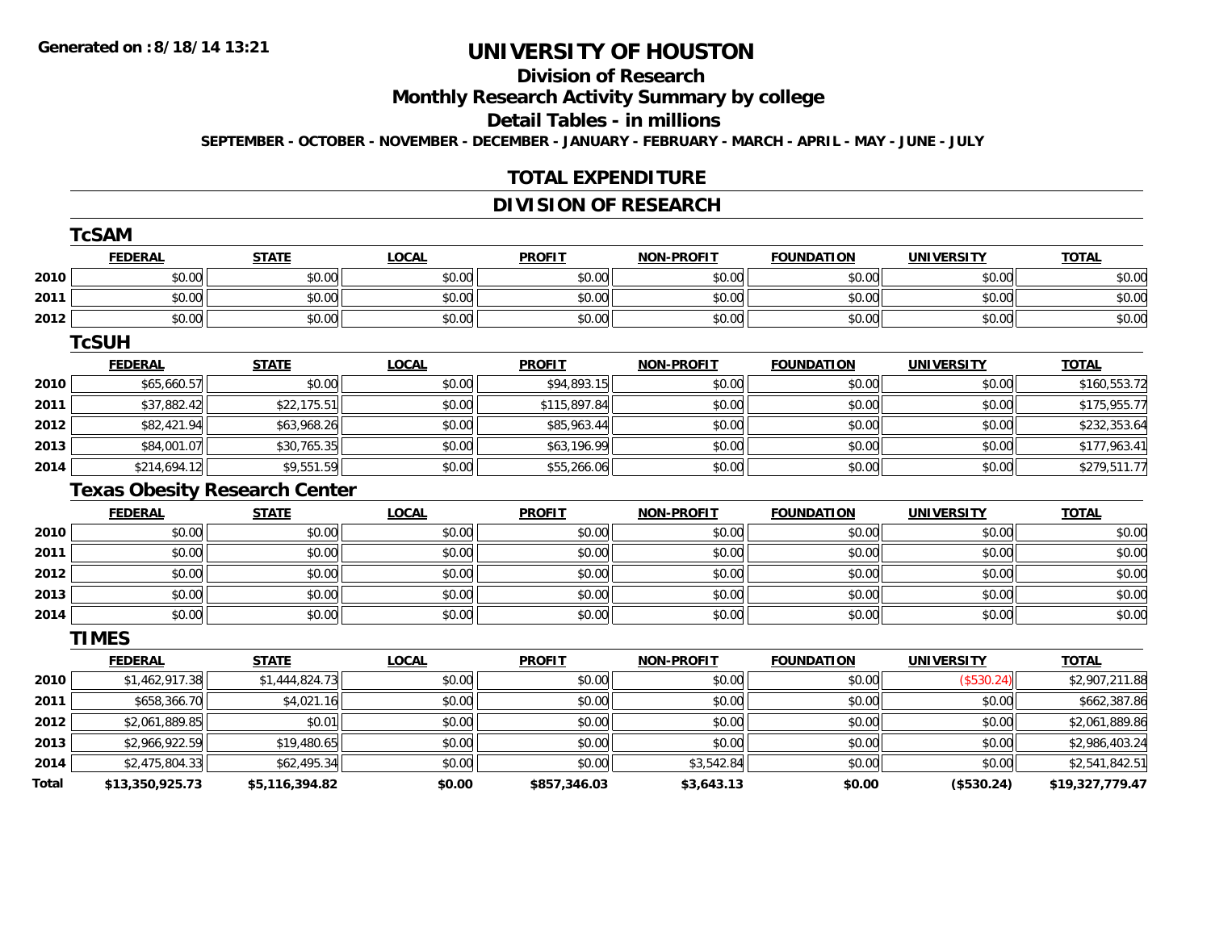**Generated on :8/18/14 13:21**

# UNIVERSITY OF HOUSTON

## Division of Research

## Monthly Research Activity Summary by college

## Detail Tables - in millions

**SEPTEMBER - OCTOBER - NOVEMBER - DECEMBER - JANUARY - FEBRUARY - MARCH - APRIL - MAY - JUNE - JULY**

## TOTAL EXPENDITURE

## DIVISION OF RESEARCH

### TcSAM

| | FEDERAL | STATE | LOCAL | PROFIT | NON-PROFIT | FOUNDATION | UNIVERSITY | TOTAL |
|---|---|---|---|---|---|---|---|---|
| 2010 | $0.00 | $0.00 | $0.00 | $0.00 | $0.00 | $0.00 | $0.00 | $0.00 |
| 2011 | $0.00 | $0.00 | $0.00 | $0.00 | $0.00 | $0.00 | $0.00 | $0.00 |
| 2012 | $0.00 | $0.00 | $0.00 | $0.00 | $0.00 | $0.00 | $0.00 | $0.00 |

### TcSUH

| | FEDERAL | STATE | LOCAL | PROFIT | NON-PROFIT | FOUNDATION | UNIVERSITY | TOTAL |
|---|---|---|---|---|---|---|---|---|
| 2010 | $65,660.57 | $0.00 | $0.00 | $94,893.15 | $0.00 | $0.00 | $0.00 | $160,553.72 |
| 2011 | $37,882.42 | $22,175.51 | $0.00 | $115,897.84 | $0.00 | $0.00 | $0.00 | $175,955.77 |
| 2012 | $82,421.94 | $63,968.26 | $0.00 | $85,963.44 | $0.00 | $0.00 | $0.00 | $232,353.64 |
| 2013 | $84,001.07 | $30,765.35 | $0.00 | $63,196.99 | $0.00 | $0.00 | $0.00 | $177,963.41 |
| 2014 | $214,694.12 | $9,551.59 | $0.00 | $55,266.06 | $0.00 | $0.00 | $0.00 | $279,511.77 |

### Texas Obesity Research Center

| | FEDERAL | STATE | LOCAL | PROFIT | NON-PROFIT | FOUNDATION | UNIVERSITY | TOTAL |
|---|---|---|---|---|---|---|---|---|
| 2010 | $0.00 | $0.00 | $0.00 | $0.00 | $0.00 | $0.00 | $0.00 | $0.00 |
| 2011 | $0.00 | $0.00 | $0.00 | $0.00 | $0.00 | $0.00 | $0.00 | $0.00 |
| 2012 | $0.00 | $0.00 | $0.00 | $0.00 | $0.00 | $0.00 | $0.00 | $0.00 |
| 2013 | $0.00 | $0.00 | $0.00 | $0.00 | $0.00 | $0.00 | $0.00 | $0.00 |
| 2014 | $0.00 | $0.00 | $0.00 | $0.00 | $0.00 | $0.00 | $0.00 | $0.00 |

### TIMES

| | FEDERAL | STATE | LOCAL | PROFIT | NON-PROFIT | FOUNDATION | UNIVERSITY | TOTAL |
|---|---|---|---|---|---|---|---|---|
| 2010 | $1,462,917.38 | $1,444,824.73 | $0.00 | $0.00 | $0.00 | $0.00 | ($530.24) | $2,907,211.88 |
| 2011 | $658,366.70 | $4,021.16 | $0.00 | $0.00 | $0.00 | $0.00 | $0.00 | $662,387.86 |
| 2012 | $2,061,889.85 | $0.01 | $0.00 | $0.00 | $0.00 | $0.00 | $0.00 | $2,061,889.86 |
| 2013 | $2,966,922.59 | $19,480.65 | $0.00 | $0.00 | $0.00 | $0.00 | $0.00 | $2,986,403.24 |
| 2014 | $2,475,804.33 | $62,495.34 | $0.00 | $0.00 | $3,542.84 | $0.00 | $0.00 | $2,541,842.51 |
| **Total** | **$13,350,925.73** | **$5,116,394.82** | **$0.00** | **$857,346.03** | **$3,643.13** | **$0.00** | **($530.24)** | **$19,327,779.47** |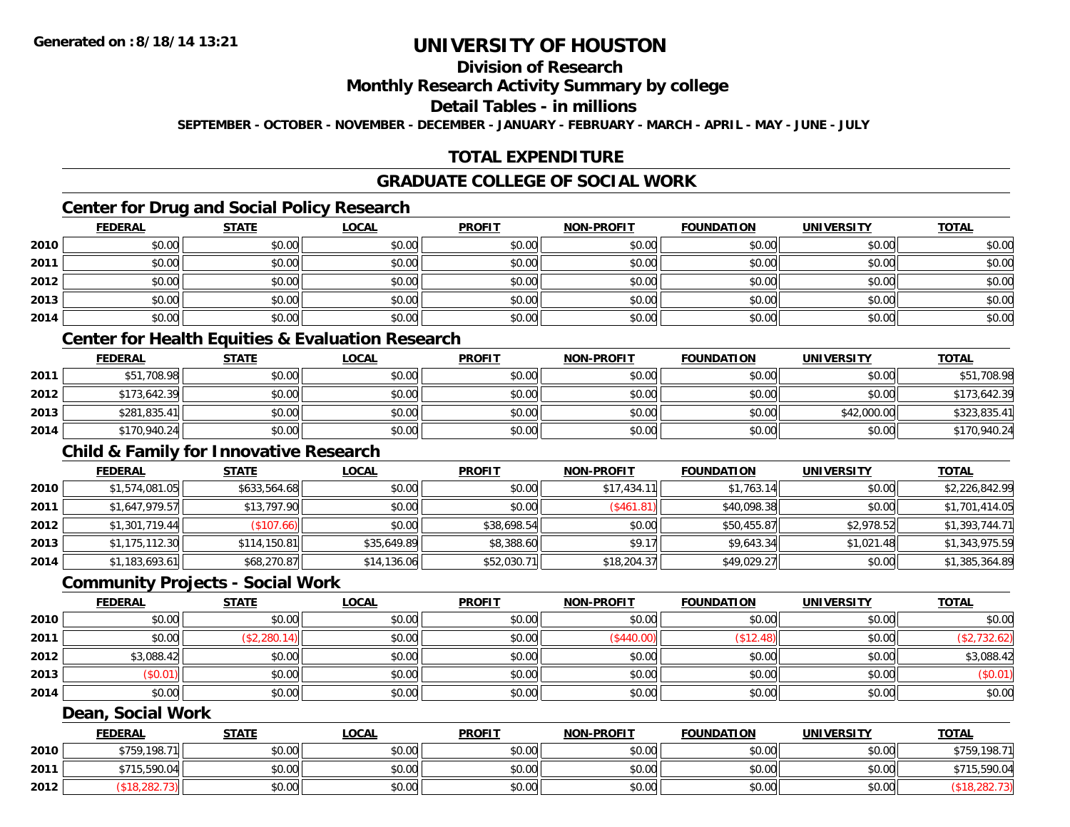# UNIVERSITY OF HOUSTON

## Division of Research

## Monthly Research Activity Summary by college

## Detail Tables - in millions

**SEPTEMBER - OCTOBER - NOVEMBER - DECEMBER - JANUARY - FEBRUARY - MARCH - APRIL - MAY - JUNE - JULY**

## TOTAL EXPENDITURE

## GRADUATE COLLEGE OF SOCIAL WORK

### Center for Drug and Social Policy Research

| | FEDERAL | STATE | LOCAL | PROFIT | NON-PROFIT | FOUNDATION | UNIVERSITY | TOTAL |
|---|---|---|---|---|---|---|---|---|
| 2010 | $0.00 | $0.00 | $0.00 | $0.00 | $0.00 | $0.00 | $0.00 | $0.00 |
| 2011 | $0.00 | $0.00 | $0.00 | $0.00 | $0.00 | $0.00 | $0.00 | $0.00 |
| 2012 | $0.00 | $0.00 | $0.00 | $0.00 | $0.00 | $0.00 | $0.00 | $0.00 |
| 2013 | $0.00 | $0.00 | $0.00 | $0.00 | $0.00 | $0.00 | $0.00 | $0.00 |
| 2014 | $0.00 | $0.00 | $0.00 | $0.00 | $0.00 | $0.00 | $0.00 | $0.00 |

### Center for Health Equities & Evaluation Research

| | FEDERAL | STATE | LOCAL | PROFIT | NON-PROFIT | FOUNDATION | UNIVERSITY | TOTAL |
|---|---|---|---|---|---|---|---|---|
| 2011 | $51,708.98 | $0.00 | $0.00 | $0.00 | $0.00 | $0.00 | $0.00 | $51,708.98 |
| 2012 | $173,642.39 | $0.00 | $0.00 | $0.00 | $0.00 | $0.00 | $0.00 | $173,642.39 |
| 2013 | $281,835.41 | $0.00 | $0.00 | $0.00 | $0.00 | $0.00 | $42,000.00 | $323,835.41 |
| 2014 | $170,940.24 | $0.00 | $0.00 | $0.00 | $0.00 | $0.00 | $0.00 | $170,940.24 |

### Child & Family for Innovative Research

| | FEDERAL | STATE | LOCAL | PROFIT | NON-PROFIT | FOUNDATION | UNIVERSITY | TOTAL |
|---|---|---|---|---|---|---|---|---|
| 2010 | $1,574,081.05 | $633,564.68 | $0.00 | $0.00 | $17,434.11 | $1,763.14 | $0.00 | $2,226,842.99 |
| 2011 | $1,647,979.57 | $13,797.90 | $0.00 | $0.00 | ($461.81) | $40,098.38 | $0.00 | $1,701,414.05 |
| 2012 | $1,301,719.44 | ($107.66) | $0.00 | $38,698.54 | $0.00 | $50,455.87 | $2,978.52 | $1,393,744.71 |
| 2013 | $1,175,112.30 | $114,150.81 | $35,649.89 | $8,388.60 | $9.17 | $9,643.34 | $1,021.48 | $1,343,975.59 |
| 2014 | $1,183,693.61 | $68,270.87 | $14,136.06 | $52,030.71 | $18,204.37 | $49,029.27 | $0.00 | $1,385,364.89 |

### Community Projects - Social Work

| | FEDERAL | STATE | LOCAL | PROFIT | NON-PROFIT | FOUNDATION | UNIVERSITY | TOTAL |
|---|---|---|---|---|---|---|---|---|
| 2010 | $0.00 | $0.00 | $0.00 | $0.00 | $0.00 | $0.00 | $0.00 | $0.00 |
| 2011 | $0.00 | ($2,280.14) | $0.00 | $0.00 | ($440.00) | ($12.48) | $0.00 | ($2,732.62) |
| 2012 | $3,088.42 | $0.00 | $0.00 | $0.00 | $0.00 | $0.00 | $0.00 | $3,088.42 |
| 2013 | ($0.01) | $0.00 | $0.00 | $0.00 | $0.00 | $0.00 | $0.00 | ($0.01) |
| 2014 | $0.00 | $0.00 | $0.00 | $0.00 | $0.00 | $0.00 | $0.00 | $0.00 |

### Dean, Social Work

| | FEDERAL | STATE | LOCAL | PROFIT | NON-PROFIT | FOUNDATION | UNIVERSITY | TOTAL |
|---|---|---|---|---|---|---|---|---|
| 2010 | $759,198.71 | $0.00 | $0.00 | $0.00 | $0.00 | $0.00 | $0.00 | $759,198.71 |
| 2011 | $715,590.04 | $0.00 | $0.00 | $0.00 | $0.00 | $0.00 | $0.00 | $715,590.04 |
| 2012 | ($18,282.73) | $0.00 | $0.00 | $0.00 | $0.00 | $0.00 | $0.00 | ($18,282.73) |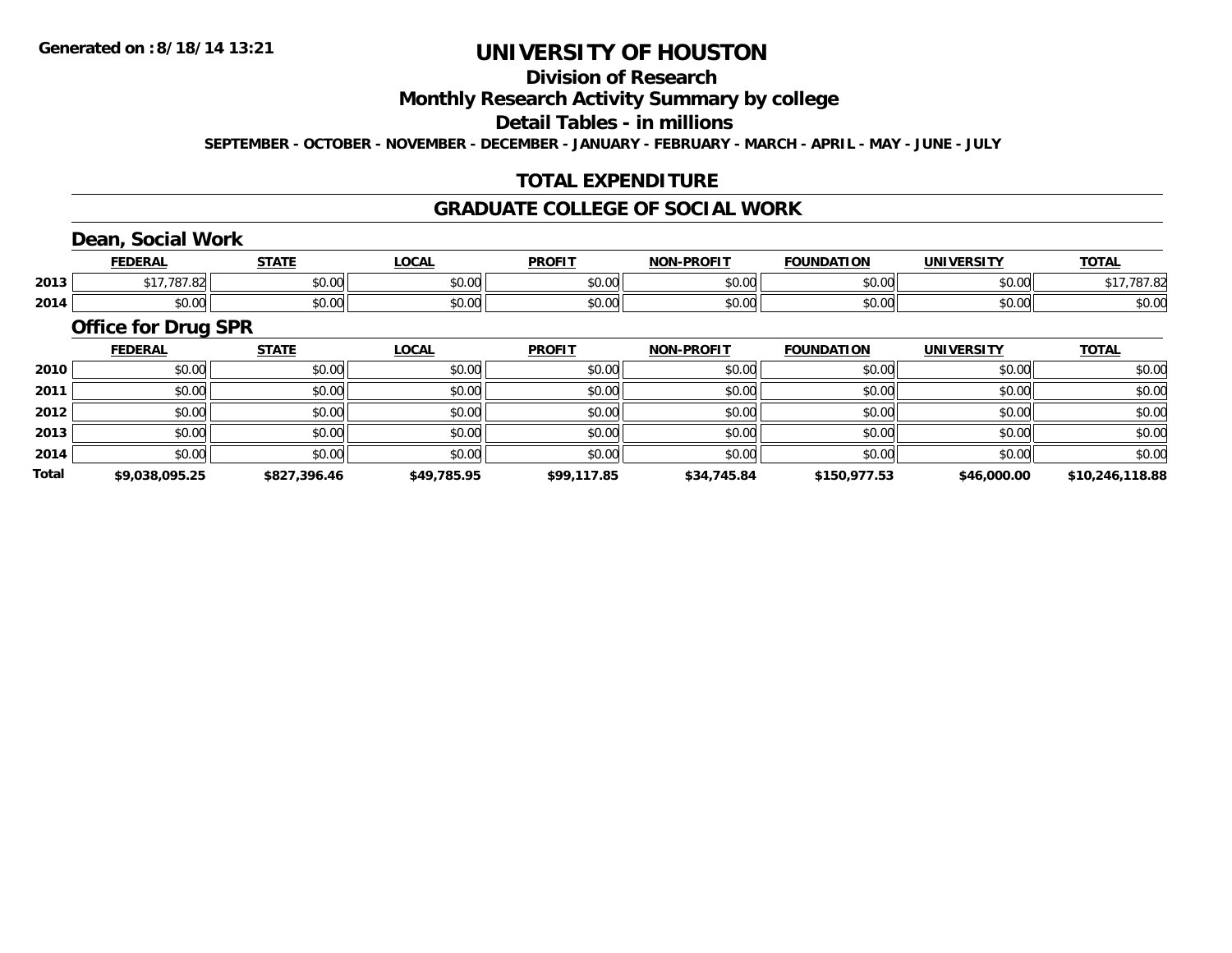# UNIVERSITY OF HOUSTON

## Division of Research

## Monthly Research Activity Summary by college

## Detail Tables - in millions

SEPTEMBER - OCTOBER - NOVEMBER - DECEMBER - JANUARY - FEBRUARY - MARCH - APRIL - MAY - JUNE - JULY

## TOTAL EXPENDITURE

## GRADUATE COLLEGE OF SOCIAL WORK

### Dean, Social Work

| | FEDERAL | STATE | LOCAL | PROFIT | NON-PROFIT | FOUNDATION | UNIVERSITY | TOTAL |
|---|---|---|---|---|---|---|---|---|
| 2013 | $17,787.82 | $0.00 | $0.00 | $0.00 | $0.00 | $0.00 | $0.00 | $17,787.82 |
| 2014 | $0.00 | $0.00 | $0.00 | $0.00 | $0.00 | $0.00 | $0.00 | $0.00 |

### Office for Drug SPR

| | FEDERAL | STATE | LOCAL | PROFIT | NON-PROFIT | FOUNDATION | UNIVERSITY | TOTAL |
|---|---|---|---|---|---|---|---|---|
| 2010 | $0.00 | $0.00 | $0.00 | $0.00 | $0.00 | $0.00 | $0.00 | $0.00 |
| 2011 | $0.00 | $0.00 | $0.00 | $0.00 | $0.00 | $0.00 | $0.00 | $0.00 |
| 2012 | $0.00 | $0.00 | $0.00 | $0.00 | $0.00 | $0.00 | $0.00 | $0.00 |
| 2013 | $0.00 | $0.00 | $0.00 | $0.00 | $0.00 | $0.00 | $0.00 | $0.00 |
| 2014 | $0.00 | $0.00 | $0.00 | $0.00 | $0.00 | $0.00 | $0.00 | $0.00 |
| **Total** | **$9,038,095.25** | **$827,396.46** | **$49,785.95** | **$99,117.85** | **$34,745.84** | **$150,977.53** | **$46,000.00** | **$10,246,118.88** |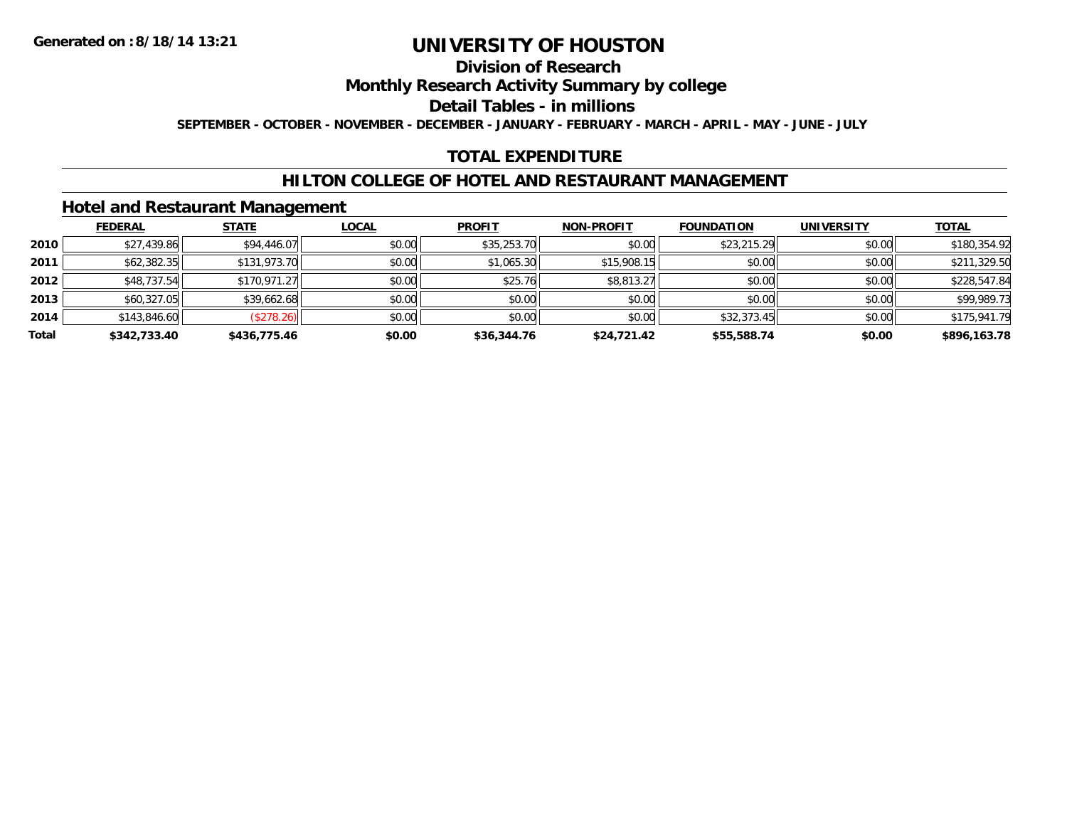**Generated on :8/18/14 13:21**

# UNIVERSITY OF HOUSTON

## Division of Research

## Monthly Research Activity Summary by college

## Detail Tables - in millions

**SEPTEMBER - OCTOBER - NOVEMBER - DECEMBER - JANUARY - FEBRUARY - MARCH - APRIL - MAY - JUNE - JULY**

## TOTAL EXPENDITURE

## HILTON COLLEGE OF HOTEL AND RESTAURANT MANAGEMENT

### Hotel and Restaurant Management

| | FEDERAL | STATE | LOCAL | PROFIT | NON-PROFIT | FOUNDATION | UNIVERSITY | TOTAL |
|---|---|---|---|---|---|---|---|---|
| **2010** | $27,439.86 | $94,446.07 | $0.00 | $35,253.70 | $0.00 | $23,215.29 | $0.00 | $180,354.92 |
| **2011** | $62,382.35 | $131,973.70 | $0.00 | $1,065.30 | $15,908.15 | $0.00 | $0.00 | $211,329.50 |
| **2012** | $48,737.54 | $170,971.27 | $0.00 | $25.76 | $8,813.27 | $0.00 | $0.00 | $228,547.84 |
| **2013** | $60,327.05 | $39,662.68 | $0.00 | $0.00 | $0.00 | $0.00 | $0.00 | $99,989.73 |
| **2014** | $143,846.60 | ($278.26) | $0.00 | $0.00 | $0.00 | $32,373.45 | $0.00 | $175,941.79 |
| **Total** | **$342,733.40** | **$436,775.46** | **$0.00** | **$36,344.76** | **$24,721.42** | **$55,588.74** | **$0.00** | **$896,163.78** |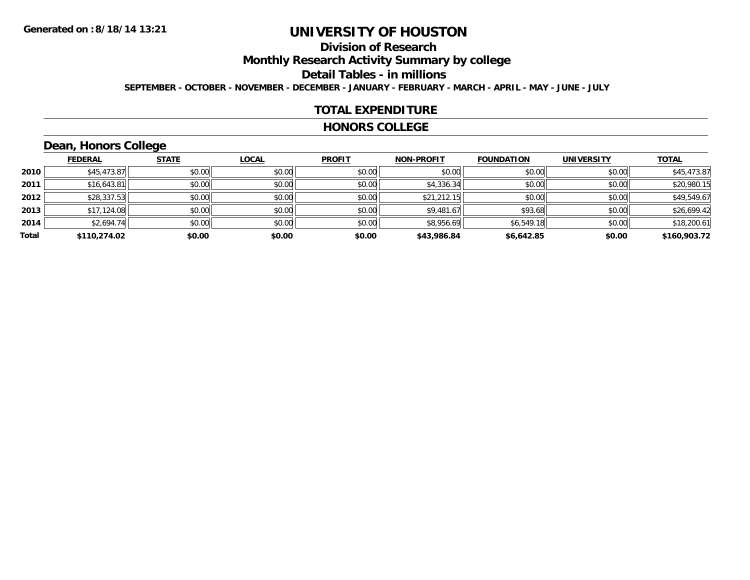# UNIVERSITY OF HOUSTON

## Division of Research

## Monthly Research Activity Summary by college

## Detail Tables - in millions

**SEPTEMBER - OCTOBER - NOVEMBER - DECEMBER - JANUARY - FEBRUARY - MARCH - APRIL - MAY - JUNE - JULY**

**Generated on : 8/18/14 13:21**

## TOTAL EXPENDITURE

## HONORS COLLEGE

### Dean, Honors College

| | FEDERAL | STATE | LOCAL | PROFIT | NON-PROFIT | FOUNDATION | UNIVERSITY | TOTAL |
|---|---|---|---|---|---|---|---|---|
| 2010 | $45,473.87 | $0.00 | $0.00 | $0.00 | $0.00 | $0.00 | $0.00 | $45,473.87 |
| 2011 | $16,643.81 | $0.00 | $0.00 | $0.00 | $4,336.34 | $0.00 | $0.00 | $20,980.15 |
| 2012 | $28,337.53 | $0.00 | $0.00 | $0.00 | $21,212.15 | $0.00 | $0.00 | $49,549.67 |
| 2013 | $17,124.08 | $0.00 | $0.00 | $0.00 | $9,481.67 | $93.68 | $0.00 | $26,699.42 |
| 2014 | $2,694.74 | $0.00 | $0.00 | $0.00 | $8,956.69 | $6,549.18 | $0.00 | $18,200.61 |
| **Total** | **$110,274.02** | **$0.00** | **$0.00** | **$0.00** | **$43,986.84** | **$6,642.85** | **$0.00** | **$160,903.72** |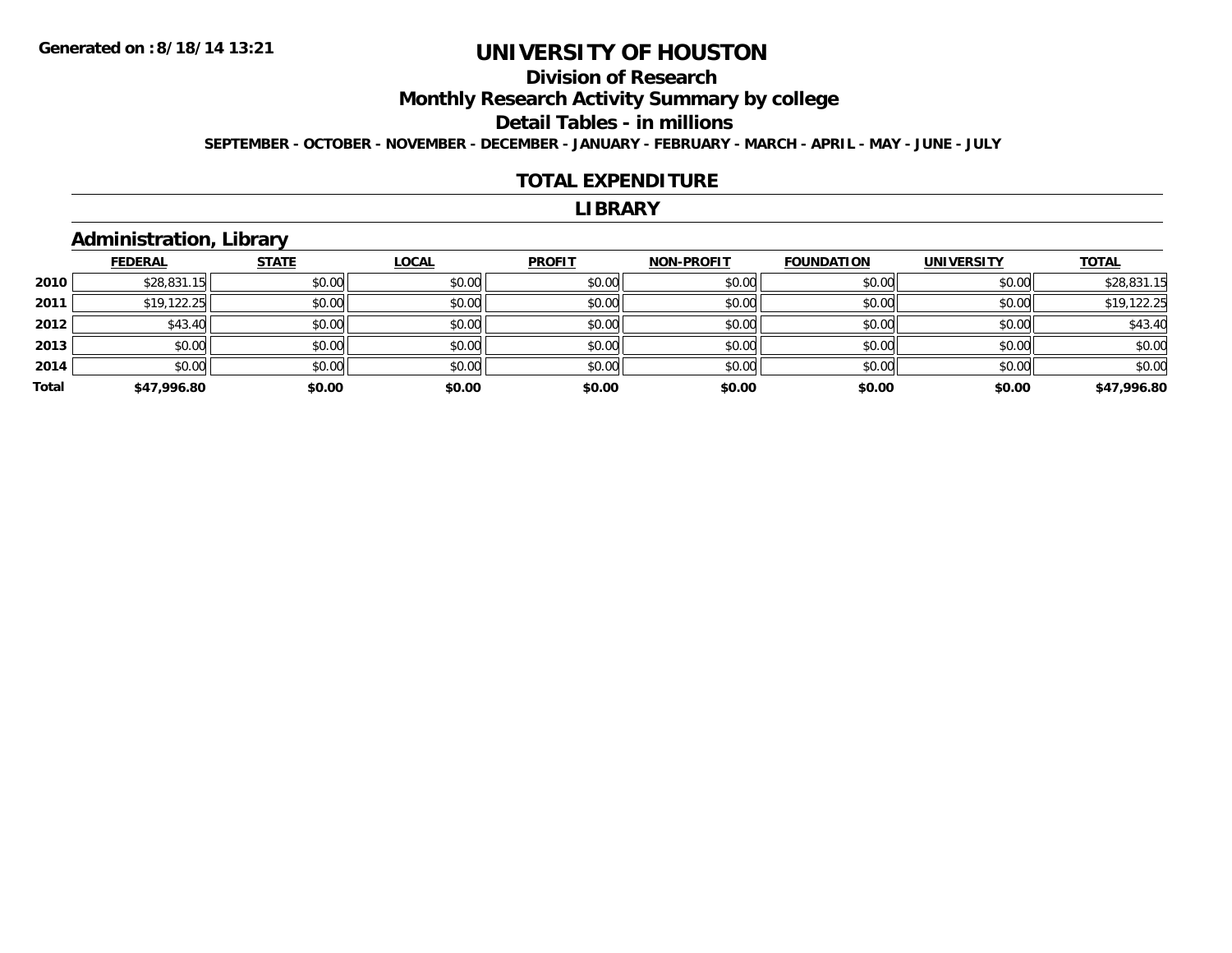# UNIVERSITY OF HOUSTON

## Division of Research

## Monthly Research Activity Summary by college

## Detail Tables - in millions

**SEPTEMBER - OCTOBER - NOVEMBER - DECEMBER - JANUARY - FEBRUARY - MARCH - APRIL - MAY - JUNE - JULY**

Generated on :8/18/14 13:21

### TOTAL EXPENDITURE

### LIBRARY

### Administration, Library

| | FEDERAL | STATE | LOCAL | PROFIT | NON-PROFIT | FOUNDATION | UNIVERSITY | TOTAL |
|---|---|---|---|---|---|---|---|---|
| 2010 | $28,831.15 | $0.00 | $0.00 | $0.00 | $0.00 | $0.00 | $0.00 | $28,831.15 |
| 2011 | $19,122.25 | $0.00 | $0.00 | $0.00 | $0.00 | $0.00 | $0.00 | $19,122.25 |
| 2012 | $43.40 | $0.00 | $0.00 | $0.00 | $0.00 | $0.00 | $0.00 | $43.40 |
| 2013 | $0.00 | $0.00 | $0.00 | $0.00 | $0.00 | $0.00 | $0.00 | $0.00 |
| 2014 | $0.00 | $0.00 | $0.00 | $0.00 | $0.00 | $0.00 | $0.00 | $0.00 |
| **Total** | **$47,996.80** | **$0.00** | **$0.00** | **$0.00** | **$0.00** | **$0.00** | **$0.00** | **$47,996.80** |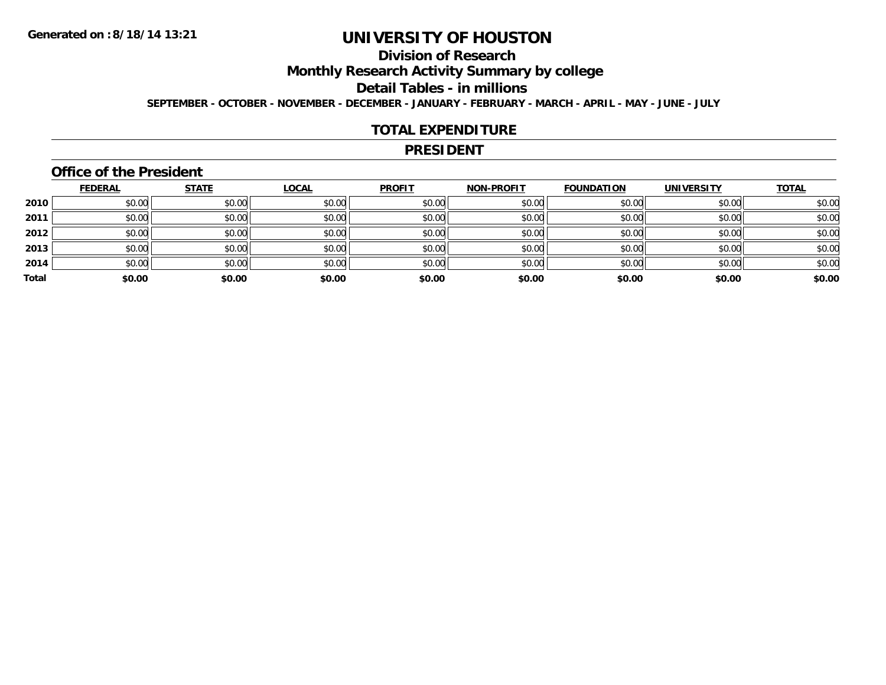Generated on :8/18/14 13:21

# UNIVERSITY OF HOUSTON

## Division of Research

## Monthly Research Activity Summary by college

## Detail Tables - in millions

**SEPTEMBER - OCTOBER - NOVEMBER - DECEMBER - JANUARY - FEBRUARY - MARCH - APRIL - MAY - JUNE - JULY**

## TOTAL EXPENDITURE

## PRESIDENT

### Office of the President

| | FEDERAL | STATE | LOCAL | PROFIT | NON-PROFIT | FOUNDATION | UNIVERSITY | TOTAL |
|---|---|---|---|---|---|---|---|---|
| 2010 | $0.00 | $0.00 | $0.00 | $0.00 | $0.00 | $0.00 | $0.00 | $0.00 |
| 2011 | $0.00 | $0.00 | $0.00 | $0.00 | $0.00 | $0.00 | $0.00 | $0.00 |
| 2012 | $0.00 | $0.00 | $0.00 | $0.00 | $0.00 | $0.00 | $0.00 | $0.00 |
| 2013 | $0.00 | $0.00 | $0.00 | $0.00 | $0.00 | $0.00 | $0.00 | $0.00 |
| 2014 | $0.00 | $0.00 | $0.00 | $0.00 | $0.00 | $0.00 | $0.00 | $0.00 |
| **Total** | **$0.00** | **$0.00** | **$0.00** | **$0.00** | **$0.00** | **$0.00** | **$0.00** | **$0.00** |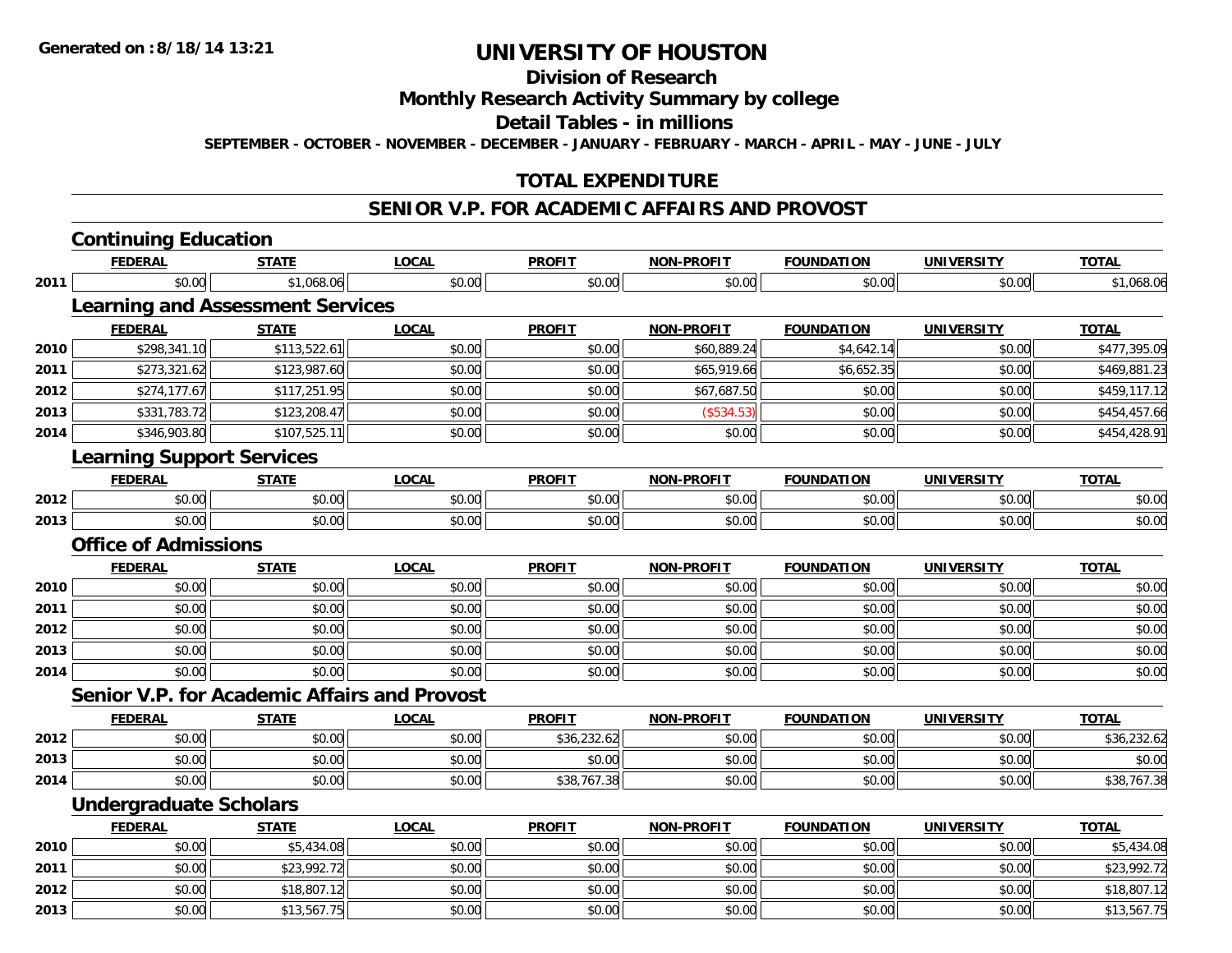# UNIVERSITY OF HOUSTON

## Division of Research

## Monthly Research Activity Summary by college

## Detail Tables - in millions

SEPTEMBER - OCTOBER - NOVEMBER - DECEMBER - JANUARY - FEBRUARY - MARCH - APRIL - MAY - JUNE - JULY

## TOTAL EXPENDITURE

## SENIOR V.P. FOR ACADEMIC AFFAIRS AND PROVOST

### Continuing Education

| | FEDERAL | STATE | LOCAL | PROFIT | NON-PROFIT | FOUNDATION | UNIVERSITY | TOTAL |
|---|---|---|---|---|---|---|---|---|
| 2011 | $0.00 | $1,068.06 | $0.00 | $0.00 | $0.00 | $0.00 | $0.00 | $1,068.06 |

### Learning and Assessment Services

| | FEDERAL | STATE | LOCAL | PROFIT | NON-PROFIT | FOUNDATION | UNIVERSITY | TOTAL |
|---|---|---|---|---|---|---|---|---|
| 2010 | $298,341.10 | $113,522.61 | $0.00 | $0.00 | $60,889.24 | $4,642.14 | $0.00 | $477,395.09 |
| 2011 | $273,321.62 | $123,987.60 | $0.00 | $0.00 | $65,919.66 | $6,652.35 | $0.00 | $469,881.23 |
| 2012 | $274,177.67 | $117,251.95 | $0.00 | $0.00 | $67,687.50 | $0.00 | $0.00 | $459,117.12 |
| 2013 | $331,783.72 | $123,208.47 | $0.00 | $0.00 | ($534.53) | $0.00 | $0.00 | $454,457.66 |
| 2014 | $346,903.80 | $107,525.11 | $0.00 | $0.00 | $0.00 | $0.00 | $0.00 | $454,428.91 |

### Learning Support Services

| | FEDERAL | STATE | LOCAL | PROFIT | NON-PROFIT | FOUNDATION | UNIVERSITY | TOTAL |
|---|---|---|---|---|---|---|---|---|
| 2012 | $0.00 | $0.00 | $0.00 | $0.00 | $0.00 | $0.00 | $0.00 | $0.00 |
| 2013 | $0.00 | $0.00 | $0.00 | $0.00 | $0.00 | $0.00 | $0.00 | $0.00 |

### Office of Admissions

| | FEDERAL | STATE | LOCAL | PROFIT | NON-PROFIT | FOUNDATION | UNIVERSITY | TOTAL |
|---|---|---|---|---|---|---|---|---|
| 2010 | $0.00 | $0.00 | $0.00 | $0.00 | $0.00 | $0.00 | $0.00 | $0.00 |
| 2011 | $0.00 | $0.00 | $0.00 | $0.00 | $0.00 | $0.00 | $0.00 | $0.00 |
| 2012 | $0.00 | $0.00 | $0.00 | $0.00 | $0.00 | $0.00 | $0.00 | $0.00 |
| 2013 | $0.00 | $0.00 | $0.00 | $0.00 | $0.00 | $0.00 | $0.00 | $0.00 |
| 2014 | $0.00 | $0.00 | $0.00 | $0.00 | $0.00 | $0.00 | $0.00 | $0.00 |

### Senior V.P. for Academic Affairs and Provost

| | FEDERAL | STATE | LOCAL | PROFIT | NON-PROFIT | FOUNDATION | UNIVERSITY | TOTAL |
|---|---|---|---|---|---|---|---|---|
| 2012 | $0.00 | $0.00 | $0.00 | $36,232.62 | $0.00 | $0.00 | $0.00 | $36,232.62 |
| 2013 | $0.00 | $0.00 | $0.00 | $0.00 | $0.00 | $0.00 | $0.00 | $0.00 |
| 2014 | $0.00 | $0.00 | $0.00 | $38,767.38 | $0.00 | $0.00 | $0.00 | $38,767.38 |

### Undergraduate Scholars

| | FEDERAL | STATE | LOCAL | PROFIT | NON-PROFIT | FOUNDATION | UNIVERSITY | TOTAL |
|---|---|---|---|---|---|---|---|---|
| 2010 | $0.00 | $5,434.08 | $0.00 | $0.00 | $0.00 | $0.00 | $0.00 | $5,434.08 |
| 2011 | $0.00 | $23,992.72 | $0.00 | $0.00 | $0.00 | $0.00 | $0.00 | $23,992.72 |
| 2012 | $0.00 | $18,807.12 | $0.00 | $0.00 | $0.00 | $0.00 | $0.00 | $18,807.12 |
| 2013 | $0.00 | $13,567.75 | $0.00 | $0.00 | $0.00 | $0.00 | $0.00 | $13,567.75 |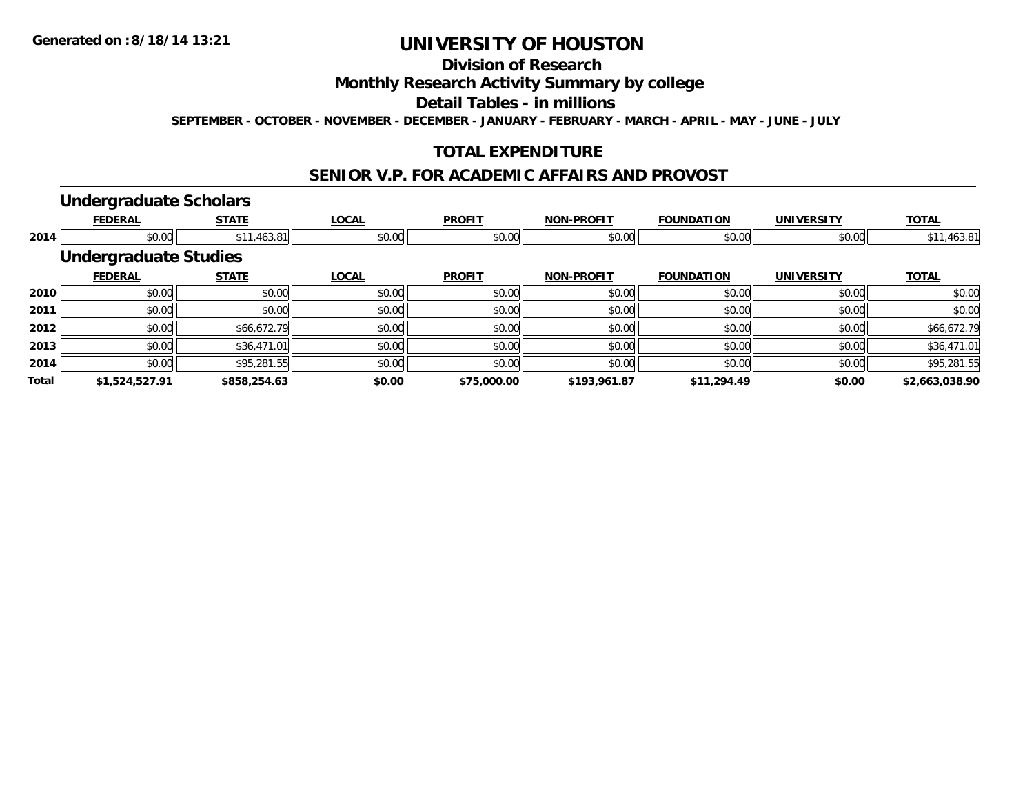# UNIVERSITY OF HOUSTON

## Division of Research

## Monthly Research Activity Summary by college

## Detail Tables - in millions

SEPTEMBER - OCTOBER - NOVEMBER - DECEMBER - JANUARY - FEBRUARY - MARCH - APRIL - MAY - JUNE - JULY

## TOTAL EXPENDITURE

## SENIOR V.P. FOR ACADEMIC AFFAIRS AND PROVOST

### Undergraduate Scholars

| | FEDERAL | STATE | LOCAL | PROFIT | NON-PROFIT | FOUNDATION | UNIVERSITY | TOTAL |
|---|---|---|---|---|---|---|---|---|
| 2014 | $0.00 | $11,463.81 | $0.00 | $0.00 | $0.00 | $0.00 | $0.00 | $11,463.81 |

### Undergraduate Studies

| | FEDERAL | STATE | LOCAL | PROFIT | NON-PROFIT | FOUNDATION | UNIVERSITY | TOTAL |
|---|---|---|---|---|---|---|---|---|
| 2010 | $0.00 | $0.00 | $0.00 | $0.00 | $0.00 | $0.00 | $0.00 | $0.00 |
| 2011 | $0.00 | $0.00 | $0.00 | $0.00 | $0.00 | $0.00 | $0.00 | $0.00 |
| 2012 | $0.00 | $66,672.79 | $0.00 | $0.00 | $0.00 | $0.00 | $0.00 | $66,672.79 |
| 2013 | $0.00 | $36,471.01 | $0.00 | $0.00 | $0.00 | $0.00 | $0.00 | $36,471.01 |
| 2014 | $0.00 | $95,281.55 | $0.00 | $0.00 | $0.00 | $0.00 | $0.00 | $95,281.55 |
| **Total** | **$1,524,527.91** | **$858,254.63** | **$0.00** | **$75,000.00** | **$193,961.87** | **$11,294.49** | **$0.00** | **$2,663,038.90** |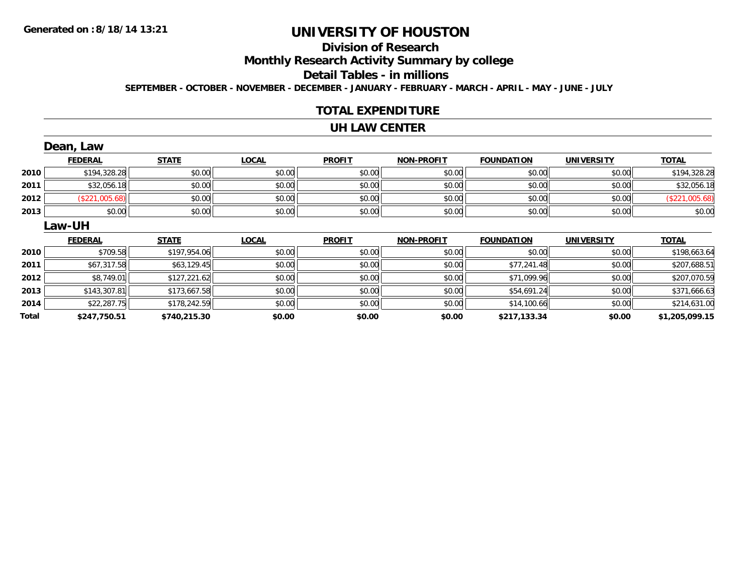Generated on :8/18/14 13:21

# UNIVERSITY OF HOUSTON

## Division of Research

## Monthly Research Activity Summary by college

## Detail Tables - in millions

**SEPTEMBER - OCTOBER - NOVEMBER - DECEMBER - JANUARY - FEBRUARY - MARCH - APRIL - MAY - JUNE - JULY**

## TOTAL EXPENDITURE

## UH LAW CENTER

### Dean, Law

| | FEDERAL | STATE | LOCAL | PROFIT | NON-PROFIT | FOUNDATION | UNIVERSITY | TOTAL |
|---|---|---|---|---|---|---|---|---|
| 2010 | $194,328.28 | $0.00 | $0.00 | $0.00 | $0.00 | $0.00 | $0.00 | $194,328.28 |
| 2011 | $32,056.18 | $0.00 | $0.00 | $0.00 | $0.00 | $0.00 | $0.00 | $32,056.18 |
| 2012 | ($221,005.68) | $0.00 | $0.00 | $0.00 | $0.00 | $0.00 | $0.00 | ($221,005.68) |
| 2013 | $0.00 | $0.00 | $0.00 | $0.00 | $0.00 | $0.00 | $0.00 | $0.00 |

### Law-UH

| | FEDERAL | STATE | LOCAL | PROFIT | NON-PROFIT | FOUNDATION | UNIVERSITY | TOTAL |
|---|---|---|---|---|---|---|---|---|
| 2010 | $709.58 | $197,954.06 | $0.00 | $0.00 | $0.00 | $0.00 | $0.00 | $198,663.64 |
| 2011 | $67,317.58 | $63,129.45 | $0.00 | $0.00 | $0.00 | $77,241.48 | $0.00 | $207,688.51 |
| 2012 | $8,749.01 | $127,221.62 | $0.00 | $0.00 | $0.00 | $71,099.96 | $0.00 | $207,070.59 |
| 2013 | $143,307.81 | $173,667.58 | $0.00 | $0.00 | $0.00 | $54,691.24 | $0.00 | $371,666.63 |
| 2014 | $22,287.75 | $178,242.59 | $0.00 | $0.00 | $0.00 | $14,100.66 | $0.00 | $214,631.00 |
| **Total** | **$247,750.51** | **$740,215.30** | **$0.00** | **$0.00** | **$0.00** | **$217,133.34** | **$0.00** | **$1,205,099.15** |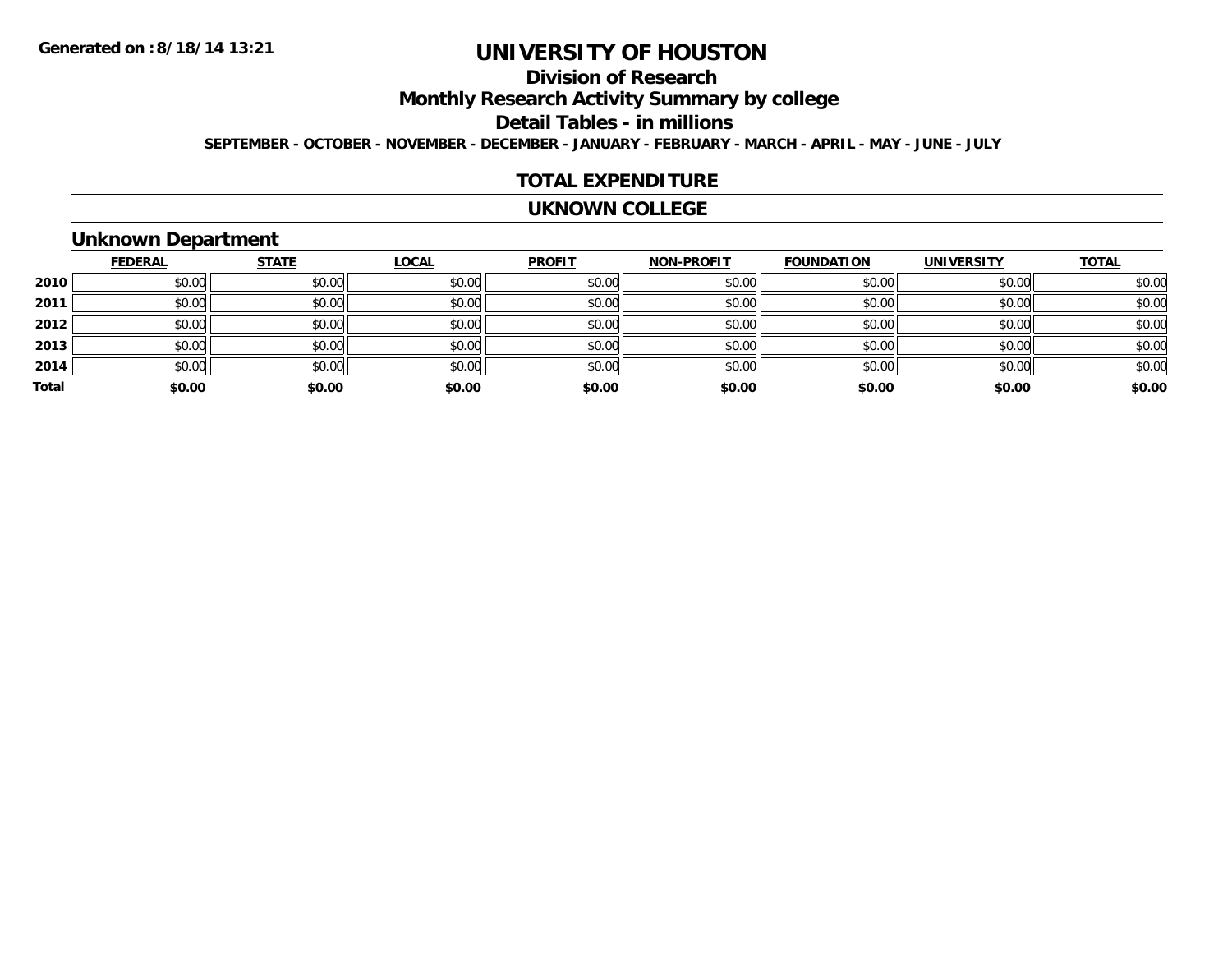# UNIVERSITY OF HOUSTON

## Division of Research

## Monthly Research Activity Summary by college

## Detail Tables - in millions

**SEPTEMBER - OCTOBER - NOVEMBER - DECEMBER - JANUARY - FEBRUARY - MARCH - APRIL - MAY - JUNE - JULY**

## TOTAL EXPENDITURE

## UKNOWN COLLEGE

### Unknown Department

| | FEDERAL | STATE | LOCAL | PROFIT | NON-PROFIT | FOUNDATION | UNIVERSITY | TOTAL |
|---|---|---|---|---|---|---|---|---|
| **2010** | $0.00 | $0.00 | $0.00 | $0.00 | $0.00 | $0.00 | $0.00 | $0.00 |
| **2011** | $0.00 | $0.00 | $0.00 | $0.00 | $0.00 | $0.00 | $0.00 | $0.00 |
| **2012** | $0.00 | $0.00 | $0.00 | $0.00 | $0.00 | $0.00 | $0.00 | $0.00 |
| **2013** | $0.00 | $0.00 | $0.00 | $0.00 | $0.00 | $0.00 | $0.00 | $0.00 |
| **2014** | $0.00 | $0.00 | $0.00 | $0.00 | $0.00 | $0.00 | $0.00 | $0.00 |
| **Total** | **$0.00** | **$0.00** | **$0.00** | **$0.00** | **$0.00** | **$0.00** | **$0.00** | **$0.00** |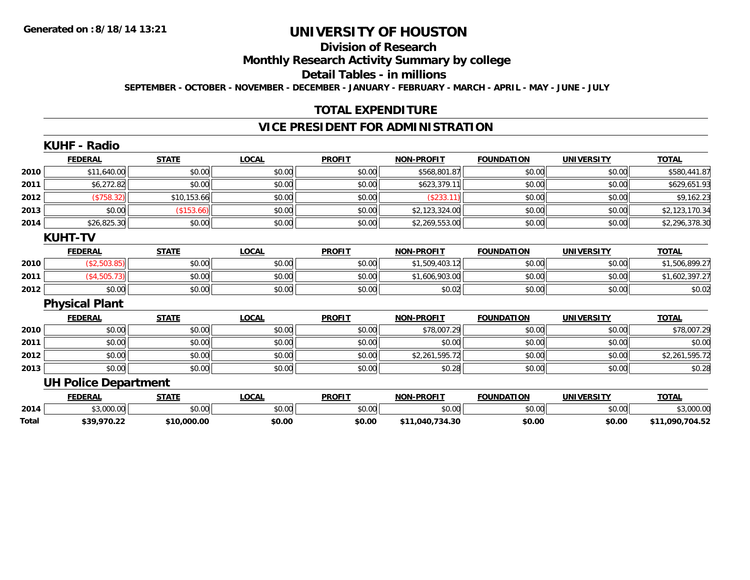# UNIVERSITY OF HOUSTON

## Division of Research

## Monthly Research Activity Summary by college

## Detail Tables - in millions

**SEPTEMBER - OCTOBER - NOVEMBER - DECEMBER - JANUARY - FEBRUARY - MARCH - APRIL - MAY - JUNE - JULY**

## TOTAL EXPENDITURE

## VICE PRESIDENT FOR ADMINISTRATION

### KUHF - Radio

| | FEDERAL | STATE | LOCAL | PROFIT | NON-PROFIT | FOUNDATION | UNIVERSITY | TOTAL |
|---|---|---|---|---|---|---|---|---|
| 2010 | $11,640.00 | $0.00 | $0.00 | $0.00 | $568,801.87 | $0.00 | $0.00 | $580,441.87 |
| 2011 | $6,272.82 | $0.00 | $0.00 | $0.00 | $623,379.11 | $0.00 | $0.00 | $629,651.93 |
| 2012 | ($758.32) | $10,153.66 | $0.00 | $0.00 | ($233.11) | $0.00 | $0.00 | $9,162.23 |
| 2013 | $0.00 | ($153.66) | $0.00 | $0.00 | $2,123,324.00 | $0.00 | $0.00 | $2,123,170.34 |
| 2014 | $26,825.30 | $0.00 | $0.00 | $0.00 | $2,269,553.00 | $0.00 | $0.00 | $2,296,378.30 |

### KUHT-TV

| | FEDERAL | STATE | LOCAL | PROFIT | NON-PROFIT | FOUNDATION | UNIVERSITY | TOTAL |
|---|---|---|---|---|---|---|---|---|
| 2010 | ($2,503.85) | $0.00 | $0.00 | $0.00 | $1,509,403.12 | $0.00 | $0.00 | $1,506,899.27 |
| 2011 | ($4,505.73) | $0.00 | $0.00 | $0.00 | $1,606,903.00 | $0.00 | $0.00 | $1,602,397.27 |
| 2012 | $0.00 | $0.00 | $0.00 | $0.00 | $0.02 | $0.00 | $0.00 | $0.02 |

### Physical Plant

| | FEDERAL | STATE | LOCAL | PROFIT | NON-PROFIT | FOUNDATION | UNIVERSITY | TOTAL |
|---|---|---|---|---|---|---|---|---|
| 2010 | $0.00 | $0.00 | $0.00 | $0.00 | $78,007.29 | $0.00 | $0.00 | $78,007.29 |
| 2011 | $0.00 | $0.00 | $0.00 | $0.00 | $0.00 | $0.00 | $0.00 | $0.00 |
| 2012 | $0.00 | $0.00 | $0.00 | $0.00 | $2,261,595.72 | $0.00 | $0.00 | $2,261,595.72 |
| 2013 | $0.00 | $0.00 | $0.00 | $0.00 | $0.28 | $0.00 | $0.00 | $0.28 |

### UH Police Department

| | FEDERAL | STATE | LOCAL | PROFIT | NON-PROFIT | FOUNDATION | UNIVERSITY | TOTAL |
|---|---|---|---|---|---|---|---|---|
| 2014 | $3,000.00 | $0.00 | $0.00 | $0.00 | $0.00 | $0.00 | $0.00 | $3,000.00 |
| **Total** | **$39,970.22** | **$10,000.00** | **$0.00** | **$0.00** | **$11,040,734.30** | **$0.00** | **$0.00** | **$11,090,704.52** |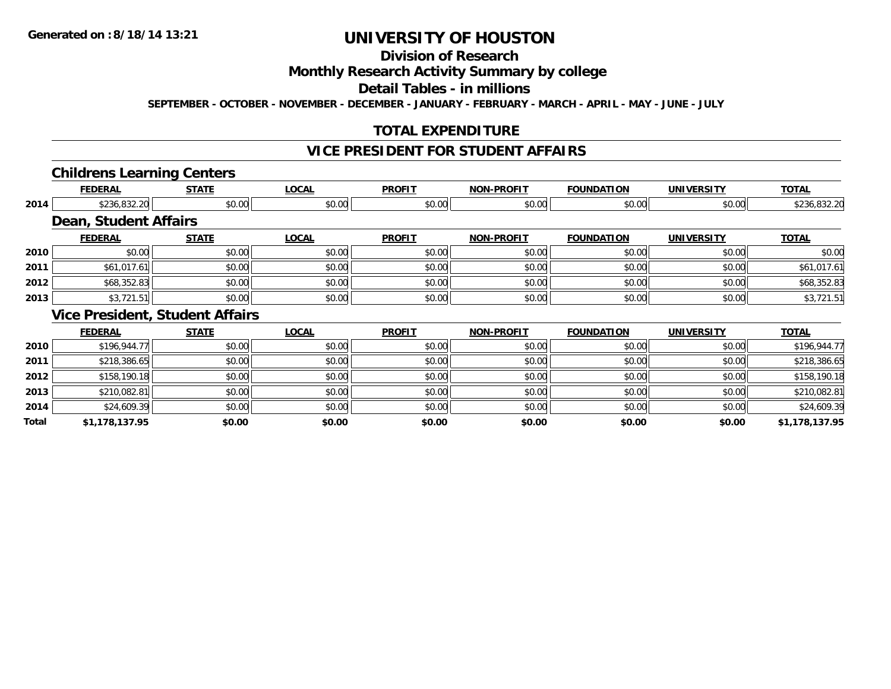# UNIVERSITY OF HOUSTON

## Division of Research

## Monthly Research Activity Summary by college

## Detail Tables - in millions

**SEPTEMBER - OCTOBER - NOVEMBER - DECEMBER - JANUARY - FEBRUARY - MARCH - APRIL - MAY - JUNE - JULY**

Generated on :8/18/14 13:21

## TOTAL EXPENDITURE

## VICE PRESIDENT FOR STUDENT AFFAIRS

### Childrens Learning Centers

| | FEDERAL | STATE | LOCAL | PROFIT | NON-PROFIT | FOUNDATION | UNIVERSITY | TOTAL |
|---|---|---|---|---|---|---|---|---|
| 2014 | $236,832.20 | $0.00 | $0.00 | $0.00 | $0.00 | $0.00 | $0.00 | $236,832.20 |

### Dean, Student Affairs

| | FEDERAL | STATE | LOCAL | PROFIT | NON-PROFIT | FOUNDATION | UNIVERSITY | TOTAL |
|---|---|---|---|---|---|---|---|---|
| 2010 | $0.00 | $0.00 | $0.00 | $0.00 | $0.00 | $0.00 | $0.00 | $0.00 |
| 2011 | $61,017.61 | $0.00 | $0.00 | $0.00 | $0.00 | $0.00 | $0.00 | $61,017.61 |
| 2012 | $68,352.83 | $0.00 | $0.00 | $0.00 | $0.00 | $0.00 | $0.00 | $68,352.83 |
| 2013 | $3,721.51 | $0.00 | $0.00 | $0.00 | $0.00 | $0.00 | $0.00 | $3,721.51 |

### Vice President, Student Affairs

| | FEDERAL | STATE | LOCAL | PROFIT | NON-PROFIT | FOUNDATION | UNIVERSITY | TOTAL |
|---|---|---|---|---|---|---|---|---|
| 2010 | $196,944.77 | $0.00 | $0.00 | $0.00 | $0.00 | $0.00 | $0.00 | $196,944.77 |
| 2011 | $218,386.65 | $0.00 | $0.00 | $0.00 | $0.00 | $0.00 | $0.00 | $218,386.65 |
| 2012 | $158,190.18 | $0.00 | $0.00 | $0.00 | $0.00 | $0.00 | $0.00 | $158,190.18 |
| 2013 | $210,082.81 | $0.00 | $0.00 | $0.00 | $0.00 | $0.00 | $0.00 | $210,082.81 |
| 2014 | $24,609.39 | $0.00 | $0.00 | $0.00 | $0.00 | $0.00 | $0.00 | $24,609.39 |
| **Total** | **$1,178,137.95** | **$0.00** | **$0.00** | **$0.00** | **$0.00** | **$0.00** | **$0.00** | **$1,178,137.95** |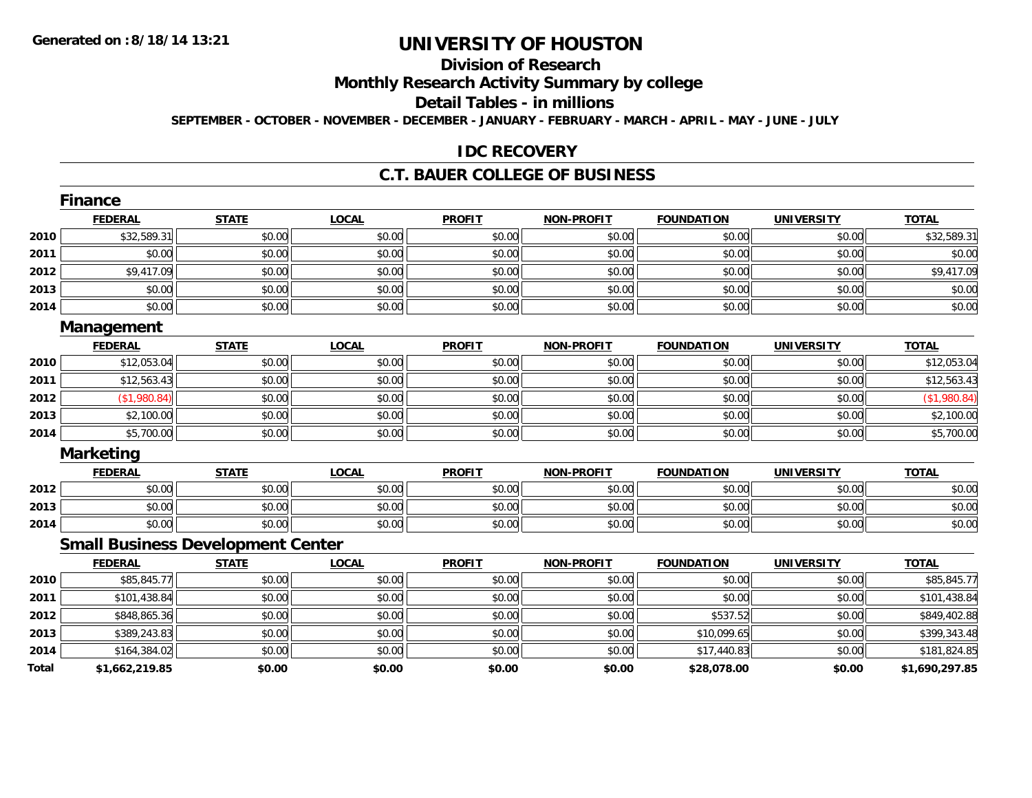**Generated on :8/18/14 13:21**

# UNIVERSITY OF HOUSTON

## Division of Research

## Monthly Research Activity Summary by college

## Detail Tables - in millions

**SEPTEMBER - OCTOBER - NOVEMBER - DECEMBER - JANUARY - FEBRUARY - MARCH - APRIL - MAY - JUNE - JULY**

## IDC RECOVERY

## C.T. BAUER COLLEGE OF BUSINESS

### Finance

| | FEDERAL | STATE | LOCAL | PROFIT | NON-PROFIT | FOUNDATION | UNIVERSITY | TOTAL |
|---|---|---|---|---|---|---|---|---|
| 2010 | $32,589.31 | $0.00 | $0.00 | $0.00 | $0.00 | $0.00 | $0.00 | $32,589.31 |
| 2011 | $0.00 | $0.00 | $0.00 | $0.00 | $0.00 | $0.00 | $0.00 | $0.00 |
| 2012 | $9,417.09 | $0.00 | $0.00 | $0.00 | $0.00 | $0.00 | $0.00 | $9,417.09 |
| 2013 | $0.00 | $0.00 | $0.00 | $0.00 | $0.00 | $0.00 | $0.00 | $0.00 |
| 2014 | $0.00 | $0.00 | $0.00 | $0.00 | $0.00 | $0.00 | $0.00 | $0.00 |

### Management

| | FEDERAL | STATE | LOCAL | PROFIT | NON-PROFIT | FOUNDATION | UNIVERSITY | TOTAL |
|---|---|---|---|---|---|---|---|---|
| 2010 | $12,053.04 | $0.00 | $0.00 | $0.00 | $0.00 | $0.00 | $0.00 | $12,053.04 |
| 2011 | $12,563.43 | $0.00 | $0.00 | $0.00 | $0.00 | $0.00 | $0.00 | $12,563.43 |
| 2012 | ($1,980.84) | $0.00 | $0.00 | $0.00 | $0.00 | $0.00 | $0.00 | ($1,980.84) |
| 2013 | $2,100.00 | $0.00 | $0.00 | $0.00 | $0.00 | $0.00 | $0.00 | $2,100.00 |
| 2014 | $5,700.00 | $0.00 | $0.00 | $0.00 | $0.00 | $0.00 | $0.00 | $5,700.00 |

### Marketing

| | FEDERAL | STATE | LOCAL | PROFIT | NON-PROFIT | FOUNDATION | UNIVERSITY | TOTAL |
|---|---|---|---|---|---|---|---|---|
| 2012 | $0.00 | $0.00 | $0.00 | $0.00 | $0.00 | $0.00 | $0.00 | $0.00 |
| 2013 | $0.00 | $0.00 | $0.00 | $0.00 | $0.00 | $0.00 | $0.00 | $0.00 |
| 2014 | $0.00 | $0.00 | $0.00 | $0.00 | $0.00 | $0.00 | $0.00 | $0.00 |

### Small Business Development Center

| | FEDERAL | STATE | LOCAL | PROFIT | NON-PROFIT | FOUNDATION | UNIVERSITY | TOTAL |
|---|---|---|---|---|---|---|---|---|
| 2010 | $85,845.77 | $0.00 | $0.00 | $0.00 | $0.00 | $0.00 | $0.00 | $85,845.77 |
| 2011 | $101,438.84 | $0.00 | $0.00 | $0.00 | $0.00 | $0.00 | $0.00 | $101,438.84 |
| 2012 | $848,865.36 | $0.00 | $0.00 | $0.00 | $0.00 | $537.52 | $0.00 | $849,402.88 |
| 2013 | $389,243.83 | $0.00 | $0.00 | $0.00 | $0.00 | $10,099.65 | $0.00 | $399,343.48 |
| 2014 | $164,384.02 | $0.00 | $0.00 | $0.00 | $0.00 | $17,440.83 | $0.00 | $181,824.85 |
| **Total** | **$1,662,219.85** | **$0.00** | **$0.00** | **$0.00** | **$0.00** | **$28,078.00** | **$0.00** | **$1,690,297.85** |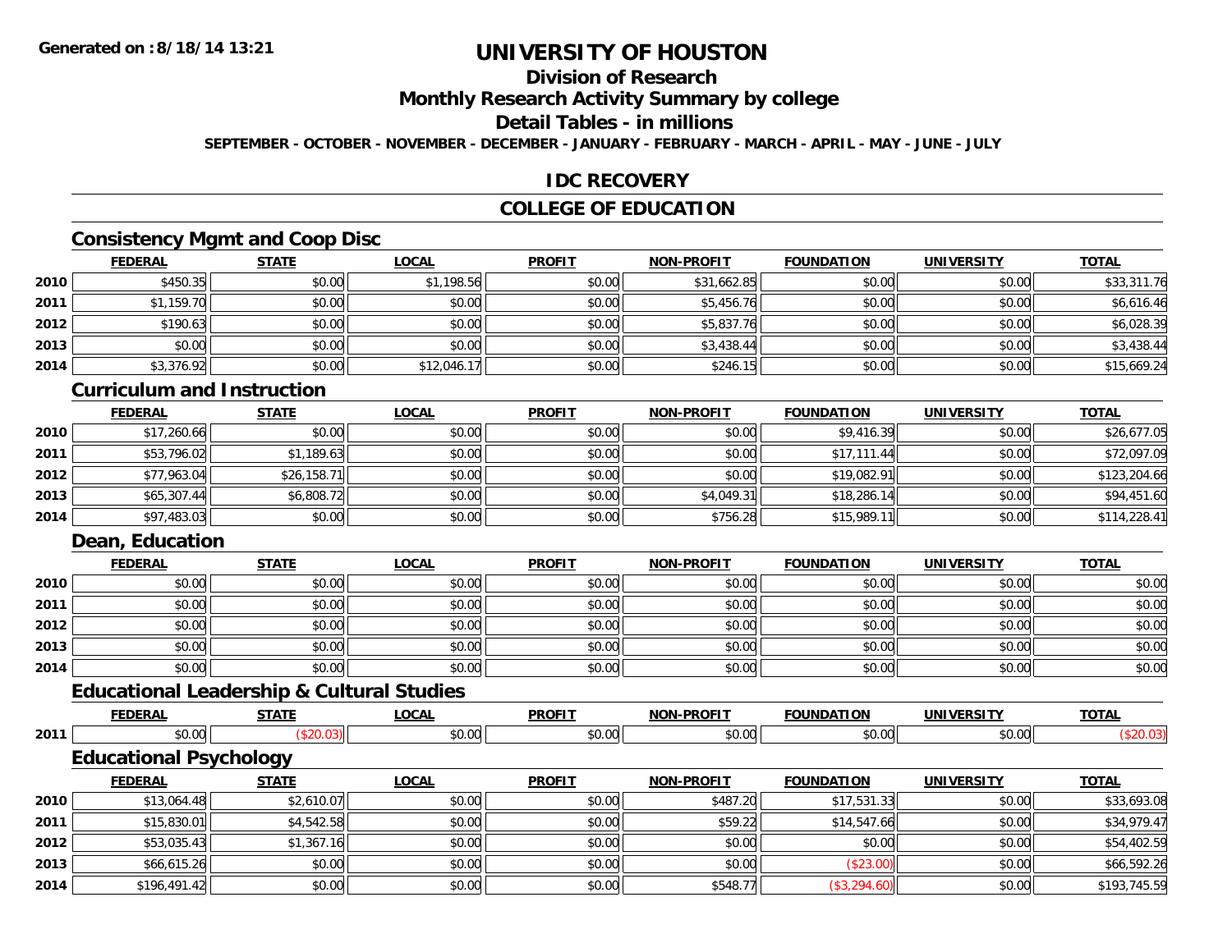Generated on :8/18/14 13:21

# UNIVERSITY OF HOUSTON

## Division of Research

## Monthly Research Activity Summary by college

## Detail Tables - in millions

SEPTEMBER - OCTOBER - NOVEMBER - DECEMBER - JANUARY - FEBRUARY - MARCH - APRIL - MAY - JUNE - JULY

## IDC RECOVERY

## COLLEGE OF EDUCATION

### Consistency Mgmt and Coop Disc

| | FEDERAL | STATE | LOCAL | PROFIT | NON-PROFIT | FOUNDATION | UNIVERSITY | TOTAL |
|---|---|---|---|---|---|---|---|---|
| 2010 | $450.35 | $0.00 | $1,198.56 | $0.00 | $31,662.85 | $0.00 | $0.00 | $33,311.76 |
| 2011 | $1,159.70 | $0.00 | $0.00 | $0.00 | $5,456.76 | $0.00 | $0.00 | $6,616.46 |
| 2012 | $190.63 | $0.00 | $0.00 | $0.00 | $5,837.76 | $0.00 | $0.00 | $6,028.39 |
| 2013 | $0.00 | $0.00 | $0.00 | $0.00 | $3,438.44 | $0.00 | $0.00 | $3,438.44 |
| 2014 | $3,376.92 | $0.00 | $12,046.17 | $0.00 | $246.15 | $0.00 | $0.00 | $15,669.24 |

### Curriculum and Instruction

| | FEDERAL | STATE | LOCAL | PROFIT | NON-PROFIT | FOUNDATION | UNIVERSITY | TOTAL |
|---|---|---|---|---|---|---|---|---|
| 2010 | $17,260.66 | $0.00 | $0.00 | $0.00 | $0.00 | $9,416.39 | $0.00 | $26,677.05 |
| 2011 | $53,796.02 | $1,189.63 | $0.00 | $0.00 | $0.00 | $17,111.44 | $0.00 | $72,097.09 |
| 2012 | $77,963.04 | $26,158.71 | $0.00 | $0.00 | $0.00 | $19,082.91 | $0.00 | $123,204.66 |
| 2013 | $65,307.44 | $6,808.72 | $0.00 | $0.00 | $4,049.31 | $18,286.14 | $0.00 | $94,451.60 |
| 2014 | $97,483.03 | $0.00 | $0.00 | $0.00 | $756.28 | $15,989.11 | $0.00 | $114,228.41 |

### Dean, Education

| | FEDERAL | STATE | LOCAL | PROFIT | NON-PROFIT | FOUNDATION | UNIVERSITY | TOTAL |
|---|---|---|---|---|---|---|---|---|
| 2010 | $0.00 | $0.00 | $0.00 | $0.00 | $0.00 | $0.00 | $0.00 | $0.00 |
| 2011 | $0.00 | $0.00 | $0.00 | $0.00 | $0.00 | $0.00 | $0.00 | $0.00 |
| 2012 | $0.00 | $0.00 | $0.00 | $0.00 | $0.00 | $0.00 | $0.00 | $0.00 |
| 2013 | $0.00 | $0.00 | $0.00 | $0.00 | $0.00 | $0.00 | $0.00 | $0.00 |
| 2014 | $0.00 | $0.00 | $0.00 | $0.00 | $0.00 | $0.00 | $0.00 | $0.00 |

### Educational Leadership & Cultural Studies

| | FEDERAL | STATE | LOCAL | PROFIT | NON-PROFIT | FOUNDATION | UNIVERSITY | TOTAL |
|---|---|---|---|---|---|---|---|---|
| 2011 | $0.00 | ($20.03) | $0.00 | $0.00 | $0.00 | $0.00 | $0.00 | ($20.03) |

### Educational Psychology

| | FEDERAL | STATE | LOCAL | PROFIT | NON-PROFIT | FOUNDATION | UNIVERSITY | TOTAL |
|---|---|---|---|---|---|---|---|---|
| 2010 | $13,064.48 | $2,610.07 | $0.00 | $0.00 | $487.20 | $17,531.33 | $0.00 | $33,693.08 |
| 2011 | $15,830.01 | $4,542.58 | $0.00 | $0.00 | $59.22 | $14,547.66 | $0.00 | $34,979.47 |
| 2012 | $53,035.43 | $1,367.16 | $0.00 | $0.00 | $0.00 | $0.00 | $0.00 | $54,402.59 |
| 2013 | $66,615.26 | $0.00 | $0.00 | $0.00 | $0.00 | ($23.00) | $0.00 | $66,592.26 |
| 2014 | $196,491.42 | $0.00 | $0.00 | $0.00 | $548.77 | ($3,294.60) | $0.00 | $193,745.59 |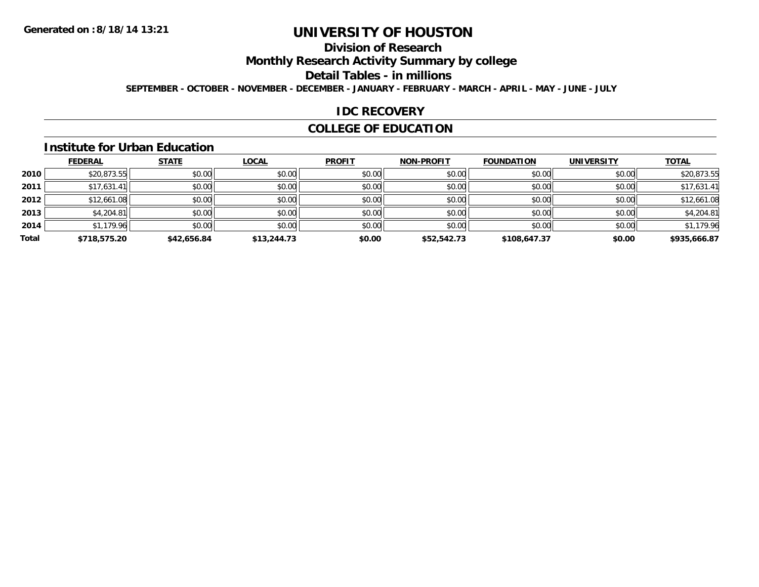# UNIVERSITY OF HOUSTON

## Division of Research

## Monthly Research Activity Summary by college

## Detail Tables - in millions

**SEPTEMBER - OCTOBER - NOVEMBER - DECEMBER - JANUARY - FEBRUARY - MARCH - APRIL - MAY - JUNE - JULY**

**Generated on : 8/18/14 13:21**

## IDC RECOVERY

## COLLEGE OF EDUCATION

### Institute for Urban Education

| | FEDERAL | STATE | LOCAL | PROFIT | NON-PROFIT | FOUNDATION | UNIVERSITY | TOTAL |
|---|---|---|---|---|---|---|---|---|
| 2010 | $20,873.55 | $0.00 | $0.00 | $0.00 | $0.00 | $0.00 | $0.00 | $20,873.55 |
| 2011 | $17,631.41 | $0.00 | $0.00 | $0.00 | $0.00 | $0.00 | $0.00 | $17,631.41 |
| 2012 | $12,661.08 | $0.00 | $0.00 | $0.00 | $0.00 | $0.00 | $0.00 | $12,661.08 |
| 2013 | $4,204.81 | $0.00 | $0.00 | $0.00 | $0.00 | $0.00 | $0.00 | $4,204.81 |
| 2014 | $1,179.96 | $0.00 | $0.00 | $0.00 | $0.00 | $0.00 | $0.00 | $1,179.96 |
| **Total** | **$718,575.20** | **$42,656.84** | **$13,244.73** | **$0.00** | **$52,542.73** | **$108,647.37** | **$0.00** | **$935,666.87** |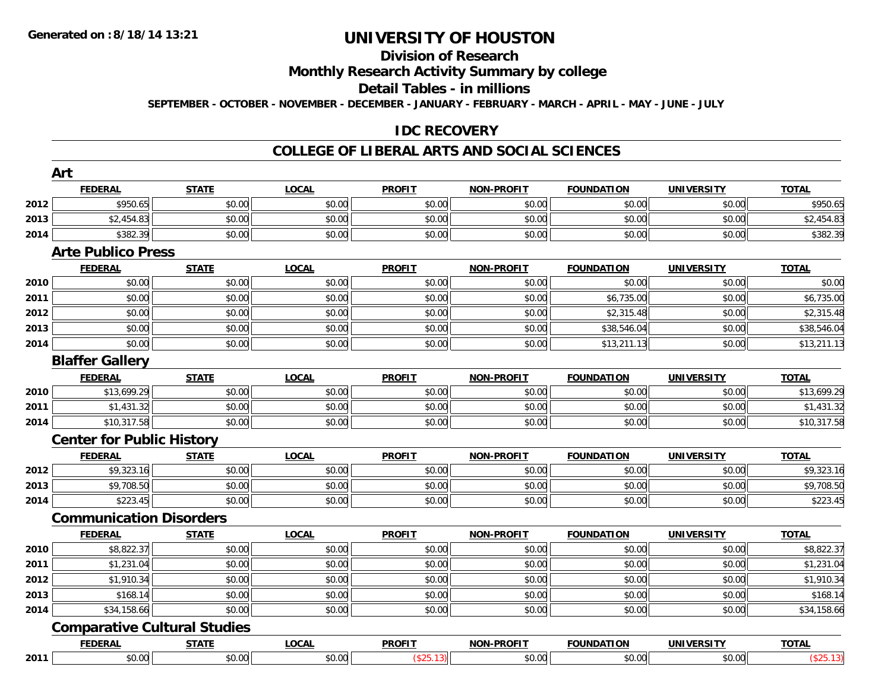# UNIVERSITY OF HOUSTON

## Division of Research

## Monthly Research Activity Summary by college

## Detail Tables - in millions

**SEPTEMBER - OCTOBER - NOVEMBER - DECEMBER - JANUARY - FEBRUARY - MARCH - APRIL - MAY - JUNE - JULY**

## IDC RECOVERY

## COLLEGE OF LIBERAL ARTS AND SOCIAL SCIENCES

### Art

| | FEDERAL | STATE | LOCAL | PROFIT | NON-PROFIT | FOUNDATION | UNIVERSITY | TOTAL |
|---|---|---|---|---|---|---|---|---|
| 2012 | $950.65 | $0.00 | $0.00 | $0.00 | $0.00 | $0.00 | $0.00 | $950.65 |
| 2013 | $2,454.83 | $0.00 | $0.00 | $0.00 | $0.00 | $0.00 | $0.00 | $2,454.83 |
| 2014 | $382.39 | $0.00 | $0.00 | $0.00 | $0.00 | $0.00 | $0.00 | $382.39 |

### Arte Publico Press

| | FEDERAL | STATE | LOCAL | PROFIT | NON-PROFIT | FOUNDATION | UNIVERSITY | TOTAL |
|---|---|---|---|---|---|---|---|---|
| 2010 | $0.00 | $0.00 | $0.00 | $0.00 | $0.00 | $0.00 | $0.00 | $0.00 |
| 2011 | $0.00 | $0.00 | $0.00 | $0.00 | $0.00 | $6,735.00 | $0.00 | $6,735.00 |
| 2012 | $0.00 | $0.00 | $0.00 | $0.00 | $0.00 | $2,315.48 | $0.00 | $2,315.48 |
| 2013 | $0.00 | $0.00 | $0.00 | $0.00 | $0.00 | $38,546.04 | $0.00 | $38,546.04 |
| 2014 | $0.00 | $0.00 | $0.00 | $0.00 | $0.00 | $13,211.13 | $0.00 | $13,211.13 |

### Blaffer Gallery

| | FEDERAL | STATE | LOCAL | PROFIT | NON-PROFIT | FOUNDATION | UNIVERSITY | TOTAL |
|---|---|---|---|---|---|---|---|---|
| 2010 | $13,699.29 | $0.00 | $0.00 | $0.00 | $0.00 | $0.00 | $0.00 | $13,699.29 |
| 2011 | $1,431.32 | $0.00 | $0.00 | $0.00 | $0.00 | $0.00 | $0.00 | $1,431.32 |
| 2014 | $10,317.58 | $0.00 | $0.00 | $0.00 | $0.00 | $0.00 | $0.00 | $10,317.58 |

### Center for Public History

| | FEDERAL | STATE | LOCAL | PROFIT | NON-PROFIT | FOUNDATION | UNIVERSITY | TOTAL |
|---|---|---|---|---|---|---|---|---|
| 2012 | $9,323.16 | $0.00 | $0.00 | $0.00 | $0.00 | $0.00 | $0.00 | $9,323.16 |
| 2013 | $9,708.50 | $0.00 | $0.00 | $0.00 | $0.00 | $0.00 | $0.00 | $9,708.50 |
| 2014 | $223.45 | $0.00 | $0.00 | $0.00 | $0.00 | $0.00 | $0.00 | $223.45 |

### Communication Disorders

| | FEDERAL | STATE | LOCAL | PROFIT | NON-PROFIT | FOUNDATION | UNIVERSITY | TOTAL |
|---|---|---|---|---|---|---|---|---|
| 2010 | $8,822.37 | $0.00 | $0.00 | $0.00 | $0.00 | $0.00 | $0.00 | $8,822.37 |
| 2011 | $1,231.04 | $0.00 | $0.00 | $0.00 | $0.00 | $0.00 | $0.00 | $1,231.04 |
| 2012 | $1,910.34 | $0.00 | $0.00 | $0.00 | $0.00 | $0.00 | $0.00 | $1,910.34 |
| 2013 | $168.14 | $0.00 | $0.00 | $0.00 | $0.00 | $0.00 | $0.00 | $168.14 |
| 2014 | $34,158.66 | $0.00 | $0.00 | $0.00 | $0.00 | $0.00 | $0.00 | $34,158.66 |

### Comparative Cultural Studies

| | FEDERAL | STATE | LOCAL | PROFIT | NON-PROFIT | FOUNDATION | UNIVERSITY | TOTAL |
|---|---|---|---|---|---|---|---|---|
| 2011 | $0.00 | $0.00 | $0.00 | ($25.13) | $0.00 | $0.00 | $0.00 | ($25.13) |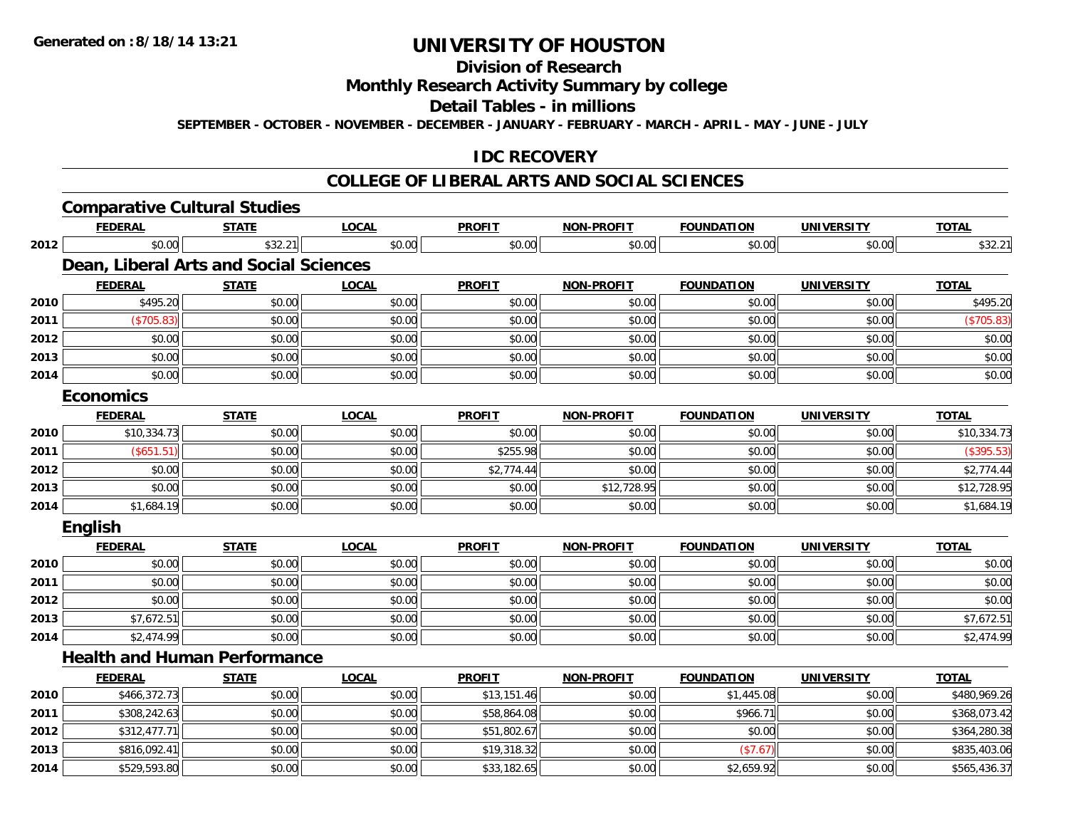# UNIVERSITY OF HOUSTON

## Division of Research

## Monthly Research Activity Summary by college

## Detail Tables - in millions

**SEPTEMBER - OCTOBER - NOVEMBER - DECEMBER - JANUARY - FEBRUARY - MARCH - APRIL - MAY - JUNE - JULY**

## IDC RECOVERY

## COLLEGE OF LIBERAL ARTS AND SOCIAL SCIENCES

### Comparative Cultural Studies

| | FEDERAL | STATE | LOCAL | PROFIT | NON-PROFIT | FOUNDATION | UNIVERSITY | TOTAL |
|---|---|---|---|---|---|---|---|---|
| 2012 | $0.00 | $32.21 | $0.00 | $0.00 | $0.00 | $0.00 | $0.00 | $32.21 |

### Dean, Liberal Arts and Social Sciences

| | FEDERAL | STATE | LOCAL | PROFIT | NON-PROFIT | FOUNDATION | UNIVERSITY | TOTAL |
|---|---|---|---|---|---|---|---|---|
| 2010 | $495.20 | $0.00 | $0.00 | $0.00 | $0.00 | $0.00 | $0.00 | $495.20 |
| 2011 | ($705.83) | $0.00 | $0.00 | $0.00 | $0.00 | $0.00 | $0.00 | ($705.83) |
| 2012 | $0.00 | $0.00 | $0.00 | $0.00 | $0.00 | $0.00 | $0.00 | $0.00 |
| 2013 | $0.00 | $0.00 | $0.00 | $0.00 | $0.00 | $0.00 | $0.00 | $0.00 |
| 2014 | $0.00 | $0.00 | $0.00 | $0.00 | $0.00 | $0.00 | $0.00 | $0.00 |

### Economics

| | FEDERAL | STATE | LOCAL | PROFIT | NON-PROFIT | FOUNDATION | UNIVERSITY | TOTAL |
|---|---|---|---|---|---|---|---|---|
| 2010 | $10,334.73 | $0.00 | $0.00 | $0.00 | $0.00 | $0.00 | $0.00 | $10,334.73 |
| 2011 | ($651.51) | $0.00 | $0.00 | $255.98 | $0.00 | $0.00 | $0.00 | ($395.53) |
| 2012 | $0.00 | $0.00 | $0.00 | $2,774.44 | $0.00 | $0.00 | $0.00 | $2,774.44 |
| 2013 | $0.00 | $0.00 | $0.00 | $0.00 | $12,728.95 | $0.00 | $0.00 | $12,728.95 |
| 2014 | $1,684.19 | $0.00 | $0.00 | $0.00 | $0.00 | $0.00 | $0.00 | $1,684.19 |

### English

| | FEDERAL | STATE | LOCAL | PROFIT | NON-PROFIT | FOUNDATION | UNIVERSITY | TOTAL |
|---|---|---|---|---|---|---|---|---|
| 2010 | $0.00 | $0.00 | $0.00 | $0.00 | $0.00 | $0.00 | $0.00 | $0.00 |
| 2011 | $0.00 | $0.00 | $0.00 | $0.00 | $0.00 | $0.00 | $0.00 | $0.00 |
| 2012 | $0.00 | $0.00 | $0.00 | $0.00 | $0.00 | $0.00 | $0.00 | $0.00 |
| 2013 | $7,672.51 | $0.00 | $0.00 | $0.00 | $0.00 | $0.00 | $0.00 | $7,672.51 |
| 2014 | $2,474.99 | $0.00 | $0.00 | $0.00 | $0.00 | $0.00 | $0.00 | $2,474.99 |

### Health and Human Performance

| | FEDERAL | STATE | LOCAL | PROFIT | NON-PROFIT | FOUNDATION | UNIVERSITY | TOTAL |
|---|---|---|---|---|---|---|---|---|
| 2010 | $466,372.73 | $0.00 | $0.00 | $13,151.46 | $0.00 | $1,445.08 | $0.00 | $480,969.26 |
| 2011 | $308,242.63 | $0.00 | $0.00 | $58,864.08 | $0.00 | $966.71 | $0.00 | $368,073.42 |
| 2012 | $312,477.71 | $0.00 | $0.00 | $51,802.67 | $0.00 | $0.00 | $0.00 | $364,280.38 |
| 2013 | $816,092.41 | $0.00 | $0.00 | $19,318.32 | $0.00 | ($7.67) | $0.00 | $835,403.06 |
| 2014 | $529,593.80 | $0.00 | $0.00 | $33,182.65 | $0.00 | $2,659.92 | $0.00 | $565,436.37 |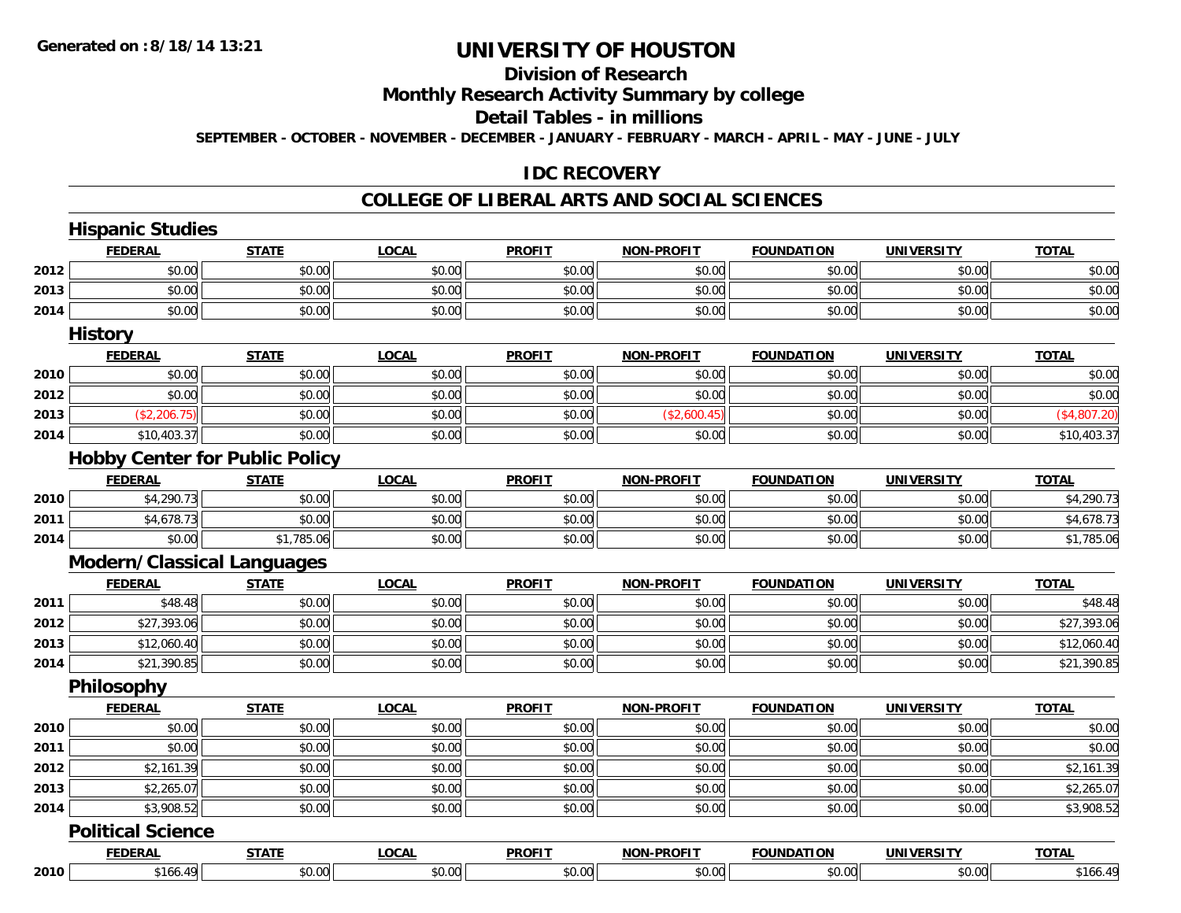# UNIVERSITY OF HOUSTON

## Division of Research

## Monthly Research Activity Summary by college

## Detail Tables - in millions

**SEPTEMBER - OCTOBER - NOVEMBER - DECEMBER - JANUARY - FEBRUARY - MARCH - APRIL - MAY - JUNE - JULY**

## IDC RECOVERY

## COLLEGE OF LIBERAL ARTS AND SOCIAL SCIENCES

### Hispanic Studies

| | FEDERAL | STATE | LOCAL | PROFIT | NON-PROFIT | FOUNDATION | UNIVERSITY | TOTAL |
|---|---|---|---|---|---|---|---|---|
| 2012 | $0.00 | $0.00 | $0.00 | $0.00 | $0.00 | $0.00 | $0.00 | $0.00 |
| 2013 | $0.00 | $0.00 | $0.00 | $0.00 | $0.00 | $0.00 | $0.00 | $0.00 |
| 2014 | $0.00 | $0.00 | $0.00 | $0.00 | $0.00 | $0.00 | $0.00 | $0.00 |

### History

| | FEDERAL | STATE | LOCAL | PROFIT | NON-PROFIT | FOUNDATION | UNIVERSITY | TOTAL |
|---|---|---|---|---|---|---|---|---|
| 2010 | $0.00 | $0.00 | $0.00 | $0.00 | $0.00 | $0.00 | $0.00 | $0.00 |
| 2012 | $0.00 | $0.00 | $0.00 | $0.00 | $0.00 | $0.00 | $0.00 | $0.00 |
| 2013 | ($2,206.75) | $0.00 | $0.00 | $0.00 | ($2,600.45) | $0.00 | $0.00 | ($4,807.20) |
| 2014 | $10,403.37 | $0.00 | $0.00 | $0.00 | $0.00 | $0.00 | $0.00 | $10,403.37 |

### Hobby Center for Public Policy

| | FEDERAL | STATE | LOCAL | PROFIT | NON-PROFIT | FOUNDATION | UNIVERSITY | TOTAL |
|---|---|---|---|---|---|---|---|---|
| 2010 | $4,290.73 | $0.00 | $0.00 | $0.00 | $0.00 | $0.00 | $0.00 | $4,290.73 |
| 2011 | $4,678.73 | $0.00 | $0.00 | $0.00 | $0.00 | $0.00 | $0.00 | $4,678.73 |
| 2014 | $0.00 | $1,785.06 | $0.00 | $0.00 | $0.00 | $0.00 | $0.00 | $1,785.06 |

### Modern/Classical Languages

| | FEDERAL | STATE | LOCAL | PROFIT | NON-PROFIT | FOUNDATION | UNIVERSITY | TOTAL |
|---|---|---|---|---|---|---|---|---|
| 2011 | $48.48 | $0.00 | $0.00 | $0.00 | $0.00 | $0.00 | $0.00 | $48.48 |
| 2012 | $27,393.06 | $0.00 | $0.00 | $0.00 | $0.00 | $0.00 | $0.00 | $27,393.06 |
| 2013 | $12,060.40 | $0.00 | $0.00 | $0.00 | $0.00 | $0.00 | $0.00 | $12,060.40 |
| 2014 | $21,390.85 | $0.00 | $0.00 | $0.00 | $0.00 | $0.00 | $0.00 | $21,390.85 |

### Philosophy

| | FEDERAL | STATE | LOCAL | PROFIT | NON-PROFIT | FOUNDATION | UNIVERSITY | TOTAL |
|---|---|---|---|---|---|---|---|---|
| 2010 | $0.00 | $0.00 | $0.00 | $0.00 | $0.00 | $0.00 | $0.00 | $0.00 |
| 2011 | $0.00 | $0.00 | $0.00 | $0.00 | $0.00 | $0.00 | $0.00 | $0.00 |
| 2012 | $2,161.39 | $0.00 | $0.00 | $0.00 | $0.00 | $0.00 | $0.00 | $2,161.39 |
| 2013 | $2,265.07 | $0.00 | $0.00 | $0.00 | $0.00 | $0.00 | $0.00 | $2,265.07 |
| 2014 | $3,908.52 | $0.00 | $0.00 | $0.00 | $0.00 | $0.00 | $0.00 | $3,908.52 |

### Political Science

| | FEDERAL | STATE | LOCAL | PROFIT | NON-PROFIT | FOUNDATION | UNIVERSITY | TOTAL |
|---|---|---|---|---|---|---|---|---|
| 2010 | $166.49 | $0.00 | $0.00 | $0.00 | $0.00 | $0.00 | $0.00 | $166.49 |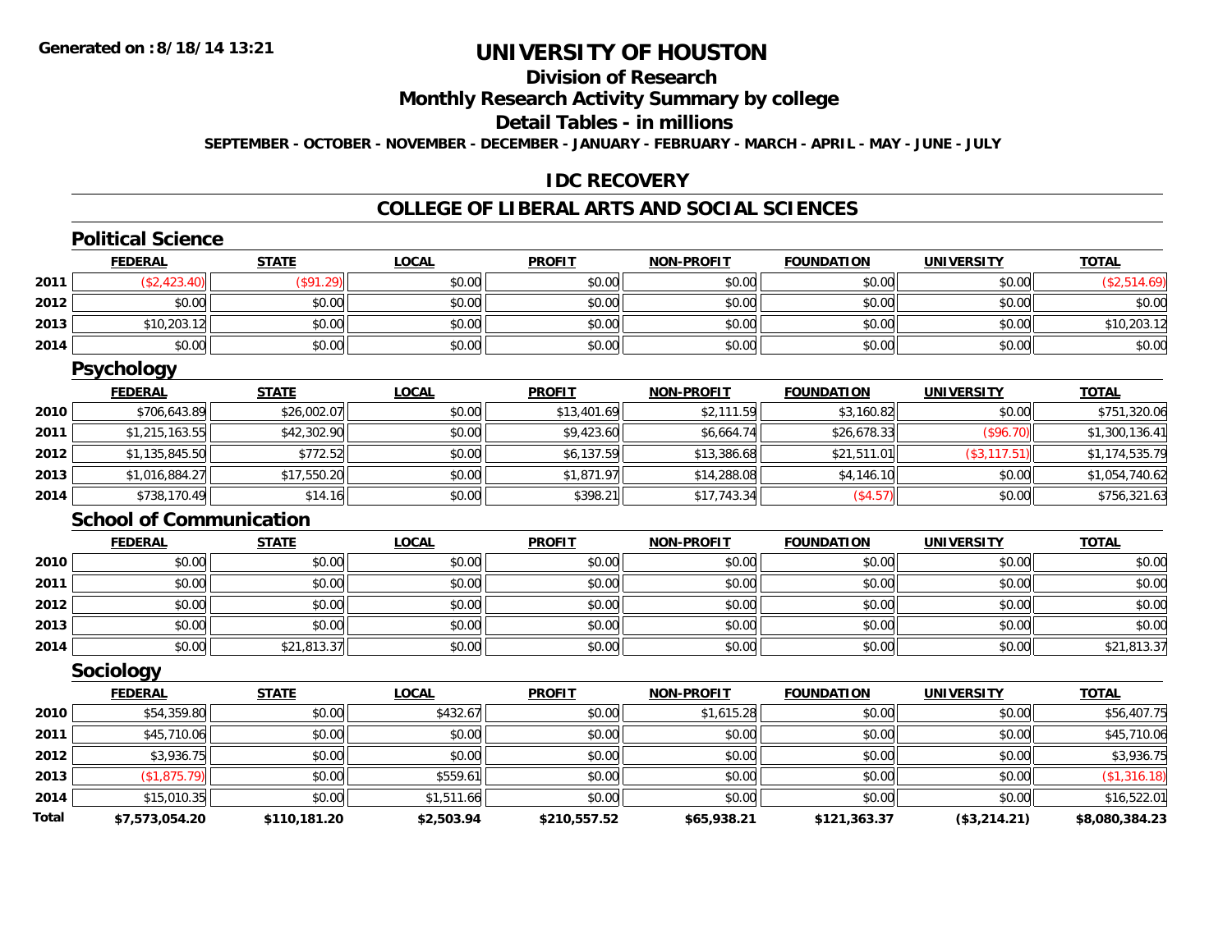# UNIVERSITY OF HOUSTON

## Division of Research

## Monthly Research Activity Summary by college

## Detail Tables - in millions

**SEPTEMBER - OCTOBER - NOVEMBER - DECEMBER - JANUARY - FEBRUARY - MARCH - APRIL - MAY - JUNE - JULY**

Generated on :8/18/14 13:21

## IDC RECOVERY

## COLLEGE OF LIBERAL ARTS AND SOCIAL SCIENCES

### Political Science

| | FEDERAL | STATE | LOCAL | PROFIT | NON-PROFIT | FOUNDATION | UNIVERSITY | TOTAL |
|---|---|---|---|---|---|---|---|---|
| 2011 | ($2,423.40) | ($91.29) | $0.00 | $0.00 | $0.00 | $0.00 | $0.00 | ($2,514.69) |
| 2012 | $0.00 | $0.00 | $0.00 | $0.00 | $0.00 | $0.00 | $0.00 | $0.00 |
| 2013 | $10,203.12 | $0.00 | $0.00 | $0.00 | $0.00 | $0.00 | $0.00 | $10,203.12 |
| 2014 | $0.00 | $0.00 | $0.00 | $0.00 | $0.00 | $0.00 | $0.00 | $0.00 |

### Psychology

| | FEDERAL | STATE | LOCAL | PROFIT | NON-PROFIT | FOUNDATION | UNIVERSITY | TOTAL |
|---|---|---|---|---|---|---|---|---|
| 2010 | $706,643.89 | $26,002.07 | $0.00 | $13,401.69 | $2,111.59 | $3,160.82 | $0.00 | $751,320.06 |
| 2011 | $1,215,163.55 | $42,302.90 | $0.00 | $9,423.60 | $6,664.74 | $26,678.33 | ($96.70) | $1,300,136.41 |
| 2012 | $1,135,845.50 | $772.52 | $0.00 | $6,137.59 | $13,386.68 | $21,511.01 | ($3,117.51) | $1,174,535.79 |
| 2013 | $1,016,884.27 | $17,550.20 | $0.00 | $1,871.97 | $14,288.08 | $4,146.10 | $0.00 | $1,054,740.62 |
| 2014 | $738,170.49 | $14.16 | $0.00 | $398.21 | $17,743.34 | ($4.57) | $0.00 | $756,321.63 |

### School of Communication

| | FEDERAL | STATE | LOCAL | PROFIT | NON-PROFIT | FOUNDATION | UNIVERSITY | TOTAL |
|---|---|---|---|---|---|---|---|---|
| 2010 | $0.00 | $0.00 | $0.00 | $0.00 | $0.00 | $0.00 | $0.00 | $0.00 |
| 2011 | $0.00 | $0.00 | $0.00 | $0.00 | $0.00 | $0.00 | $0.00 | $0.00 |
| 2012 | $0.00 | $0.00 | $0.00 | $0.00 | $0.00 | $0.00 | $0.00 | $0.00 |
| 2013 | $0.00 | $0.00 | $0.00 | $0.00 | $0.00 | $0.00 | $0.00 | $0.00 |
| 2014 | $0.00 | $21,813.37 | $0.00 | $0.00 | $0.00 | $0.00 | $0.00 | $21,813.37 |

### Sociology

| | FEDERAL | STATE | LOCAL | PROFIT | NON-PROFIT | FOUNDATION | UNIVERSITY | TOTAL |
|---|---|---|---|---|---|---|---|---|
| 2010 | $54,359.80 | $0.00 | $432.67 | $0.00 | $1,615.28 | $0.00 | $0.00 | $56,407.75 |
| 2011 | $45,710.06 | $0.00 | $0.00 | $0.00 | $0.00 | $0.00 | $0.00 | $45,710.06 |
| 2012 | $3,936.75 | $0.00 | $0.00 | $0.00 | $0.00 | $0.00 | $0.00 | $3,936.75 |
| 2013 | ($1,875.79) | $0.00 | $559.61 | $0.00 | $0.00 | $0.00 | $0.00 | ($1,316.18) |
| 2014 | $15,010.35 | $0.00 | $1,511.66 | $0.00 | $0.00 | $0.00 | $0.00 | $16,522.01 |
| **Total** | **$7,573,054.20** | **$110,181.20** | **$2,503.94** | **$210,557.52** | **$65,938.21** | **$121,363.37** | **($3,214.21)** | **$8,080,384.23** |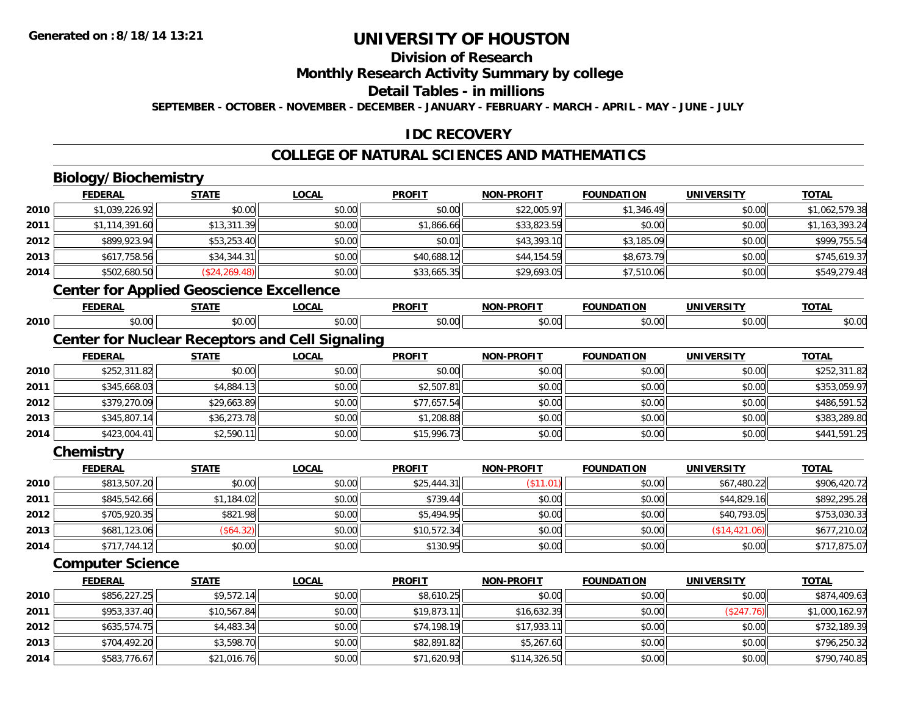# UNIVERSITY OF HOUSTON

## Division of Research

## Monthly Research Activity Summary by college

## Detail Tables - in millions

**SEPTEMBER - OCTOBER - NOVEMBER - DECEMBER - JANUARY - FEBRUARY - MARCH - APRIL - MAY - JUNE - JULY**

## IDC RECOVERY

## COLLEGE OF NATURAL SCIENCES AND MATHEMATICS

### Biology/Biochemistry

| | FEDERAL | STATE | LOCAL | PROFIT | NON-PROFIT | FOUNDATION | UNIVERSITY | TOTAL |
|---|---|---|---|---|---|---|---|---|
| 2010 | $1,039,226.92 | $0.00 | $0.00 | $0.00 | $22,005.97 | $1,346.49 | $0.00 | $1,062,579.38 |
| 2011 | $1,114,391.60 | $13,311.39 | $0.00 | $1,866.66 | $33,823.59 | $0.00 | $0.00 | $1,163,393.24 |
| 2012 | $899,923.94 | $53,253.40 | $0.00 | $0.01 | $43,393.10 | $3,185.09 | $0.00 | $999,755.54 |
| 2013 | $617,758.56 | $34,344.31 | $0.00 | $40,688.12 | $44,154.59 | $8,673.79 | $0.00 | $745,619.37 |
| 2014 | $502,680.50 | ($24,269.48) | $0.00 | $33,665.35 | $29,693.05 | $7,510.06 | $0.00 | $549,279.48 |

### Center for Applied Geoscience Excellence

| | FEDERAL | STATE | LOCAL | PROFIT | NON-PROFIT | FOUNDATION | UNIVERSITY | TOTAL |
|---|---|---|---|---|---|---|---|---|
| 2010 | $0.00 | $0.00 | $0.00 | $0.00 | $0.00 | $0.00 | $0.00 | $0.00 |

### Center for Nuclear Receptors and Cell Signaling

| | FEDERAL | STATE | LOCAL | PROFIT | NON-PROFIT | FOUNDATION | UNIVERSITY | TOTAL |
|---|---|---|---|---|---|---|---|---|
| 2010 | $252,311.82 | $0.00 | $0.00 | $0.00 | $0.00 | $0.00 | $0.00 | $252,311.82 |
| 2011 | $345,668.03 | $4,884.13 | $0.00 | $2,507.81 | $0.00 | $0.00 | $0.00 | $353,059.97 |
| 2012 | $379,270.09 | $29,663.89 | $0.00 | $77,657.54 | $0.00 | $0.00 | $0.00 | $486,591.52 |
| 2013 | $345,807.14 | $36,273.78 | $0.00 | $1,208.88 | $0.00 | $0.00 | $0.00 | $383,289.80 |
| 2014 | $423,004.41 | $2,590.11 | $0.00 | $15,996.73 | $0.00 | $0.00 | $0.00 | $441,591.25 |

### Chemistry

| | FEDERAL | STATE | LOCAL | PROFIT | NON-PROFIT | FOUNDATION | UNIVERSITY | TOTAL |
|---|---|---|---|---|---|---|---|---|
| 2010 | $813,507.20 | $0.00 | $0.00 | $25,444.31 | ($11.01) | $0.00 | $67,480.22 | $906,420.72 |
| 2011 | $845,542.66 | $1,184.02 | $0.00 | $739.44 | $0.00 | $0.00 | $44,829.16 | $892,295.28 |
| 2012 | $705,920.35 | $821.98 | $0.00 | $5,494.95 | $0.00 | $0.00 | $40,793.05 | $753,030.33 |
| 2013 | $681,123.06 | ($64.32) | $0.00 | $10,572.34 | $0.00 | $0.00 | ($14,421.06) | $677,210.02 |
| 2014 | $717,744.12 | $0.00 | $0.00 | $130.95 | $0.00 | $0.00 | $0.00 | $717,875.07 |

### Computer Science

| | FEDERAL | STATE | LOCAL | PROFIT | NON-PROFIT | FOUNDATION | UNIVERSITY | TOTAL |
|---|---|---|---|---|---|---|---|---|
| 2010 | $856,227.25 | $9,572.14 | $0.00 | $8,610.25 | $0.00 | $0.00 | $0.00 | $874,409.63 |
| 2011 | $953,337.40 | $10,567.84 | $0.00 | $19,873.11 | $16,632.39 | $0.00 | ($247.76) | $1,000,162.97 |
| 2012 | $635,574.75 | $4,483.34 | $0.00 | $74,198.19 | $17,933.11 | $0.00 | $0.00 | $732,189.39 |
| 2013 | $704,492.20 | $3,598.70 | $0.00 | $82,891.82 | $5,267.60 | $0.00 | $0.00 | $796,250.32 |
| 2014 | $583,776.67 | $21,016.76 | $0.00 | $71,620.93 | $114,326.50 | $0.00 | $0.00 | $790,740.85 |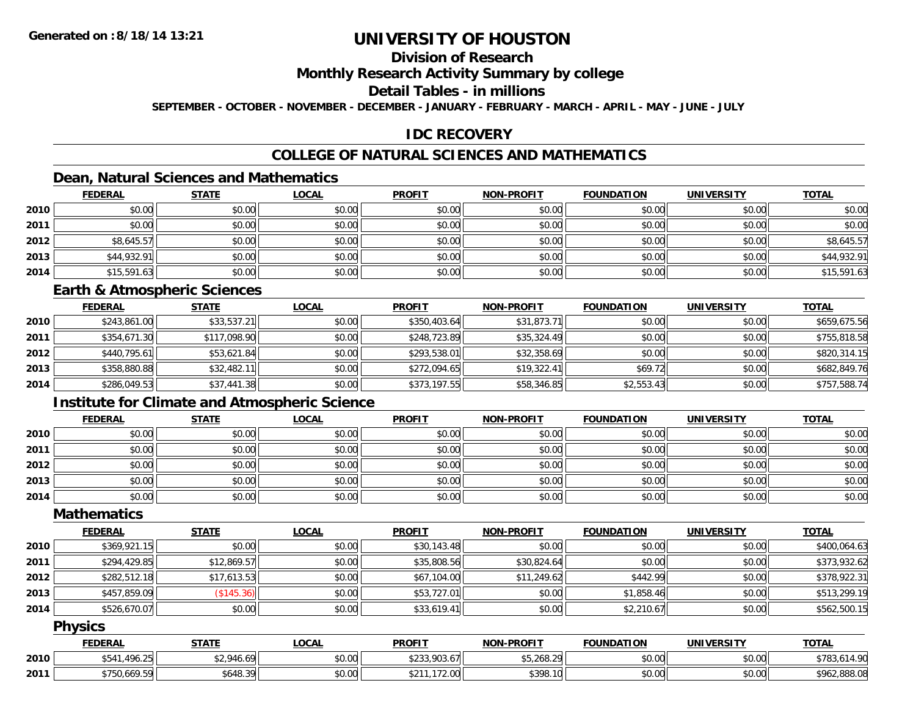# UNIVERSITY OF HOUSTON

## Division of Research

## Monthly Research Activity Summary by college

## Detail Tables - in millions

**SEPTEMBER - OCTOBER - NOVEMBER - DECEMBER - JANUARY - FEBRUARY - MARCH - APRIL - MAY - JUNE - JULY**

## IDC RECOVERY

## COLLEGE OF NATURAL SCIENCES AND MATHEMATICS

### Dean, Natural Sciences and Mathematics

| | FEDERAL | STATE | LOCAL | PROFIT | NON-PROFIT | FOUNDATION | UNIVERSITY | TOTAL |
|---|---|---|---|---|---|---|---|---|
| 2010 | $0.00 | $0.00 | $0.00 | $0.00 | $0.00 | $0.00 | $0.00 | $0.00 |
| 2011 | $0.00 | $0.00 | $0.00 | $0.00 | $0.00 | $0.00 | $0.00 | $0.00 |
| 2012 | $8,645.57 | $0.00 | $0.00 | $0.00 | $0.00 | $0.00 | $0.00 | $8,645.57 |
| 2013 | $44,932.91 | $0.00 | $0.00 | $0.00 | $0.00 | $0.00 | $0.00 | $44,932.91 |
| 2014 | $15,591.63 | $0.00 | $0.00 | $0.00 | $0.00 | $0.00 | $0.00 | $15,591.63 |

### Earth & Atmospheric Sciences

| | FEDERAL | STATE | LOCAL | PROFIT | NON-PROFIT | FOUNDATION | UNIVERSITY | TOTAL |
|---|---|---|---|---|---|---|---|---|
| 2010 | $243,861.00 | $33,537.21 | $0.00 | $350,403.64 | $31,873.71 | $0.00 | $0.00 | $659,675.56 |
| 2011 | $354,671.30 | $117,098.90 | $0.00 | $248,723.89 | $35,324.49 | $0.00 | $0.00 | $755,818.58 |
| 2012 | $440,795.61 | $53,621.84 | $0.00 | $293,538.01 | $32,358.69 | $0.00 | $0.00 | $820,314.15 |
| 2013 | $358,880.88 | $32,482.11 | $0.00 | $272,094.65 | $19,322.41 | $69.72 | $0.00 | $682,849.76 |
| 2014 | $286,049.53 | $37,441.38 | $0.00 | $373,197.55 | $58,346.85 | $2,553.43 | $0.00 | $757,588.74 |

### Institute for Climate and Atmospheric Science

| | FEDERAL | STATE | LOCAL | PROFIT | NON-PROFIT | FOUNDATION | UNIVERSITY | TOTAL |
|---|---|---|---|---|---|---|---|---|
| 2010 | $0.00 | $0.00 | $0.00 | $0.00 | $0.00 | $0.00 | $0.00 | $0.00 |
| 2011 | $0.00 | $0.00 | $0.00 | $0.00 | $0.00 | $0.00 | $0.00 | $0.00 |
| 2012 | $0.00 | $0.00 | $0.00 | $0.00 | $0.00 | $0.00 | $0.00 | $0.00 |
| 2013 | $0.00 | $0.00 | $0.00 | $0.00 | $0.00 | $0.00 | $0.00 | $0.00 |
| 2014 | $0.00 | $0.00 | $0.00 | $0.00 | $0.00 | $0.00 | $0.00 | $0.00 |

### Mathematics

| | FEDERAL | STATE | LOCAL | PROFIT | NON-PROFIT | FOUNDATION | UNIVERSITY | TOTAL |
|---|---|---|---|---|---|---|---|---|
| 2010 | $369,921.15 | $0.00 | $0.00 | $30,143.48 | $0.00 | $0.00 | $0.00 | $400,064.63 |
| 2011 | $294,429.85 | $12,869.57 | $0.00 | $35,808.56 | $30,824.64 | $0.00 | $0.00 | $373,932.62 |
| 2012 | $282,512.18 | $17,613.53 | $0.00 | $67,104.00 | $11,249.62 | $442.99 | $0.00 | $378,922.31 |
| 2013 | $457,859.09 | ($145.36) | $0.00 | $53,727.01 | $0.00 | $1,858.46 | $0.00 | $513,299.19 |
| 2014 | $526,670.07 | $0.00 | $0.00 | $33,619.41 | $0.00 | $2,210.67 | $0.00 | $562,500.15 |

### Physics

| | FEDERAL | STATE | LOCAL | PROFIT | NON-PROFIT | FOUNDATION | UNIVERSITY | TOTAL |
|---|---|---|---|---|---|---|---|---|
| 2010 | $541,496.25 | $2,946.69 | $0.00 | $233,903.67 | $5,268.29 | $0.00 | $0.00 | $783,614.90 |
| 2011 | $750,669.59 | $648.39 | $0.00 | $211,172.00 | $398.10 | $0.00 | $0.00 | $962,888.08 |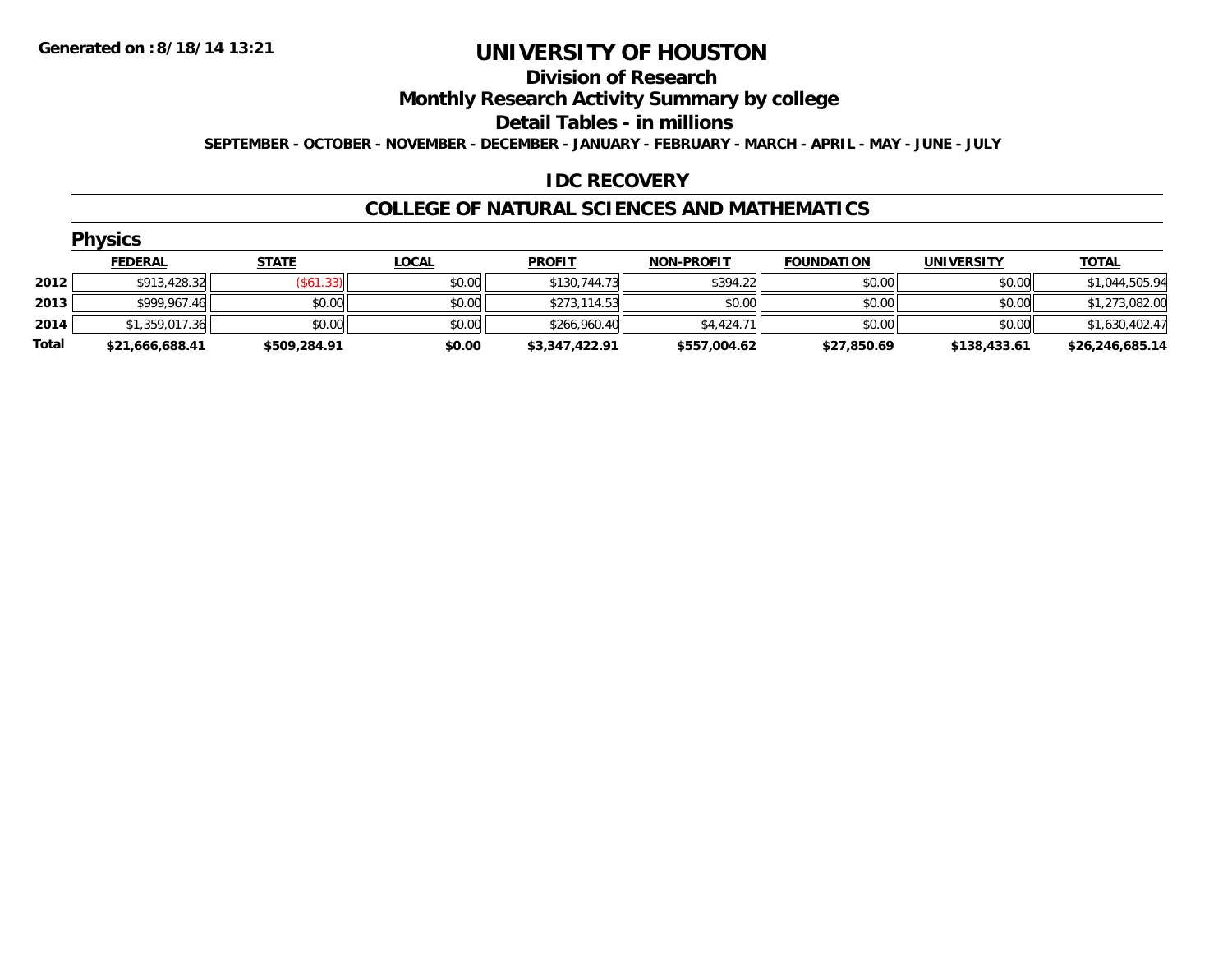**Generated on :8/18/14 13:21**

# UNIVERSITY OF HOUSTON

## Division of Research

## Monthly Research Activity Summary by college

## Detail Tables - in millions

**SEPTEMBER - OCTOBER - NOVEMBER - DECEMBER - JANUARY - FEBRUARY - MARCH - APRIL - MAY - JUNE - JULY**

### IDC RECOVERY

### COLLEGE OF NATURAL SCIENCES AND MATHEMATICS

#### Physics

| | FEDERAL | STATE | LOCAL | PROFIT | NON-PROFIT | FOUNDATION | UNIVERSITY | TOTAL |
|---|---|---|---|---|---|---|---|---|
| 2012 | $913,428.32 | ($61.33) | $0.00 | $130,744.73 | $394.22 | $0.00 | $0.00 | $1,044,505.94 |
| 2013 | $999,967.46 | $0.00 | $0.00 | $273,114.53 | $0.00 | $0.00 | $0.00 | $1,273,082.00 |
| 2014 | $1,359,017.36 | $0.00 | $0.00 | $266,960.40 | $4,424.71 | $0.00 | $0.00 | $1,630,402.47 |
| **Total** | **$21,666,688.41** | **$509,284.91** | **$0.00** | **$3,347,422.91** | **$557,004.62** | **$27,850.69** | **$138,433.61** | **$26,246,685.14** |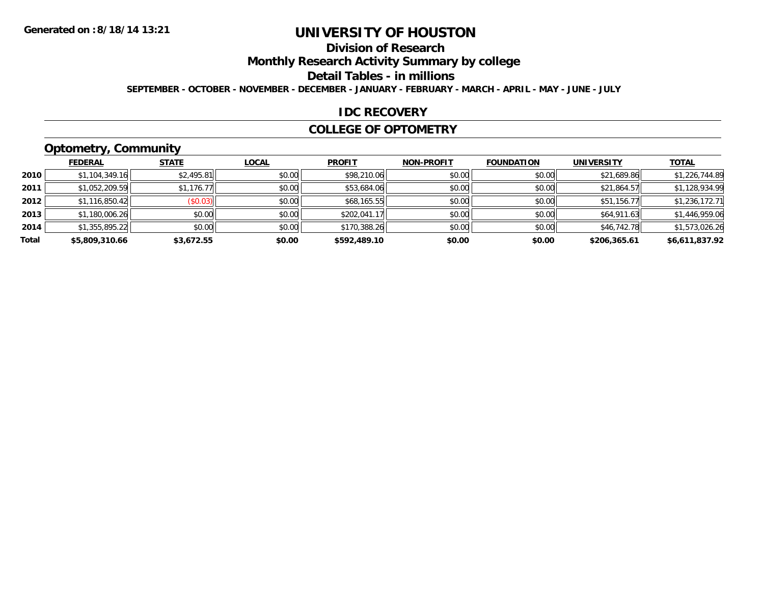# UNIVERSITY OF HOUSTON

## Division of Research

## Monthly Research Activity Summary by college

## Detail Tables - in millions

**SEPTEMBER - OCTOBER - NOVEMBER - DECEMBER - JANUARY - FEBRUARY - MARCH - APRIL - MAY - JUNE - JULY**

**Generated on :8/18/14 13:21**

## IDC RECOVERY

## COLLEGE OF OPTOMETRY

### Optometry, Community

| | FEDERAL | STATE | LOCAL | PROFIT | NON-PROFIT | FOUNDATION | UNIVERSITY | TOTAL |
|---|---|---|---|---|---|---|---|---|
| 2010 | $1,104,349.16 | $2,495.81 | $0.00 | $98,210.06 | $0.00 | $0.00 | $21,689.86 | $1,226,744.89 |
| 2011 | $1,052,209.59 | $1,176.77 | $0.00 | $53,684.06 | $0.00 | $0.00 | $21,864.57 | $1,128,934.99 |
| 2012 | $1,116,850.42 | ($0.03) | $0.00 | $68,165.55 | $0.00 | $0.00 | $51,156.77 | $1,236,172.71 |
| 2013 | $1,180,006.26 | $0.00 | $0.00 | $202,041.17 | $0.00 | $0.00 | $64,911.63 | $1,446,959.06 |
| 2014 | $1,355,895.22 | $0.00 | $0.00 | $170,388.26 | $0.00 | $0.00 | $46,742.78 | $1,573,026.26 |
| **Total** | **$5,809,310.66** | **$3,672.55** | **$0.00** | **$592,489.10** | **$0.00** | **$0.00** | **$206,365.61** | **$6,611,837.92** |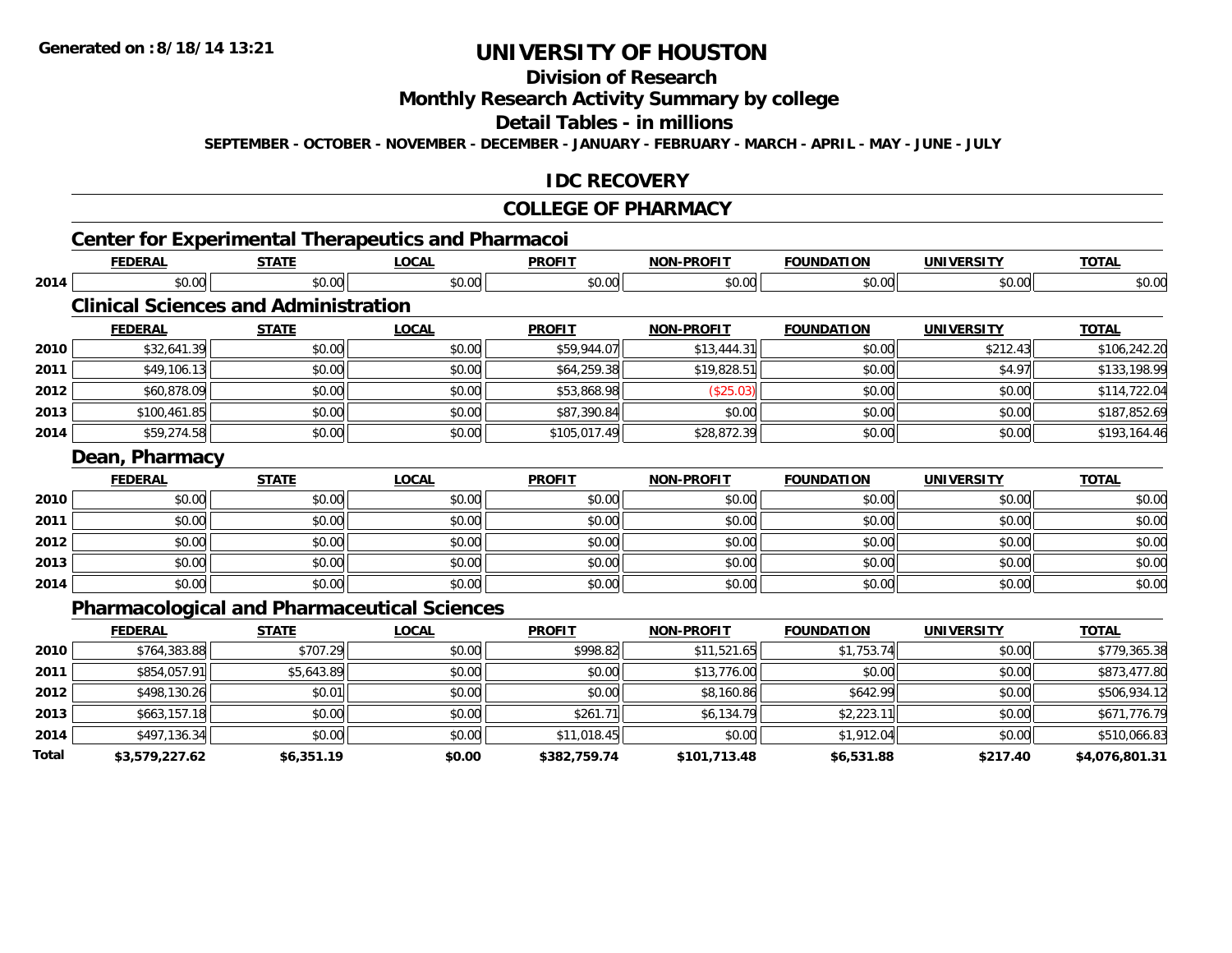**Generated on :8/18/14 13:21**

# UNIVERSITY OF HOUSTON

## Division of Research

## Monthly Research Activity Summary by college

## Detail Tables - in millions

**SEPTEMBER - OCTOBER - NOVEMBER - DECEMBER - JANUARY - FEBRUARY - MARCH - APRIL - MAY - JUNE - JULY**

## IDC RECOVERY

## COLLEGE OF PHARMACY

### Center for Experimental Therapeutics and Pharmacoi

| | FEDERAL | STATE | LOCAL | PROFIT | NON-PROFIT | FOUNDATION | UNIVERSITY | TOTAL |
|---|---|---|---|---|---|---|---|---|
| 2014 | $0.00 | $0.00 | $0.00 | $0.00 | $0.00 | $0.00 | $0.00 | $0.00 |

### Clinical Sciences and Administration

| | FEDERAL | STATE | LOCAL | PROFIT | NON-PROFIT | FOUNDATION | UNIVERSITY | TOTAL |
|---|---|---|---|---|---|---|---|---|
| 2010 | $32,641.39 | $0.00 | $0.00 | $59,944.07 | $13,444.31 | $0.00 | $212.43 | $106,242.20 |
| 2011 | $49,106.13 | $0.00 | $0.00 | $64,259.38 | $19,828.51 | $0.00 | $4.97 | $133,198.99 |
| 2012 | $60,878.09 | $0.00 | $0.00 | $53,868.98 | ($25.03) | $0.00 | $0.00 | $114,722.04 |
| 2013 | $100,461.85 | $0.00 | $0.00 | $87,390.84 | $0.00 | $0.00 | $0.00 | $187,852.69 |
| 2014 | $59,274.58 | $0.00 | $0.00 | $105,017.49 | $28,872.39 | $0.00 | $0.00 | $193,164.46 |

### Dean, Pharmacy

| | FEDERAL | STATE | LOCAL | PROFIT | NON-PROFIT | FOUNDATION | UNIVERSITY | TOTAL |
|---|---|---|---|---|---|---|---|---|
| 2010 | $0.00 | $0.00 | $0.00 | $0.00 | $0.00 | $0.00 | $0.00 | $0.00 |
| 2011 | $0.00 | $0.00 | $0.00 | $0.00 | $0.00 | $0.00 | $0.00 | $0.00 |
| 2012 | $0.00 | $0.00 | $0.00 | $0.00 | $0.00 | $0.00 | $0.00 | $0.00 |
| 2013 | $0.00 | $0.00 | $0.00 | $0.00 | $0.00 | $0.00 | $0.00 | $0.00 |
| 2014 | $0.00 | $0.00 | $0.00 | $0.00 | $0.00 | $0.00 | $0.00 | $0.00 |

### Pharmacological and Pharmaceutical Sciences

| | FEDERAL | STATE | LOCAL | PROFIT | NON-PROFIT | FOUNDATION | UNIVERSITY | TOTAL |
|---|---|---|---|---|---|---|---|---|
| 2010 | $764,383.88 | $707.29 | $0.00 | $998.82 | $11,521.65 | $1,753.74 | $0.00 | $779,365.38 |
| 2011 | $854,057.91 | $5,643.89 | $0.00 | $0.00 | $13,776.00 | $0.00 | $0.00 | $873,477.80 |
| 2012 | $498,130.26 | $0.01 | $0.00 | $0.00 | $8,160.86 | $642.99 | $0.00 | $506,934.12 |
| 2013 | $663,157.18 | $0.00 | $0.00 | $261.71 | $6,134.79 | $2,223.11 | $0.00 | $671,776.79 |
| 2014 | $497,136.34 | $0.00 | $0.00 | $11,018.45 | $0.00 | $1,912.04 | $0.00 | $510,066.83 |
| **Total** | **$3,579,227.62** | **$6,351.19** | **$0.00** | **$382,759.74** | **$101,713.48** | **$6,531.88** | **$217.40** | **$4,076,801.31** |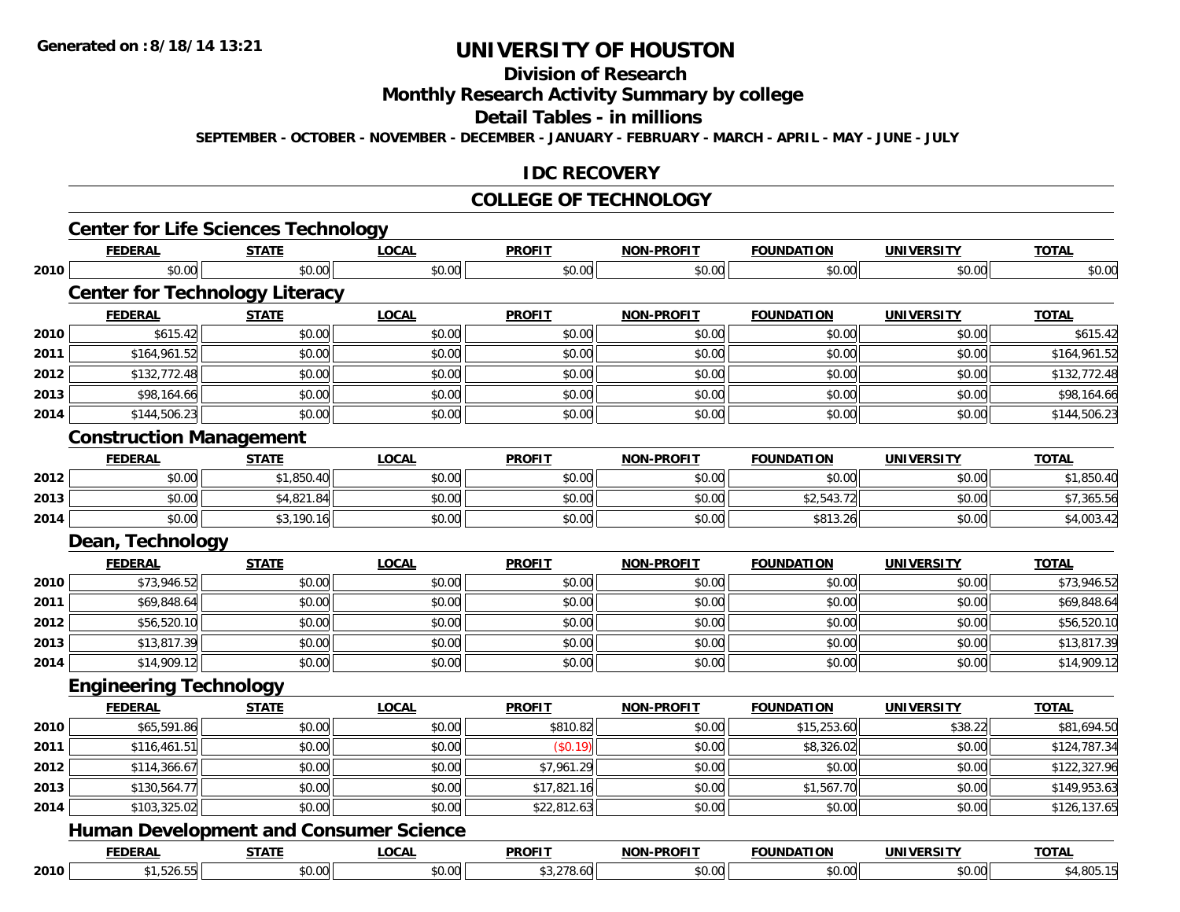# UNIVERSITY OF HOUSTON

## Division of Research

## Monthly Research Activity Summary by college

## Detail Tables - in millions

**SEPTEMBER - OCTOBER - NOVEMBER - DECEMBER - JANUARY - FEBRUARY - MARCH - APRIL - MAY - JUNE - JULY**

## IDC RECOVERY

## COLLEGE OF TECHNOLOGY

### Center for Life Sciences Technology

| | FEDERAL | STATE | LOCAL | PROFIT | NON-PROFIT | FOUNDATION | UNIVERSITY | TOTAL |
|---|---|---|---|---|---|---|---|---|
| 2010 | $0.00 | $0.00 | $0.00 | $0.00 | $0.00 | $0.00 | $0.00 | $0.00 |

### Center for Technology Literacy

| | FEDERAL | STATE | LOCAL | PROFIT | NON-PROFIT | FOUNDATION | UNIVERSITY | TOTAL |
|---|---|---|---|---|---|---|---|---|
| 2010 | $615.42 | $0.00 | $0.00 | $0.00 | $0.00 | $0.00 | $0.00 | $615.42 |
| 2011 | $164,961.52 | $0.00 | $0.00 | $0.00 | $0.00 | $0.00 | $0.00 | $164,961.52 |
| 2012 | $132,772.48 | $0.00 | $0.00 | $0.00 | $0.00 | $0.00 | $0.00 | $132,772.48 |
| 2013 | $98,164.66 | $0.00 | $0.00 | $0.00 | $0.00 | $0.00 | $0.00 | $98,164.66 |
| 2014 | $144,506.23 | $0.00 | $0.00 | $0.00 | $0.00 | $0.00 | $0.00 | $144,506.23 |

### Construction Management

| | FEDERAL | STATE | LOCAL | PROFIT | NON-PROFIT | FOUNDATION | UNIVERSITY | TOTAL |
|---|---|---|---|---|---|---|---|---|
| 2012 | $0.00 | $1,850.40 | $0.00 | $0.00 | $0.00 | $0.00 | $0.00 | $1,850.40 |
| 2013 | $0.00 | $4,821.84 | $0.00 | $0.00 | $0.00 | $2,543.72 | $0.00 | $7,365.56 |
| 2014 | $0.00 | $3,190.16 | $0.00 | $0.00 | $0.00 | $813.26 | $0.00 | $4,003.42 |

### Dean, Technology

| | FEDERAL | STATE | LOCAL | PROFIT | NON-PROFIT | FOUNDATION | UNIVERSITY | TOTAL |
|---|---|---|---|---|---|---|---|---|
| 2010 | $73,946.52 | $0.00 | $0.00 | $0.00 | $0.00 | $0.00 | $0.00 | $73,946.52 |
| 2011 | $69,848.64 | $0.00 | $0.00 | $0.00 | $0.00 | $0.00 | $0.00 | $69,848.64 |
| 2012 | $56,520.10 | $0.00 | $0.00 | $0.00 | $0.00 | $0.00 | $0.00 | $56,520.10 |
| 2013 | $13,817.39 | $0.00 | $0.00 | $0.00 | $0.00 | $0.00 | $0.00 | $13,817.39 |
| 2014 | $14,909.12 | $0.00 | $0.00 | $0.00 | $0.00 | $0.00 | $0.00 | $14,909.12 |

### Engineering Technology

| | FEDERAL | STATE | LOCAL | PROFIT | NON-PROFIT | FOUNDATION | UNIVERSITY | TOTAL |
|---|---|---|---|---|---|---|---|---|
| 2010 | $65,591.86 | $0.00 | $0.00 | $810.82 | $0.00 | $15,253.60 | $38.22 | $81,694.50 |
| 2011 | $116,461.51 | $0.00 | $0.00 | ($0.19) | $0.00 | $8,326.02 | $0.00 | $124,787.34 |
| 2012 | $114,366.67 | $0.00 | $0.00 | $7,961.29 | $0.00 | $0.00 | $0.00 | $122,327.96 |
| 2013 | $130,564.77 | $0.00 | $0.00 | $17,821.16 | $0.00 | $1,567.70 | $0.00 | $149,953.63 |
| 2014 | $103,325.02 | $0.00 | $0.00 | $22,812.63 | $0.00 | $0.00 | $0.00 | $126,137.65 |

### Human Development and Consumer Science

| | FEDERAL | STATE | LOCAL | PROFIT | NON-PROFIT | FOUNDATION | UNIVERSITY | TOTAL |
|---|---|---|---|---|---|---|---|---|
| 2010 | $1,526.55 | $0.00 | $0.00 | $3,278.60 | $0.00 | $0.00 | $0.00 | $4,805.15 |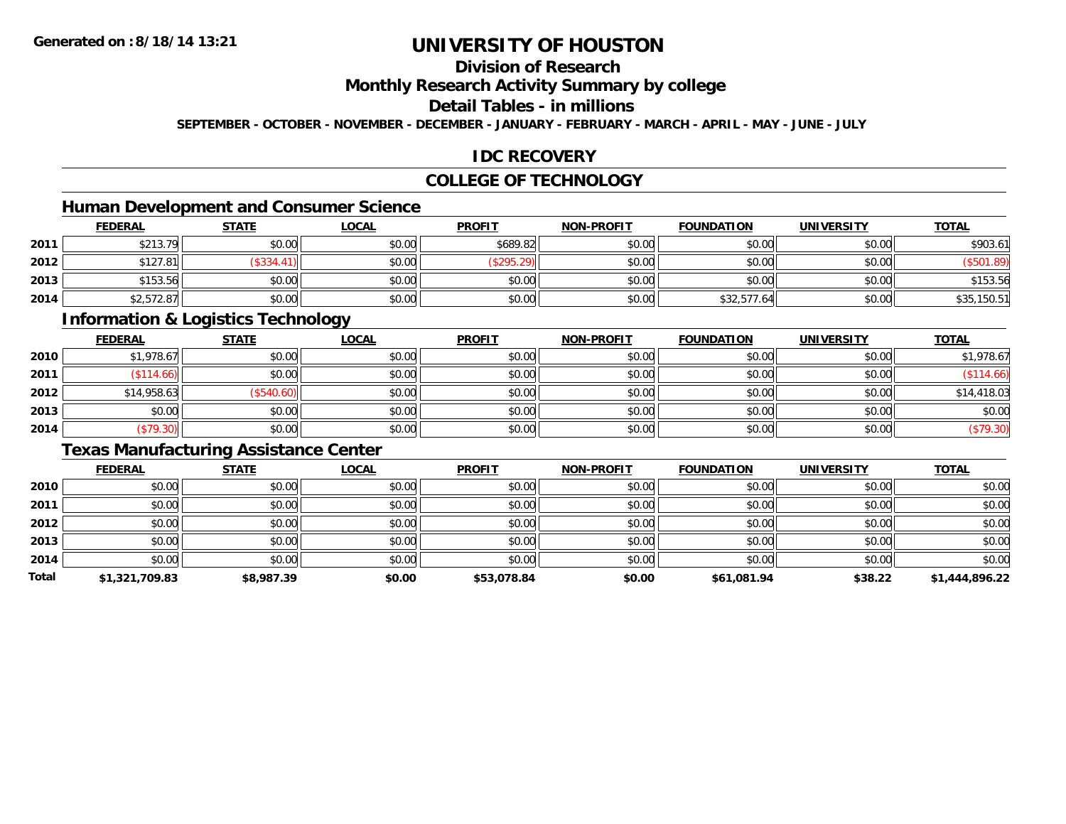**Generated on :8/18/14 13:21**

# UNIVERSITY OF HOUSTON

## Division of Research

## Monthly Research Activity Summary by college

## Detail Tables - in millions

**SEPTEMBER - OCTOBER - NOVEMBER - DECEMBER - JANUARY - FEBRUARY - MARCH - APRIL - MAY - JUNE - JULY**

## IDC RECOVERY

## COLLEGE OF TECHNOLOGY

### Human Development and Consumer Science

| | FEDERAL | STATE | LOCAL | PROFIT | NON-PROFIT | FOUNDATION | UNIVERSITY | TOTAL |
|---|---|---|---|---|---|---|---|---|
| 2011 | $213.79 | $0.00 | $0.00 | $689.82 | $0.00 | $0.00 | $0.00 | $903.61 |
| 2012 | $127.81 | ($334.41) | $0.00 | ($295.29) | $0.00 | $0.00 | $0.00 | ($501.89) |
| 2013 | $153.56 | $0.00 | $0.00 | $0.00 | $0.00 | $0.00 | $0.00 | $153.56 |
| 2014 | $2,572.87 | $0.00 | $0.00 | $0.00 | $0.00 | $32,577.64 | $0.00 | $35,150.51 |

### Information & Logistics Technology

| | FEDERAL | STATE | LOCAL | PROFIT | NON-PROFIT | FOUNDATION | UNIVERSITY | TOTAL |
|---|---|---|---|---|---|---|---|---|
| 2010 | $1,978.67 | $0.00 | $0.00 | $0.00 | $0.00 | $0.00 | $0.00 | $1,978.67 |
| 2011 | ($114.66) | $0.00 | $0.00 | $0.00 | $0.00 | $0.00 | $0.00 | ($114.66) |
| 2012 | $14,958.63 | ($540.60) | $0.00 | $0.00 | $0.00 | $0.00 | $0.00 | $14,418.03 |
| 2013 | $0.00 | $0.00 | $0.00 | $0.00 | $0.00 | $0.00 | $0.00 | $0.00 |
| 2014 | ($79.30) | $0.00 | $0.00 | $0.00 | $0.00 | $0.00 | $0.00 | ($79.30) |

### Texas Manufacturing Assistance Center

| | FEDERAL | STATE | LOCAL | PROFIT | NON-PROFIT | FOUNDATION | UNIVERSITY | TOTAL |
|---|---|---|---|---|---|---|---|---|
| 2010 | $0.00 | $0.00 | $0.00 | $0.00 | $0.00 | $0.00 | $0.00 | $0.00 |
| 2011 | $0.00 | $0.00 | $0.00 | $0.00 | $0.00 | $0.00 | $0.00 | $0.00 |
| 2012 | $0.00 | $0.00 | $0.00 | $0.00 | $0.00 | $0.00 | $0.00 | $0.00 |
| 2013 | $0.00 | $0.00 | $0.00 | $0.00 | $0.00 | $0.00 | $0.00 | $0.00 |
| 2014 | $0.00 | $0.00 | $0.00 | $0.00 | $0.00 | $0.00 | $0.00 | $0.00 |
| **Total** | **$1,321,709.83** | **$8,987.39** | **$0.00** | **$53,078.84** | **$0.00** | **$61,081.94** | **$38.22** | **$1,444,896.22** |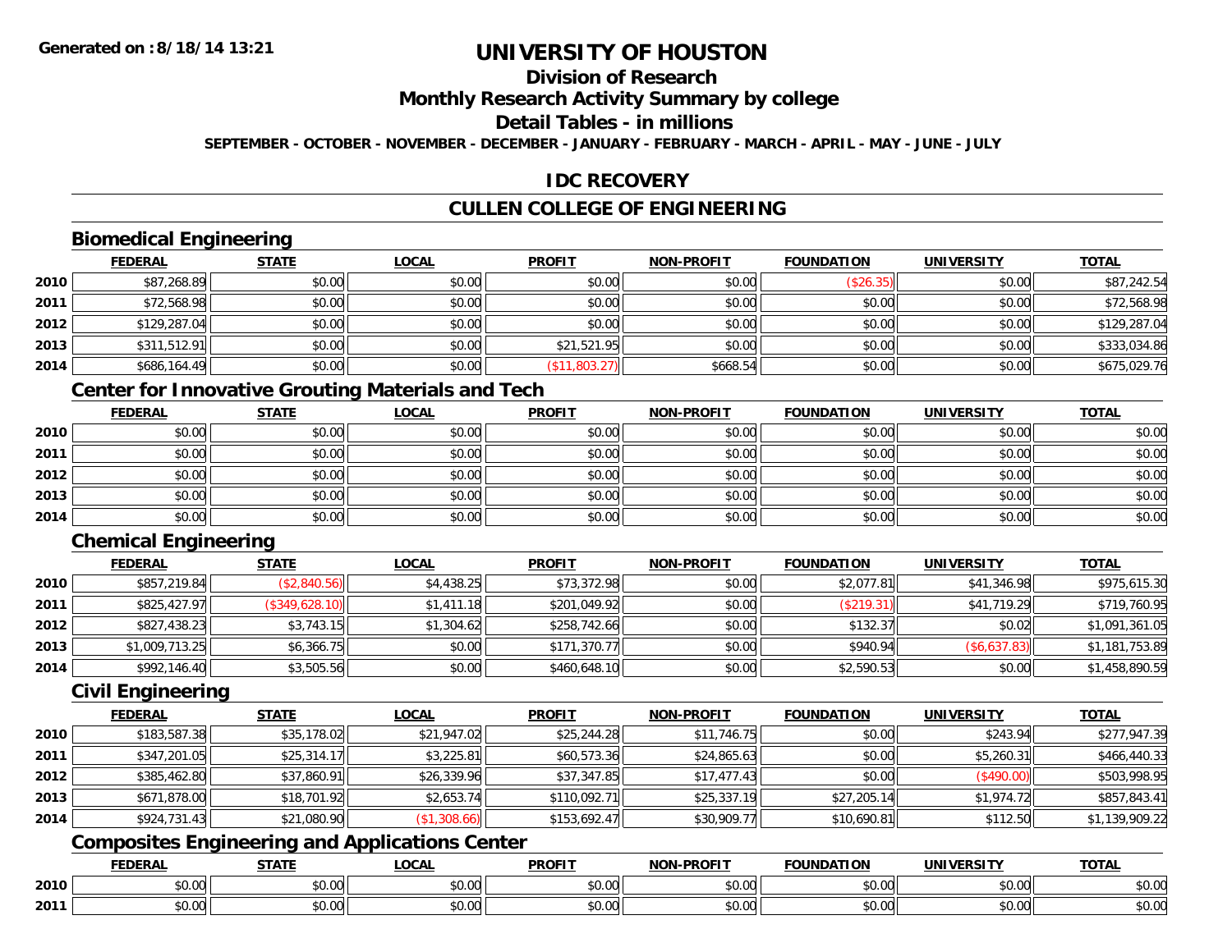Generated on :8/18/14 13:21

# UNIVERSITY OF HOUSTON

## Division of Research

## Monthly Research Activity Summary by college

## Detail Tables - in millions

SEPTEMBER - OCTOBER - NOVEMBER - DECEMBER - JANUARY - FEBRUARY - MARCH - APRIL - MAY - JUNE - JULY

## IDC RECOVERY

## CULLEN COLLEGE OF ENGINEERING

### Biomedical Engineering

| | FEDERAL | STATE | LOCAL | PROFIT | NON-PROFIT | FOUNDATION | UNIVERSITY | TOTAL |
|---|---|---|---|---|---|---|---|---|
| 2010 | $87,268.89 | $0.00 | $0.00 | $0.00 | $0.00 | ($26.35) | $0.00 | $87,242.54 |
| 2011 | $72,568.98 | $0.00 | $0.00 | $0.00 | $0.00 | $0.00 | $0.00 | $72,568.98 |
| 2012 | $129,287.04 | $0.00 | $0.00 | $0.00 | $0.00 | $0.00 | $0.00 | $129,287.04 |
| 2013 | $311,512.91 | $0.00 | $0.00 | $21,521.95 | $0.00 | $0.00 | $0.00 | $333,034.86 |
| 2014 | $686,164.49 | $0.00 | $0.00 | ($11,803.27) | $668.54 | $0.00 | $0.00 | $675,029.76 |

### Center for Innovative Grouting Materials and Tech

| | FEDERAL | STATE | LOCAL | PROFIT | NON-PROFIT | FOUNDATION | UNIVERSITY | TOTAL |
|---|---|---|---|---|---|---|---|---|
| 2010 | $0.00 | $0.00 | $0.00 | $0.00 | $0.00 | $0.00 | $0.00 | $0.00 |
| 2011 | $0.00 | $0.00 | $0.00 | $0.00 | $0.00 | $0.00 | $0.00 | $0.00 |
| 2012 | $0.00 | $0.00 | $0.00 | $0.00 | $0.00 | $0.00 | $0.00 | $0.00 |
| 2013 | $0.00 | $0.00 | $0.00 | $0.00 | $0.00 | $0.00 | $0.00 | $0.00 |
| 2014 | $0.00 | $0.00 | $0.00 | $0.00 | $0.00 | $0.00 | $0.00 | $0.00 |

### Chemical Engineering

| | FEDERAL | STATE | LOCAL | PROFIT | NON-PROFIT | FOUNDATION | UNIVERSITY | TOTAL |
|---|---|---|---|---|---|---|---|---|
| 2010 | $857,219.84 | ($2,840.56) | $4,438.25 | $73,372.98 | $0.00 | $2,077.81 | $41,346.98 | $975,615.30 |
| 2011 | $825,427.97 | ($349,628.10) | $1,411.18 | $201,049.92 | $0.00 | ($219.31) | $41,719.29 | $719,760.95 |
| 2012 | $827,438.23 | $3,743.15 | $1,304.62 | $258,742.66 | $0.00 | $132.37 | $0.02 | $1,091,361.05 |
| 2013 | $1,009,713.25 | $6,366.75 | $0.00 | $171,370.77 | $0.00 | $940.94 | ($6,637.83) | $1,181,753.89 |
| 2014 | $992,146.40 | $3,505.56 | $0.00 | $460,648.10 | $0.00 | $2,590.53 | $0.00 | $1,458,890.59 |

### Civil Engineering

| | FEDERAL | STATE | LOCAL | PROFIT | NON-PROFIT | FOUNDATION | UNIVERSITY | TOTAL |
|---|---|---|---|---|---|---|---|---|
| 2010 | $183,587.38 | $35,178.02 | $21,947.02 | $25,244.28 | $11,746.75 | $0.00 | $243.94 | $277,947.39 |
| 2011 | $347,201.05 | $25,314.17 | $3,225.81 | $60,573.36 | $24,865.63 | $0.00 | $5,260.31 | $466,440.33 |
| 2012 | $385,462.80 | $37,860.91 | $26,339.96 | $37,347.85 | $17,477.43 | $0.00 | ($490.00) | $503,998.95 |
| 2013 | $671,878.00 | $18,701.92 | $2,653.74 | $110,092.71 | $25,337.19 | $27,205.14 | $1,974.72 | $857,843.41 |
| 2014 | $924,731.43 | $21,080.90 | ($1,308.66) | $153,692.47 | $30,909.77 | $10,690.81 | $112.50 | $1,139,909.22 |

### Composites Engineering and Applications Center

| | FEDERAL | STATE | LOCAL | PROFIT | NON-PROFIT | FOUNDATION | UNIVERSITY | TOTAL |
|---|---|---|---|---|---|---|---|---|
| 2010 | $0.00 | $0.00 | $0.00 | $0.00 | $0.00 | $0.00 | $0.00 | $0.00 |
| 2011 | $0.00 | $0.00 | $0.00 | $0.00 | $0.00 | $0.00 | $0.00 | $0.00 |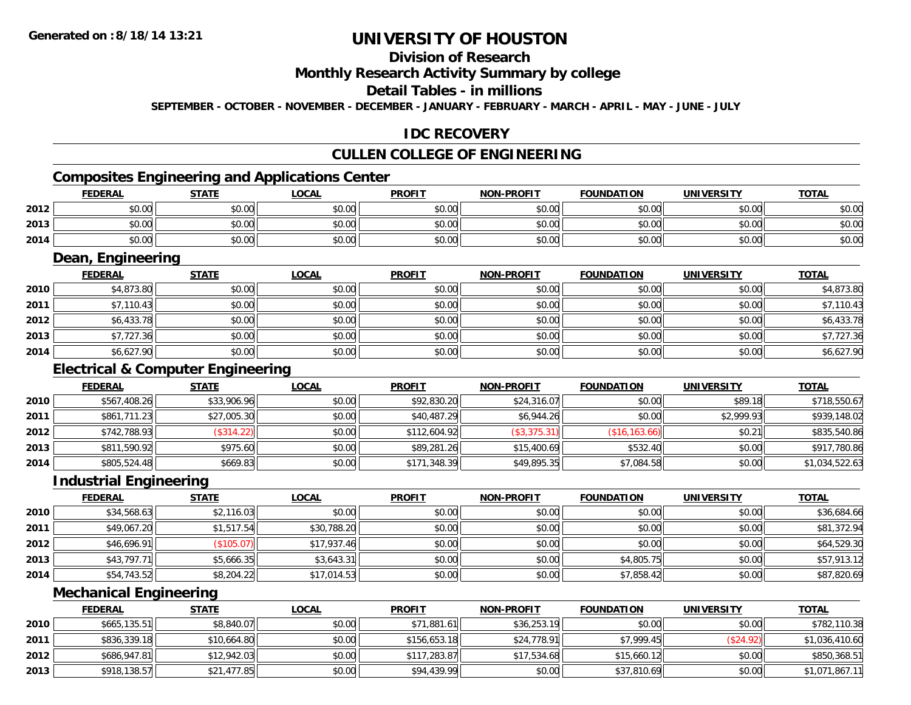# UNIVERSITY OF HOUSTON

## Division of Research

## Monthly Research Activity Summary by college

## Detail Tables - in millions

SEPTEMBER - OCTOBER - NOVEMBER - DECEMBER - JANUARY - FEBRUARY - MARCH - APRIL - MAY - JUNE - JULY

## IDC RECOVERY

## CULLEN COLLEGE OF ENGINEERING

### Composites Engineering and Applications Center

| | FEDERAL | STATE | LOCAL | PROFIT | NON-PROFIT | FOUNDATION | UNIVERSITY | TOTAL |
|---|---|---|---|---|---|---|---|---|
| 2012 | $0.00 | $0.00 | $0.00 | $0.00 | $0.00 | $0.00 | $0.00 | $0.00 |
| 2013 | $0.00 | $0.00 | $0.00 | $0.00 | $0.00 | $0.00 | $0.00 | $0.00 |
| 2014 | $0.00 | $0.00 | $0.00 | $0.00 | $0.00 | $0.00 | $0.00 | $0.00 |

### Dean, Engineering

| | FEDERAL | STATE | LOCAL | PROFIT | NON-PROFIT | FOUNDATION | UNIVERSITY | TOTAL |
|---|---|---|---|---|---|---|---|---|
| 2010 | $4,873.80 | $0.00 | $0.00 | $0.00 | $0.00 | $0.00 | $0.00 | $4,873.80 |
| 2011 | $7,110.43 | $0.00 | $0.00 | $0.00 | $0.00 | $0.00 | $0.00 | $7,110.43 |
| 2012 | $6,433.78 | $0.00 | $0.00 | $0.00 | $0.00 | $0.00 | $0.00 | $6,433.78 |
| 2013 | $7,727.36 | $0.00 | $0.00 | $0.00 | $0.00 | $0.00 | $0.00 | $7,727.36 |
| 2014 | $6,627.90 | $0.00 | $0.00 | $0.00 | $0.00 | $0.00 | $0.00 | $6,627.90 |

### Electrical & Computer Engineering

| | FEDERAL | STATE | LOCAL | PROFIT | NON-PROFIT | FOUNDATION | UNIVERSITY | TOTAL |
|---|---|---|---|---|---|---|---|---|
| 2010 | $567,408.26 | $33,906.96 | $0.00 | $92,830.20 | $24,316.07 | $0.00 | $89.18 | $718,550.67 |
| 2011 | $861,711.23 | $27,005.30 | $0.00 | $40,487.29 | $6,944.26 | $0.00 | $2,999.93 | $939,148.02 |
| 2012 | $742,788.93 | ($314.22) | $0.00 | $112,604.92 | ($3,375.31) | ($16,163.66) | $0.21 | $835,540.86 |
| 2013 | $811,590.92 | $975.60 | $0.00 | $89,281.26 | $15,400.69 | $532.40 | $0.00 | $917,780.86 |
| 2014 | $805,524.48 | $669.83 | $0.00 | $171,348.39 | $49,895.35 | $7,084.58 | $0.00 | $1,034,522.63 |

### Industrial Engineering

| | FEDERAL | STATE | LOCAL | PROFIT | NON-PROFIT | FOUNDATION | UNIVERSITY | TOTAL |
|---|---|---|---|---|---|---|---|---|
| 2010 | $34,568.63 | $2,116.03 | $0.00 | $0.00 | $0.00 | $0.00 | $0.00 | $36,684.66 |
| 2011 | $49,067.20 | $1,517.54 | $30,788.20 | $0.00 | $0.00 | $0.00 | $0.00 | $81,372.94 |
| 2012 | $46,696.91 | ($105.07) | $17,937.46 | $0.00 | $0.00 | $0.00 | $0.00 | $64,529.30 |
| 2013 | $43,797.71 | $5,666.35 | $3,643.31 | $0.00 | $0.00 | $4,805.75 | $0.00 | $57,913.12 |
| 2014 | $54,743.52 | $8,204.22 | $17,014.53 | $0.00 | $0.00 | $7,858.42 | $0.00 | $87,820.69 |

### Mechanical Engineering

| | FEDERAL | STATE | LOCAL | PROFIT | NON-PROFIT | FOUNDATION | UNIVERSITY | TOTAL |
|---|---|---|---|---|---|---|---|---|
| 2010 | $665,135.51 | $8,840.07 | $0.00 | $71,881.61 | $36,253.19 | $0.00 | $0.00 | $782,110.38 |
| 2011 | $836,339.18 | $10,664.80 | $0.00 | $156,653.18 | $24,778.91 | $7,999.45 | ($24.92) | $1,036,410.60 |
| 2012 | $686,947.81 | $12,942.03 | $0.00 | $117,283.87 | $17,534.68 | $15,660.12 | $0.00 | $850,368.51 |
| 2013 | $918,138.57 | $21,477.85 | $0.00 | $94,439.99 | $0.00 | $37,810.69 | $0.00 | $1,071,867.11 |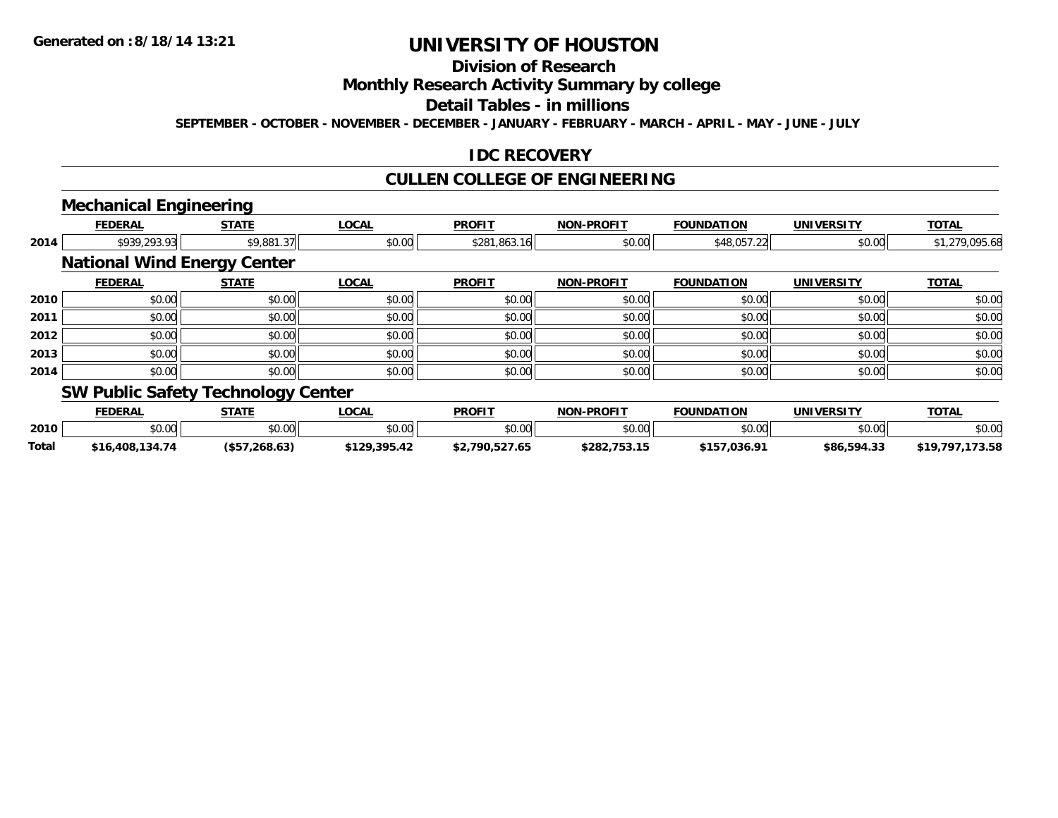**Generated on :8/18/14 13:21**

# UNIVERSITY OF HOUSTON

## Division of Research

## Monthly Research Activity Summary by college

## Detail Tables - in millions

**SEPTEMBER - OCTOBER - NOVEMBER - DECEMBER - JANUARY - FEBRUARY - MARCH - APRIL - MAY - JUNE - JULY**

## IDC RECOVERY

## CULLEN COLLEGE OF ENGINEERING

### Mechanical Engineering

| | FEDERAL | STATE | LOCAL | PROFIT | NON-PROFIT | FOUNDATION | UNIVERSITY | TOTAL |
|---|---|---|---|---|---|---|---|---|
| 2014 | \$939,293.93 | \$9,881.37 | \$0.00 | \$281,863.16 | \$0.00 | \$48,057.22 | \$0.00 | \$1,279,095.68 |

### National Wind Energy Center

| | FEDERAL | STATE | LOCAL | PROFIT | NON-PROFIT | FOUNDATION | UNIVERSITY | TOTAL |
|---|---|---|---|---|---|---|---|---|
| 2010 | \$0.00 | \$0.00 | \$0.00 | \$0.00 | \$0.00 | \$0.00 | \$0.00 | \$0.00 |
| 2011 | \$0.00 | \$0.00 | \$0.00 | \$0.00 | \$0.00 | \$0.00 | \$0.00 | \$0.00 |
| 2012 | \$0.00 | \$0.00 | \$0.00 | \$0.00 | \$0.00 | \$0.00 | \$0.00 | \$0.00 |
| 2013 | \$0.00 | \$0.00 | \$0.00 | \$0.00 | \$0.00 | \$0.00 | \$0.00 | \$0.00 |
| 2014 | \$0.00 | \$0.00 | \$0.00 | \$0.00 | \$0.00 | \$0.00 | \$0.00 | \$0.00 |

### SW Public Safety Technology Center

| | FEDERAL | STATE | LOCAL | PROFIT | NON-PROFIT | FOUNDATION | UNIVERSITY | TOTAL |
|---|---|---|---|---|---|---|---|---|
| 2010 | \$0.00 | \$0.00 | \$0.00 | \$0.00 | \$0.00 | \$0.00 | \$0.00 | \$0.00 |
| **Total** | **\$16,408,134.74** | **(\$57,268.63)** | **\$129,395.42** | **\$2,790,527.65** | **\$282,753.15** | **\$157,036.91** | **\$86,594.33** | **\$19,797,173.58** |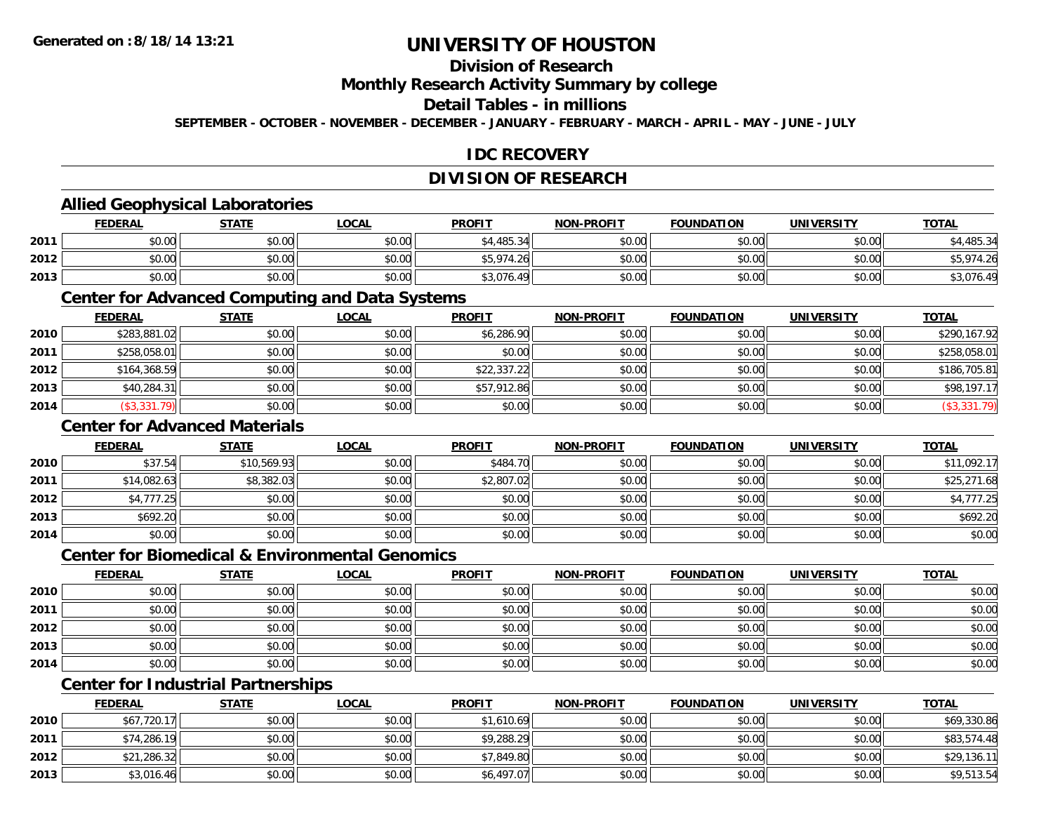# UNIVERSITY OF HOUSTON

## Division of Research

## Monthly Research Activity Summary by college

## Detail Tables - in millions

**SEPTEMBER - OCTOBER - NOVEMBER - DECEMBER - JANUARY - FEBRUARY - MARCH - APRIL - MAY - JUNE - JULY**

## IDC RECOVERY

## DIVISION OF RESEARCH

### Allied Geophysical Laboratories

| | FEDERAL | STATE | LOCAL | PROFIT | NON-PROFIT | FOUNDATION | UNIVERSITY | TOTAL |
|---|---|---|---|---|---|---|---|---|
| 2011 | $0.00 | $0.00 | $0.00 | $4,485.34 | $0.00 | $0.00 | $0.00 | $4,485.34 |
| 2012 | $0.00 | $0.00 | $0.00 | $5,974.26 | $0.00 | $0.00 | $0.00 | $5,974.26 |
| 2013 | $0.00 | $0.00 | $0.00 | $3,076.49 | $0.00 | $0.00 | $0.00 | $3,076.49 |

### Center for Advanced Computing and Data Systems

| | FEDERAL | STATE | LOCAL | PROFIT | NON-PROFIT | FOUNDATION | UNIVERSITY | TOTAL |
|---|---|---|---|---|---|---|---|---|
| 2010 | $283,881.02 | $0.00 | $0.00 | $6,286.90 | $0.00 | $0.00 | $0.00 | $290,167.92 |
| 2011 | $258,058.01 | $0.00 | $0.00 | $0.00 | $0.00 | $0.00 | $0.00 | $258,058.01 |
| 2012 | $164,368.59 | $0.00 | $0.00 | $22,337.22 | $0.00 | $0.00 | $0.00 | $186,705.81 |
| 2013 | $40,284.31 | $0.00 | $0.00 | $57,912.86 | $0.00 | $0.00 | $0.00 | $98,197.17 |
| 2014 | ($3,331.79) | $0.00 | $0.00 | $0.00 | $0.00 | $0.00 | $0.00 | ($3,331.79) |

### Center for Advanced Materials

| | FEDERAL | STATE | LOCAL | PROFIT | NON-PROFIT | FOUNDATION | UNIVERSITY | TOTAL |
|---|---|---|---|---|---|---|---|---|
| 2010 | $37.54 | $10,569.93 | $0.00 | $484.70 | $0.00 | $0.00 | $0.00 | $11,092.17 |
| 2011 | $14,082.63 | $8,382.03 | $0.00 | $2,807.02 | $0.00 | $0.00 | $0.00 | $25,271.68 |
| 2012 | $4,777.25 | $0.00 | $0.00 | $0.00 | $0.00 | $0.00 | $0.00 | $4,777.25 |
| 2013 | $692.20 | $0.00 | $0.00 | $0.00 | $0.00 | $0.00 | $0.00 | $692.20 |
| 2014 | $0.00 | $0.00 | $0.00 | $0.00 | $0.00 | $0.00 | $0.00 | $0.00 |

### Center for Biomedical & Environmental Genomics

| | FEDERAL | STATE | LOCAL | PROFIT | NON-PROFIT | FOUNDATION | UNIVERSITY | TOTAL |
|---|---|---|---|---|---|---|---|---|
| 2010 | $0.00 | $0.00 | $0.00 | $0.00 | $0.00 | $0.00 | $0.00 | $0.00 |
| 2011 | $0.00 | $0.00 | $0.00 | $0.00 | $0.00 | $0.00 | $0.00 | $0.00 |
| 2012 | $0.00 | $0.00 | $0.00 | $0.00 | $0.00 | $0.00 | $0.00 | $0.00 |
| 2013 | $0.00 | $0.00 | $0.00 | $0.00 | $0.00 | $0.00 | $0.00 | $0.00 |
| 2014 | $0.00 | $0.00 | $0.00 | $0.00 | $0.00 | $0.00 | $0.00 | $0.00 |

### Center for Industrial Partnerships

| | FEDERAL | STATE | LOCAL | PROFIT | NON-PROFIT | FOUNDATION | UNIVERSITY | TOTAL |
|---|---|---|---|---|---|---|---|---|
| 2010 | $67,720.17 | $0.00 | $0.00 | $1,610.69 | $0.00 | $0.00 | $0.00 | $69,330.86 |
| 2011 | $74,286.19 | $0.00 | $0.00 | $9,288.29 | $0.00 | $0.00 | $0.00 | $83,574.48 |
| 2012 | $21,286.32 | $0.00 | $0.00 | $7,849.80 | $0.00 | $0.00 | $0.00 | $29,136.11 |
| 2013 | $3,016.46 | $0.00 | $0.00 | $6,497.07 | $0.00 | $0.00 | $0.00 | $9,513.54 |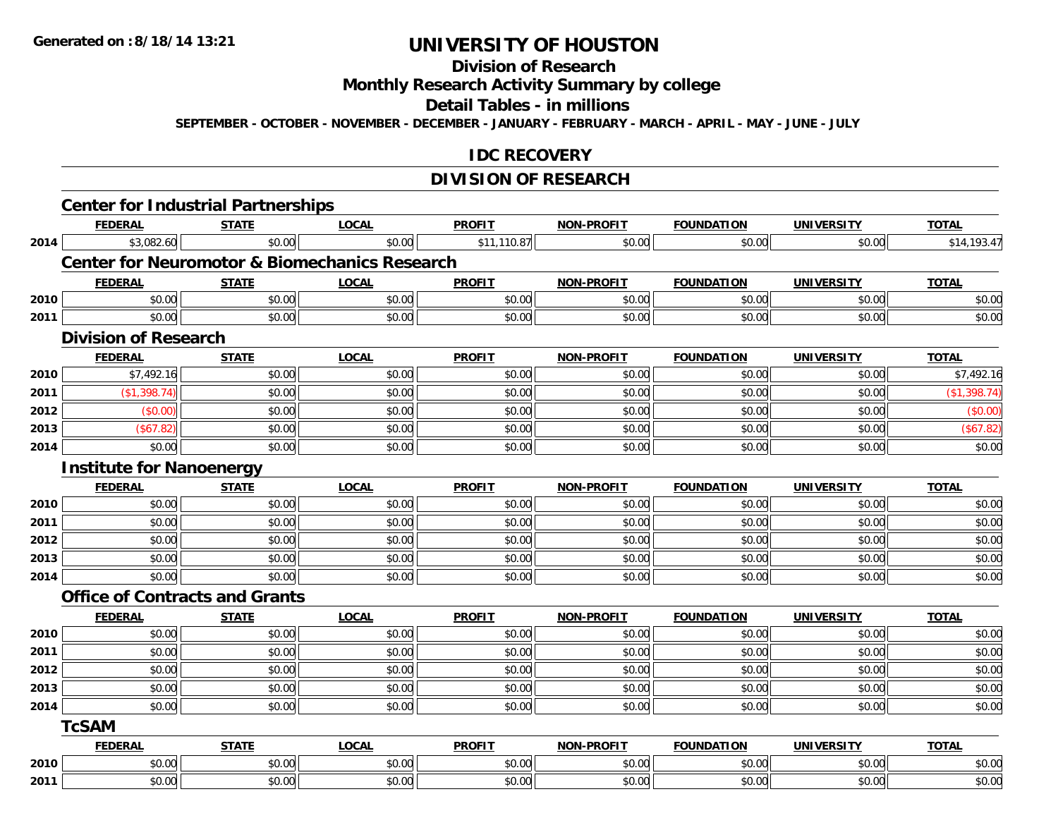# UNIVERSITY OF HOUSTON

## Division of Research

## Monthly Research Activity Summary by college

## Detail Tables - in millions

**SEPTEMBER - OCTOBER - NOVEMBER - DECEMBER - JANUARY - FEBRUARY - MARCH - APRIL - MAY - JUNE - JULY**

## IDC RECOVERY

## DIVISION OF RESEARCH

### Center for Industrial Partnerships

| | FEDERAL | STATE | LOCAL | PROFIT | NON-PROFIT | FOUNDATION | UNIVERSITY | TOTAL |
|---|---|---|---|---|---|---|---|---|
| 2014 | $3,082.60 | $0.00 | $0.00 | $11,110.87 | $0.00 | $0.00 | $0.00 | $14,193.47 |

### Center for Neuromotor & Biomechanics Research

| | FEDERAL | STATE | LOCAL | PROFIT | NON-PROFIT | FOUNDATION | UNIVERSITY | TOTAL |
|---|---|---|---|---|---|---|---|---|
| 2010 | $0.00 | $0.00 | $0.00 | $0.00 | $0.00 | $0.00 | $0.00 | $0.00 |
| 2011 | $0.00 | $0.00 | $0.00 | $0.00 | $0.00 | $0.00 | $0.00 | $0.00 |

### Division of Research

| | FEDERAL | STATE | LOCAL | PROFIT | NON-PROFIT | FOUNDATION | UNIVERSITY | TOTAL |
|---|---|---|---|---|---|---|---|---|
| 2010 | $7,492.16 | $0.00 | $0.00 | $0.00 | $0.00 | $0.00 | $0.00 | $7,492.16 |
| 2011 | ($1,398.74) | $0.00 | $0.00 | $0.00 | $0.00 | $0.00 | $0.00 | ($1,398.74) |
| 2012 | ($0.00) | $0.00 | $0.00 | $0.00 | $0.00 | $0.00 | $0.00 | ($0.00) |
| 2013 | ($67.82) | $0.00 | $0.00 | $0.00 | $0.00 | $0.00 | $0.00 | ($67.82) |
| 2014 | $0.00 | $0.00 | $0.00 | $0.00 | $0.00 | $0.00 | $0.00 | $0.00 |

### Institute for Nanoenergy

| | FEDERAL | STATE | LOCAL | PROFIT | NON-PROFIT | FOUNDATION | UNIVERSITY | TOTAL |
|---|---|---|---|---|---|---|---|---|
| 2010 | $0.00 | $0.00 | $0.00 | $0.00 | $0.00 | $0.00 | $0.00 | $0.00 |
| 2011 | $0.00 | $0.00 | $0.00 | $0.00 | $0.00 | $0.00 | $0.00 | $0.00 |
| 2012 | $0.00 | $0.00 | $0.00 | $0.00 | $0.00 | $0.00 | $0.00 | $0.00 |
| 2013 | $0.00 | $0.00 | $0.00 | $0.00 | $0.00 | $0.00 | $0.00 | $0.00 |
| 2014 | $0.00 | $0.00 | $0.00 | $0.00 | $0.00 | $0.00 | $0.00 | $0.00 |

### Office of Contracts and Grants

| | FEDERAL | STATE | LOCAL | PROFIT | NON-PROFIT | FOUNDATION | UNIVERSITY | TOTAL |
|---|---|---|---|---|---|---|---|---|
| 2010 | $0.00 | $0.00 | $0.00 | $0.00 | $0.00 | $0.00 | $0.00 | $0.00 |
| 2011 | $0.00 | $0.00 | $0.00 | $0.00 | $0.00 | $0.00 | $0.00 | $0.00 |
| 2012 | $0.00 | $0.00 | $0.00 | $0.00 | $0.00 | $0.00 | $0.00 | $0.00 |
| 2013 | $0.00 | $0.00 | $0.00 | $0.00 | $0.00 | $0.00 | $0.00 | $0.00 |
| 2014 | $0.00 | $0.00 | $0.00 | $0.00 | $0.00 | $0.00 | $0.00 | $0.00 |

### TcSAM

| | FEDERAL | STATE | LOCAL | PROFIT | NON-PROFIT | FOUNDATION | UNIVERSITY | TOTAL |
|---|---|---|---|---|---|---|---|---|
| 2010 | $0.00 | $0.00 | $0.00 | $0.00 | $0.00 | $0.00 | $0.00 | $0.00 |
| 2011 | $0.00 | $0.00 | $0.00 | $0.00 | $0.00 | $0.00 | $0.00 | $0.00 |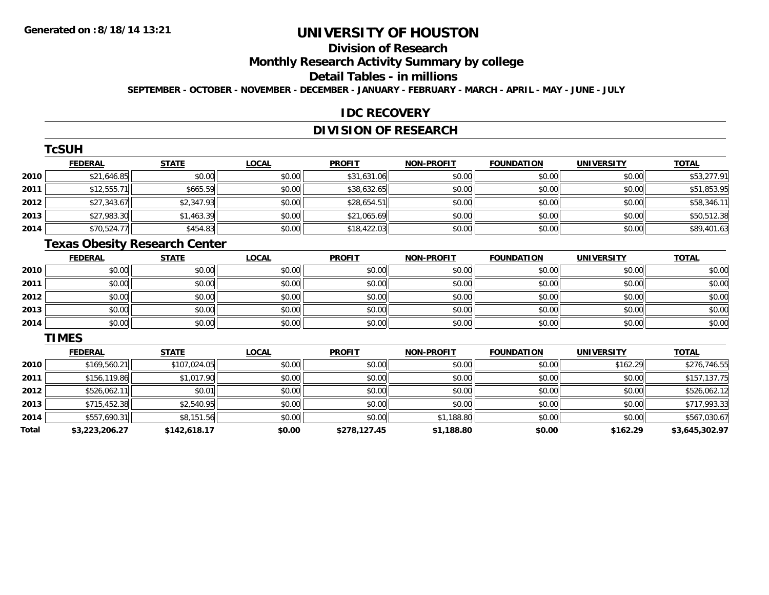# UNIVERSITY OF HOUSTON

## Division of Research

## Monthly Research Activity Summary by college

## Detail Tables - in millions

**SEPTEMBER - OCTOBER - NOVEMBER - DECEMBER - JANUARY - FEBRUARY - MARCH - APRIL - MAY - JUNE - JULY**

## IDC RECOVERY

## DIVISION OF RESEARCH

### TcSUH

| | FEDERAL | STATE | LOCAL | PROFIT | NON-PROFIT | FOUNDATION | UNIVERSITY | TOTAL |
|---|---|---|---|---|---|---|---|---|
| 2010 | $21,646.85 | $0.00 | $0.00 | $31,631.06 | $0.00 | $0.00 | $0.00 | $53,277.91 |
| 2011 | $12,555.71 | $665.59 | $0.00 | $38,632.65 | $0.00 | $0.00 | $0.00 | $51,853.95 |
| 2012 | $27,343.67 | $2,347.93 | $0.00 | $28,654.51 | $0.00 | $0.00 | $0.00 | $58,346.11 |
| 2013 | $27,983.30 | $1,463.39 | $0.00 | $21,065.69 | $0.00 | $0.00 | $0.00 | $50,512.38 |
| 2014 | $70,524.77 | $454.83 | $0.00 | $18,422.03 | $0.00 | $0.00 | $0.00 | $89,401.63 |

### Texas Obesity Research Center

| | FEDERAL | STATE | LOCAL | PROFIT | NON-PROFIT | FOUNDATION | UNIVERSITY | TOTAL |
|---|---|---|---|---|---|---|---|---|
| 2010 | $0.00 | $0.00 | $0.00 | $0.00 | $0.00 | $0.00 | $0.00 | $0.00 |
| 2011 | $0.00 | $0.00 | $0.00 | $0.00 | $0.00 | $0.00 | $0.00 | $0.00 |
| 2012 | $0.00 | $0.00 | $0.00 | $0.00 | $0.00 | $0.00 | $0.00 | $0.00 |
| 2013 | $0.00 | $0.00 | $0.00 | $0.00 | $0.00 | $0.00 | $0.00 | $0.00 |
| 2014 | $0.00 | $0.00 | $0.00 | $0.00 | $0.00 | $0.00 | $0.00 | $0.00 |

### TIMES

| | FEDERAL | STATE | LOCAL | PROFIT | NON-PROFIT | FOUNDATION | UNIVERSITY | TOTAL |
|---|---|---|---|---|---|---|---|---|
| 2010 | $169,560.21 | $107,024.05 | $0.00 | $0.00 | $0.00 | $0.00 | $162.29 | $276,746.55 |
| 2011 | $156,119.86 | $1,017.90 | $0.00 | $0.00 | $0.00 | $0.00 | $0.00 | $157,137.75 |
| 2012 | $526,062.11 | $0.01 | $0.00 | $0.00 | $0.00 | $0.00 | $0.00 | $526,062.12 |
| 2013 | $715,452.38 | $2,540.95 | $0.00 | $0.00 | $0.00 | $0.00 | $0.00 | $717,993.33 |
| 2014 | $557,690.31 | $8,151.56 | $0.00 | $0.00 | $1,188.80 | $0.00 | $0.00 | $567,030.67 |
| **Total** | **$3,223,206.27** | **$142,618.17** | **$0.00** | **$278,127.45** | **$1,188.80** | **$0.00** | **$162.29** | **$3,645,302.97** |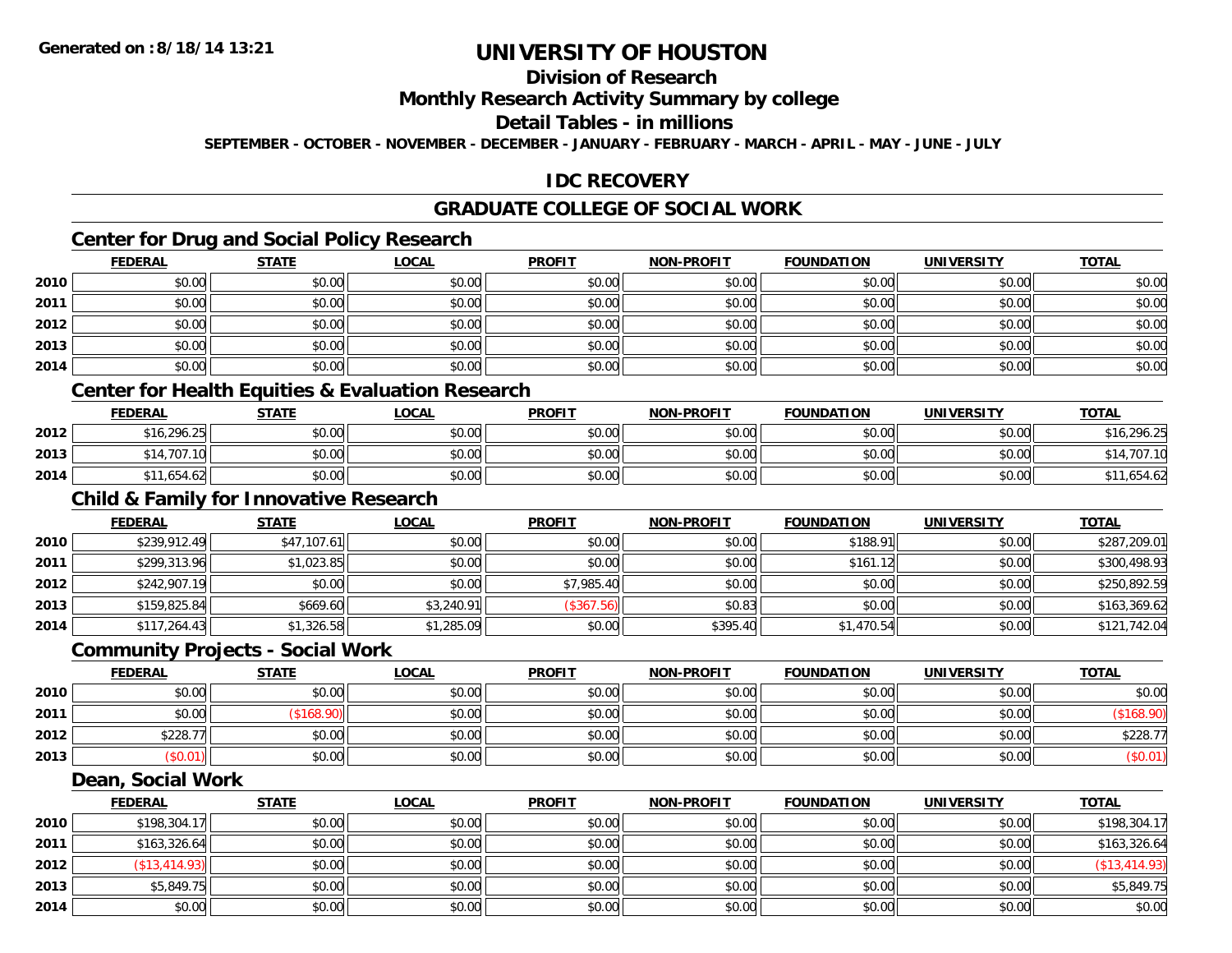**Generated on :8/18/14 13:21**

# UNIVERSITY OF HOUSTON

## Division of Research

## Monthly Research Activity Summary by college

## Detail Tables - in millions

**SEPTEMBER - OCTOBER - NOVEMBER - DECEMBER - JANUARY - FEBRUARY - MARCH - APRIL - MAY - JUNE - JULY**

## IDC RECOVERY

## GRADUATE COLLEGE OF SOCIAL WORK

### Center for Drug and Social Policy Research

| | FEDERAL | STATE | LOCAL | PROFIT | NON-PROFIT | FOUNDATION | UNIVERSITY | TOTAL |
|---|---|---|---|---|---|---|---|---|
| 2010 | $0.00 | $0.00 | $0.00 | $0.00 | $0.00 | $0.00 | $0.00 | $0.00 |
| 2011 | $0.00 | $0.00 | $0.00 | $0.00 | $0.00 | $0.00 | $0.00 | $0.00 |
| 2012 | $0.00 | $0.00 | $0.00 | $0.00 | $0.00 | $0.00 | $0.00 | $0.00 |
| 2013 | $0.00 | $0.00 | $0.00 | $0.00 | $0.00 | $0.00 | $0.00 | $0.00 |
| 2014 | $0.00 | $0.00 | $0.00 | $0.00 | $0.00 | $0.00 | $0.00 | $0.00 |

### Center for Health Equities & Evaluation Research

| | FEDERAL | STATE | LOCAL | PROFIT | NON-PROFIT | FOUNDATION | UNIVERSITY | TOTAL |
|---|---|---|---|---|---|---|---|---|
| 2012 | $16,296.25 | $0.00 | $0.00 | $0.00 | $0.00 | $0.00 | $0.00 | $16,296.25 |
| 2013 | $14,707.10 | $0.00 | $0.00 | $0.00 | $0.00 | $0.00 | $0.00 | $14,707.10 |
| 2014 | $11,654.62 | $0.00 | $0.00 | $0.00 | $0.00 | $0.00 | $0.00 | $11,654.62 |

### Child & Family for Innovative Research

| | FEDERAL | STATE | LOCAL | PROFIT | NON-PROFIT | FOUNDATION | UNIVERSITY | TOTAL |
|---|---|---|---|---|---|---|---|---|
| 2010 | $239,912.49 | $47,107.61 | $0.00 | $0.00 | $0.00 | $188.91 | $0.00 | $287,209.01 |
| 2011 | $299,313.96 | $1,023.85 | $0.00 | $0.00 | $0.00 | $161.12 | $0.00 | $300,498.93 |
| 2012 | $242,907.19 | $0.00 | $0.00 | $7,985.40 | $0.00 | $0.00 | $0.00 | $250,892.59 |
| 2013 | $159,825.84 | $669.60 | $3,240.91 | ($367.56) | $0.83 | $0.00 | $0.00 | $163,369.62 |
| 2014 | $117,264.43 | $1,326.58 | $1,285.09 | $0.00 | $395.40 | $1,470.54 | $0.00 | $121,742.04 |

### Community Projects - Social Work

| | FEDERAL | STATE | LOCAL | PROFIT | NON-PROFIT | FOUNDATION | UNIVERSITY | TOTAL |
|---|---|---|---|---|---|---|---|---|
| 2010 | $0.00 | $0.00 | $0.00 | $0.00 | $0.00 | $0.00 | $0.00 | $0.00 |
| 2011 | $0.00 | ($168.90) | $0.00 | $0.00 | $0.00 | $0.00 | $0.00 | ($168.90) |
| 2012 | $228.77 | $0.00 | $0.00 | $0.00 | $0.00 | $0.00 | $0.00 | $228.77 |
| 2013 | ($0.01) | $0.00 | $0.00 | $0.00 | $0.00 | $0.00 | $0.00 | ($0.01) |

### Dean, Social Work

| | FEDERAL | STATE | LOCAL | PROFIT | NON-PROFIT | FOUNDATION | UNIVERSITY | TOTAL |
|---|---|---|---|---|---|---|---|---|
| 2010 | $198,304.17 | $0.00 | $0.00 | $0.00 | $0.00 | $0.00 | $0.00 | $198,304.17 |
| 2011 | $163,326.64 | $0.00 | $0.00 | $0.00 | $0.00 | $0.00 | $0.00 | $163,326.64 |
| 2012 | ($13,414.93) | $0.00 | $0.00 | $0.00 | $0.00 | $0.00 | $0.00 | ($13,414.93) |
| 2013 | $5,849.75 | $0.00 | $0.00 | $0.00 | $0.00 | $0.00 | $0.00 | $5,849.75 |
| 2014 | $0.00 | $0.00 | $0.00 | $0.00 | $0.00 | $0.00 | $0.00 | $0.00 |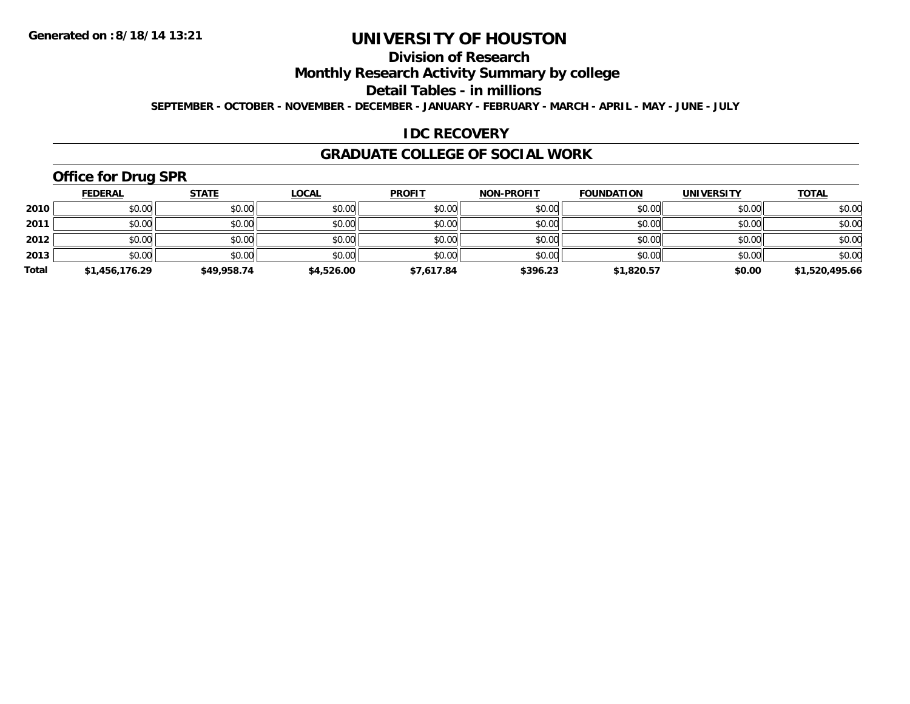# UNIVERSITY OF HOUSTON

## Division of Research

## Monthly Research Activity Summary by college

## Detail Tables - in millions

**SEPTEMBER - OCTOBER - NOVEMBER - DECEMBER - JANUARY - FEBRUARY - MARCH - APRIL - MAY - JUNE - JULY**

Generated on : 8/18/14 13:21

## IDC RECOVERY

## GRADUATE COLLEGE OF SOCIAL WORK

### Office for Drug SPR

| | FEDERAL | STATE | LOCAL | PROFIT | NON-PROFIT | FOUNDATION | UNIVERSITY | TOTAL |
|---|---|---|---|---|---|---|---|---|
| 2010 | $0.00 | $0.00 | $0.00 | $0.00 | $0.00 | $0.00 | $0.00 | $0.00 |
| 2011 | $0.00 | $0.00 | $0.00 | $0.00 | $0.00 | $0.00 | $0.00 | $0.00 |
| 2012 | $0.00 | $0.00 | $0.00 | $0.00 | $0.00 | $0.00 | $0.00 | $0.00 |
| 2013 | $0.00 | $0.00 | $0.00 | $0.00 | $0.00 | $0.00 | $0.00 | $0.00 |
| **Total** | **$1,456,176.29** | **$49,958.74** | **$4,526.00** | **$7,617.84** | **$396.23** | **$1,820.57** | **$0.00** | **$1,520,495.66** |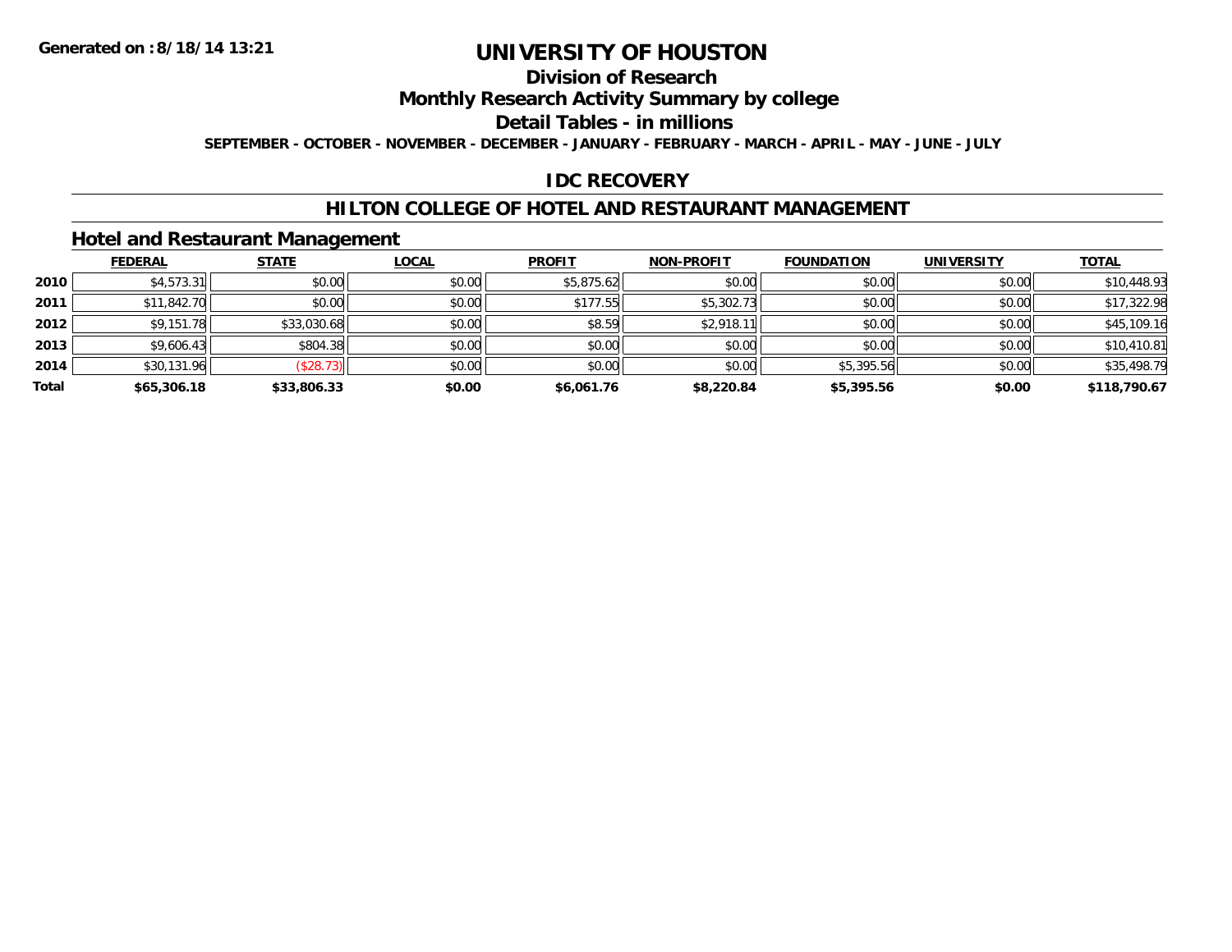# UNIVERSITY OF HOUSTON

## Division of Research

## Monthly Research Activity Summary by college

## Detail Tables - in millions

**SEPTEMBER - OCTOBER - NOVEMBER - DECEMBER - JANUARY - FEBRUARY - MARCH - APRIL - MAY - JUNE - JULY**

## IDC RECOVERY

## HILTON COLLEGE OF HOTEL AND RESTAURANT MANAGEMENT

### Hotel and Restaurant Management

| | FEDERAL | STATE | LOCAL | PROFIT | NON-PROFIT | FOUNDATION | UNIVERSITY | TOTAL |
|---|---|---|---|---|---|---|---|---|
| **2010** | $4,573.31 | $0.00 | $0.00 | $5,875.62 | $0.00 | $0.00 | $0.00 | $10,448.93 |
| **2011** | $11,842.70 | $0.00 | $0.00 | $177.55 | $5,302.73 | $0.00 | $0.00 | $17,322.98 |
| **2012** | $9,151.78 | $33,030.68 | $0.00 | $8.59 | $2,918.11 | $0.00 | $0.00 | $45,109.16 |
| **2013** | $9,606.43 | $804.38 | $0.00 | $0.00 | $0.00 | $0.00 | $0.00 | $10,410.81 |
| **2014** | $30,131.96 | ($28.73) | $0.00 | $0.00 | $0.00 | $5,395.56 | $0.00 | $35,498.79 |
| **Total** | **$65,306.18** | **$33,806.33** | **$0.00** | **$6,061.76** | **$8,220.84** | **$5,395.56** | **$0.00** | **$118,790.67** |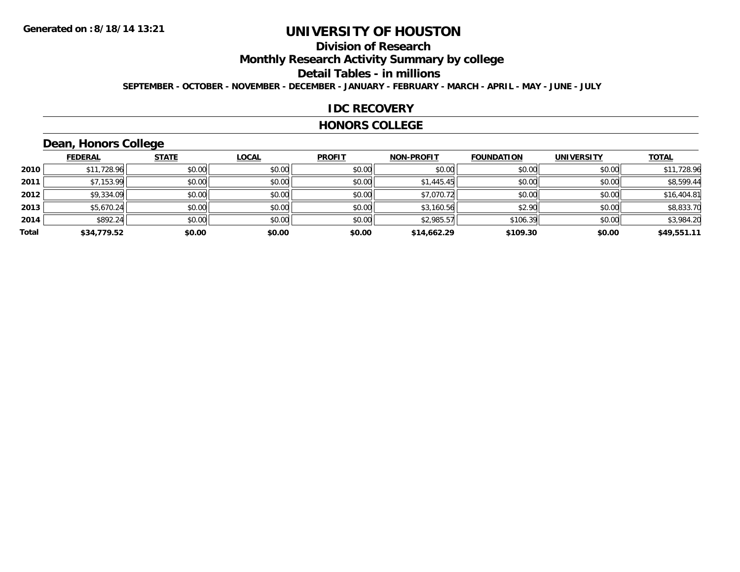Generated on :8/18/14 13:21

# UNIVERSITY OF HOUSTON

## Division of Research

## Monthly Research Activity Summary by college

## Detail Tables - in millions

**SEPTEMBER - OCTOBER - NOVEMBER - DECEMBER - JANUARY - FEBRUARY - MARCH - APRIL - MAY - JUNE - JULY**

## IDC RECOVERY

## HONORS COLLEGE

### Dean, Honors College

| | FEDERAL | STATE | LOCAL | PROFIT | NON-PROFIT | FOUNDATION | UNIVERSITY | TOTAL |
|---|---|---|---|---|---|---|---|---|
| 2010 | $11,728.96 | $0.00 | $0.00 | $0.00 | $0.00 | $0.00 | $0.00 | $11,728.96 |
| 2011 | $7,153.99 | $0.00 | $0.00 | $0.00 | $1,445.45 | $0.00 | $0.00 | $8,599.44 |
| 2012 | $9,334.09 | $0.00 | $0.00 | $0.00 | $7,070.72 | $0.00 | $0.00 | $16,404.81 |
| 2013 | $5,670.24 | $0.00 | $0.00 | $0.00 | $3,160.56 | $2.90 | $0.00 | $8,833.70 |
| 2014 | $892.24 | $0.00 | $0.00 | $0.00 | $2,985.57 | $106.39 | $0.00 | $3,984.20 |
| **Total** | **$34,779.52** | **$0.00** | **$0.00** | **$0.00** | **$14,662.29** | **$109.30** | **$0.00** | **$49,551.11** |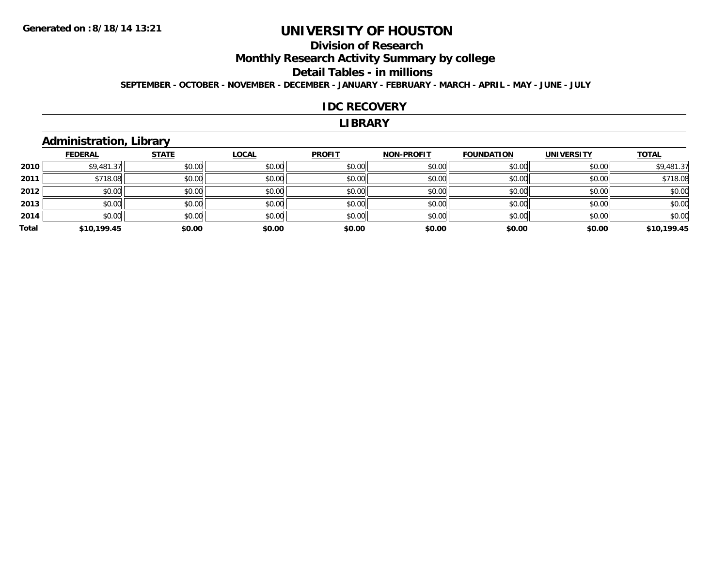# UNIVERSITY OF HOUSTON

## Division of Research

## Monthly Research Activity Summary by college

## Detail Tables - in millions

**SEPTEMBER - OCTOBER - NOVEMBER - DECEMBER - JANUARY - FEBRUARY - MARCH - APRIL - MAY - JUNE - JULY**

## IDC RECOVERY

## LIBRARY

### Administration, Library

| | FEDERAL | STATE | LOCAL | PROFIT | NON-PROFIT | FOUNDATION | UNIVERSITY | TOTAL |
|---|---|---|---|---|---|---|---|---|
| 2010 | $9,481.37 | $0.00 | $0.00 | $0.00 | $0.00 | $0.00 | $0.00 | $9,481.37 |
| 2011 | $718.08 | $0.00 | $0.00 | $0.00 | $0.00 | $0.00 | $0.00 | $718.08 |
| 2012 | $0.00 | $0.00 | $0.00 | $0.00 | $0.00 | $0.00 | $0.00 | $0.00 |
| 2013 | $0.00 | $0.00 | $0.00 | $0.00 | $0.00 | $0.00 | $0.00 | $0.00 |
| 2014 | $0.00 | $0.00 | $0.00 | $0.00 | $0.00 | $0.00 | $0.00 | $0.00 |
| **Total** | **$10,199.45** | **$0.00** | **$0.00** | **$0.00** | **$0.00** | **$0.00** | **$0.00** | **$10,199.45** |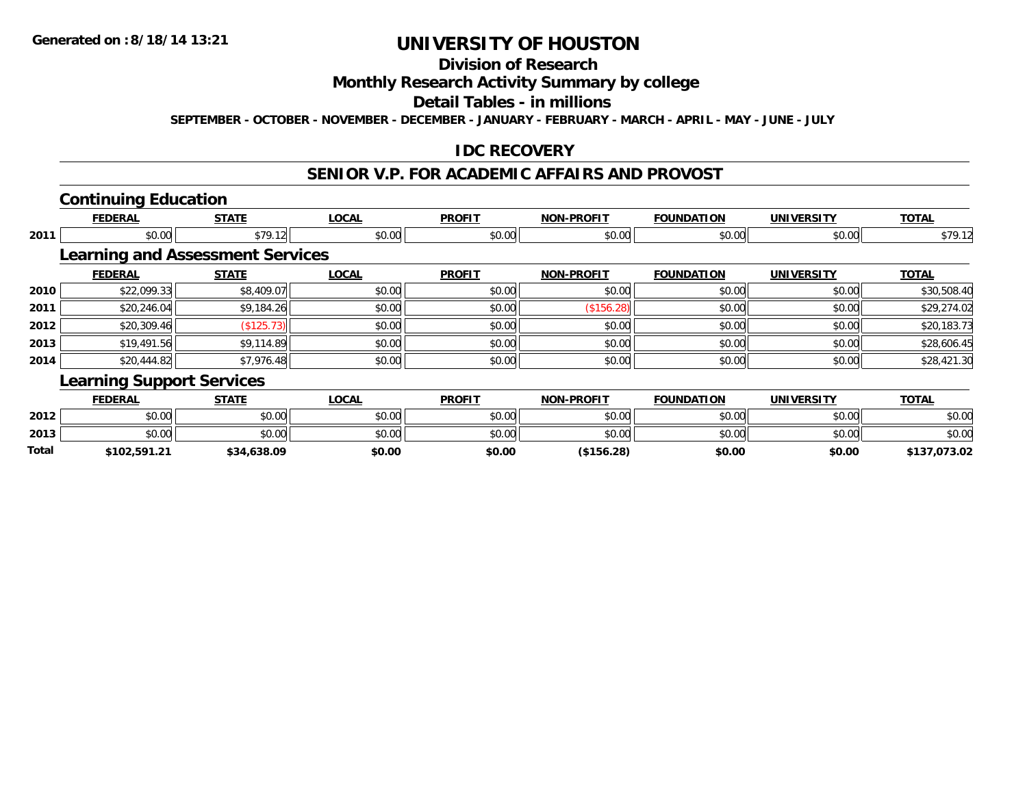Generated on :8/18/14 13:21

# UNIVERSITY OF HOUSTON

## Division of Research

## Monthly Research Activity Summary by college

## Detail Tables - in millions

**SEPTEMBER - OCTOBER - NOVEMBER - DECEMBER - JANUARY - FEBRUARY - MARCH - APRIL - MAY - JUNE - JULY**

## IDC RECOVERY

## SENIOR V.P. FOR ACADEMIC AFFAIRS AND PROVOST

### Continuing Education

| | FEDERAL | STATE | LOCAL | PROFIT | NON-PROFIT | FOUNDATION | UNIVERSITY | TOTAL |
|---|---|---|---|---|---|---|---|---|
| 2011 | $0.00 | $79.12 | $0.00 | $0.00 | $0.00 | $0.00 | $0.00 | $79.12 |

### Learning and Assessment Services

| | FEDERAL | STATE | LOCAL | PROFIT | NON-PROFIT | FOUNDATION | UNIVERSITY | TOTAL |
|---|---|---|---|---|---|---|---|---|
| 2010 | $22,099.33 | $8,409.07 | $0.00 | $0.00 | $0.00 | $0.00 | $0.00 | $30,508.40 |
| 2011 | $20,246.04 | $9,184.26 | $0.00 | $0.00 | ($156.28) | $0.00 | $0.00 | $29,274.02 |
| 2012 | $20,309.46 | ($125.73) | $0.00 | $0.00 | $0.00 | $0.00 | $0.00 | $20,183.73 |
| 2013 | $19,491.56 | $9,114.89 | $0.00 | $0.00 | $0.00 | $0.00 | $0.00 | $28,606.45 |
| 2014 | $20,444.82 | $7,976.48 | $0.00 | $0.00 | $0.00 | $0.00 | $0.00 | $28,421.30 |

### Learning Support Services

| | FEDERAL | STATE | LOCAL | PROFIT | NON-PROFIT | FOUNDATION | UNIVERSITY | TOTAL |
|---|---|---|---|---|---|---|---|---|
| 2012 | $0.00 | $0.00 | $0.00 | $0.00 | $0.00 | $0.00 | $0.00 | $0.00 |
| 2013 | $0.00 | $0.00 | $0.00 | $0.00 | $0.00 | $0.00 | $0.00 | $0.00 |
| **Total** | **$102,591.21** | **$34,638.09** | **$0.00** | **$0.00** | **($156.28)** | **$0.00** | **$0.00** | **$137,073.02** |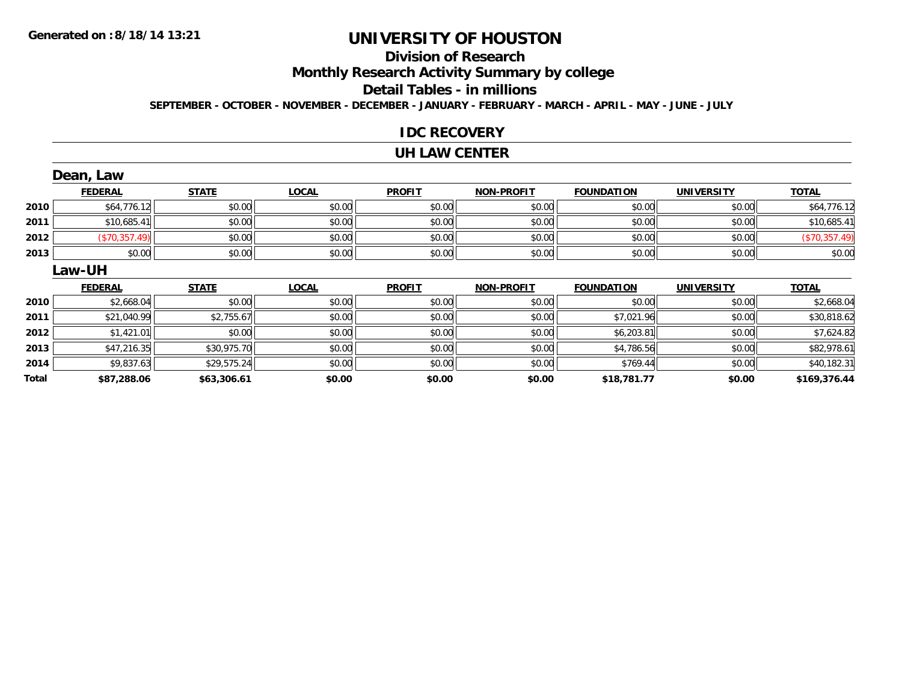# UNIVERSITY OF HOUSTON

## Division of Research

## Monthly Research Activity Summary by college

## Detail Tables - in millions

**SEPTEMBER - OCTOBER - NOVEMBER - DECEMBER - JANUARY - FEBRUARY - MARCH - APRIL - MAY - JUNE - JULY**

### IDC RECOVERY

### UH LAW CENTER

#### Dean, Law

| | FEDERAL | STATE | LOCAL | PROFIT | NON-PROFIT | FOUNDATION | UNIVERSITY | TOTAL |
|---|---|---|---|---|---|---|---|---|
| 2010 | $64,776.12 | $0.00 | $0.00 | $0.00 | $0.00 | $0.00 | $0.00 | $64,776.12 |
| 2011 | $10,685.41 | $0.00 | $0.00 | $0.00 | $0.00 | $0.00 | $0.00 | $10,685.41 |
| 2012 | ($70,357.49) | $0.00 | $0.00 | $0.00 | $0.00 | $0.00 | $0.00 | ($70,357.49) |
| 2013 | $0.00 | $0.00 | $0.00 | $0.00 | $0.00 | $0.00 | $0.00 | $0.00 |

#### Law-UH

| | FEDERAL | STATE | LOCAL | PROFIT | NON-PROFIT | FOUNDATION | UNIVERSITY | TOTAL |
|---|---|---|---|---|---|---|---|---|
| 2010 | $2,668.04 | $0.00 | $0.00 | $0.00 | $0.00 | $0.00 | $0.00 | $2,668.04 |
| 2011 | $21,040.99 | $2,755.67 | $0.00 | $0.00 | $0.00 | $7,021.96 | $0.00 | $30,818.62 |
| 2012 | $1,421.01 | $0.00 | $0.00 | $0.00 | $0.00 | $6,203.81 | $0.00 | $7,624.82 |
| 2013 | $47,216.35 | $30,975.70 | $0.00 | $0.00 | $0.00 | $4,786.56 | $0.00 | $82,978.61 |
| 2014 | $9,837.63 | $29,575.24 | $0.00 | $0.00 | $0.00 | $769.44 | $0.00 | $40,182.31 |
| **Total** | **$87,288.06** | **$63,306.61** | **$0.00** | **$0.00** | **$0.00** | **$18,781.77** | **$0.00** | **$169,376.44** |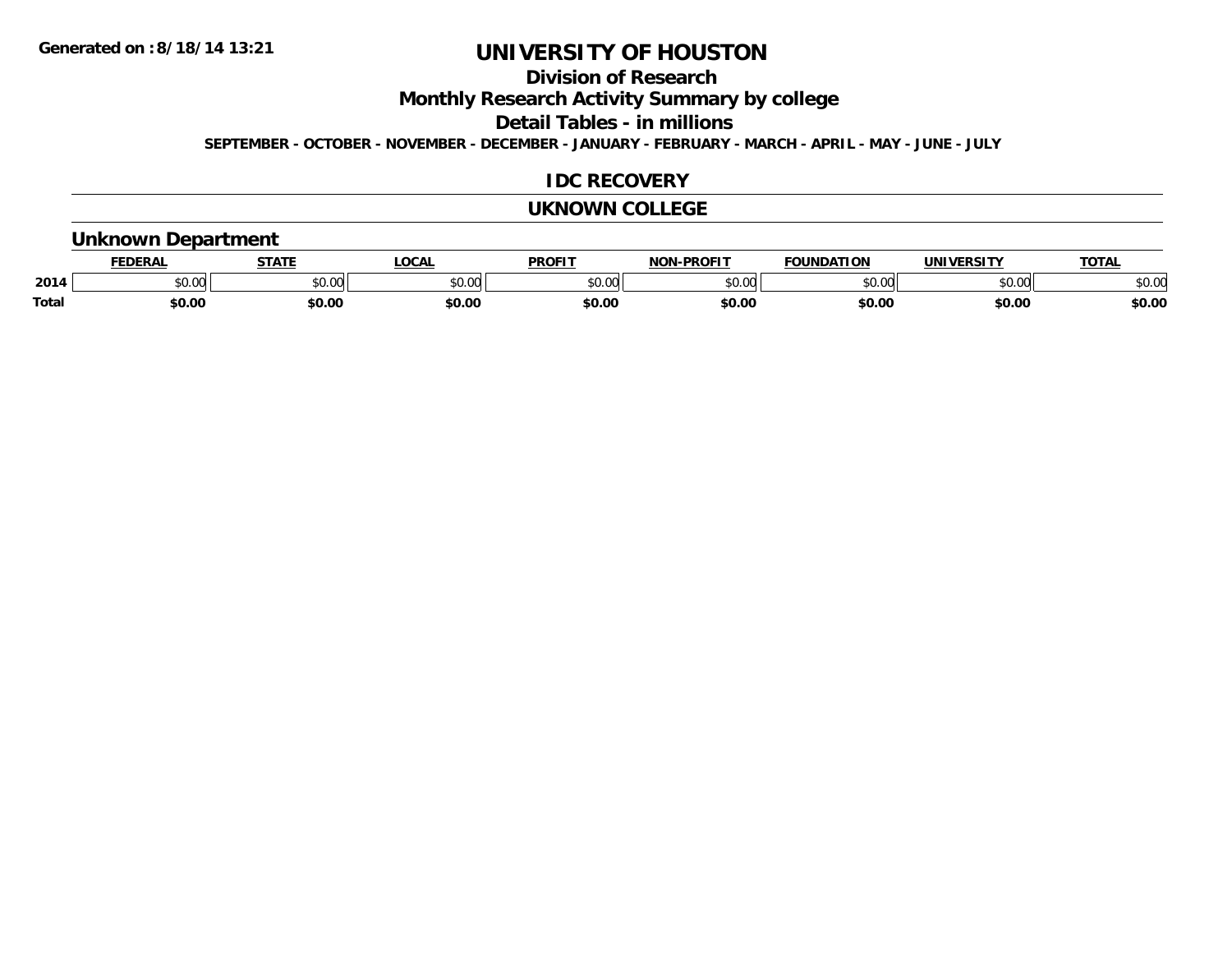# UNIVERSITY OF HOUSTON

## Division of Research

## Monthly Research Activity Summary by college

## Detail Tables - in millions

**SEPTEMBER - OCTOBER - NOVEMBER - DECEMBER - JANUARY - FEBRUARY - MARCH - APRIL - MAY - JUNE - JULY**

**Generated on : 8/18/14 13:21**

## IDC RECOVERY

## UKNOWN COLLEGE

### Unknown Department

| | FEDERAL | STATE | LOCAL | PROFIT | NON-PROFIT | FOUNDATION | UNIVERSITY | TOTAL |
|---|---|---|---|---|---|---|---|---|
| 2014 | $0.00 | $0.00 | $0.00 | $0.00 | $0.00 | $0.00 | $0.00 | $0.00 |
| **Total** | **$0.00** | **$0.00** | **$0.00** | **$0.00** | **$0.00** | **$0.00** | **$0.00** | **$0.00** |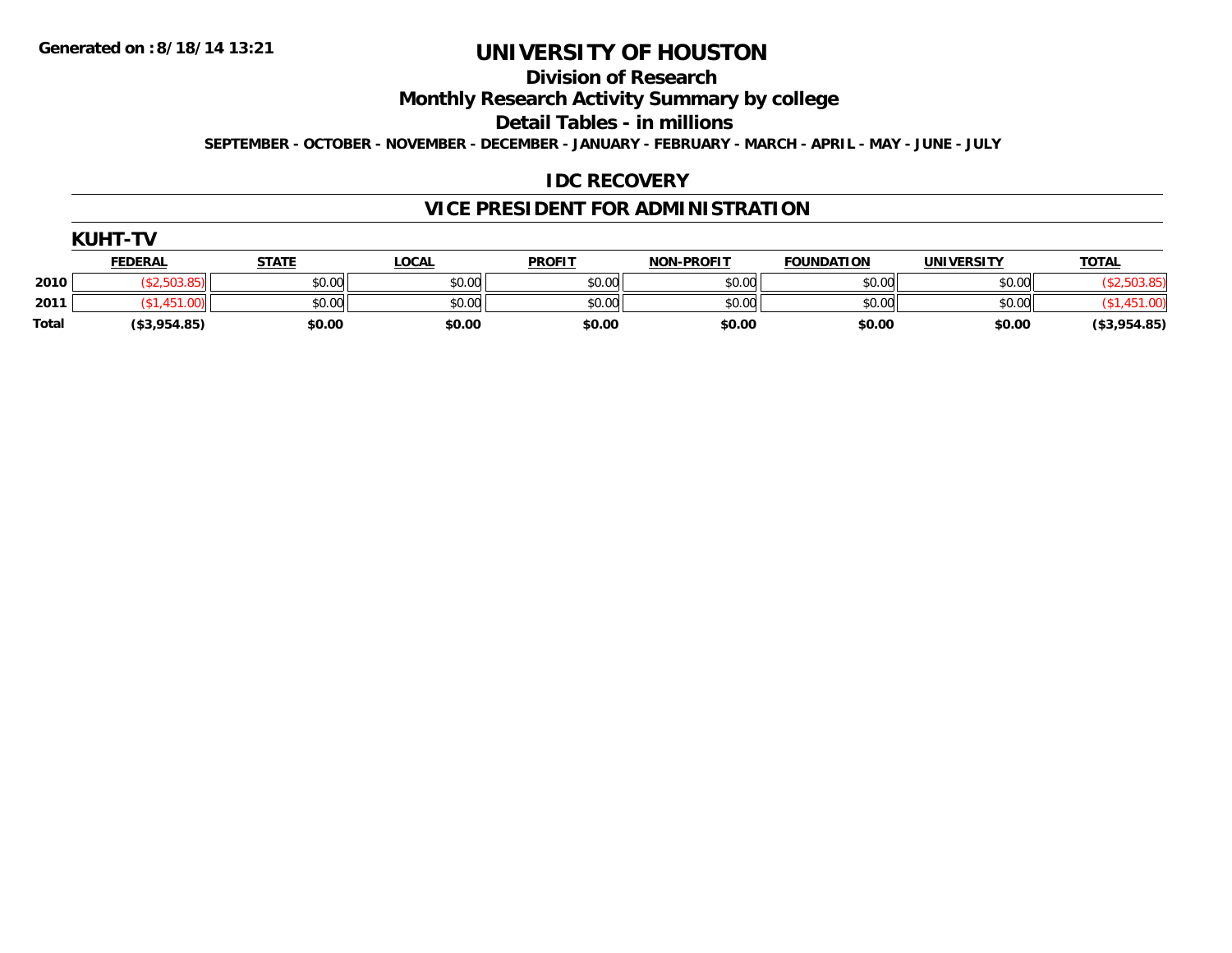# UNIVERSITY OF HOUSTON

## Division of Research

## Monthly Research Activity Summary by college

## Detail Tables - in millions

**SEPTEMBER - OCTOBER - NOVEMBER - DECEMBER - JANUARY - FEBRUARY - MARCH - APRIL - MAY - JUNE - JULY**

**Generated on : 8/18/14 13:21**

## IDC RECOVERY

## VICE PRESIDENT FOR ADMINISTRATION

### KUHT-TV

| | FEDERAL | STATE | LOCAL | PROFIT | NON-PROFIT | FOUNDATION | UNIVERSITY | TOTAL |
|---|---|---|---|---|---|---|---|---|
| 2010 | ($2,503.85) | $0.00 | $0.00 | $0.00 | $0.00 | $0.00 | $0.00 | ($2,503.85) |
| 2011 | ($1,451.00) | $0.00 | $0.00 | $0.00 | $0.00 | $0.00 | $0.00 | ($1,451.00) |
| **Total** | **($3,954.85)** | **$0.00** | **$0.00** | **$0.00** | **$0.00** | **$0.00** | **$0.00** | **($3,954.85)** |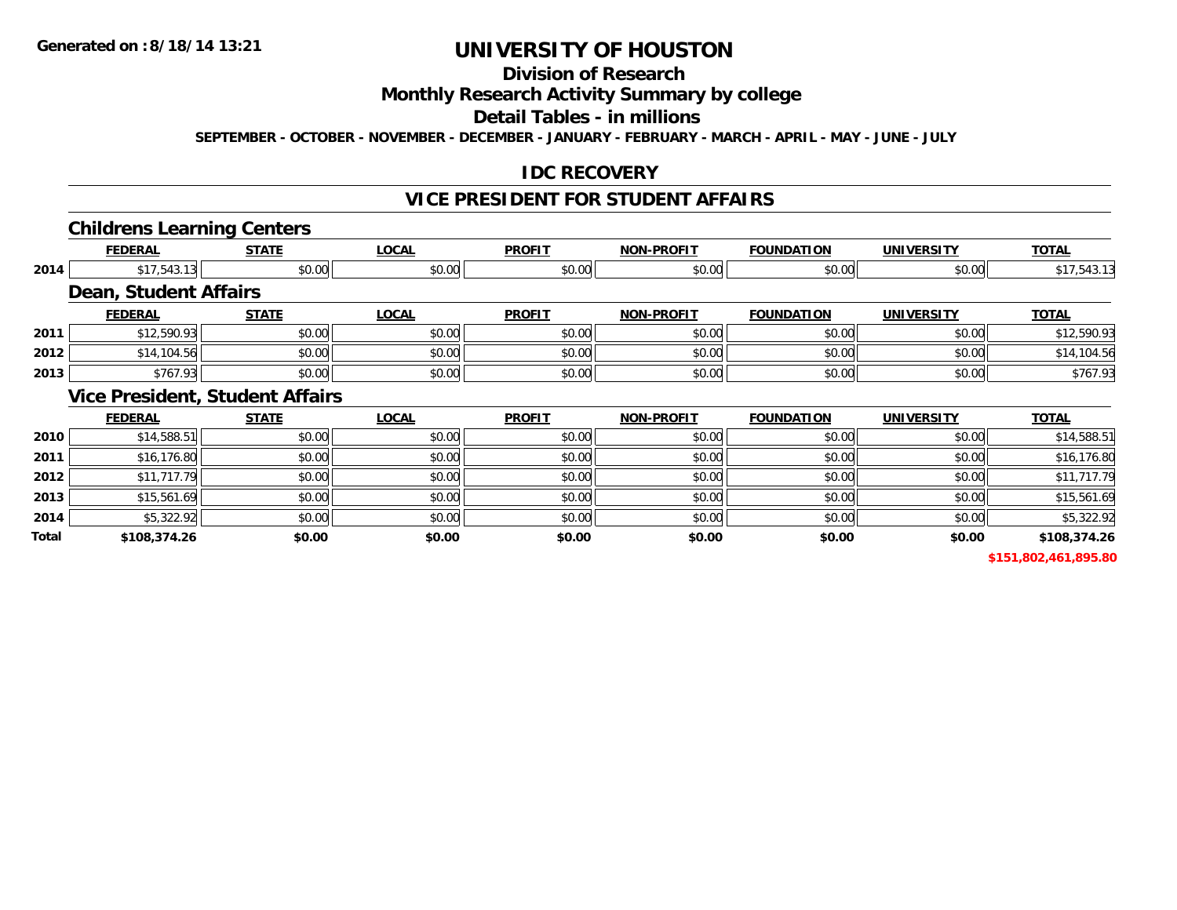**Generated on :8/18/14 13:21**

# UNIVERSITY OF HOUSTON

## Division of Research

## Monthly Research Activity Summary by college

## Detail Tables - in millions

**SEPTEMBER - OCTOBER - NOVEMBER - DECEMBER - JANUARY - FEBRUARY - MARCH - APRIL - MAY - JUNE - JULY**

## IDC RECOVERY

## VICE PRESIDENT FOR STUDENT AFFAIRS

### Childrens Learning Centers

| | FEDERAL | STATE | LOCAL | PROFIT | NON-PROFIT | FOUNDATION | UNIVERSITY | TOTAL |
|---|---|---|---|---|---|---|---|---|
| 2014 | $17,543.13 | $0.00 | $0.00 | $0.00 | $0.00 | $0.00 | $0.00 | $17,543.13 |

### Dean, Student Affairs

| | FEDERAL | STATE | LOCAL | PROFIT | NON-PROFIT | FOUNDATION | UNIVERSITY | TOTAL |
|---|---|---|---|---|---|---|---|---|
| 2011 | $12,590.93 | $0.00 | $0.00 | $0.00 | $0.00 | $0.00 | $0.00 | $12,590.93 |
| 2012 | $14,104.56 | $0.00 | $0.00 | $0.00 | $0.00 | $0.00 | $0.00 | $14,104.56 |
| 2013 | $767.93 | $0.00 | $0.00 | $0.00 | $0.00 | $0.00 | $0.00 | $767.93 |

### Vice President, Student Affairs

| | FEDERAL | STATE | LOCAL | PROFIT | NON-PROFIT | FOUNDATION | UNIVERSITY | TOTAL |
|---|---|---|---|---|---|---|---|---|
| 2010 | $14,588.51 | $0.00 | $0.00 | $0.00 | $0.00 | $0.00 | $0.00 | $14,588.51 |
| 2011 | $16,176.80 | $0.00 | $0.00 | $0.00 | $0.00 | $0.00 | $0.00 | $16,176.80 |
| 2012 | $11,717.79 | $0.00 | $0.00 | $0.00 | $0.00 | $0.00 | $0.00 | $11,717.79 |
| 2013 | $15,561.69 | $0.00 | $0.00 | $0.00 | $0.00 | $0.00 | $0.00 | $15,561.69 |
| 2014 | $5,322.92 | $0.00 | $0.00 | $0.00 | $0.00 | $0.00 | $0.00 | $5,322.92 |
| **Total** | **$108,374.26** | **$0.00** | **$0.00** | **$0.00** | **$0.00** | **$0.00** | **$0.00** | **$108,374.26** |

**$151,802,461,895.80**